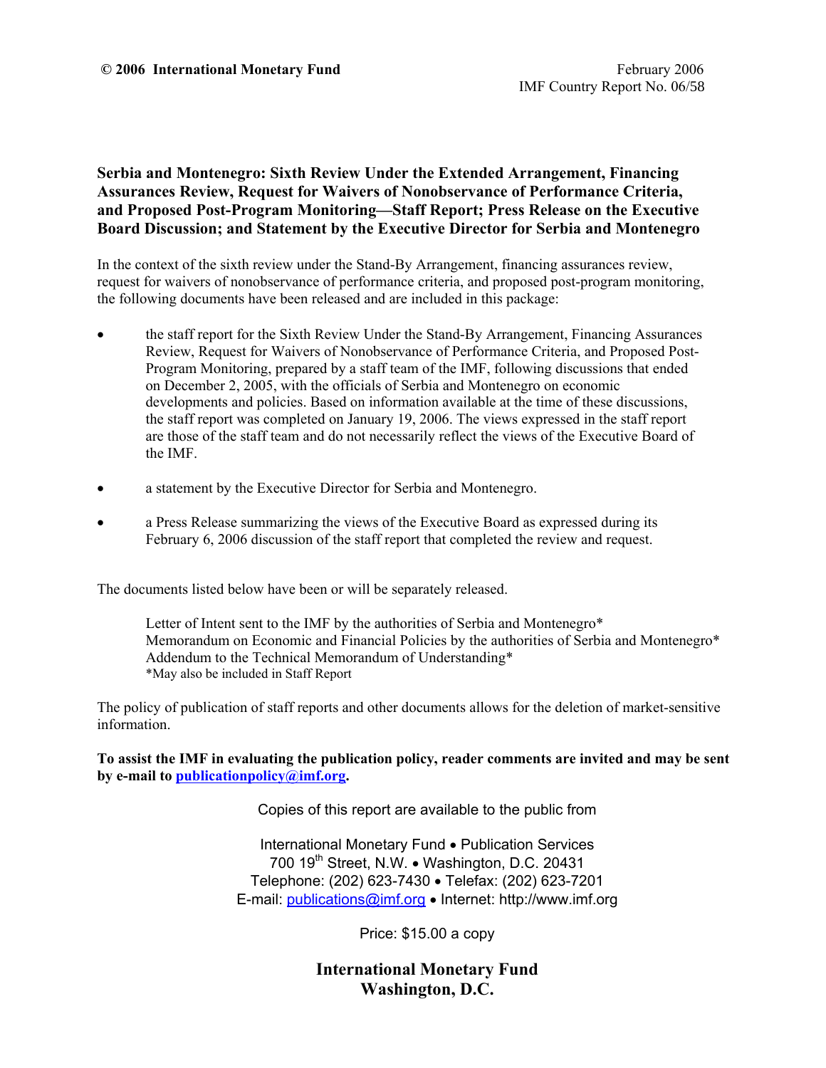**© 2006 International Monetary Fund**

February 2006
IMF Country Report No. 06/58

**Serbia and Montenegro: Sixth Review Under the Extended Arrangement, Financing Assurances Review, Request for Waivers of Nonobservance of Performance Criteria, and Proposed Post-Program Monitoring—Staff Report; Press Release on the Executive Board Discussion; and Statement by the Executive Director for Serbia and Montenegro**

In the context of the sixth review under the Stand-By Arrangement, financing assurances review, request for waivers of nonobservance of performance criteria, and proposed post-program monitoring, the following documents have been released and are included in this package:

- the staff report for the Sixth Review Under the Stand-By Arrangement, Financing Assurances Review, Request for Waivers of Nonobservance of Performance Criteria, and Proposed Post-Program Monitoring, prepared by a staff team of the IMF, following discussions that ended on December 2, 2005, with the officials of Serbia and Montenegro on economic developments and policies. Based on information available at the time of these discussions, the staff report was completed on January 19, 2006. The views expressed in the staff report are those of the staff team and do not necessarily reflect the views of the Executive Board of the IMF.

- a statement by the Executive Director for Serbia and Montenegro.

- a Press Release summarizing the views of the Executive Board as expressed during its February 6, 2006 discussion of the staff report that completed the review and request.

The documents listed below have been or will be separately released.

Letter of Intent sent to the IMF by the authorities of Serbia and Montenegro*
Memorandum on Economic and Financial Policies by the authorities of Serbia and Montenegro*
Addendum to the Technical Memorandum of Understanding*
*May also be included in Staff Report

The policy of publication of staff reports and other documents allows for the deletion of market-sensitive information.

**To assist the IMF in evaluating the publication policy, reader comments are invited and may be sent by e-mail to publicationpolicy@imf.org.**

Copies of this report are available to the public from

International Monetary Fund • Publication Services
700 19th Street, N.W. • Washington, D.C. 20431
Telephone: (202) 623-7430 • Telefax: (202) 623-7201
E-mail: publications@imf.org • Internet: http://www.imf.org

Price: $15.00 a copy

**International Monetary Fund**
**Washington, D.C.**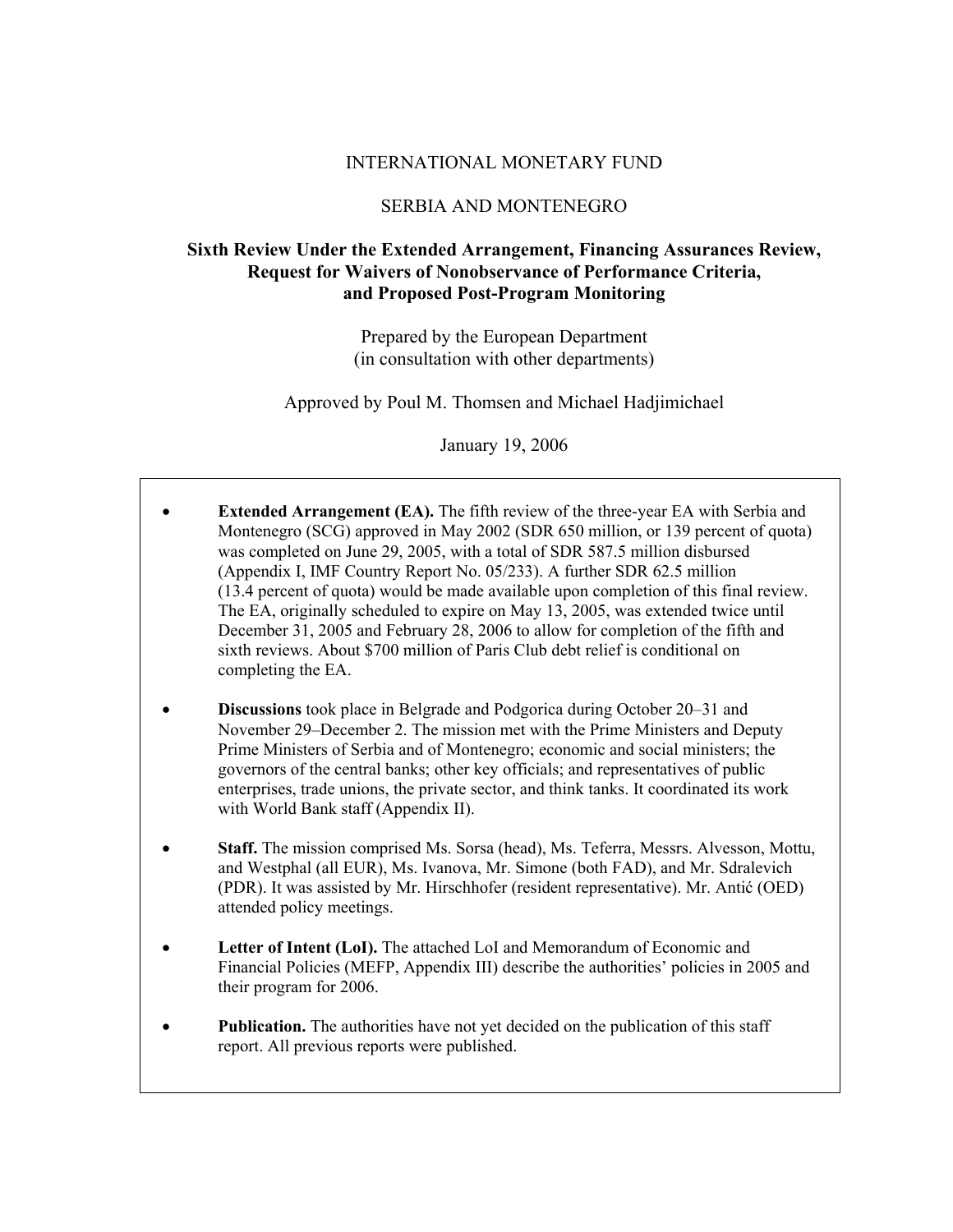INTERNATIONAL MONETARY FUND

SERBIA AND MONTENEGRO

**Sixth Review Under the Extended Arrangement, Financing Assurances Review, Request for Waivers of Nonobservance of Performance Criteria, and Proposed Post-Program Monitoring**

Prepared by the European Department
(in consultation with other departments)

Approved by Poul M. Thomsen and Michael Hadjimichael

January 19, 2006

- **Extended Arrangement (EA).** The fifth review of the three-year EA with Serbia and Montenegro (SCG) approved in May 2002 (SDR 650 million, or 139 percent of quota) was completed on June 29, 2005, with a total of SDR 587.5 million disbursed (Appendix I, IMF Country Report No. 05/233). A further SDR 62.5 million (13.4 percent of quota) would be made available upon completion of this final review. The EA, originally scheduled to expire on May 13, 2005, was extended twice until December 31, 2005 and February 28, 2006 to allow for completion of the fifth and sixth reviews. About $700 million of Paris Club debt relief is conditional on completing the EA.

- **Discussions** took place in Belgrade and Podgorica during October 20–31 and November 29–December 2. The mission met with the Prime Ministers and Deputy Prime Ministers of Serbia and of Montenegro; economic and social ministers; the governors of the central banks; other key officials; and representatives of public enterprises, trade unions, the private sector, and think tanks. It coordinated its work with World Bank staff (Appendix II).

- **Staff.** The mission comprised Ms. Sorsa (head), Ms. Teferra, Messrs. Alvesson, Mottu, and Westphal (all EUR), Ms. Ivanova, Mr. Simone (both FAD), and Mr. Sdralevich (PDR). It was assisted by Mr. Hirschhofer (resident representative). Mr. Antić (OED) attended policy meetings.

- **Letter of Intent (LoI).** The attached LoI and Memorandum of Economic and Financial Policies (MEFP, Appendix III) describe the authorities' policies in 2005 and their program for 2006.

- **Publication.** The authorities have not yet decided on the publication of this staff report. All previous reports were published.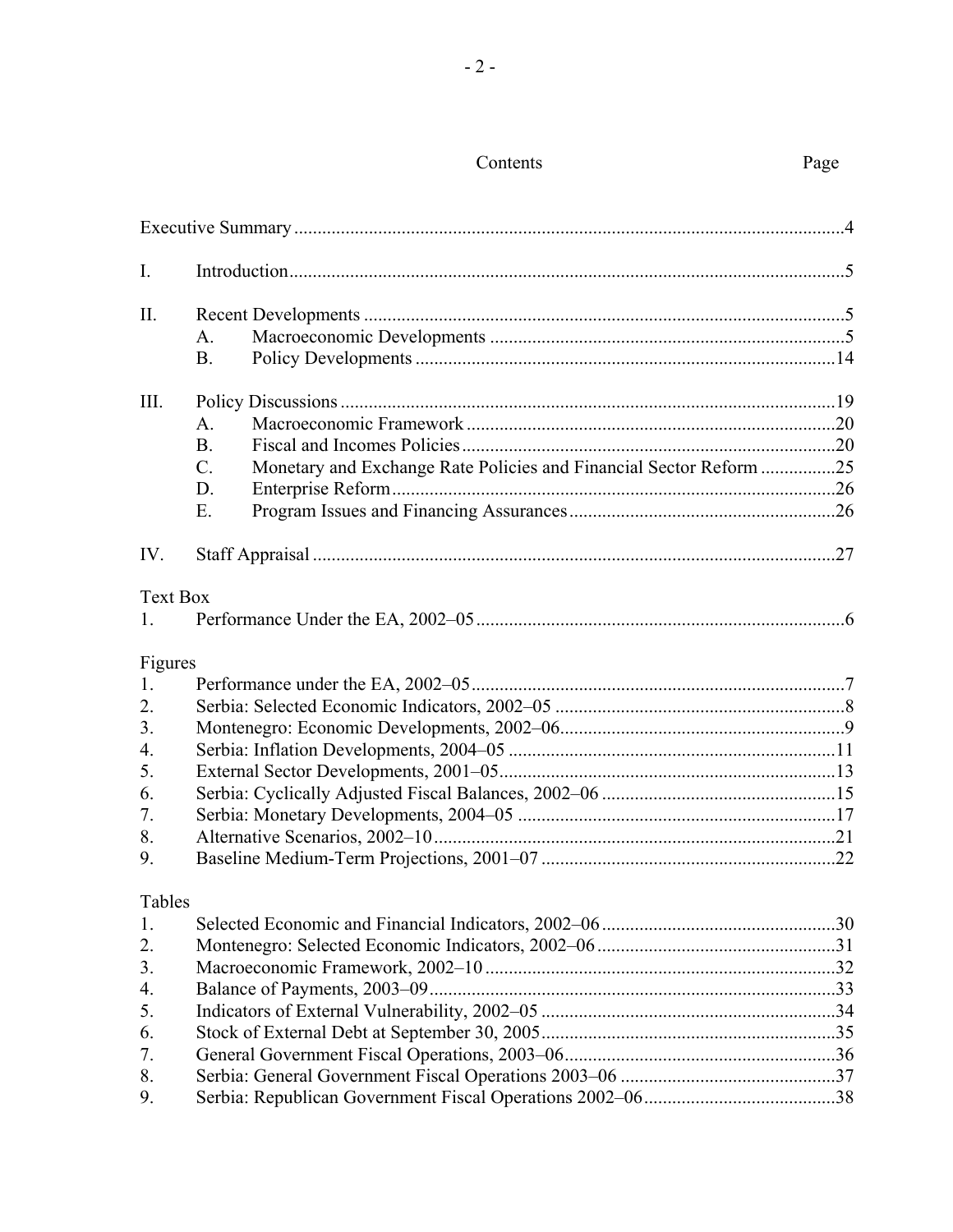# Contents

| | | Page |
|---|---|---|
| Executive Summary | | 4 |
| I. | Introduction | 5 |
| II. | Recent Developments | 5 |
| | A. Macroeconomic Developments | 5 |
| | B. Policy Developments | 14 |
| III. | Policy Discussions | 19 |
| | A. Macroeconomic Framework | 20 |
| | B. Fiscal and Incomes Policies | 20 |
| | C. Monetary and Exchange Rate Policies and Financial Sector Reform | 25 |
| | D. Enterprise Reform | 26 |
| | E. Program Issues and Financing Assurances | 26 |
| IV. | Staff Appraisal | 27 |

**Text Box**

| | | |
|---|---|---|
| 1. | Performance Under the EA, 2002–05 | 6 |

**Figures**

| | | |
|---|---|---|
| 1. | Performance under the EA, 2002–05 | 7 |
| 2. | Serbia: Selected Economic Indicators, 2002–05 | 8 |
| 3. | Montenegro: Economic Developments, 2002–06 | 9 |
| 4. | Serbia: Inflation Developments, 2004–05 | 11 |
| 5. | External Sector Developments, 2001–05 | 13 |
| 6. | Serbia: Cyclically Adjusted Fiscal Balances, 2002–06 | 15 |
| 7. | Serbia: Monetary Developments, 2004–05 | 17 |
| 8. | Alternative Scenarios, 2002–10 | 21 |
| 9. | Baseline Medium-Term Projections, 2001–07 | 22 |

**Tables**

| | | |
|---|---|---|
| 1. | Selected Economic and Financial Indicators, 2002–06 | 30 |
| 2. | Montenegro: Selected Economic Indicators, 2002–06 | 31 |
| 3. | Macroeconomic Framework, 2002–10 | 32 |
| 4. | Balance of Payments, 2003–09 | 33 |
| 5. | Indicators of External Vulnerability, 2002–05 | 34 |
| 6. | Stock of External Debt at September 30, 2005 | 35 |
| 7. | General Government Fiscal Operations, 2003–06 | 36 |
| 8. | Serbia: General Government Fiscal Operations 2003–06 | 37 |
| 9. | Serbia: Republican Government Fiscal Operations 2002–06 | 38 |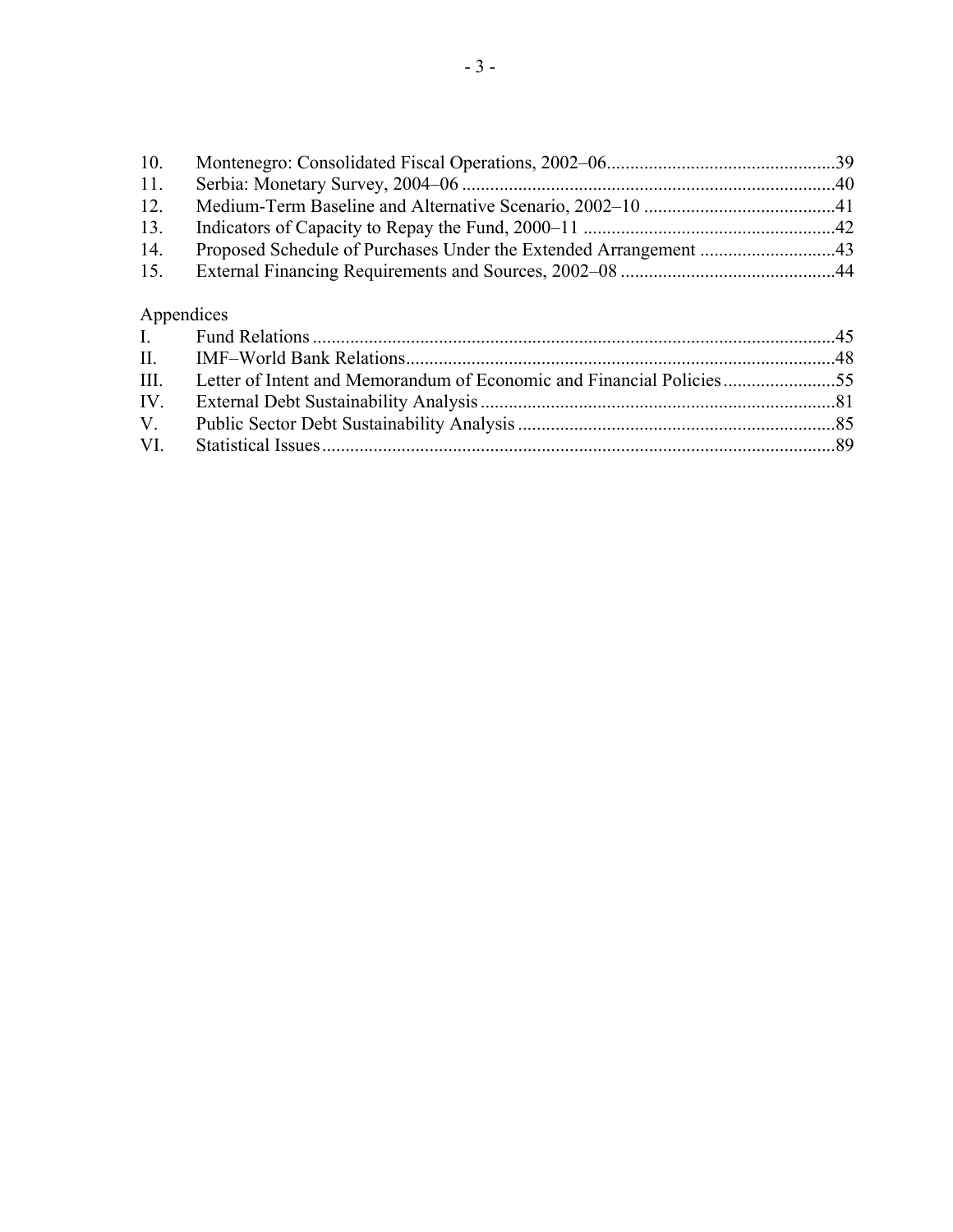10. Montenegro: Consolidated Fiscal Operations, 2002–06 ....39
11. Serbia: Monetary Survey, 2004–06 ....40
12. Medium-Term Baseline and Alternative Scenario, 2002–10 ....41
13. Indicators of Capacity to Repay the Fund, 2000–11 ....42
14. Proposed Schedule of Purchases Under the Extended Arrangement ....43
15. External Financing Requirements and Sources, 2002–08 ....44

Appendices

I. Fund Relations ....45
II. IMF–World Bank Relations ....48
III. Letter of Intent and Memorandum of Economic and Financial Policies ....55
IV. External Debt Sustainability Analysis ....81
V. Public Sector Debt Sustainability Analysis ....85
VI. Statistical Issues ....89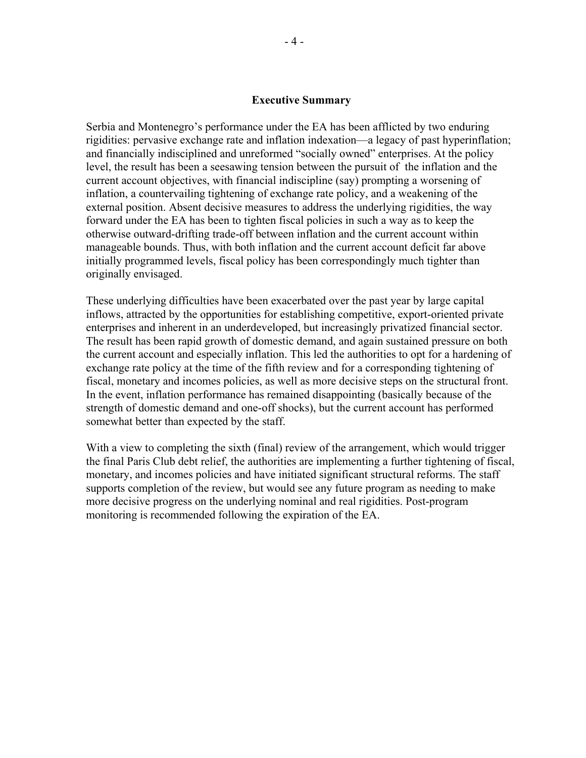## Executive Summary

Serbia and Montenegro's performance under the EA has been afflicted by two enduring rigidities: pervasive exchange rate and inflation indexation—a legacy of past hyperinflation; and financially indisciplined and unreformed "socially owned" enterprises. At the policy level, the result has been a seesawing tension between the pursuit of the inflation and the current account objectives, with financial indiscipline (say) prompting a worsening of inflation, a countervailing tightening of exchange rate policy, and a weakening of the external position. Absent decisive measures to address the underlying rigidities, the way forward under the EA has been to tighten fiscal policies in such a way as to keep the otherwise outward-drifting trade-off between inflation and the current account within manageable bounds. Thus, with both inflation and the current account deficit far above initially programmed levels, fiscal policy has been correspondingly much tighter than originally envisaged.

These underlying difficulties have been exacerbated over the past year by large capital inflows, attracted by the opportunities for establishing competitive, export-oriented private enterprises and inherent in an underdeveloped, but increasingly privatized financial sector. The result has been rapid growth of domestic demand, and again sustained pressure on both the current account and especially inflation. This led the authorities to opt for a hardening of exchange rate policy at the time of the fifth review and for a corresponding tightening of fiscal, monetary and incomes policies, as well as more decisive steps on the structural front. In the event, inflation performance has remained disappointing (basically because of the strength of domestic demand and one-off shocks), but the current account has performed somewhat better than expected by the staff.

With a view to completing the sixth (final) review of the arrangement, which would trigger the final Paris Club debt relief, the authorities are implementing a further tightening of fiscal, monetary, and incomes policies and have initiated significant structural reforms. The staff supports completion of the review, but would see any future program as needing to make more decisive progress on the underlying nominal and real rigidities. Post-program monitoring is recommended following the expiration of the EA.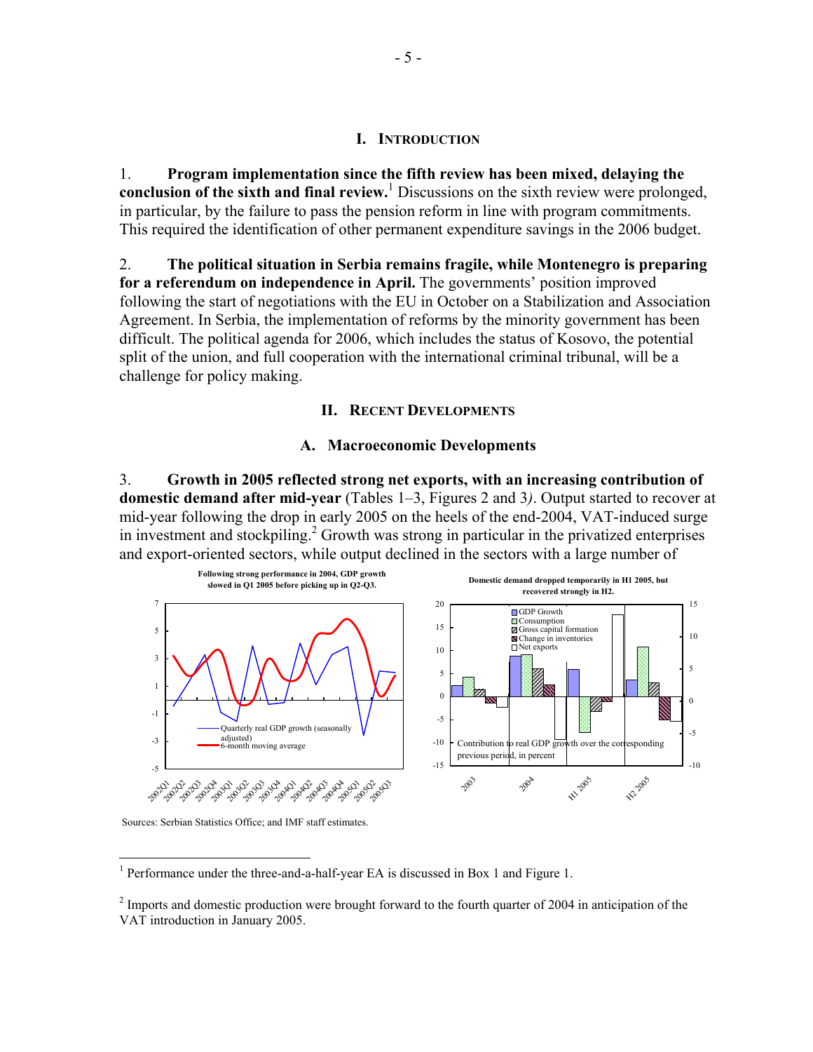# I. INTRODUCTION

1. **Program implementation since the fifth review has been mixed, delaying the conclusion of the sixth and final review.**[1] Discussions on the sixth review were prolonged, in particular, by the failure to pass the pension reform in line with program commitments. This required the identification of other permanent expenditure savings in the 2006 budget.

2. **The political situation in Serbia remains fragile, while Montenegro is preparing for a referendum on independence in April.** The governments' position improved following the start of negotiations with the EU in October on a Stabilization and Association Agreement. In Serbia, the implementation of reforms by the minority government has been difficult. The political agenda for 2006, which includes the status of Kosovo, the potential split of the union, and full cooperation with the international criminal tribunal, will be a challenge for policy making.

# II. RECENT DEVELOPMENTS

## A. Macroeconomic Developments

3. **Growth in 2005 reflected strong net exports, with an increasing contribution of domestic demand after mid-year** (Tables 1–3, Figures 2 and 3). Output started to recover at mid-year following the drop in early 2005 on the heels of the end-2004, VAT-induced surge in investment and stockpiling.[2] Growth was strong in particular in the privatized enterprises and export-oriented sectors, while output declined in the sectors with a large number of

**Following strong performance in 2004, GDP growth slowed in Q1 2005 before picking up in Q2-Q3.**

**Domestic demand dropped temporarily in H1 2005, but recovered strongly in H2.**

Sources: Serbian Statistics Office; and IMF staff estimates.

---

[1] Performance under the three-and-a-half-year EA is discussed in Box 1 and Figure 1.

[2] Imports and domestic production were brought forward to the fourth quarter of 2004 in anticipation of the VAT introduction in January 2005.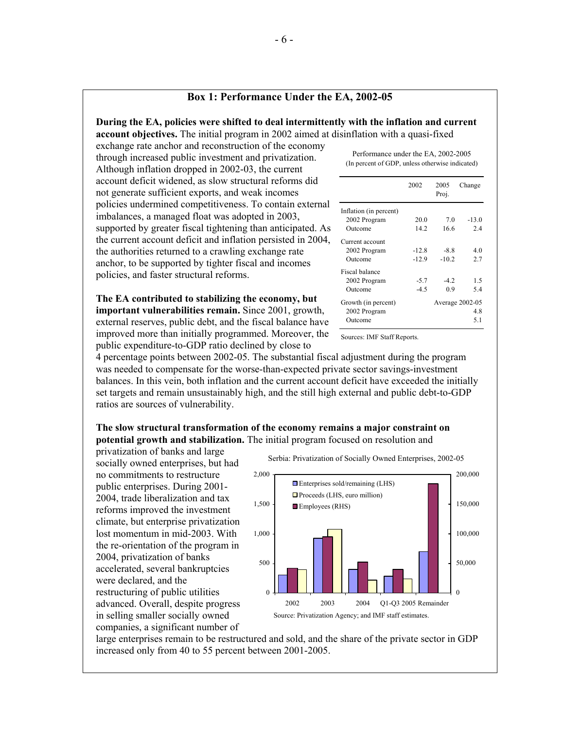## Box 1: Performance Under the EA, 2002-05

**During the EA, policies were shifted to deal intermittently with the inflation and current account objectives.** The initial program in 2002 aimed at disinflation with a quasi-fixed exchange rate anchor and reconstruction of the economy through increased public investment and privatization. Although inflation dropped in 2002-03, the current account deficit widened, as slow structural reforms did not generate sufficient exports, and weak incomes policies undermined competitiveness. To contain external imbalances, a managed float was adopted in 2003, supported by greater fiscal tightening than anticipated. As the current account deficit and inflation persisted in 2004, the authorities returned to a crawling exchange rate anchor, to be supported by tighter fiscal and incomes policies, and faster structural reforms.

Performance under the EA, 2002-2005
(In percent of GDP, unless otherwise indicated)

| | 2002 | 2005 Proj. | Change |
|---|---|---|---|
| Inflation (in percent) | | | |
| 2002 Program | 20.0 | 7.0 | -13.0 |
| Outcome | 14.2 | 16.6 | 2.4 |
| Current account | | | |
| 2002 Program | -12.8 | -8.8 | 4.0 |
| Outcome | -12.9 | -10.2 | 2.7 |
| Fiscal balance | | | |
| 2002 Program | -5.7 | -4.2 | 1.5 |
| Outcome | -4.5 | 0.9 | 5.4 |
| Growth (in percent) | | Average 2002-05 | |
| 2002 Program | | | 4.8 |
| Outcome | | | 5.1 |

Sources: IMF Staff Reports.

**The EA contributed to stabilizing the economy, but important vulnerabilities remain.** Since 2001, growth, external reserves, public debt, and the fiscal balance have improved more than initially programmed. Moreover, the public expenditure-to-GDP ratio declined by close to 4 percentage points between 2002-05. The substantial fiscal adjustment during the program was needed to compensate for the worse-than-expected private sector savings-investment balances. In this vein, both inflation and the current account deficit have exceeded the initially set targets and remain unsustainably high, and the still high external and public debt-to-GDP ratios are sources of vulnerability.

**The slow structural transformation of the economy remains a major constraint on potential growth and stabilization.** The initial program focused on resolution and privatization of banks and large socially owned enterprises, but had no commitments to restructure public enterprises. During 2001-2004, trade liberalization and tax reforms improved the investment climate, but enterprise privatization lost momentum in mid-2003. With the re-orientation of the program in 2004, privatization of banks accelerated, several bankruptcies were declared, and the restructuring of public utilities advanced. Overall, despite progress in selling smaller socially owned companies, a significant number of large enterprises remain to be restructured and sold, and the share of the private sector in GDP increased only from 40 to 55 percent between 2001-2005.

Serbia: Privatization of Socially Owned Enterprises, 2002-05

Source: Privatization Agency; and IMF staff estimates.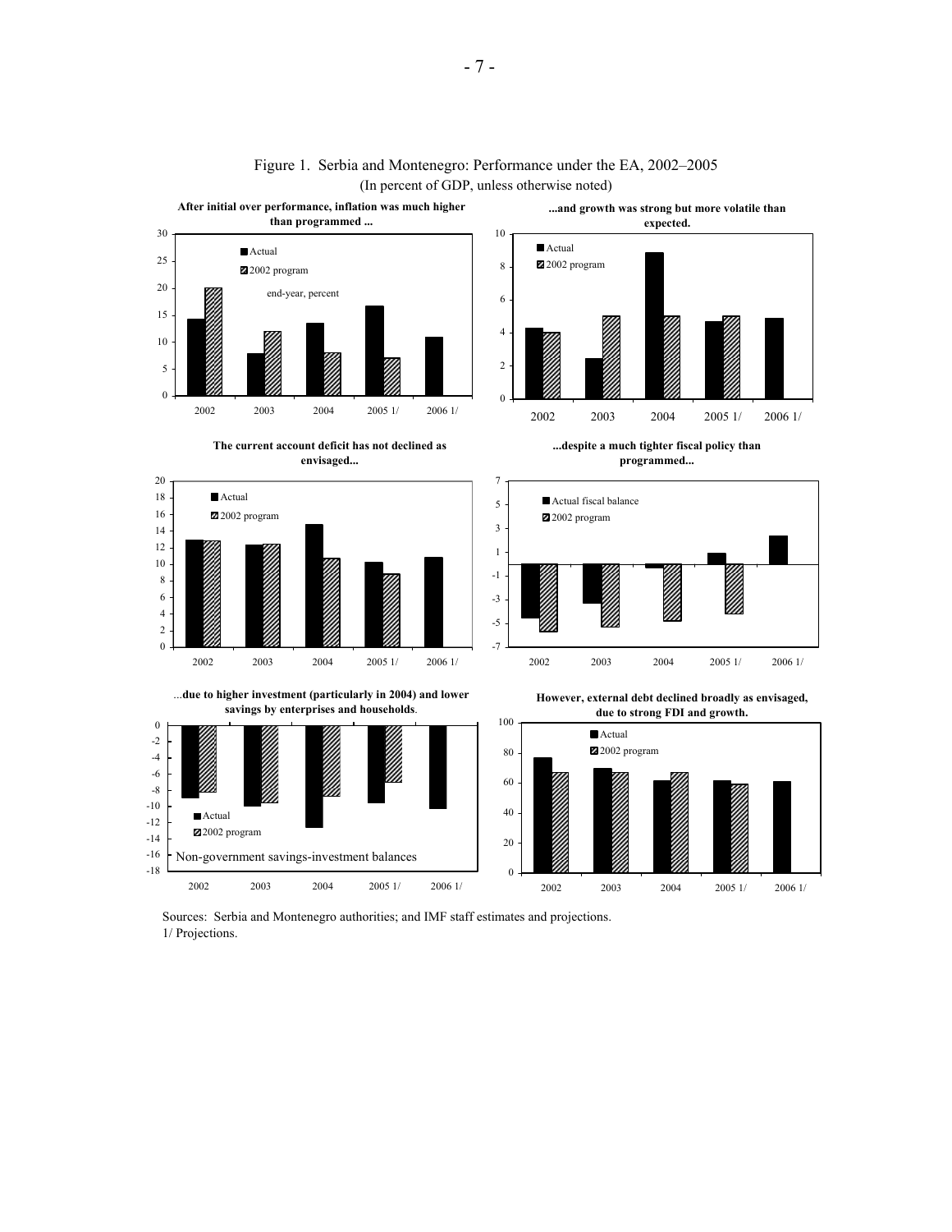Figure 1. Serbia and Montenegro: Performance under the EA, 2002–2005

(In percent of GDP, unless otherwise noted)

**After initial over performance, inflation was much higher than programmed ...**

**...and growth was strong but more volatile than expected.**

**The current account deficit has not declined as envisaged...**

**...despite a much tighter fiscal policy than programmed...**

...**due to higher investment (particularly in 2004) and lower savings by enterprises and households**.

**However, external debt declined broadly as envisaged, due to strong FDI and growth.**

Sources: Serbia and Montenegro authorities; and IMF staff estimates and projections.

1/ Projections.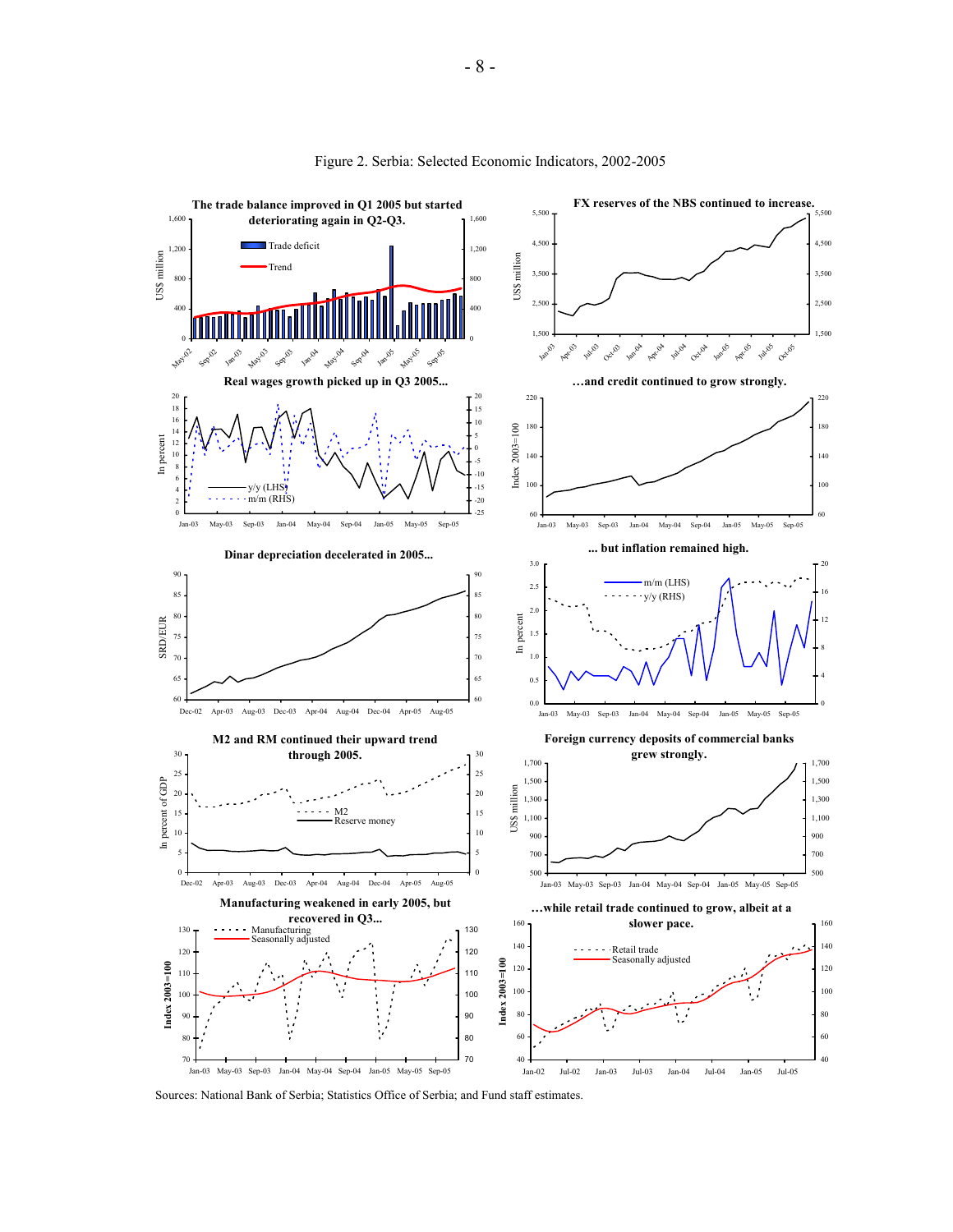Figure 2. Serbia: Selected Economic Indicators, 2002-2005

**The trade balance improved in Q1 2005 but started deteriorating again in Q2-Q3.**

**FX reserves of the NBS continued to increase.**

**Real wages growth picked up in Q3 2005...**

**...and credit continued to grow strongly.**

**Dinar depreciation decelerated in 2005...**

**... but inflation remained high.**

**M2 and RM continued their upward trend through 2005.**

**Foreign currency deposits of commercial banks grew strongly.**

**Manufacturing weakened in early 2005, but recovered in Q3...**

**...while retail trade continued to grow, albeit at a slower pace.**

Sources: National Bank of Serbia; Statistics Office of Serbia; and Fund staff estimates.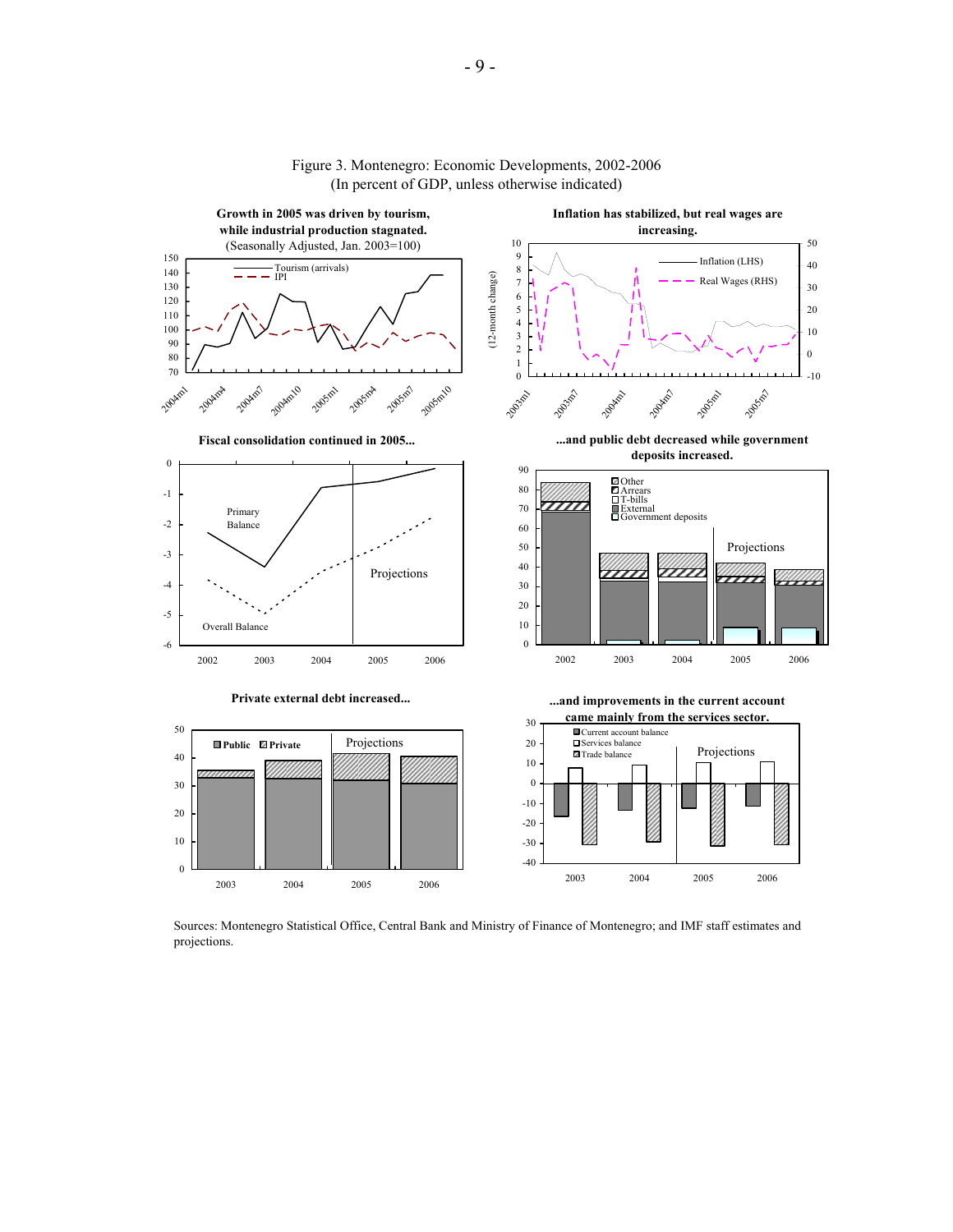# Figure 3. Montenegro: Economic Developments, 2002-2006
(In percent of GDP, unless otherwise indicated)

**Growth in 2005 was driven by tourism, while industrial production stagnated.**
(Seasonally Adjusted, Jan. 2003=100)

Tourism (arrivals)
IPI

**Inflation has stabilized, but real wages are increasing.**

(12-month change)

Inflation (LHS)
Real Wages (RHS)

**Fiscal consolidation continued in 2005...**

Primary Balance

Overall Balance

Projections

**...and public debt decreased while government deposits increased.**

Other
Arrears
T-bills
External
Government deposits

Projections

**Private external debt increased...**

Public
Private

Projections

**...and improvements in the current account came mainly from the services sector.**

Current account balance
Services balance
Trade balance

Projections

Sources: Montenegro Statistical Office, Central Bank and Ministry of Finance of Montenegro; and IMF staff estimates and projections.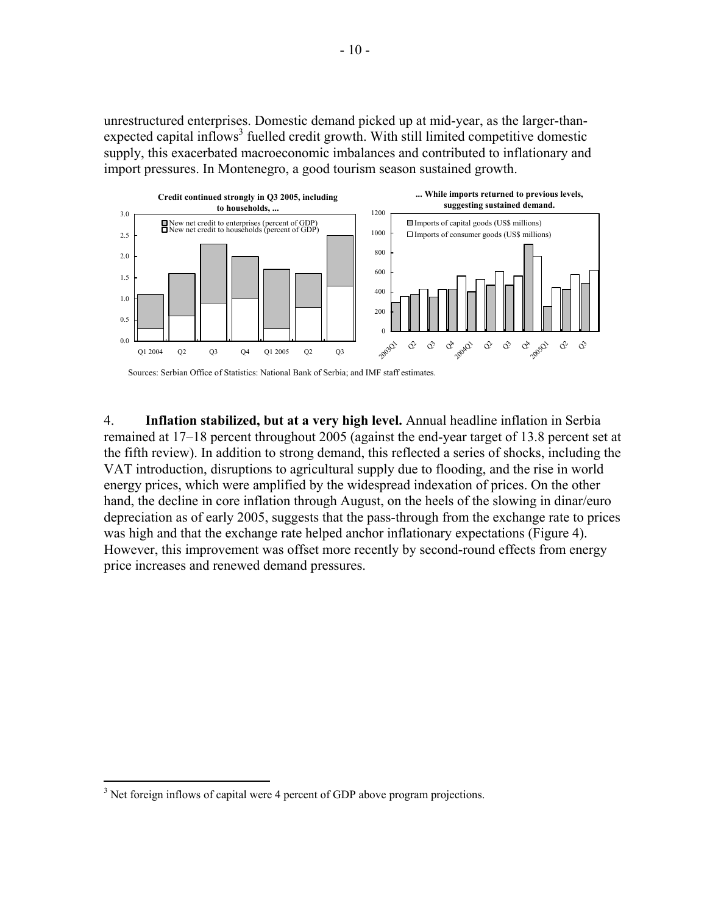unrestructured enterprises. Domestic demand picked up at mid-year, as the larger-than-expected capital inflows[3] fuelled credit growth. With still limited competitive domestic supply, this exacerbated macroeconomic imbalances and contributed to inflationary and import pressures. In Montenegro, a good tourism season sustained growth.

**Credit continued strongly in Q3 2005, including to households, ...**

**... While imports returned to previous levels, suggesting sustained demand.**

Sources: Serbian Office of Statistics: National Bank of Serbia; and IMF staff estimates.

4. **Inflation stabilized, but at a very high level.** Annual headline inflation in Serbia remained at 17–18 percent throughout 2005 (against the end-year target of 13.8 percent set at the fifth review). In addition to strong demand, this reflected a series of shocks, including the VAT introduction, disruptions to agricultural supply due to flooding, and the rise in world energy prices, which were amplified by the widespread indexation of prices. On the other hand, the decline in core inflation through August, on the heels of the slowing in dinar/euro depreciation as of early 2005, suggests that the pass-through from the exchange rate to prices was high and that the exchange rate helped anchor inflationary expectations (Figure 4). However, this improvement was offset more recently by second-round effects from energy price increases and renewed demand pressures.

[3] Net foreign inflows of capital were 4 percent of GDP above program projections.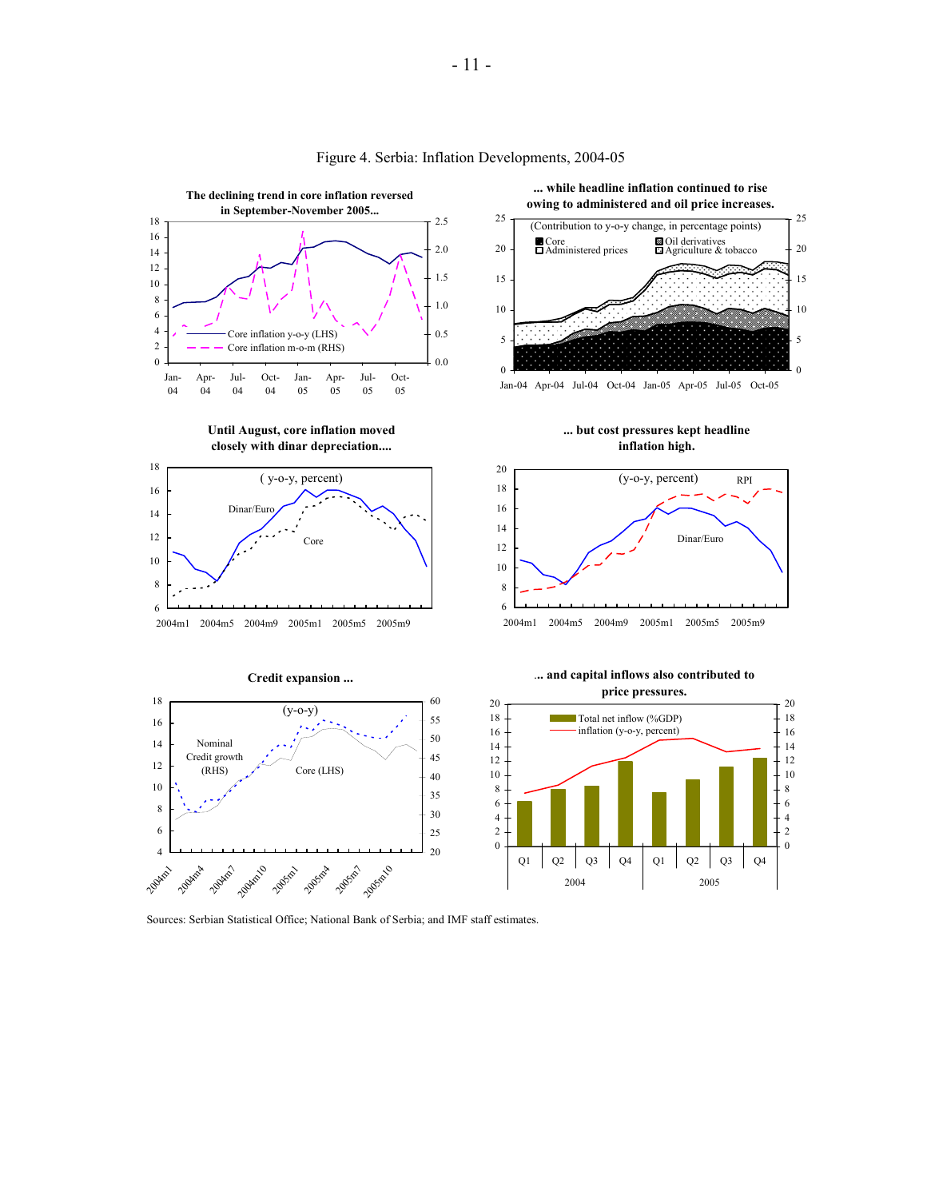Figure 4. Serbia: Inflation Developments, 2004-05

**The declining trend in core inflation reversed in September-November 2005...**

**... while headline inflation continued to rise owing to administered and oil price increases.**

(Contribution to y-o-y change, in percentage points)

**Until August, core inflation moved closely with dinar depreciation....**

**... but cost pressures kept headline inflation high.**

**Credit expansion ...**

**... and capital inflows also contributed to price pressures.**

Sources: Serbian Statistical Office; National Bank of Serbia; and IMF staff estimates.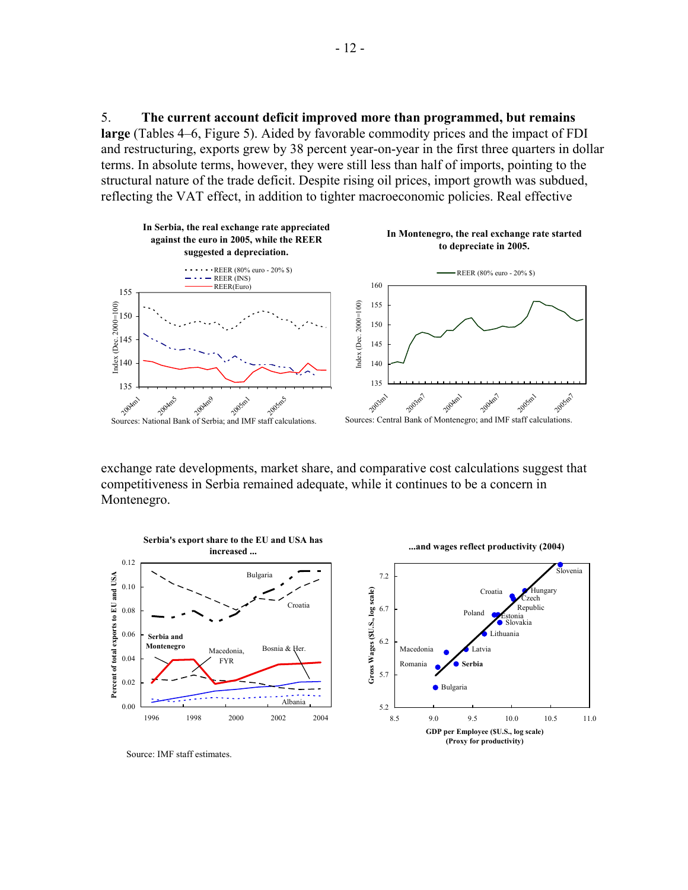5. **The current account deficit improved more than programmed, but remains large** (Tables 4–6, Figure 5). Aided by favorable commodity prices and the impact of FDI and restructuring, exports grew by 38 percent year-on-year in the first three quarters in dollar terms. In absolute terms, however, they were still less than half of imports, pointing to the structural nature of the trade deficit. Despite rising oil prices, import growth was subdued, reflecting the VAT effect, in addition to tighter macroeconomic policies. Real effective

**In Serbia, the real exchange rate appreciated against the euro in 2005, while the REER suggested a depreciation.**

Sources: National Bank of Serbia; and IMF staff calculations.

**In Montenegro, the real exchange rate started to depreciate in 2005.**

Sources: Central Bank of Montenegro; and IMF staff calculations.

exchange rate developments, market share, and comparative cost calculations suggest that competitiveness in Serbia remained adequate, while it continues to be a concern in Montenegro.

**Serbia's export share to the EU and USA has increased ...**

**...and wages reflect productivity (2004)**

Source: IMF staff estimates.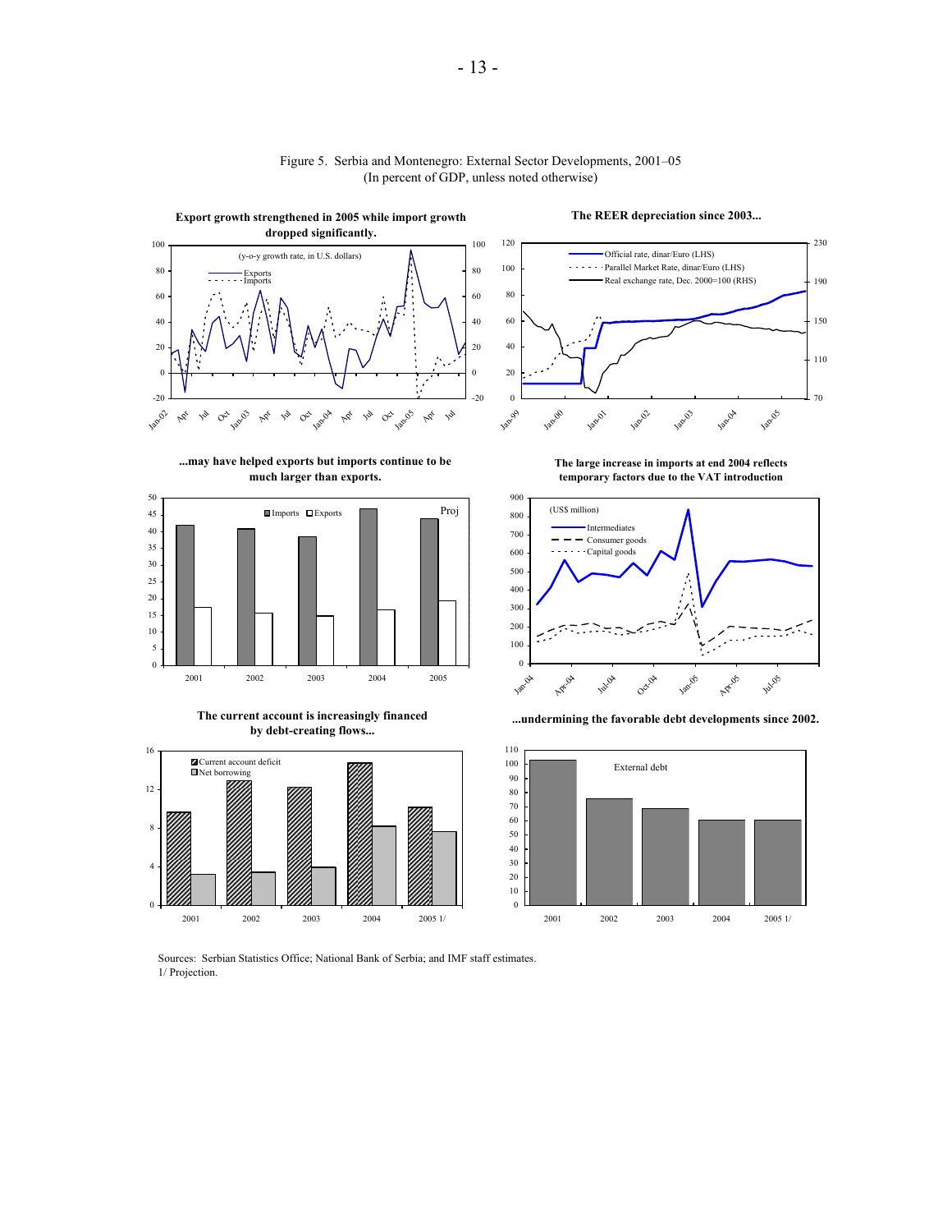Figure 5. Serbia and Montenegro: External Sector Developments, 2001–05
(In percent of GDP, unless noted otherwise)

**Export growth strengthened in 2005 while import growth dropped significantly.**

(y-o-y growth rate, in U.S. dollars)

Exports
Imports

**The REER depreciation since 2003...**

Official rate, dinar/Euro (LHS)
Parallel Market Rate, dinar/Euro (LHS)
Real exchange rate, Dec. 2000=100 (RHS)

**...may have helped exports but imports continue to be much larger than exports.**

Imports
Exports
Proj

**The large increase in imports at end 2004 reflects temporary factors due to the VAT introduction**

(US$ million)

Intermediates
Consumer goods
Capital goods

**The current account is increasingly financed by debt-creating flows...**

Current account deficit
Net borrowing

**...undermining the favorable debt developments since 2002.**

External debt

Sources: Serbian Statistics Office; National Bank of Serbia; and IMF staff estimates.
1/ Projection.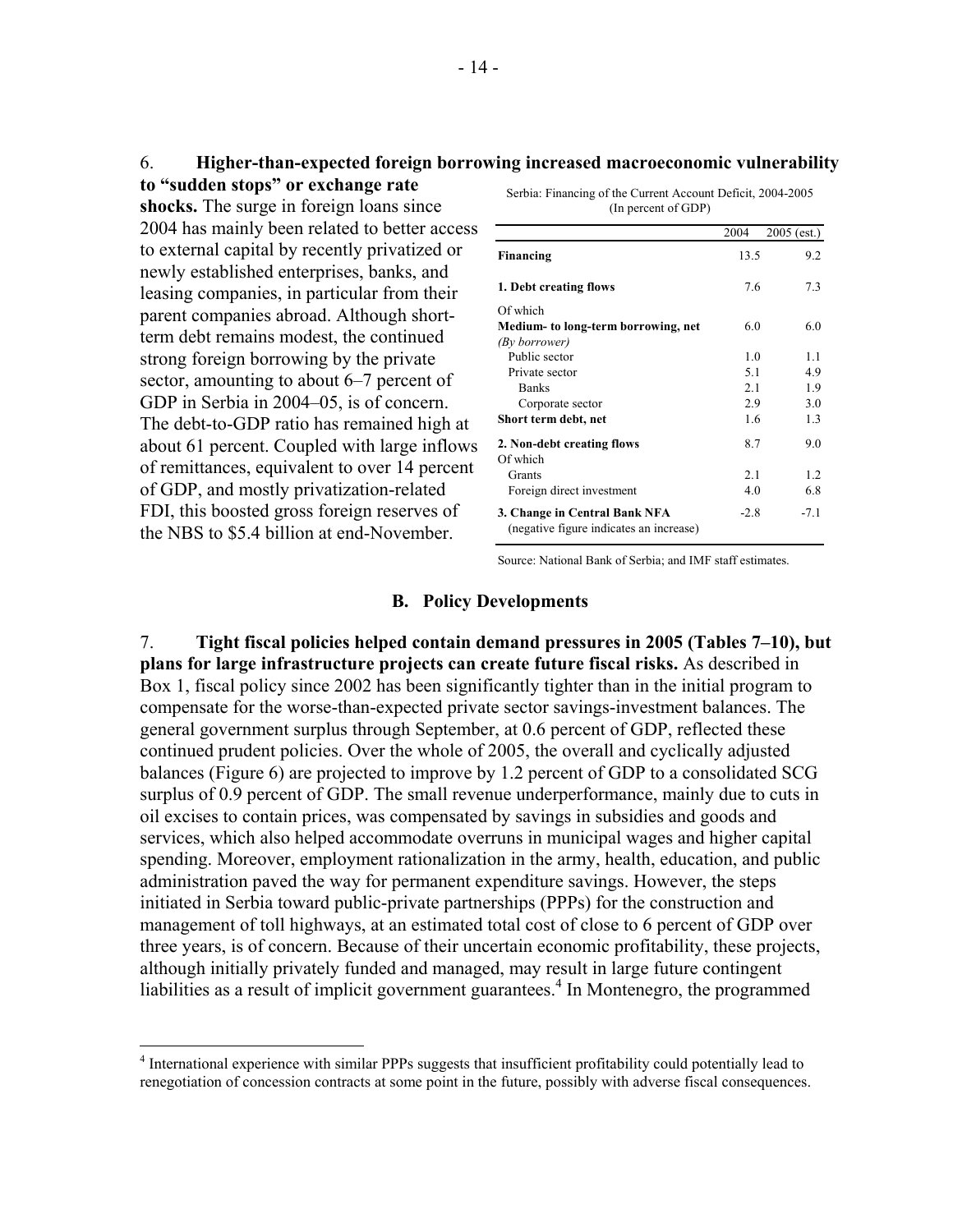6. **Higher-than-expected foreign borrowing increased macroeconomic vulnerability to "sudden stops" or exchange rate shocks.** The surge in foreign loans since 2004 has mainly been related to better access to external capital by recently privatized or newly established enterprises, banks, and leasing companies, in particular from their parent companies abroad. Although short-term debt remains modest, the continued strong foreign borrowing by the private sector, amounting to about 6–7 percent of GDP in Serbia in 2004–05, is of concern. The debt-to-GDP ratio has remained high at about 61 percent. Coupled with large inflows of remittances, equivalent to over 14 percent of GDP, and mostly privatization-related FDI, this boosted gross foreign reserves of the NBS to $5.4 billion at end-November.

Serbia: Financing of the Current Account Deficit, 2004-2005
(In percent of GDP)

| | 2004 | 2005 (est.) |
|---|---|---|
| **Financing** | 13.5 | 9.2 |
| **1. Debt creating flows** | 7.6 | 7.3 |
| Of which | | |
| **Medium- to long-term borrowing, net** | 6.0 | 6.0 |
| *(By borrower)* | | |
| Public sector | 1.0 | 1.1 |
| Private sector | 5.1 | 4.9 |
| Banks | 2.1 | 1.9 |
| Corporate sector | 2.9 | 3.0 |
| **Short term debt, net** | 1.6 | 1.3 |
| **2. Non-debt creating flows** | 8.7 | 9.0 |
| Of which | | |
| Grants | 2.1 | 1.2 |
| Foreign direct investment | 4.0 | 6.8 |
| **3. Change in Central Bank NFA** (negative figure indicates an increase) | -2.8 | -7.1 |

Source: National Bank of Serbia; and IMF staff estimates.

### B. Policy Developments

7. **Tight fiscal policies helped contain demand pressures in 2005 (Tables 7–10), but plans for large infrastructure projects can create future fiscal risks.** As described in Box 1, fiscal policy since 2002 has been significantly tighter than in the initial program to compensate for the worse-than-expected private sector savings-investment balances. The general government surplus through September, at 0.6 percent of GDP, reflected these continued prudent policies. Over the whole of 2005, the overall and cyclically adjusted balances (Figure 6) are projected to improve by 1.2 percent of GDP to a consolidated SCG surplus of 0.9 percent of GDP. The small revenue underperformance, mainly due to cuts in oil excises to contain prices, was compensated by savings in subsidies and goods and services, which also helped accommodate overruns in municipal wages and higher capital spending. Moreover, employment rationalization in the army, health, education, and public administration paved the way for permanent expenditure savings. However, the steps initiated in Serbia toward public-private partnerships (PPPs) for the construction and management of toll highways, at an estimated total cost of close to 6 percent of GDP over three years, is of concern. Because of their uncertain economic profitability, these projects, although initially privately funded and managed, may result in large future contingent liabilities as a result of implicit government guarantees.[4] In Montenegro, the programmed

[4] International experience with similar PPPs suggests that insufficient profitability could potentially lead to renegotiation of concession contracts at some point in the future, possibly with adverse fiscal consequences.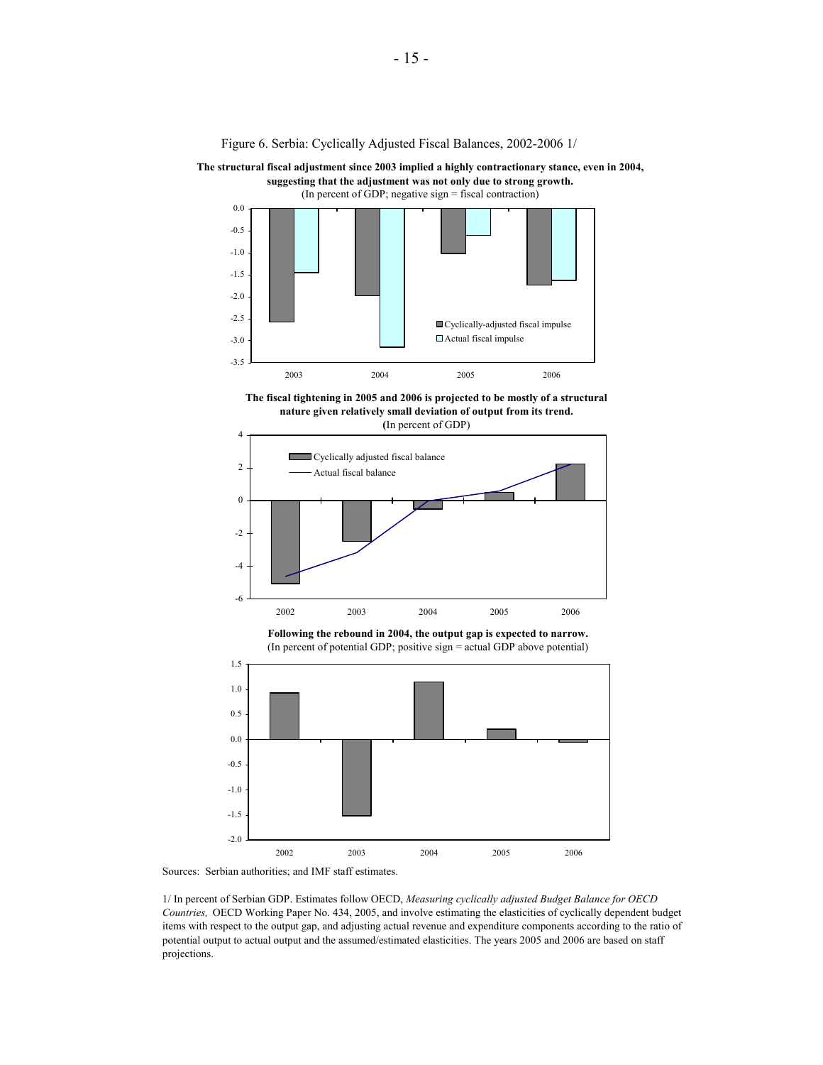Figure 6. Serbia: Cyclically Adjusted Fiscal Balances, 2002-2006 1/

**The structural fiscal adjustment since 2003 implied a highly contractionary stance, even in 2004, suggesting that the adjustment was not only due to strong growth.**
(In percent of GDP; negative sign = fiscal contraction)

**The fiscal tightening in 2005 and 2006 is projected to be mostly of a structural nature given relatively small deviation of output from its trend.**
(In percent of GDP)

**Following the rebound in 2004, the output gap is expected to narrow.**
(In percent of potential GDP; positive sign = actual GDP above potential)

Sources: Serbian authorities; and IMF staff estimates.

1/ In percent of Serbian GDP. Estimates follow OECD, *Measuring cyclically adjusted Budget Balance for OECD Countries,* OECD Working Paper No. 434, 2005, and involve estimating the elasticities of cyclically dependent budget items with respect to the output gap, and adjusting actual revenue and expenditure components according to the ratio of potential output to actual output and the assumed/estimated elasticities. The years 2005 and 2006 are based on staff projections.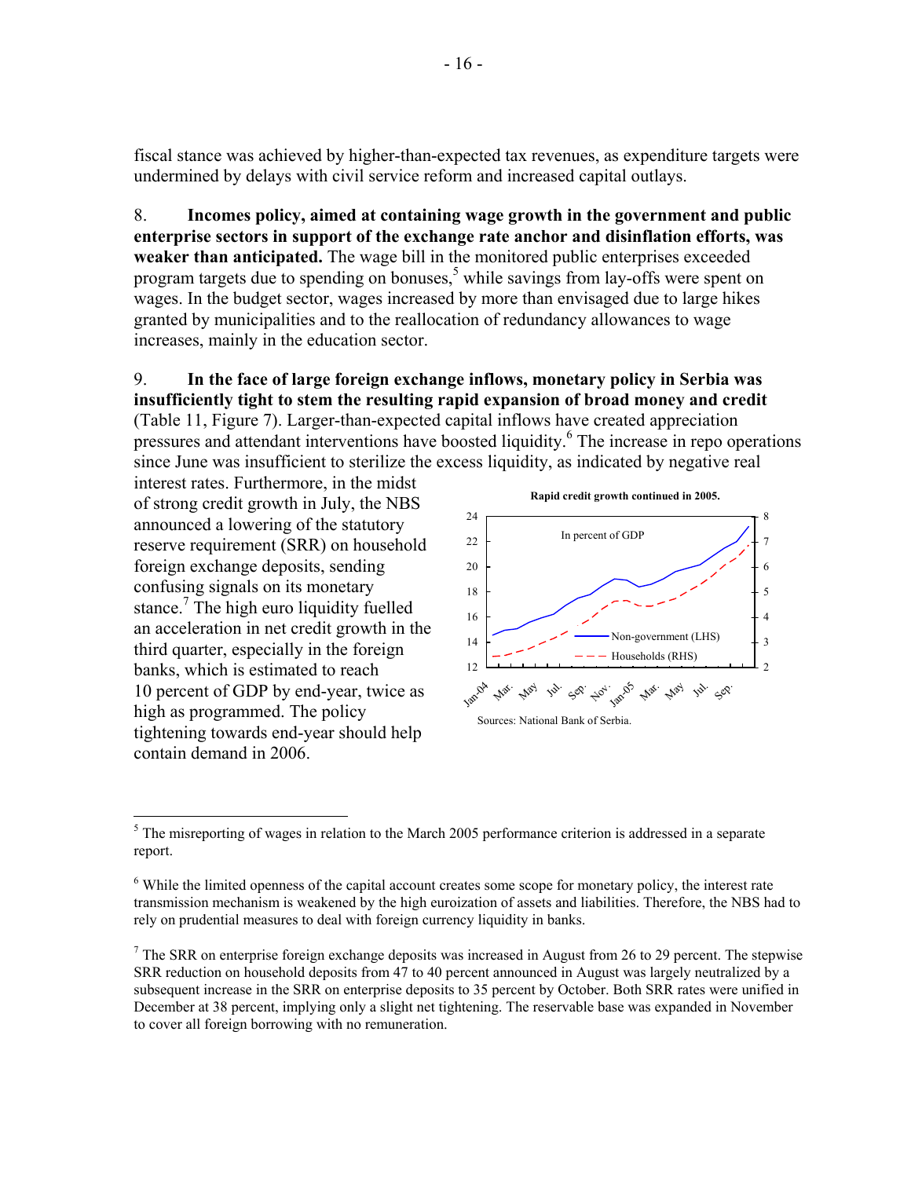fiscal stance was achieved by higher-than-expected tax revenues, as expenditure targets were undermined by delays with civil service reform and increased capital outlays.

8. **Incomes policy, aimed at containing wage growth in the government and public enterprise sectors in support of the exchange rate anchor and disinflation efforts, was weaker than anticipated.** The wage bill in the monitored public enterprises exceeded program targets due to spending on bonuses,[5] while savings from lay-offs were spent on wages. In the budget sector, wages increased by more than envisaged due to large hikes granted by municipalities and to the reallocation of redundancy allowances to wage increases, mainly in the education sector.

9. **In the face of large foreign exchange inflows, monetary policy in Serbia was insufficiently tight to stem the resulting rapid expansion of broad money and credit** (Table 11, Figure 7). Larger-than-expected capital inflows have created appreciation pressures and attendant interventions have boosted liquidity.[6] The increase in repo operations since June was insufficient to sterilize the excess liquidity, as indicated by negative real interest rates. Furthermore, in the midst of strong credit growth in July, the NBS announced a lowering of the statutory reserve requirement (SRR) on household foreign exchange deposits, sending confusing signals on its monetary stance.[7] The high euro liquidity fuelled an acceleration in net credit growth in the third quarter, especially in the foreign banks, which is estimated to reach 10 percent of GDP by end-year, twice as high as programmed. The policy tightening towards end-year should help contain demand in 2006.

**Rapid credit growth continued in 2005.**

Sources: National Bank of Serbia.

---

[5] The misreporting of wages in relation to the March 2005 performance criterion is addressed in a separate report.

[6] While the limited openness of the capital account creates some scope for monetary policy, the interest rate transmission mechanism is weakened by the high euroization of assets and liabilities. Therefore, the NBS had to rely on prudential measures to deal with foreign currency liquidity in banks.

[7] The SRR on enterprise foreign exchange deposits was increased in August from 26 to 29 percent. The stepwise SRR reduction on household deposits from 47 to 40 percent announced in August was largely neutralized by a subsequent increase in the SRR on enterprise deposits to 35 percent by October. Both SRR rates were unified in December at 38 percent, implying only a slight net tightening. The reservable base was expanded in November to cover all foreign borrowing with no remuneration.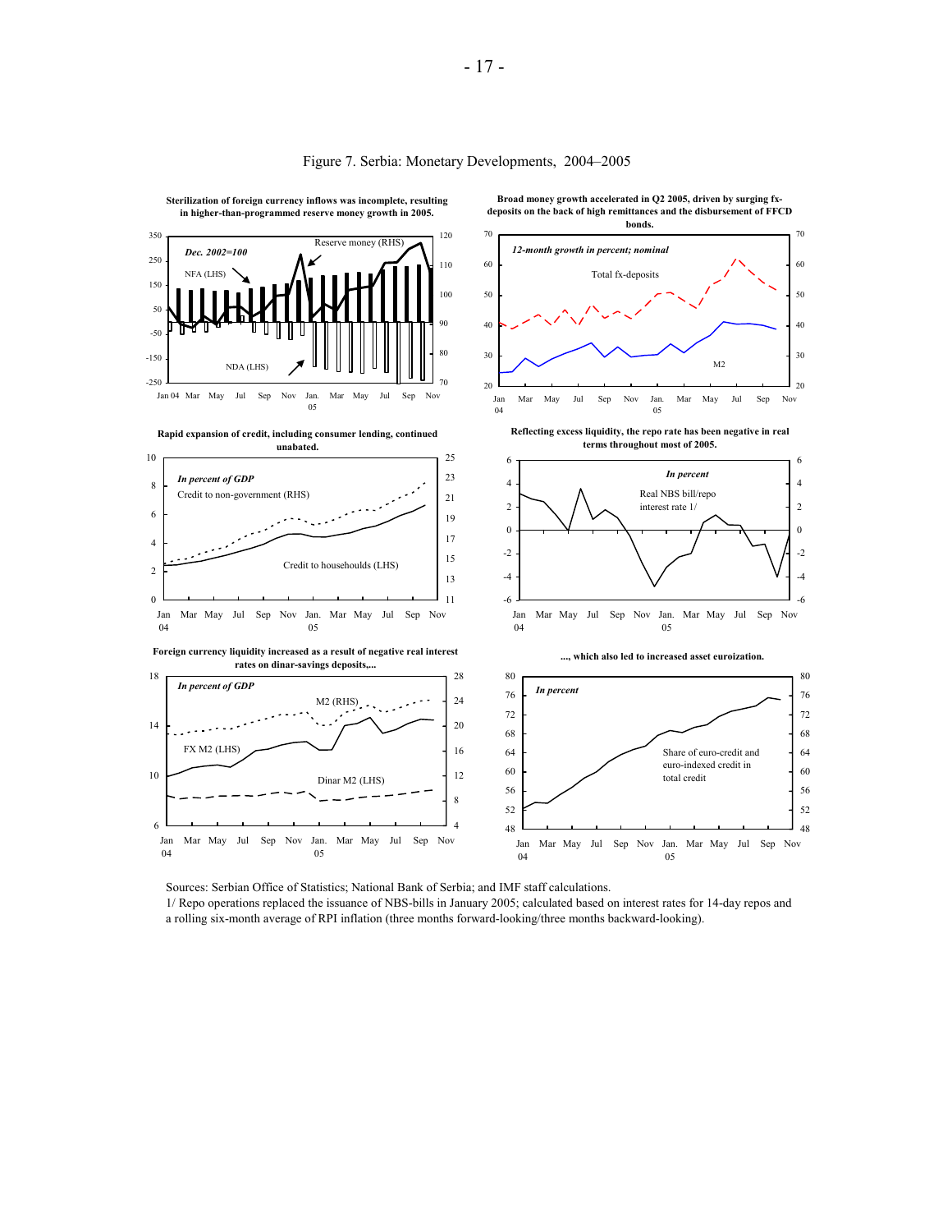Figure 7. Serbia: Monetary Developments, 2004–2005

**Sterilization of foreign currency inflows was incomplete, resulting in higher-than-programmed reserve money growth in 2005.**

Dec. 2002=100

Reserve money (RHS)

NFA (LHS)

NDA (LHS)

**Broad money growth accelerated in Q2 2005, driven by surging fx-deposits on the back of high remittances and the disbursement of FFCD bonds.**

12-month growth in percent; nominal

Total fx-deposits

M2

**Rapid expansion of credit, including consumer lending, continued unabated.**

In percent of GDP

Credit to non-government (RHS)

Credit to househoulds (LHS)

**Reflecting excess liquidity, the repo rate has been negative in real terms throughout most of 2005.**

In percent

Real NBS bill/repo interest rate 1/

**Foreign currency liquidity increased as a result of negative real interest rates on dinar-savings deposits,...**

In percent of GDP

M2 (RHS)

FX M2 (LHS)

Dinar M2 (LHS)

**..., which also led to increased asset euroization.**

In percent

Share of euro-credit and euro-indexed credit in total credit

Sources: Serbian Office of Statistics; National Bank of Serbia; and IMF staff calculations.

1/ Repo operations replaced the issuance of NBS-bills in January 2005; calculated based on interest rates for 14-day repos and a rolling six-month average of RPI inflation (three months forward-looking/three months backward-looking).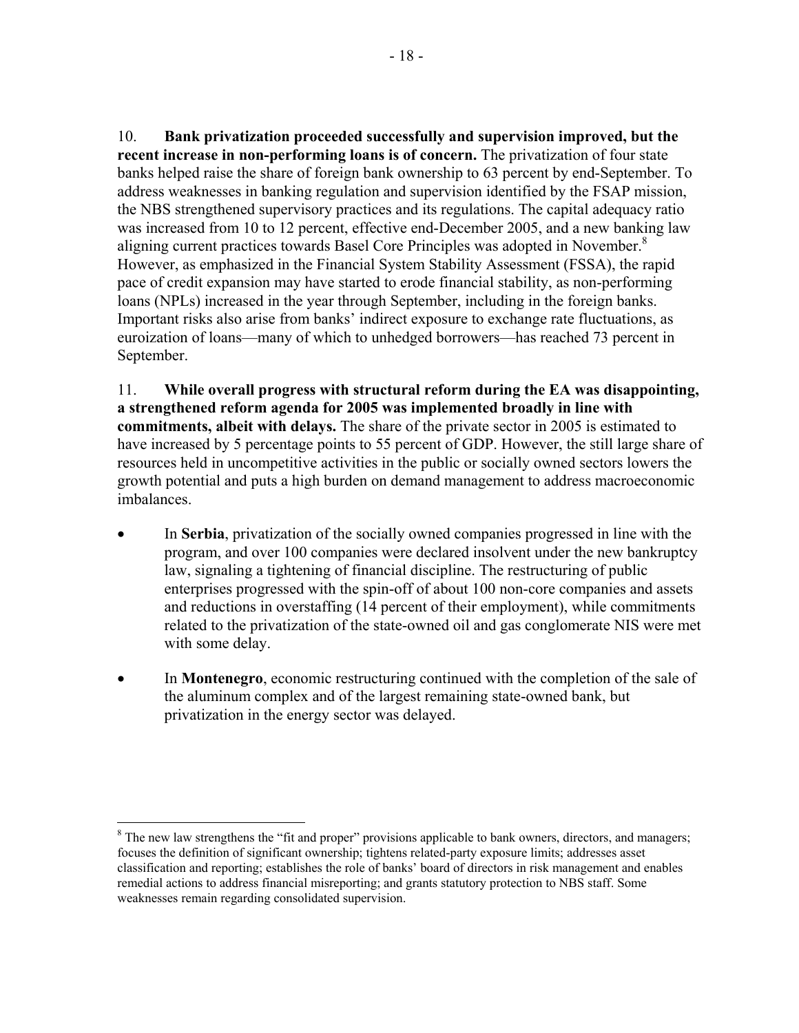10. **Bank privatization proceeded successfully and supervision improved, but the recent increase in non-performing loans is of concern.** The privatization of four state banks helped raise the share of foreign bank ownership to 63 percent by end-September. To address weaknesses in banking regulation and supervision identified by the FSAP mission, the NBS strengthened supervisory practices and its regulations. The capital adequacy ratio was increased from 10 to 12 percent, effective end-December 2005, and a new banking law aligning current practices towards Basel Core Principles was adopted in November.[8] However, as emphasized in the Financial System Stability Assessment (FSSA), the rapid pace of credit expansion may have started to erode financial stability, as non-performing loans (NPLs) increased in the year through September, including in the foreign banks. Important risks also arise from banks' indirect exposure to exchange rate fluctuations, as euroization of loans—many of which to unhedged borrowers—has reached 73 percent in September.

11. **While overall progress with structural reform during the EA was disappointing, a strengthened reform agenda for 2005 was implemented broadly in line with commitments, albeit with delays.** The share of the private sector in 2005 is estimated to have increased by 5 percentage points to 55 percent of GDP. However, the still large share of resources held in uncompetitive activities in the public or socially owned sectors lowers the growth potential and puts a high burden on demand management to address macroeconomic imbalances.

- In **Serbia**, privatization of the socially owned companies progressed in line with the program, and over 100 companies were declared insolvent under the new bankruptcy law, signaling a tightening of financial discipline. The restructuring of public enterprises progressed with the spin-off of about 100 non-core companies and assets and reductions in overstaffing (14 percent of their employment), while commitments related to the privatization of the state-owned oil and gas conglomerate NIS were met with some delay.
- In **Montenegro**, economic restructuring continued with the completion of the sale of the aluminum complex and of the largest remaining state-owned bank, but privatization in the energy sector was delayed.

[8] The new law strengthens the "fit and proper" provisions applicable to bank owners, directors, and managers; focuses the definition of significant ownership; tightens related-party exposure limits; addresses asset classification and reporting; establishes the role of banks' board of directors in risk management and enables remedial actions to address financial misreporting; and grants statutory protection to NBS staff. Some weaknesses remain regarding consolidated supervision.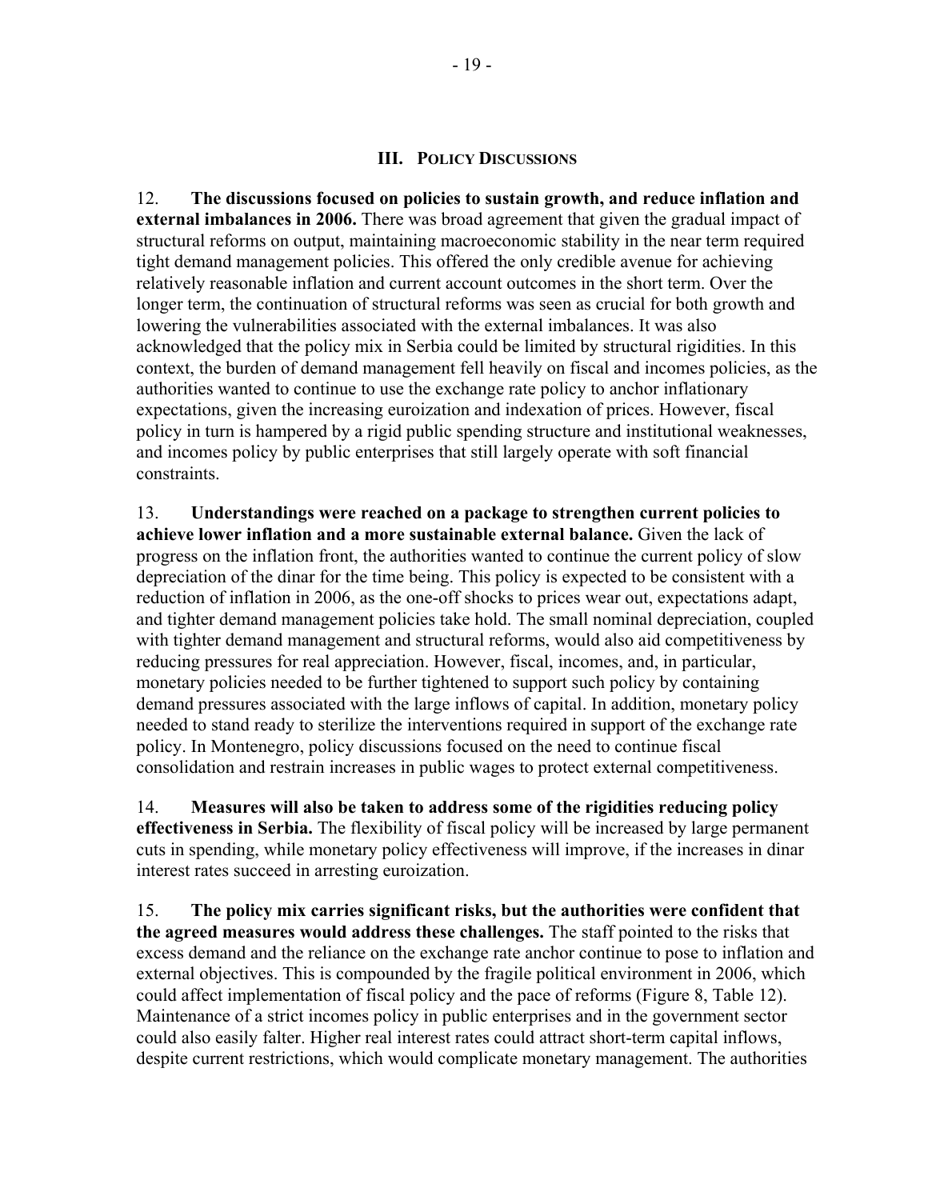## III. Policy Discussions

12. **The discussions focused on policies to sustain growth, and reduce inflation and external imbalances in 2006.** There was broad agreement that given the gradual impact of structural reforms on output, maintaining macroeconomic stability in the near term required tight demand management policies. This offered the only credible avenue for achieving relatively reasonable inflation and current account outcomes in the short term. Over the longer term, the continuation of structural reforms was seen as crucial for both growth and lowering the vulnerabilities associated with the external imbalances. It was also acknowledged that the policy mix in Serbia could be limited by structural rigidities. In this context, the burden of demand management fell heavily on fiscal and incomes policies, as the authorities wanted to continue to use the exchange rate policy to anchor inflationary expectations, given the increasing euroization and indexation of prices. However, fiscal policy in turn is hampered by a rigid public spending structure and institutional weaknesses, and incomes policy by public enterprises that still largely operate with soft financial constraints.

13. **Understandings were reached on a package to strengthen current policies to achieve lower inflation and a more sustainable external balance.** Given the lack of progress on the inflation front, the authorities wanted to continue the current policy of slow depreciation of the dinar for the time being. This policy is expected to be consistent with a reduction of inflation in 2006, as the one-off shocks to prices wear out, expectations adapt, and tighter demand management policies take hold. The small nominal depreciation, coupled with tighter demand management and structural reforms, would also aid competitiveness by reducing pressures for real appreciation. However, fiscal, incomes, and, in particular, monetary policies needed to be further tightened to support such policy by containing demand pressures associated with the large inflows of capital. In addition, monetary policy needed to stand ready to sterilize the interventions required in support of the exchange rate policy. In Montenegro, policy discussions focused on the need to continue fiscal consolidation and restrain increases in public wages to protect external competitiveness.

14. **Measures will also be taken to address some of the rigidities reducing policy effectiveness in Serbia.** The flexibility of fiscal policy will be increased by large permanent cuts in spending, while monetary policy effectiveness will improve, if the increases in dinar interest rates succeed in arresting euroization.

15. **The policy mix carries significant risks, but the authorities were confident that the agreed measures would address these challenges.** The staff pointed to the risks that excess demand and the reliance on the exchange rate anchor continue to pose to inflation and external objectives. This is compounded by the fragile political environment in 2006, which could affect implementation of fiscal policy and the pace of reforms (Figure 8, Table 12). Maintenance of a strict incomes policy in public enterprises and in the government sector could also easily falter. Higher real interest rates could attract short-term capital inflows, despite current restrictions, which would complicate monetary management. The authorities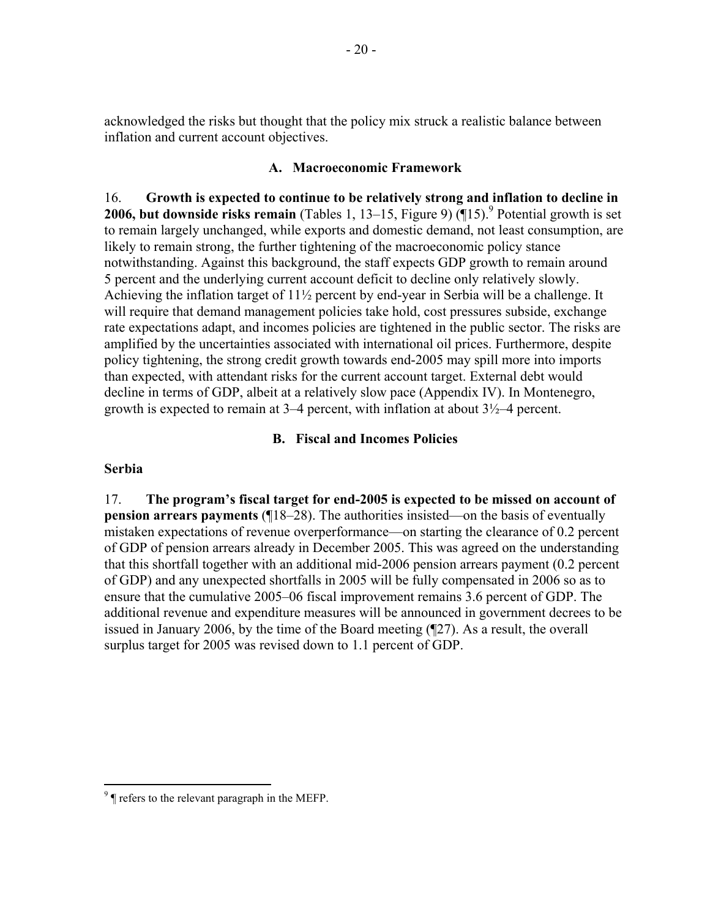acknowledged the risks but thought that the policy mix struck a realistic balance between inflation and current account objectives.

### A. Macroeconomic Framework

16. **Growth is expected to continue to be relatively strong and inflation to decline in 2006, but downside risks remain** (Tables 1, 13–15, Figure 9) (¶15).[9] Potential growth is set to remain largely unchanged, while exports and domestic demand, not least consumption, are likely to remain strong, the further tightening of the macroeconomic policy stance notwithstanding. Against this background, the staff expects GDP growth to remain around 5 percent and the underlying current account deficit to decline only relatively slowly. Achieving the inflation target of 11½ percent by end-year in Serbia will be a challenge. It will require that demand management policies take hold, cost pressures subside, exchange rate expectations adapt, and incomes policies are tightened in the public sector. The risks are amplified by the uncertainties associated with international oil prices. Furthermore, despite policy tightening, the strong credit growth towards end-2005 may spill more into imports than expected, with attendant risks for the current account target. External debt would decline in terms of GDP, albeit at a relatively slow pace (Appendix IV). In Montenegro, growth is expected to remain at 3–4 percent, with inflation at about 3½–4 percent.

### B. Fiscal and Incomes Policies

**Serbia**

17. **The program's fiscal target for end-2005 is expected to be missed on account of pension arrears payments** (¶18–28). The authorities insisted—on the basis of eventually mistaken expectations of revenue overperformance—on starting the clearance of 0.2 percent of GDP of pension arrears already in December 2005. This was agreed on the understanding that this shortfall together with an additional mid-2006 pension arrears payment (0.2 percent of GDP) and any unexpected shortfalls in 2005 will be fully compensated in 2006 so as to ensure that the cumulative 2005–06 fiscal improvement remains 3.6 percent of GDP. The additional revenue and expenditure measures will be announced in government decrees to be issued in January 2006, by the time of the Board meeting (¶27). As a result, the overall surplus target for 2005 was revised down to 1.1 percent of GDP.

[9] ¶ refers to the relevant paragraph in the MEFP.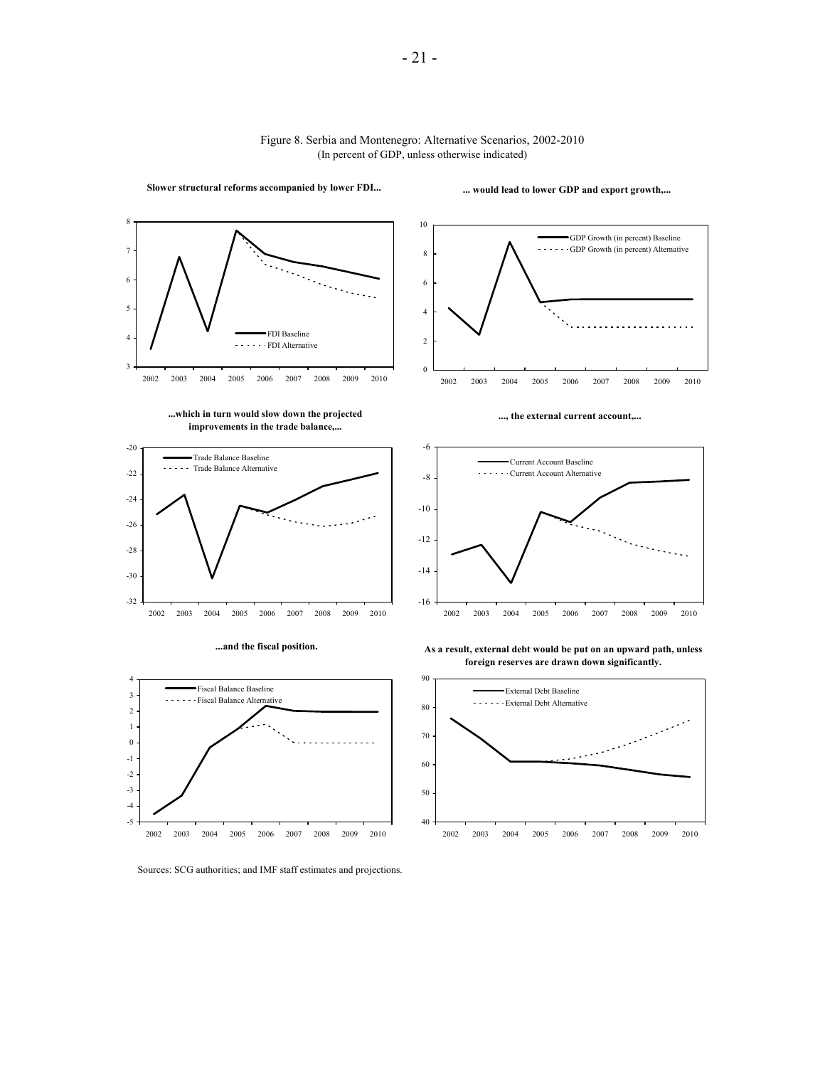Figure 8. Serbia and Montenegro: Alternative Scenarios, 2002-2010
(In percent of GDP, unless otherwise indicated)

**Slower structural reforms accompanied by lower FDI...**

**... would lead to lower GDP and export growth,...**

**...which in turn would slow down the projected improvements in the trade balance,...**

**..., the external current account,...**

**...and the fiscal position.**

**As a result, external debt would be put on an upward path, unless foreign reserves are drawn down significantly.**

Sources: SCG authorities; and IMF staff estimates and projections.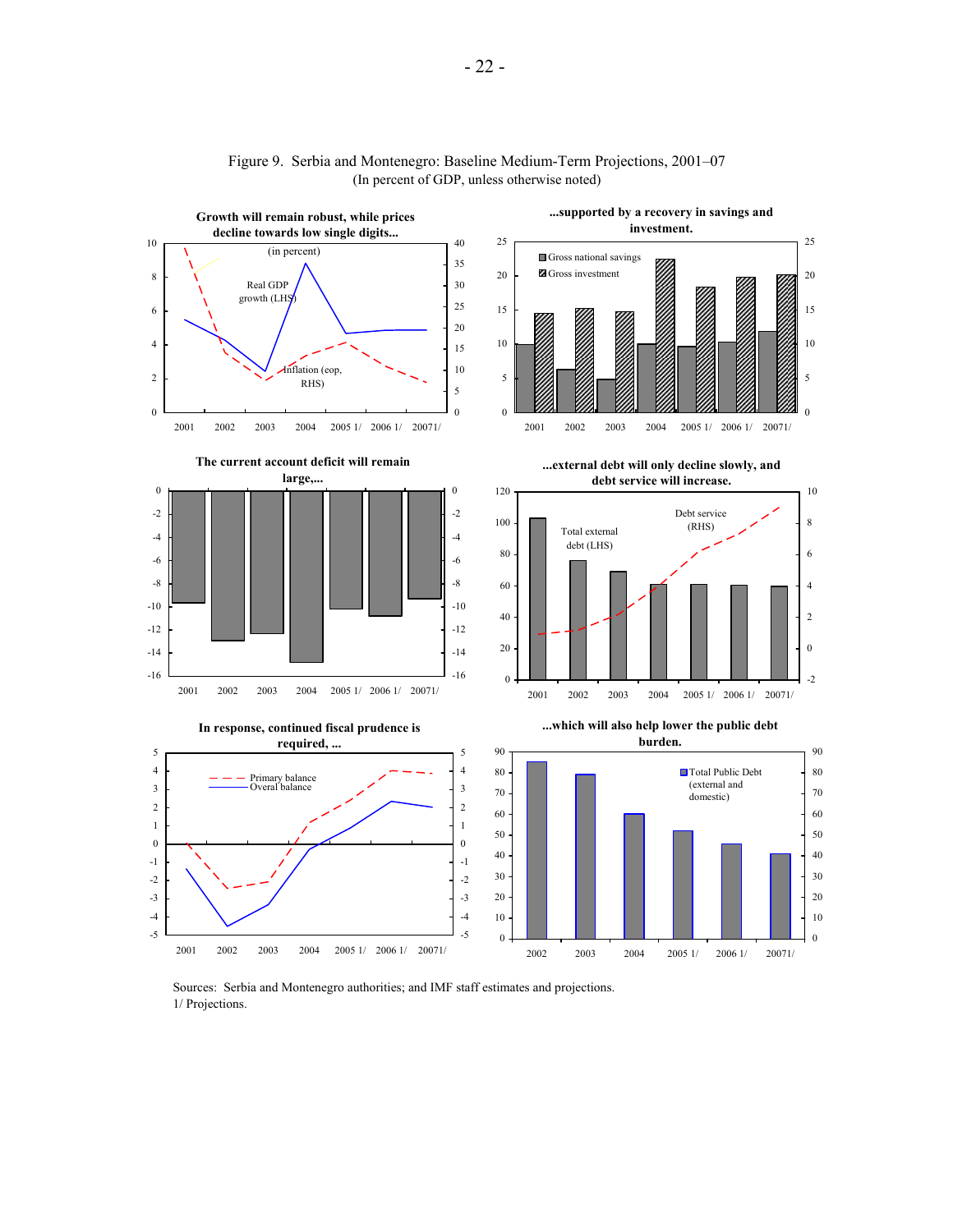Figure 9. Serbia and Montenegro: Baseline Medium-Term Projections, 2001–07
(In percent of GDP, unless otherwise noted)

**Growth will remain robust, while prices decline towards low single digits...**

(in percent)

Real GDP growth (LHS)

Inflation (eop, RHS)

**...supported by a recovery in savings and investment.**

Gross national savings
Gross investment

**The current account deficit will remain large,...**

**...external debt will only decline slowly, and debt service will increase.**

Total external debt (LHS)

Debt service (RHS)

**In response, continued fiscal prudence is required, ...**

Primary balance
Overal balance

**...which will also help lower the public debt burden.**

Total Public Debt (external and domestic)

Sources: Serbia and Montenegro authorities; and IMF staff estimates and projections.
1/ Projections.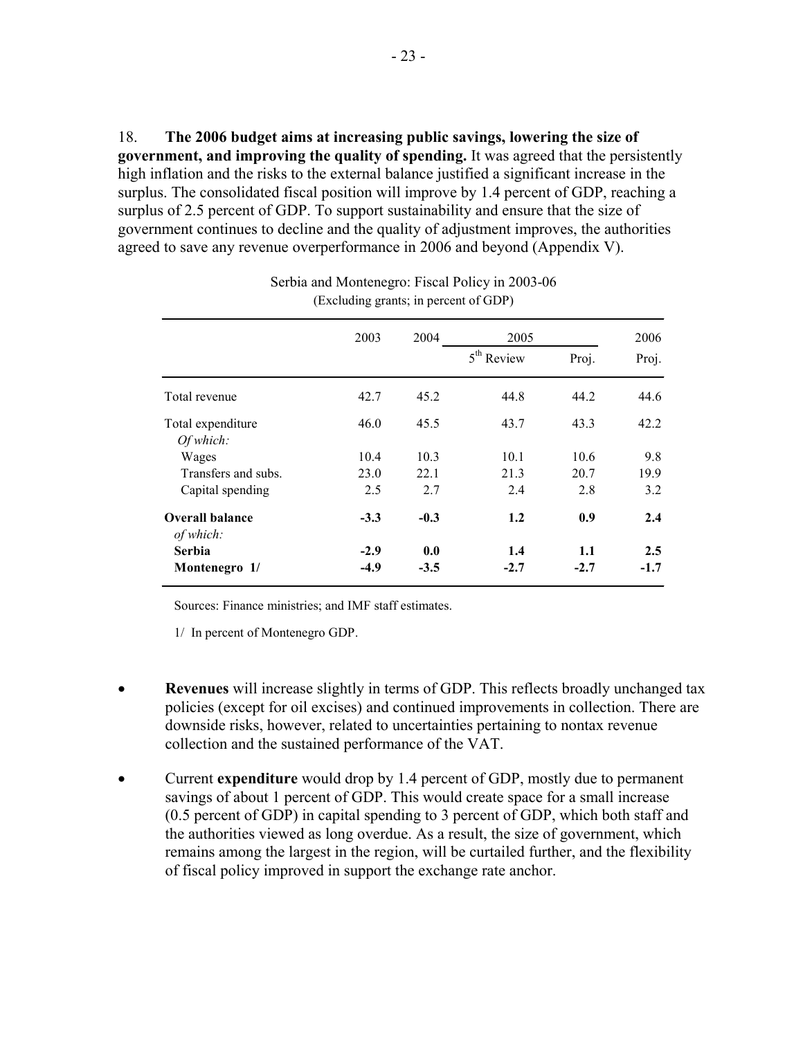18. **The 2006 budget aims at increasing public savings, lowering the size of government, and improving the quality of spending.** It was agreed that the persistently high inflation and the risks to the external balance justified a significant increase in the surplus. The consolidated fiscal position will improve by 1.4 percent of GDP, reaching a surplus of 2.5 percent of GDP. To support sustainability and ensure that the size of government continues to decline and the quality of adjustment improves, the authorities agreed to save any revenue overperformance in 2006 and beyond (Appendix V).

Serbia and Montenegro: Fiscal Policy in 2003-06
(Excluding grants; in percent of GDP)

| | 2003 | 2004 | 2005 | | 2006 |
|---|---|---|---|---|---|
| | | | 5th Review | Proj. | Proj. |
| Total revenue | 42.7 | 45.2 | 44.8 | 44.2 | 44.6 |
| Total expenditure | 46.0 | 45.5 | 43.7 | 43.3 | 42.2 |
| *Of which:* | | | | | |
| Wages | 10.4 | 10.3 | 10.1 | 10.6 | 9.8 |
| Transfers and subs. | 23.0 | 22.1 | 21.3 | 20.7 | 19.9 |
| Capital spending | 2.5 | 2.7 | 2.4 | 2.8 | 3.2 |
| **Overall balance** | **-3.3** | **-0.3** | **1.2** | **0.9** | **2.4** |
| *of which:* | | | | | |
| **Serbia** | **-2.9** | **0.0** | **1.4** | **1.1** | **2.5** |
| **Montenegro 1/** | **-4.9** | **-3.5** | **-2.7** | **-2.7** | **-1.7** |

Sources: Finance ministries; and IMF staff estimates.

1/ In percent of Montenegro GDP.

- **Revenues** will increase slightly in terms of GDP. This reflects broadly unchanged tax policies (except for oil excises) and continued improvements in collection. There are downside risks, however, related to uncertainties pertaining to nontax revenue collection and the sustained performance of the VAT.

- Current **expenditure** would drop by 1.4 percent of GDP, mostly due to permanent savings of about 1 percent of GDP. This would create space for a small increase (0.5 percent of GDP) in capital spending to 3 percent of GDP, which both staff and the authorities viewed as long overdue. As a result, the size of government, which remains among the largest in the region, will be curtailed further, and the flexibility of fiscal policy improved in support the exchange rate anchor.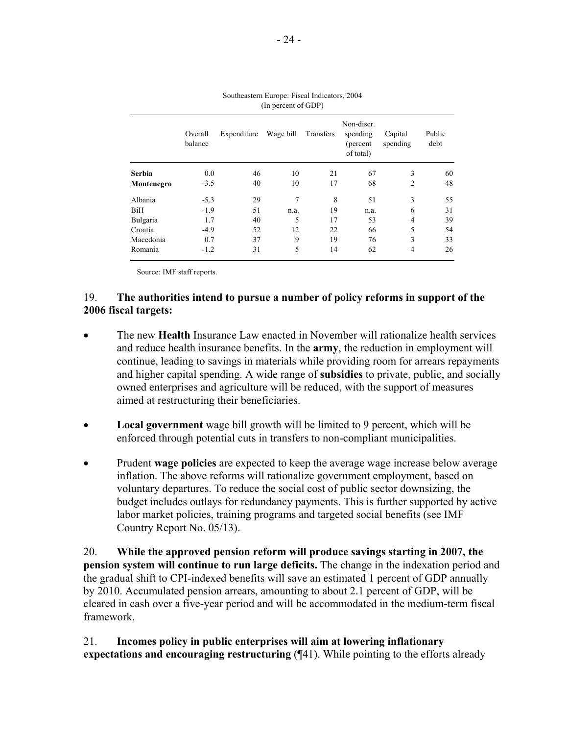Southeastern Europe: Fiscal Indicators, 2004
(In percent of GDP)

| | Overall balance | Expenditure | Wage bill | Transfers | Non-discr. spending (percent of total) | Capital spending | Public debt |
|---|---|---|---|---|---|---|---|
| **Serbia** | 0.0 | 46 | 10 | 21 | 67 | 3 | 60 |
| **Montenegro** | -3.5 | 40 | 10 | 17 | 68 | 2 | 48 |
| Albania | -5.3 | 29 | 7 | 8 | 51 | 3 | 55 |
| BiH | -1.9 | 51 | n.a. | 19 | n.a. | 6 | 31 |
| Bulgaria | 1.7 | 40 | 5 | 17 | 53 | 4 | 39 |
| Croatia | -4.9 | 52 | 12 | 22 | 66 | 5 | 54 |
| Macedonia | 0.7 | 37 | 9 | 19 | 76 | 3 | 33 |
| Romania | -1.2 | 31 | 5 | 14 | 62 | 4 | 26 |

Source: IMF staff reports.

19. **The authorities intend to pursue a number of policy reforms in support of the 2006 fiscal targets:**

- The new **Health** Insurance Law enacted in November will rationalize health services and reduce health insurance benefits. In the **army**, the reduction in employment will continue, leading to savings in materials while providing room for arrears repayments and higher capital spending. A wide range of **subsidies** to private, public, and socially owned enterprises and agriculture will be reduced, with the support of measures aimed at restructuring their beneficiaries.
- **Local government** wage bill growth will be limited to 9 percent, which will be enforced through potential cuts in transfers to non-compliant municipalities.
- Prudent **wage policies** are expected to keep the average wage increase below average inflation. The above reforms will rationalize government employment, based on voluntary departures. To reduce the social cost of public sector downsizing, the budget includes outlays for redundancy payments. This is further supported by active labor market policies, training programs and targeted social benefits (see IMF Country Report No. 05/13).

20. **While the approved pension reform will produce savings starting in 2007, the pension system will continue to run large deficits.** The change in the indexation period and the gradual shift to CPI-indexed benefits will save an estimated 1 percent of GDP annually by 2010. Accumulated pension arrears, amounting to about 2.1 percent of GDP, will be cleared in cash over a five-year period and will be accommodated in the medium-term fiscal framework.

21. **Incomes policy in public enterprises will aim at lowering inflationary expectations and encouraging restructuring** (¶41). While pointing to the efforts already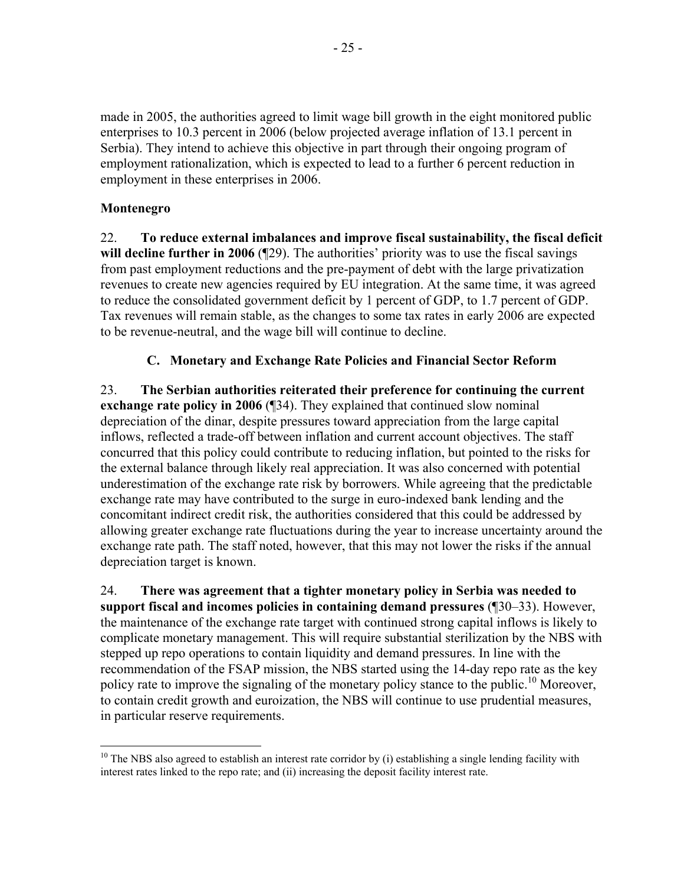made in 2005, the authorities agreed to limit wage bill growth in the eight monitored public enterprises to 10.3 percent in 2006 (below projected average inflation of 13.1 percent in Serbia). They intend to achieve this objective in part through their ongoing program of employment rationalization, which is expected to lead to a further 6 percent reduction in employment in these enterprises in 2006.

**Montenegro**

22. **To reduce external imbalances and improve fiscal sustainability, the fiscal deficit will decline further in 2006** (¶29). The authorities' priority was to use the fiscal savings from past employment reductions and the pre-payment of debt with the large privatization revenues to create new agencies required by EU integration. At the same time, it was agreed to reduce the consolidated government deficit by 1 percent of GDP, to 1.7 percent of GDP. Tax revenues will remain stable, as the changes to some tax rates in early 2006 are expected to be revenue-neutral, and the wage bill will continue to decline.

## C. Monetary and Exchange Rate Policies and Financial Sector Reform

23. **The Serbian authorities reiterated their preference for continuing the current exchange rate policy in 2006** (¶34). They explained that continued slow nominal depreciation of the dinar, despite pressures toward appreciation from the large capital inflows, reflected a trade-off between inflation and current account objectives. The staff concurred that this policy could contribute to reducing inflation, but pointed to the risks for the external balance through likely real appreciation. It was also concerned with potential underestimation of the exchange rate risk by borrowers. While agreeing that the predictable exchange rate may have contributed to the surge in euro-indexed bank lending and the concomitant indirect credit risk, the authorities considered that this could be addressed by allowing greater exchange rate fluctuations during the year to increase uncertainty around the exchange rate path. The staff noted, however, that this may not lower the risks if the annual depreciation target is known.

24. **There was agreement that a tighter monetary policy in Serbia was needed to support fiscal and incomes policies in containing demand pressures** (¶30–33). However, the maintenance of the exchange rate target with continued strong capital inflows is likely to complicate monetary management. This will require substantial sterilization by the NBS with stepped up repo operations to contain liquidity and demand pressures. In line with the recommendation of the FSAP mission, the NBS started using the 14-day repo rate as the key policy rate to improve the signaling of the monetary policy stance to the public.[10] Moreover, to contain credit growth and euroization, the NBS will continue to use prudential measures, in particular reserve requirements.

[10] The NBS also agreed to establish an interest rate corridor by (i) establishing a single lending facility with interest rates linked to the repo rate; and (ii) increasing the deposit facility interest rate.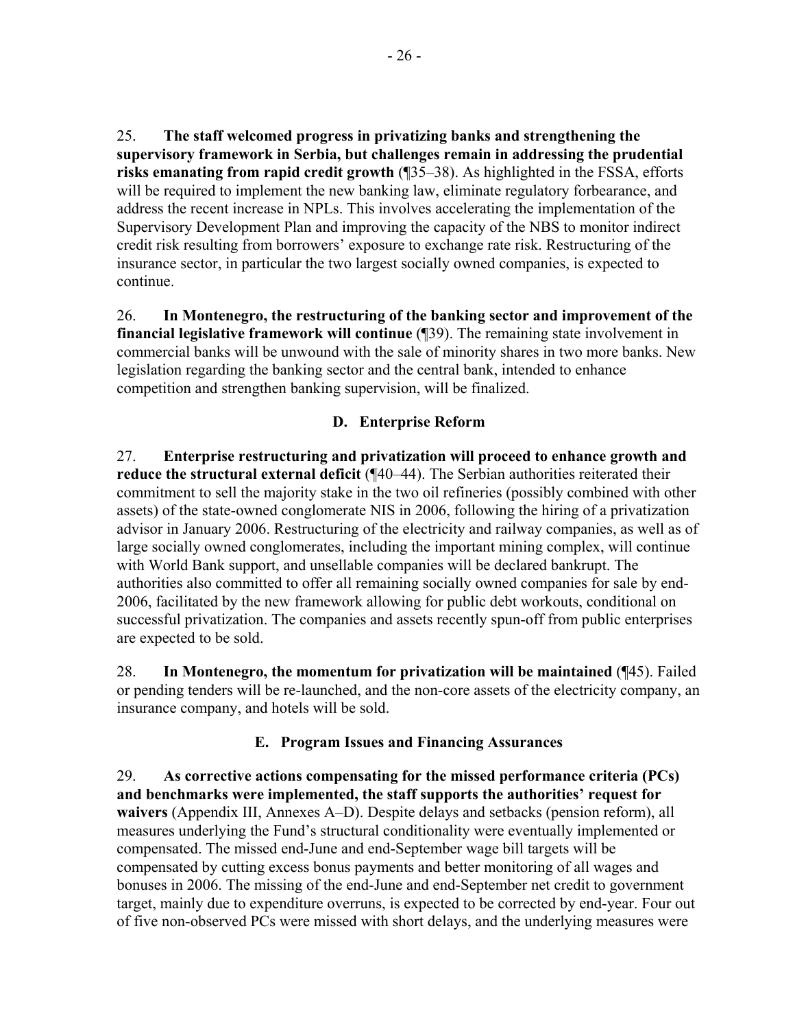25. **The staff welcomed progress in privatizing banks and strengthening the supervisory framework in Serbia, but challenges remain in addressing the prudential risks emanating from rapid credit growth** (¶35–38). As highlighted in the FSSA, efforts will be required to implement the new banking law, eliminate regulatory forbearance, and address the recent increase in NPLs. This involves accelerating the implementation of the Supervisory Development Plan and improving the capacity of the NBS to monitor indirect credit risk resulting from borrowers' exposure to exchange rate risk. Restructuring of the insurance sector, in particular the two largest socially owned companies, is expected to continue.

26. **In Montenegro, the restructuring of the banking sector and improvement of the financial legislative framework will continue** (¶39). The remaining state involvement in commercial banks will be unwound with the sale of minority shares in two more banks. New legislation regarding the banking sector and the central bank, intended to enhance competition and strengthen banking supervision, will be finalized.

### D. Enterprise Reform

27. **Enterprise restructuring and privatization will proceed to enhance growth and reduce the structural external deficit** (¶40–44). The Serbian authorities reiterated their commitment to sell the majority stake in the two oil refineries (possibly combined with other assets) of the state-owned conglomerate NIS in 2006, following the hiring of a privatization advisor in January 2006. Restructuring of the electricity and railway companies, as well as of large socially owned conglomerates, including the important mining complex, will continue with World Bank support, and unsellable companies will be declared bankrupt. The authorities also committed to offer all remaining socially owned companies for sale by end-2006, facilitated by the new framework allowing for public debt workouts, conditional on successful privatization. The companies and assets recently spun-off from public enterprises are expected to be sold.

28. **In Montenegro, the momentum for privatization will be maintained** (¶45). Failed or pending tenders will be re-launched, and the non-core assets of the electricity company, an insurance company, and hotels will be sold.

### E. Program Issues and Financing Assurances

29. **As corrective actions compensating for the missed performance criteria (PCs) and benchmarks were implemented, the staff supports the authorities' request for waivers** (Appendix III, Annexes A–D). Despite delays and setbacks (pension reform), all measures underlying the Fund's structural conditionality were eventually implemented or compensated. The missed end-June and end-September wage bill targets will be compensated by cutting excess bonus payments and better monitoring of all wages and bonuses in 2006. The missing of the end-June and end-September net credit to government target, mainly due to expenditure overruns, is expected to be corrected by end-year. Four out of five non-observed PCs were missed with short delays, and the underlying measures were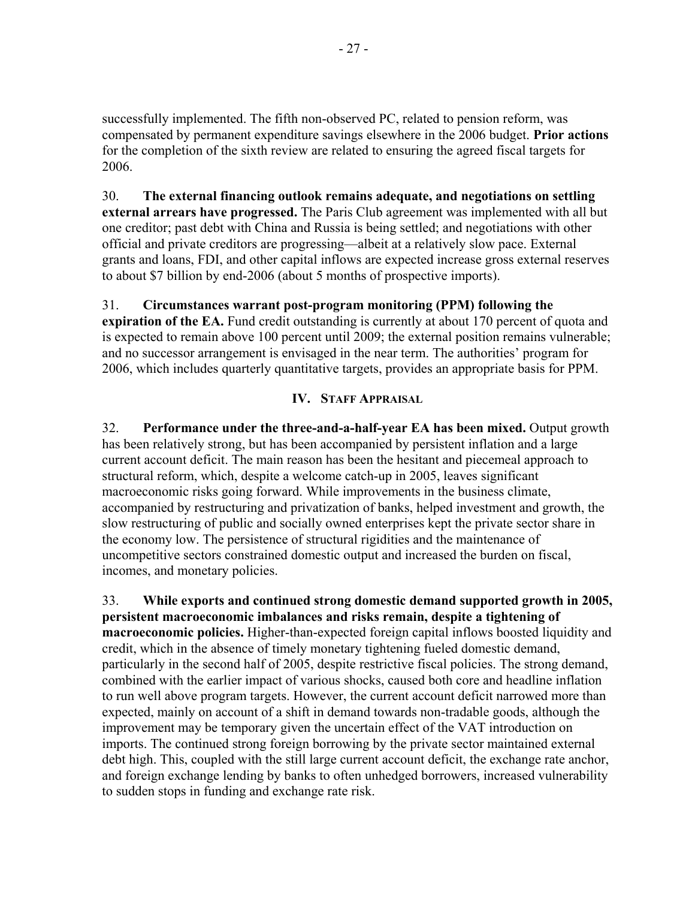successfully implemented. The fifth non-observed PC, related to pension reform, was compensated by permanent expenditure savings elsewhere in the 2006 budget. **Prior actions** for the completion of the sixth review are related to ensuring the agreed fiscal targets for 2006.

30. **The external financing outlook remains adequate, and negotiations on settling external arrears have progressed.** The Paris Club agreement was implemented with all but one creditor; past debt with China and Russia is being settled; and negotiations with other official and private creditors are progressing—albeit at a relatively slow pace. External grants and loans, FDI, and other capital inflows are expected increase gross external reserves to about $7 billion by end-2006 (about 5 months of prospective imports).

31. **Circumstances warrant post-program monitoring (PPM) following the expiration of the EA.** Fund credit outstanding is currently at about 170 percent of quota and is expected to remain above 100 percent until 2009; the external position remains vulnerable; and no successor arrangement is envisaged in the near term. The authorities' program for 2006, which includes quarterly quantitative targets, provides an appropriate basis for PPM.

## IV. Staff Appraisal

32. **Performance under the three-and-a-half-year EA has been mixed.** Output growth has been relatively strong, but has been accompanied by persistent inflation and a large current account deficit. The main reason has been the hesitant and piecemeal approach to structural reform, which, despite a welcome catch-up in 2005, leaves significant macroeconomic risks going forward. While improvements in the business climate, accompanied by restructuring and privatization of banks, helped investment and growth, the slow restructuring of public and socially owned enterprises kept the private sector share in the economy low. The persistence of structural rigidities and the maintenance of uncompetitive sectors constrained domestic output and increased the burden on fiscal, incomes, and monetary policies.

33. **While exports and continued strong domestic demand supported growth in 2005, persistent macroeconomic imbalances and risks remain, despite a tightening of macroeconomic policies.** Higher-than-expected foreign capital inflows boosted liquidity and credit, which in the absence of timely monetary tightening fueled domestic demand, particularly in the second half of 2005, despite restrictive fiscal policies. The strong demand, combined with the earlier impact of various shocks, caused both core and headline inflation to run well above program targets. However, the current account deficit narrowed more than expected, mainly on account of a shift in demand towards non-tradable goods, although the improvement may be temporary given the uncertain effect of the VAT introduction on imports. The continued strong foreign borrowing by the private sector maintained external debt high. This, coupled with the still large current account deficit, the exchange rate anchor, and foreign exchange lending by banks to often unhedged borrowers, increased vulnerability to sudden stops in funding and exchange rate risk.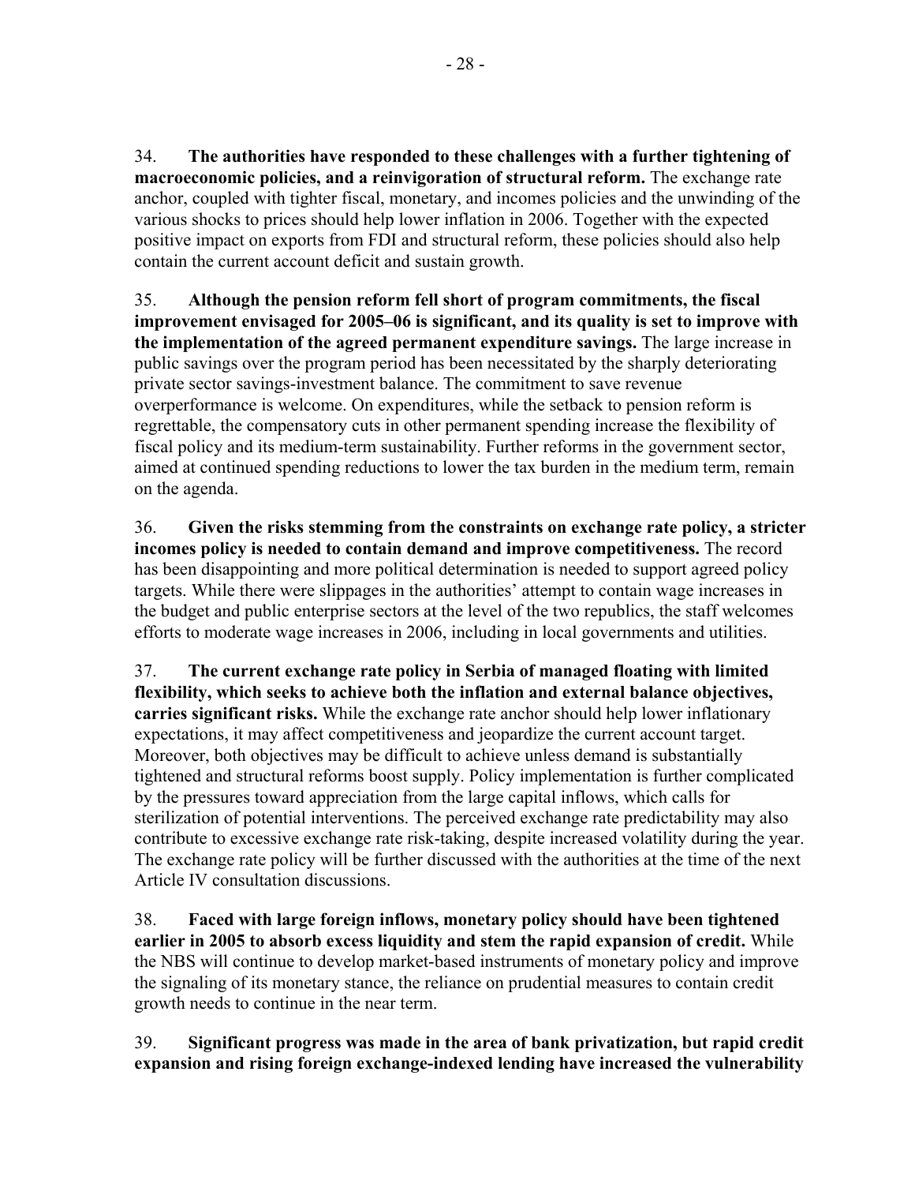34. **The authorities have responded to these challenges with a further tightening of macroeconomic policies, and a reinvigoration of structural reform.** The exchange rate anchor, coupled with tighter fiscal, monetary, and incomes policies and the unwinding of the various shocks to prices should help lower inflation in 2006. Together with the expected positive impact on exports from FDI and structural reform, these policies should also help contain the current account deficit and sustain growth.

35. **Although the pension reform fell short of program commitments, the fiscal improvement envisaged for 2005–06 is significant, and its quality is set to improve with the implementation of the agreed permanent expenditure savings.** The large increase in public savings over the program period has been necessitated by the sharply deteriorating private sector savings-investment balance. The commitment to save revenue overperformance is welcome. On expenditures, while the setback to pension reform is regrettable, the compensatory cuts in other permanent spending increase the flexibility of fiscal policy and its medium-term sustainability. Further reforms in the government sector, aimed at continued spending reductions to lower the tax burden in the medium term, remain on the agenda.

36. **Given the risks stemming from the constraints on exchange rate policy, a stricter incomes policy is needed to contain demand and improve competitiveness.** The record has been disappointing and more political determination is needed to support agreed policy targets. While there were slippages in the authorities' attempt to contain wage increases in the budget and public enterprise sectors at the level of the two republics, the staff welcomes efforts to moderate wage increases in 2006, including in local governments and utilities.

37. **The current exchange rate policy in Serbia of managed floating with limited flexibility, which seeks to achieve both the inflation and external balance objectives, carries significant risks.** While the exchange rate anchor should help lower inflationary expectations, it may affect competitiveness and jeopardize the current account target. Moreover, both objectives may be difficult to achieve unless demand is substantially tightened and structural reforms boost supply. Policy implementation is further complicated by the pressures toward appreciation from the large capital inflows, which calls for sterilization of potential interventions. The perceived exchange rate predictability may also contribute to excessive exchange rate risk-taking, despite increased volatility during the year. The exchange rate policy will be further discussed with the authorities at the time of the next Article IV consultation discussions.

38. **Faced with large foreign inflows, monetary policy should have been tightened earlier in 2005 to absorb excess liquidity and stem the rapid expansion of credit.** While the NBS will continue to develop market-based instruments of monetary policy and improve the signaling of its monetary stance, the reliance on prudential measures to contain credit growth needs to continue in the near term.

39. **Significant progress was made in the area of bank privatization, but rapid credit expansion and rising foreign exchange-indexed lending have increased the vulnerability**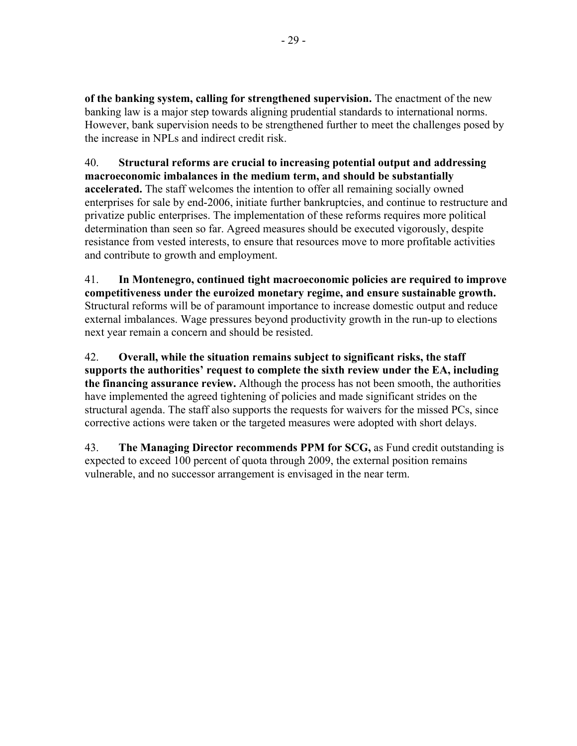**of the banking system, calling for strengthened supervision.** The enactment of the new banking law is a major step towards aligning prudential standards to international norms. However, bank supervision needs to be strengthened further to meet the challenges posed by the increase in NPLs and indirect credit risk.

40. **Structural reforms are crucial to increasing potential output and addressing macroeconomic imbalances in the medium term, and should be substantially accelerated.** The staff welcomes the intention to offer all remaining socially owned enterprises for sale by end-2006, initiate further bankruptcies, and continue to restructure and privatize public enterprises. The implementation of these reforms requires more political determination than seen so far. Agreed measures should be executed vigorously, despite resistance from vested interests, to ensure that resources move to more profitable activities and contribute to growth and employment.

41. **In Montenegro, continued tight macroeconomic policies are required to improve competitiveness under the euroized monetary regime, and ensure sustainable growth.** Structural reforms will be of paramount importance to increase domestic output and reduce external imbalances. Wage pressures beyond productivity growth in the run-up to elections next year remain a concern and should be resisted.

42. **Overall, while the situation remains subject to significant risks, the staff supports the authorities' request to complete the sixth review under the EA, including the financing assurance review.** Although the process has not been smooth, the authorities have implemented the agreed tightening of policies and made significant strides on the structural agenda. The staff also supports the requests for waivers for the missed PCs, since corrective actions were taken or the targeted measures were adopted with short delays.

43. **The Managing Director recommends PPM for SCG,** as Fund credit outstanding is expected to exceed 100 percent of quota through 2009, the external position remains vulnerable, and no successor arrangement is envisaged in the near term.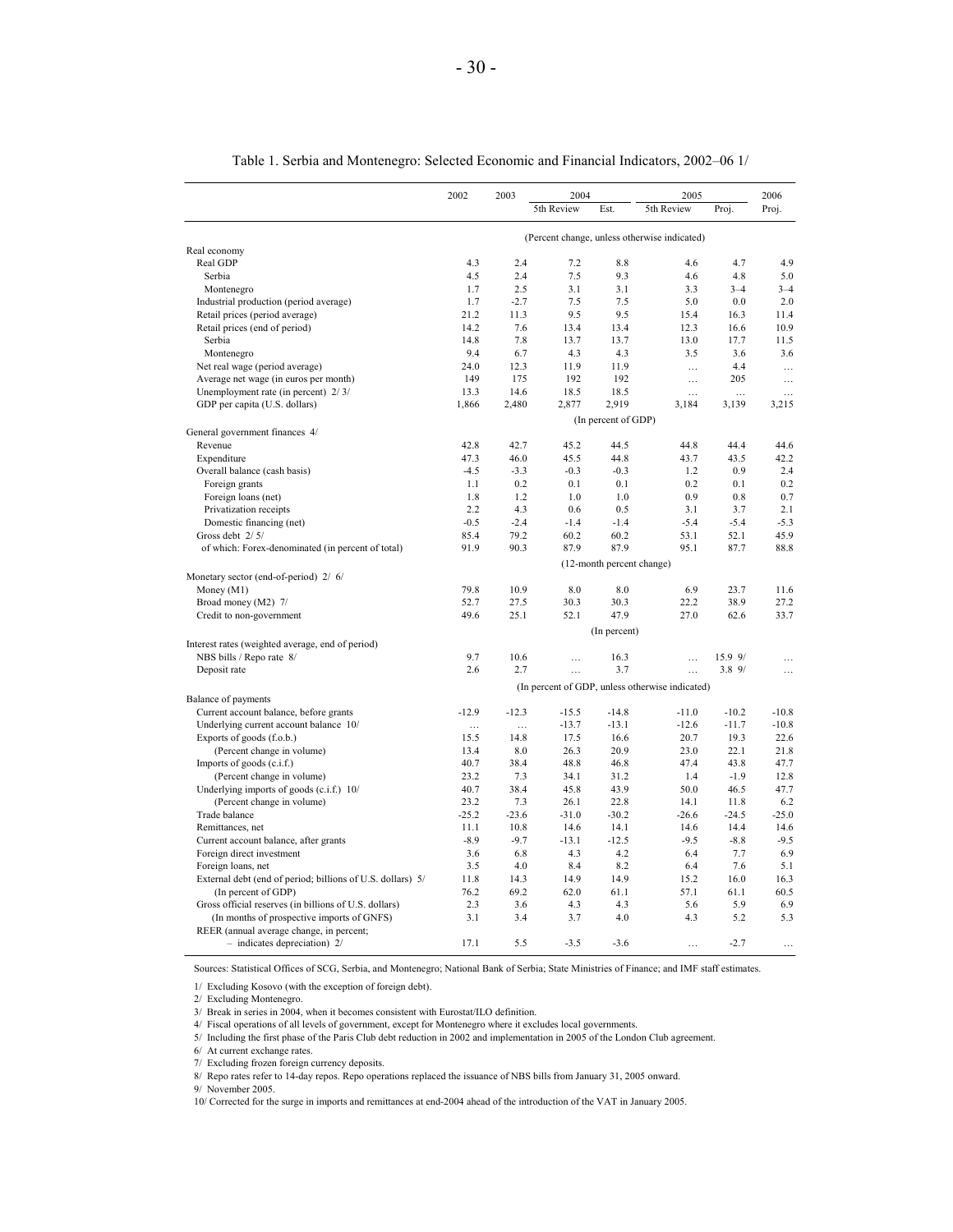Table 1. Serbia and Montenegro: Selected Economic and Financial Indicators, 2002–06 1/

| | 2002 | 2003 | 2004 | | 2005 | | 2006 |
|---|---|---|---|---|---|---|---|
| | | | 5th Review | Est. | 5th Review | Proj. | Proj. |
| | (Percent change, unless otherwise indicated) | | | | | | |
| Real economy | | | | | | | |
| Real GDP | 4.3 | 2.4 | 7.2 | 8.8 | 4.6 | 4.7 | 4.9 |
| Serbia | 4.5 | 2.4 | 7.5 | 9.3 | 4.6 | 4.8 | 5.0 |
| Montenegro | 1.7 | 2.5 | 3.1 | 3.1 | 3.3 | 3–4 | 3–4 |
| Industrial production (period average) | 1.7 | -2.7 | 7.5 | 7.5 | 5.0 | 0.0 | 2.0 |
| Retail prices (period average) | 21.2 | 11.3 | 9.5 | 9.5 | 15.4 | 16.3 | 11.4 |
| Retail prices (end of period) | 14.2 | 7.6 | 13.4 | 13.4 | 12.3 | 16.6 | 10.9 |
| Serbia | 14.8 | 7.8 | 13.7 | 13.7 | 13.0 | 17.7 | 11.5 |
| Montenegro | 9.4 | 6.7 | 4.3 | 4.3 | 3.5 | 3.6 | 3.6 |
| Net real wage (period average) | 24.0 | 12.3 | 11.9 | 11.9 | … | 4.4 | … |
| Average net wage (in euros per month) | 149 | 175 | 192 | 192 | … | 205 | … |
| Unemployment rate (in percent) 2/ 3/ | 13.3 | 14.6 | 18.5 | 18.5 | … | … | … |
| GDP per capita (U.S. dollars) | 1,866 | 2,480 | 2,877 | 2,919 | 3,184 | 3,139 | 3,215 |
| | (In percent of GDP) | | | | | | |
| General government finances 4/ | | | | | | | |
| Revenue | 42.8 | 42.7 | 45.2 | 44.5 | 44.8 | 44.4 | 44.6 |
| Expenditure | 47.3 | 46.0 | 45.5 | 44.8 | 43.7 | 43.5 | 42.2 |
| Overall balance (cash basis) | -4.5 | -3.3 | -0.3 | -0.3 | 1.2 | 0.9 | 2.4 |
| Foreign grants | 1.1 | 0.2 | 0.1 | 0.1 | 0.2 | 0.1 | 0.2 |
| Foreign loans (net) | 1.8 | 1.2 | 1.0 | 1.0 | 0.9 | 0.8 | 0.7 |
| Privatization receipts | 2.2 | 4.3 | 0.6 | 0.5 | 3.1 | 3.7 | 2.1 |
| Domestic financing (net) | -0.5 | -2.4 | -1.4 | -1.4 | -5.4 | -5.4 | -5.3 |
| Gross debt 2/ 5/ | 85.4 | 79.2 | 60.2 | 60.2 | 53.1 | 52.1 | 45.9 |
| of which: Forex-denominated (in percent of total) | 91.9 | 90.3 | 87.9 | 87.9 | 95.1 | 87.7 | 88.8 |
| | (12-month percent change) | | | | | | |
| Monetary sector (end-of-period) 2/ 6/ | | | | | | | |
| Money (M1) | 79.8 | 10.9 | 8.0 | 8.0 | 6.9 | 23.7 | 11.6 |
| Broad money (M2) 7/ | 52.7 | 27.5 | 30.3 | 30.3 | 22.2 | 38.9 | 27.2 |
| Credit to non-government | 49.6 | 25.1 | 52.1 | 47.9 | 27.0 | 62.6 | 33.7 |
| | (In percent) | | | | | | |
| Interest rates (weighted average, end of period) | | | | | | | |
| NBS bills / Repo rate 8/ | 9.7 | 10.6 | … | 16.3 | … | 15.9 9/ | … |
| Deposit rate | 2.6 | 2.7 | … | 3.7 | … | 3.8 9/ | … |
| | (In percent of GDP, unless otherwise indicated) | | | | | | |
| Balance of payments | | | | | | | |
| Current account balance, before grants | -12.9 | -12.3 | -15.5 | -14.8 | -11.0 | -10.2 | -10.8 |
| Underlying current account balance 10/ | … | … | -13.7 | -13.1 | -12.6 | -11.7 | -10.8 |
| Exports of goods (f.o.b.) | 15.5 | 14.8 | 17.5 | 16.6 | 20.7 | 19.3 | 22.6 |
| (Percent change in volume) | 13.4 | 8.0 | 26.3 | 20.9 | 23.0 | 22.1 | 21.8 |
| Imports of goods (c.i.f.) | 40.7 | 38.4 | 48.8 | 46.8 | 47.4 | 43.8 | 47.7 |
| (Percent change in volume) | 23.2 | 7.3 | 34.1 | 31.2 | 1.4 | -1.9 | 12.8 |
| Underlying imports of goods (c.i.f.) 10/ | 40.7 | 38.4 | 45.8 | 43.9 | 50.0 | 46.5 | 47.7 |
| (Percent change in volume) | 23.2 | 7.3 | 26.1 | 22.8 | 14.1 | 11.8 | 6.2 |
| Trade balance | -25.2 | -23.6 | -31.0 | -30.2 | -26.6 | -24.5 | -25.0 |
| Remittances, net | 11.1 | 10.8 | 14.6 | 14.1 | 14.6 | 14.4 | 14.6 |
| Current account balance, after grants | -8.9 | -9.7 | -13.1 | -12.5 | -9.5 | -8.8 | -9.5 |
| Foreign direct investment | 3.6 | 6.8 | 4.3 | 4.2 | 6.4 | 7.7 | 6.9 |
| Foreign loans, net | 3.5 | 4.0 | 8.4 | 8.2 | 6.4 | 7.6 | 5.1 |
| External debt (end of period; billions of U.S. dollars) 5/ | 11.8 | 14.3 | 14.9 | 14.9 | 15.2 | 16.0 | 16.3 |
| (In percent of GDP) | 76.2 | 69.2 | 62.0 | 61.1 | 57.1 | 61.1 | 60.5 |
| Gross official reserves (in billions of U.S. dollars) | 2.3 | 3.6 | 4.3 | 4.3 | 5.6 | 5.9 | 6.9 |
| (In months of prospective imports of GNFS) | 3.1 | 3.4 | 3.7 | 4.0 | 4.3 | 5.2 | 5.3 |
| REER (annual average change, in percent; – indicates depreciation) 2/ | 17.1 | 5.5 | -3.5 | -3.6 | … | -2.7 | … |

Sources: Statistical Offices of SCG, Serbia, and Montenegro; National Bank of Serbia; State Ministries of Finance; and IMF staff estimates.

1/ Excluding Kosovo (with the exception of foreign debt).

2/ Excluding Montenegro.

3/ Break in series in 2004, when it becomes consistent with Eurostat/ILO definition.

4/ Fiscal operations of all levels of government, except for Montenegro where it excludes local governments.

5/ Including the first phase of the Paris Club debt reduction in 2002 and implementation in 2005 of the London Club agreement.

6/ At current exchange rates.

7/ Excluding frozen foreign currency deposits.

8/ Repo rates refer to 14-day repos. Repo operations replaced the issuance of NBS bills from January 31, 2005 onward.

9/ November 2005.

10/ Corrected for the surge in imports and remittances at end-2004 ahead of the introduction of the VAT in January 2005.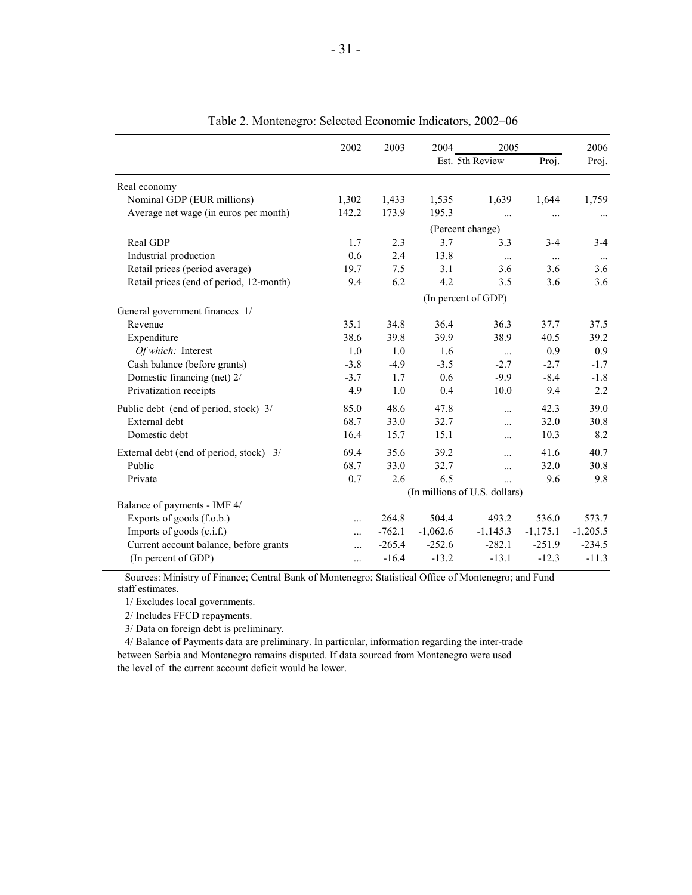Table 2. Montenegro: Selected Economic Indicators, 2002–06

| | 2002 | 2003 | 2004 | 2005 | | 2006 |
|---|---|---|---|---|---|---|
| | | | Est. | 5th Review | Proj. | Proj. |
| Real economy | | | | | | |
| Nominal GDP (EUR millions) | 1,302 | 1,433 | 1,535 | 1,639 | 1,644 | 1,759 |
| Average net wage (in euros per month) | 142.2 | 173.9 | 195.3 | ... | ... | ... |
| | (Percent change) | | | | | |
| Real GDP | 1.7 | 2.3 | 3.7 | 3.3 | 3-4 | 3-4 |
| Industrial production | 0.6 | 2.4 | 13.8 | ... | ... | ... |
| Retail prices (period average) | 19.7 | 7.5 | 3.1 | 3.6 | 3.6 | 3.6 |
| Retail prices (end of period, 12-month) | 9.4 | 6.2 | 4.2 | 3.5 | 3.6 | 3.6 |
| | (In percent of GDP) | | | | | |
| General government finances 1/ | | | | | | |
| Revenue | 35.1 | 34.8 | 36.4 | 36.3 | 37.7 | 37.5 |
| Expenditure | 38.6 | 39.8 | 39.9 | 38.9 | 40.5 | 39.2 |
| *Of which:* Interest | 1.0 | 1.0 | 1.6 | ... | 0.9 | 0.9 |
| Cash balance (before grants) | -3.8 | -4.9 | -3.5 | -2.7 | -2.7 | -1.7 |
| Domestic financing (net) 2/ | -3.7 | 1.7 | 0.6 | -9.9 | -8.4 | -1.8 |
| Privatization receipts | 4.9 | 1.0 | 0.4 | 10.0 | 9.4 | 2.2 |
| Public debt (end of period, stock) 3/ | 85.0 | 48.6 | 47.8 | ... | 42.3 | 39.0 |
| External debt | 68.7 | 33.0 | 32.7 | ... | 32.0 | 30.8 |
| Domestic debt | 16.4 | 15.7 | 15.1 | ... | 10.3 | 8.2 |
| External debt (end of period, stock) 3/ | 69.4 | 35.6 | 39.2 | ... | 41.6 | 40.7 |
| Public | 68.7 | 33.0 | 32.7 | ... | 32.0 | 30.8 |
| Private | 0.7 | 2.6 | 6.5 | ... | 9.6 | 9.8 |
| | (In millions of U.S. dollars) | | | | | |
| Balance of payments - IMF 4/ | | | | | | |
| Exports of goods (f.o.b.) | ... | 264.8 | 504.4 | 493.2 | 536.0 | 573.7 |
| Imports of goods (c.i.f.) | ... | -762.1 | -1,062.6 | -1,145.3 | -1,175.1 | -1,205.5 |
| Current account balance, before grants | ... | -265.4 | -252.6 | -282.1 | -251.9 | -234.5 |
| (In percent of GDP) | ... | -16.4 | -13.2 | -13.1 | -12.3 | -11.3 |

Sources: Ministry of Finance; Central Bank of Montenegro; Statistical Office of Montenegro; and Fund staff estimates.

1/ Excludes local governments.

2/ Includes FFCD repayments.

3/ Data on foreign debt is preliminary.

4/ Balance of Payments data are preliminary. In particular, information regarding the inter-trade between Serbia and Montenegro remains disputed. If data sourced from Montenegro were used the level of the current account deficit would be lower.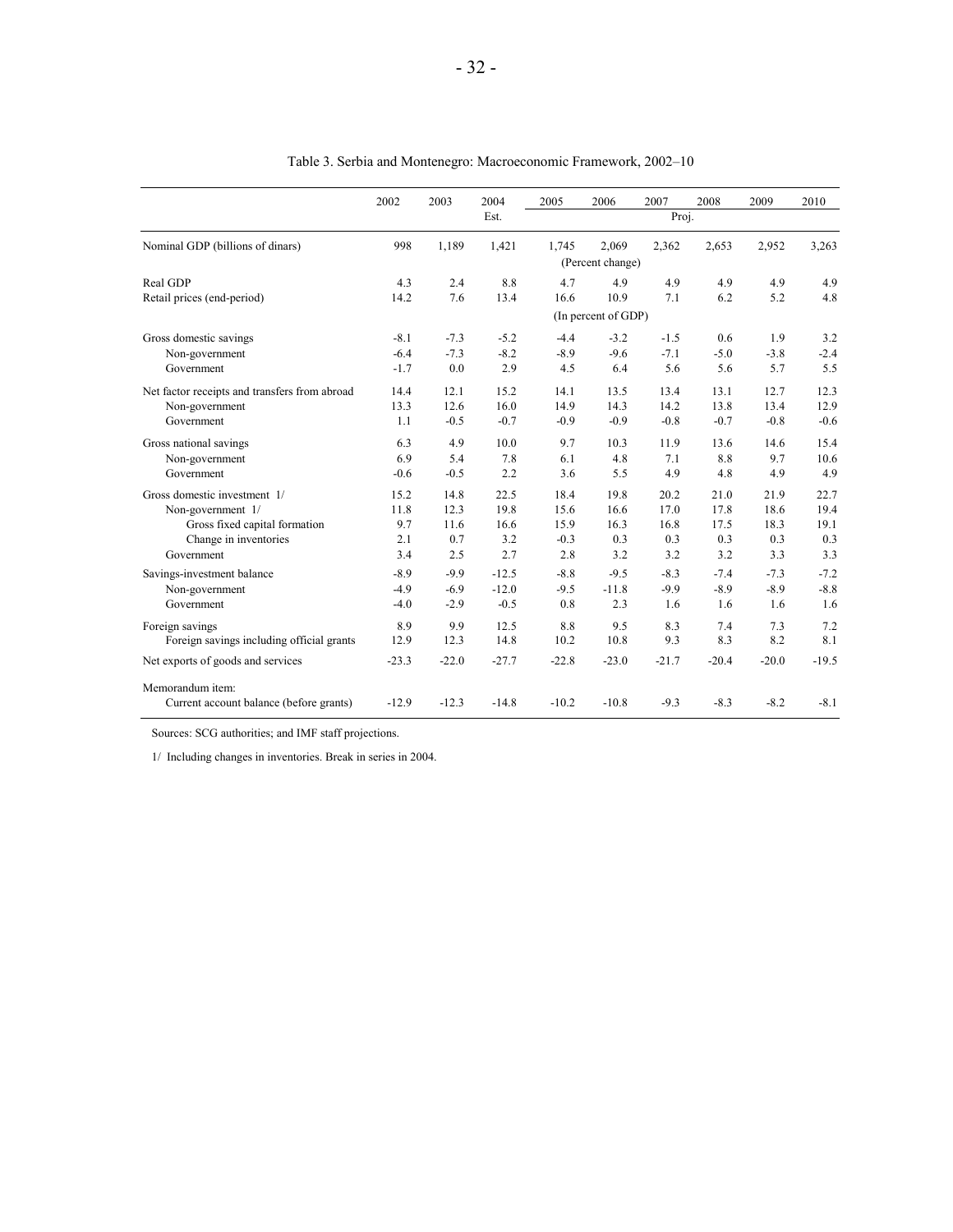Table 3. Serbia and Montenegro: Macroeconomic Framework, 2002–10

| | 2002 | 2003 | 2004 | 2005 | 2006 | 2007 | 2008 | 2009 | 2010 |
|---|---|---|---|---|---|---|---|---|---|
| | | | Est. | | | Proj. | | | |
| Nominal GDP (billions of dinars) | 998 | 1,189 | 1,421 | 1,745 | 2,069 | 2,362 | 2,653 | 2,952 | 3,263 |
| | | | | | (Percent change) | | | | |
| Real GDP | 4.3 | 2.4 | 8.8 | 4.7 | 4.9 | 4.9 | 4.9 | 4.9 | 4.9 |
| Retail prices (end-period) | 14.2 | 7.6 | 13.4 | 16.6 | 10.9 | 7.1 | 6.2 | 5.2 | 4.8 |
| | | | | | (In percent of GDP) | | | | |
| Gross domestic savings | -8.1 | -7.3 | -5.2 | -4.4 | -3.2 | -1.5 | 0.6 | 1.9 | 3.2 |
| Non-government | -6.4 | -7.3 | -8.2 | -8.9 | -9.6 | -7.1 | -5.0 | -3.8 | -2.4 |
| Government | -1.7 | 0.0 | 2.9 | 4.5 | 6.4 | 5.6 | 5.6 | 5.7 | 5.5 |
| Net factor receipts and transfers from abroad | 14.4 | 12.1 | 15.2 | 14.1 | 13.5 | 13.4 | 13.1 | 12.7 | 12.3 |
| Non-government | 13.3 | 12.6 | 16.0 | 14.9 | 14.3 | 14.2 | 13.8 | 13.4 | 12.9 |
| Government | 1.1 | -0.5 | -0.7 | -0.9 | -0.9 | -0.8 | -0.7 | -0.8 | -0.6 |
| Gross national savings | 6.3 | 4.9 | 10.0 | 9.7 | 10.3 | 11.9 | 13.6 | 14.6 | 15.4 |
| Non-government | 6.9 | 5.4 | 7.8 | 6.1 | 4.8 | 7.1 | 8.8 | 9.7 | 10.6 |
| Government | -0.6 | -0.5 | 2.2 | 3.6 | 5.5 | 4.9 | 4.8 | 4.9 | 4.9 |
| Gross domestic investment 1/ | 15.2 | 14.8 | 22.5 | 18.4 | 19.8 | 20.2 | 21.0 | 21.9 | 22.7 |
| Non-government 1/ | 11.8 | 12.3 | 19.8 | 15.6 | 16.6 | 17.0 | 17.8 | 18.6 | 19.4 |
| Gross fixed capital formation | 9.7 | 11.6 | 16.6 | 15.9 | 16.3 | 16.8 | 17.5 | 18.3 | 19.1 |
| Change in inventories | 2.1 | 0.7 | 3.2 | -0.3 | 0.3 | 0.3 | 0.3 | 0.3 | 0.3 |
| Government | 3.4 | 2.5 | 2.7 | 2.8 | 3.2 | 3.2 | 3.2 | 3.3 | 3.3 |
| Savings-investment balance | -8.9 | -9.9 | -12.5 | -8.8 | -9.5 | -8.3 | -7.4 | -7.3 | -7.2 |
| Non-government | -4.9 | -6.9 | -12.0 | -9.5 | -11.8 | -9.9 | -8.9 | -8.9 | -8.8 |
| Government | -4.0 | -2.9 | -0.5 | 0.8 | 2.3 | 1.6 | 1.6 | 1.6 | 1.6 |
| Foreign savings | 8.9 | 9.9 | 12.5 | 8.8 | 9.5 | 8.3 | 7.4 | 7.3 | 7.2 |
| Foreign savings including official grants | 12.9 | 12.3 | 14.8 | 10.2 | 10.8 | 9.3 | 8.3 | 8.2 | 8.1 |
| Net exports of goods and services | -23.3 | -22.0 | -27.7 | -22.8 | -23.0 | -21.7 | -20.4 | -20.0 | -19.5 |
| Memorandum item: | | | | | | | | | |
| Current account balance (before grants) | -12.9 | -12.3 | -14.8 | -10.2 | -10.8 | -9.3 | -8.3 | -8.2 | -8.1 |

Sources: SCG authorities; and IMF staff projections.

1/ Including changes in inventories. Break in series in 2004.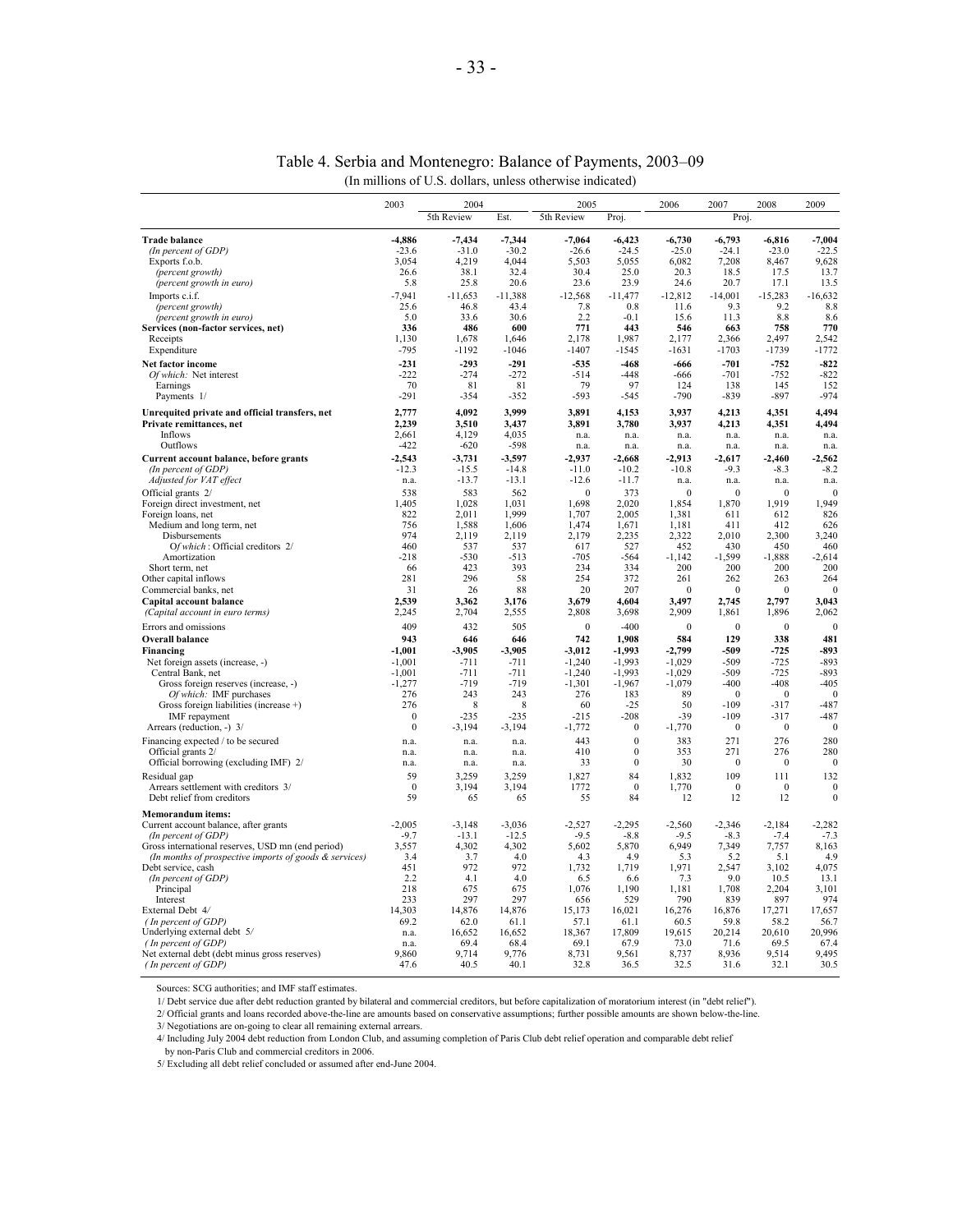# Table 4. Serbia and Montenegro: Balance of Payments, 2003–09

(In millions of U.S. dollars, unless otherwise indicated)

| | 2003 | 2004 | | 2005 | | 2006 | 2007 | 2008 | 2009 |
|---|---|---|---|---|---|---|---|---|---|
| | | 5th Review | Est. | 5th Review | Proj. | | Proj. | | |
| **Trade balance** | **-4,886** | **-7,434** | **-7,344** | **-7,064** | **-6,423** | **-6,730** | **-6,793** | **-6,816** | **-7,004** |
| *(In percent of GDP)* | -23.6 | -31.0 | -30.2 | -26.6 | -24.5 | -25.0 | -24.1 | -23.0 | -22.5 |
| Exports f.o.b. | 3,054 | 4,219 | 4,044 | 5,503 | 5,055 | 6,082 | 7,208 | 8,467 | 9,628 |
| *(percent growth)* | 26.6 | 38.1 | 32.4 | 30.4 | 25.0 | 20.3 | 18.5 | 17.5 | 13.7 |
| *(percent growth in euro)* | 5.8 | 25.8 | 20.6 | 23.6 | 23.9 | 24.6 | 20.7 | 17.1 | 13.5 |
| Imports c.i.f. | -7,941 | -11,653 | -11,388 | -12,568 | -11,477 | -12,812 | -14,001 | -15,283 | -16,632 |
| *(percent growth)* | 25.6 | 46.8 | 43.4 | 7.8 | 0.8 | 11.6 | 9.3 | 9.2 | 8.8 |
| *(percent growth in euro)* | 5.0 | 33.6 | 30.6 | 2.2 | -0.1 | 15.6 | 11.3 | 8.8 | 8.6 |
| **Services (non-factor services, net)** | **336** | **486** | **600** | **771** | **443** | **546** | **663** | **758** | **770** |
| Receipts | 1,130 | 1,678 | 1,646 | 2,178 | 1,987 | 2,177 | 2,366 | 2,497 | 2,542 |
| Expenditure | -795 | -1192 | -1046 | -1407 | -1545 | -1631 | -1703 | -1739 | -1772 |
| **Net factor income** | **-231** | **-293** | **-291** | **-535** | **-468** | **-666** | **-701** | **-752** | **-822** |
| *Of which:* Net interest | -222 | -274 | -272 | -514 | -448 | -666 | -701 | -752 | -822 |
| Earnings | 70 | 81 | 81 | 79 | 97 | 124 | 138 | 145 | 152 |
| Payments 1/ | -291 | -354 | -352 | -593 | -545 | -790 | -839 | -897 | -974 |
| **Unrequited private and official transfers, net** | **2,777** | **4,092** | **3,999** | **3,891** | **4,153** | **3,937** | **4,213** | **4,351** | **4,494** |
| **Private remittances, net** | **2,239** | **3,510** | **3,437** | **3,891** | **3,780** | **3,937** | **4,213** | **4,351** | **4,494** |
| Inflows | 2,661 | 4,129 | 4,035 | n.a. | n.a. | n.a. | n.a. | n.a. | n.a. |
| Outflows | -422 | -620 | -598 | n.a. | n.a. | n.a. | n.a. | n.a. | n.a. |
| **Current account balance, before grants** | **-2,543** | **-3,731** | **-3,597** | **-2,937** | **-2,668** | **-2,913** | **-2,617** | **-2,460** | **-2,562** |
| *(In percent of GDP)* | -12.3 | -15.5 | -14.8 | -11.0 | -10.2 | -10.8 | -9.3 | -8.3 | -8.2 |
| *Adjusted for VAT effect* | n.a. | -13.7 | -13.1 | -12.6 | -11.7 | n.a. | n.a. | n.a. | n.a. |
| Official grants 2/ | 538 | 583 | 562 | 0 | 373 | 0 | 0 | 0 | 0 |
| Foreign direct investment, net | 1,405 | 1,028 | 1,031 | 1,698 | 2,020 | 1,854 | 1,870 | 1,919 | 1,949 |
| Foreign loans, net | 822 | 2,011 | 1,999 | 1,707 | 2,005 | 1,381 | 611 | 612 | 826 |
| Medium and long term, net | 756 | 1,588 | 1,606 | 1,474 | 1,671 | 1,181 | 411 | 412 | 626 |
| Disbursements | 974 | 2,119 | 2,119 | 2,179 | 2,235 | 2,322 | 2,010 | 2,300 | 3,240 |
| *Of which* : Official creditors 2/ | 460 | 537 | 537 | 617 | 527 | 452 | 430 | 450 | 460 |
| Amortization | -218 | -530 | -513 | -705 | -564 | -1,142 | -1,599 | -1,888 | -2,614 |
| Short term, net | 66 | 423 | 393 | 234 | 334 | 200 | 200 | 200 | 200 |
| Other capital inflows | 281 | 296 | 58 | 254 | 372 | 261 | 262 | 263 | 264 |
| Commercial banks, net | 31 | 26 | 88 | 20 | 207 | 0 | 0 | 0 | 0 |
| **Capital account balance** | **2,539** | **3,362** | **3,176** | **3,679** | **4,604** | **3,497** | **2,745** | **2,797** | **3,043** |
| *(Capital account in euro terms)* | 2,245 | 2,704 | 2,555 | 2,808 | 3,698 | 2,909 | 1,861 | 1,896 | 2,062 |
| Errors and omissions | 409 | 432 | 505 | 0 | -400 | 0 | 0 | 0 | 0 |
| **Overall balance** | **943** | **646** | **646** | **742** | **1,908** | **584** | **129** | **338** | **481** |
| **Financing** | **-1,001** | **-3,905** | **-3,905** | **-3,012** | **-1,993** | **-2,799** | **-509** | **-725** | **-893** |
| Net foreign assets (increase, -) | -1,001 | -711 | -711 | -1,240 | -1,993 | -1,029 | -509 | -725 | -893 |
| Central Bank, net | -1,001 | -711 | -711 | -1,240 | -1,993 | -1,029 | -509 | -725 | -893 |
| Gross foreign reserves (increase, -) | -1,277 | -719 | -719 | -1,301 | -1,967 | -1,079 | -400 | -408 | -405 |
| *Of which:* IMF purchases | 276 | 243 | 243 | 276 | 183 | 89 | 0 | 0 | 0 |
| Gross foreign liabilities (increase +) | 276 | 8 | 8 | 60 | -25 | 50 | -109 | -317 | -487 |
| IMF repayment | 0 | -235 | -235 | -215 | -208 | -39 | -109 | -317 | -487 |
| Arrears (reduction, -) 3/ | 0 | -3,194 | -3,194 | -1,772 | 0 | -1,770 | 0 | 0 | 0 |
| Financing expected / to be secured | n.a. | n.a. | n.a. | 443 | 0 | 383 | 271 | 276 | 280 |
| Official grants 2/ | n.a. | n.a. | n.a. | 410 | 0 | 353 | 271 | 276 | 280 |
| Official borrowing (excluding IMF) 2/ | n.a. | n.a. | n.a. | 33 | 0 | 30 | 0 | 0 | 0 |
| Residual gap | 59 | 3,259 | 3,259 | 1,827 | 84 | 1,832 | 109 | 111 | 132 |
| Arrears settlement with creditors 3/ | 0 | 3,194 | 3,194 | 1772 | 0 | 1,770 | 0 | 0 | 0 |
| Debt relief from creditors | 59 | 65 | 65 | 55 | 84 | 12 | 12 | 12 | 0 |
| **Memorandum items:** | | | | | | | | | |
| Current account balance, after grants | -2,005 | -3,148 | -3,036 | -2,527 | -2,295 | -2,560 | -2,346 | -2,184 | -2,282 |
| *(In percent of GDP)* | -9.7 | -13.1 | -12.5 | -9.5 | -8.8 | -9.5 | -8.3 | -7.4 | -7.3 |
| Gross international reserves, USD mn (end period) | 3,557 | 4,302 | 4,302 | 5,602 | 5,870 | 6,949 | 7,349 | 7,757 | 8,163 |
| *(In months of prospective imports of goods & services)* | 3.4 | 3.7 | 4.0 | 4.3 | 4.9 | 5.3 | 5.2 | 5.1 | 4.9 |
| Debt service, cash | 451 | 972 | 972 | 1,732 | 1,719 | 1,971 | 2,547 | 3,102 | 4,075 |
| *(In percent of GDP)* | 2.2 | 4.1 | 4.0 | 6.5 | 6.6 | 7.3 | 9.0 | 10.5 | 13.1 |
| Principal | 218 | 675 | 675 | 1,076 | 1,190 | 1,181 | 1,708 | 2,204 | 3,101 |
| Interest | 233 | 297 | 297 | 656 | 529 | 790 | 839 | 897 | 974 |
| External Debt 4/ | 14,303 | 14,876 | 14,876 | 15,173 | 16,021 | 16,276 | 16,876 | 17,271 | 17,657 |
| *(In percent of GDP)* | 69.2 | 62.0 | 61.1 | 57.1 | 61.1 | 60.5 | 59.8 | 58.2 | 56.7 |
| Underlying external debt 5/ | n.a. | 16,652 | 16,652 | 18,367 | 17,809 | 19,615 | 20,214 | 20,610 | 20,996 |
| *(In percent of GDP)* | n.a. | 69.4 | 68.4 | 69.1 | 67.9 | 73.0 | 71.6 | 69.5 | 67.4 |
| Net external debt (debt minus gross reserves) | 9,860 | 9,714 | 9,776 | 8,731 | 9,561 | 8,737 | 8,936 | 9,514 | 9,495 |
| *(In percent of GDP)* | 47.6 | 40.5 | 40.1 | 32.8 | 36.5 | 32.5 | 31.6 | 32.1 | 30.5 |

Sources: SCG authorities; and IMF staff estimates.

1/ Debt service due after debt reduction granted by bilateral and commercial creditors, but before capitalization of moratorium interest (in "debt relief").

2/ Official grants and loans recorded above-the-line are amounts based on conservative assumptions; further possible amounts are shown below-the-line.

3/ Negotiations are on-going to clear all remaining external arrears.

4/ Including July 2004 debt reduction from London Club, and assuming completion of Paris Club debt relief operation and comparable debt relief by non-Paris Club and commercial creditors in 2006.

5/ Excluding all debt relief concluded or assumed after end-June 2004.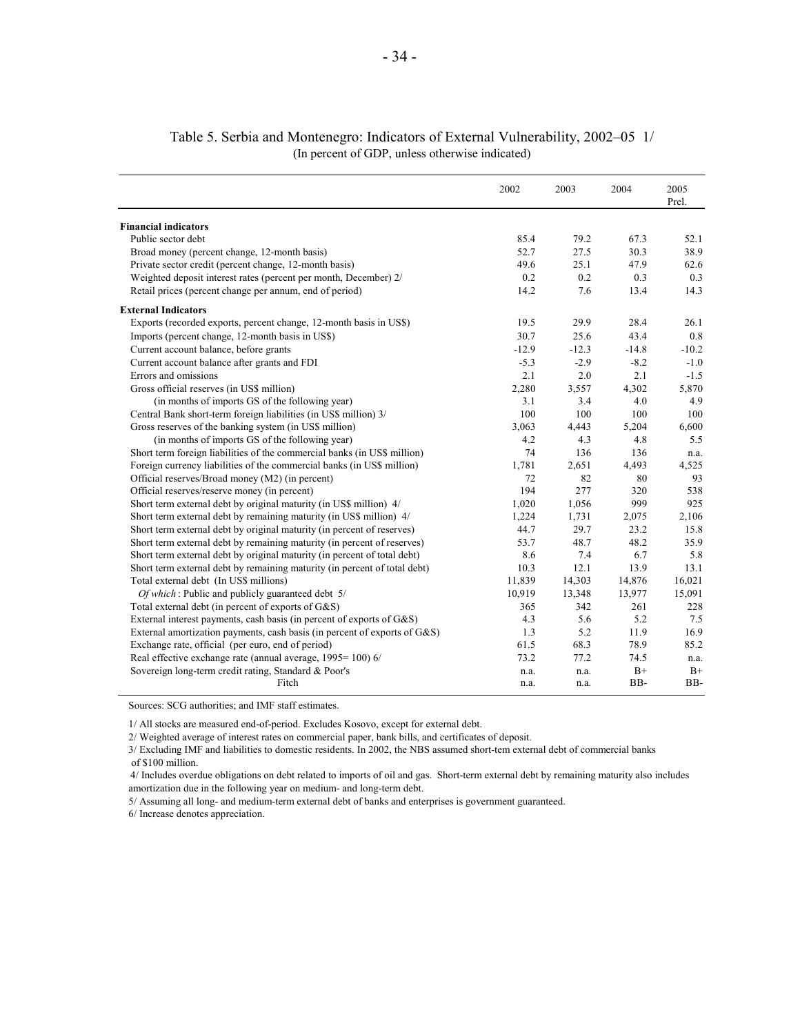# Table 5. Serbia and Montenegro: Indicators of External Vulnerability, 2002–05 1/

(In percent of GDP, unless otherwise indicated)

| | 2002 | 2003 | 2004 | 2005 Prel. |
|---|---|---|---|---|
| **Financial indicators** | | | | |
| Public sector debt | 85.4 | 79.2 | 67.3 | 52.1 |
| Broad money (percent change, 12-month basis) | 52.7 | 27.5 | 30.3 | 38.9 |
| Private sector credit (percent change, 12-month basis) | 49.6 | 25.1 | 47.9 | 62.6 |
| Weighted deposit interest rates (percent per month, December) 2/ | 0.2 | 0.2 | 0.3 | 0.3 |
| Retail prices (percent change per annum, end of period) | 14.2 | 7.6 | 13.4 | 14.3 |
| **External Indicators** | | | | |
| Exports (recorded exports, percent change, 12-month basis in US$) | 19.5 | 29.9 | 28.4 | 26.1 |
| Imports (percent change, 12-month basis in US$) | 30.7 | 25.6 | 43.4 | 0.8 |
| Current account balance, before grants | -12.9 | -12.3 | -14.8 | -10.2 |
| Current account balance after grants and FDI | -5.3 | -2.9 | -8.2 | -1.0 |
| Errors and omissions | 2.1 | 2.0 | 2.1 | -1.5 |
| Gross official reserves (in US$ million) | 2,280 | 3,557 | 4,302 | 5,870 |
| (in months of imports GS of the following year) | 3.1 | 3.4 | 4.0 | 4.9 |
| Central Bank short-term foreign liabilities (in US$ million) 3/ | 100 | 100 | 100 | 100 |
| Gross reserves of the banking system (in US$ million) | 3,063 | 4,443 | 5,204 | 6,600 |
| (in months of imports GS of the following year) | 4.2 | 4.3 | 4.8 | 5.5 |
| Short term foreign liabilities of the commercial banks (in US$ million) | 74 | 136 | 136 | n.a. |
| Foreign currency liabilities of the commercial banks (in US$ million) | 1,781 | 2,651 | 4,493 | 4,525 |
| Official reserves/Broad money (M2) (in percent) | 72 | 82 | 80 | 93 |
| Official reserves/reserve money (in percent) | 194 | 277 | 320 | 538 |
| Short term external debt by original maturity (in US$ million) 4/ | 1,020 | 1,056 | 999 | 925 |
| Short term external debt by remaining maturity (in US$ million) 4/ | 1,224 | 1,731 | 2,075 | 2,106 |
| Short term external debt by original maturity (in percent of reserves) | 44.7 | 29.7 | 23.2 | 15.8 |
| Short term external debt by remaining maturity (in percent of reserves) | 53.7 | 48.7 | 48.2 | 35.9 |
| Short term external debt by original maturity (in percent of total debt) | 8.6 | 7.4 | 6.7 | 5.8 |
| Short term external debt by remaining maturity (in percent of total debt) | 10.3 | 12.1 | 13.9 | 13.1 |
| Total external debt (In US$ millions) | 11,839 | 14,303 | 14,876 | 16,021 |
| *Of which*: Public and publicly guaranteed debt 5/ | 10,919 | 13,348 | 13,977 | 15,091 |
| Total external debt (in percent of exports of G&S) | 365 | 342 | 261 | 228 |
| External interest payments, cash basis (in percent of exports of G&S) | 4.3 | 5.6 | 5.2 | 7.5 |
| External amortization payments, cash basis (in percent of exports of G&S) | 1.3 | 5.2 | 11.9 | 16.9 |
| Exchange rate, official (per euro, end of period) | 61.5 | 68.3 | 78.9 | 85.2 |
| Real effective exchange rate (annual average, 1995= 100) 6/ | 73.2 | 77.2 | 74.5 | n.a. |
| Sovereign long-term credit rating, Standard & Poor's | n.a. | n.a. | B+ | B+ |
| Fitch | n.a. | n.a. | BB- | BB- |

Sources: SCG authorities; and IMF staff estimates.

1/ All stocks are measured end-of-period. Excludes Kosovo, except for external debt.

2/ Weighted average of interest rates on commercial paper, bank bills, and certificates of deposit.

3/ Excluding IMF and liabilities to domestic residents. In 2002, the NBS assumed short-tem external debt of commercial banks of $100 million.

4/ Includes overdue obligations on debt related to imports of oil and gas. Short-term external debt by remaining maturity also includes amortization due in the following year on medium- and long-term debt.

5/ Assuming all long- and medium-term external debt of banks and enterprises is government guaranteed.

6/ Increase denotes appreciation.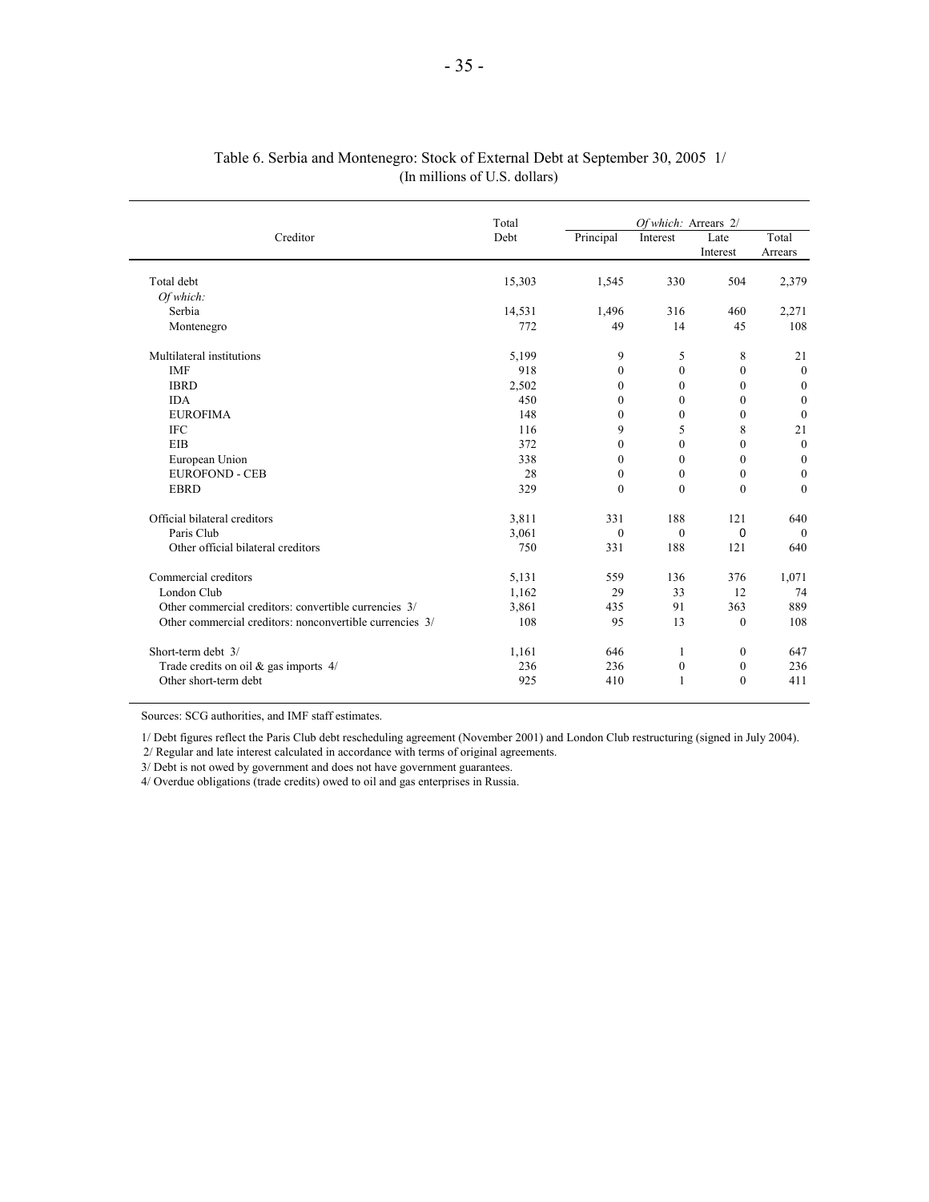Table 6. Serbia and Montenegro: Stock of External Debt at September 30, 2005 1/
(In millions of U.S. dollars)

| Creditor | Total Debt | *Of which:* Arrears 2/ | | | |
|---|---|---|---|---|---|
| | | Principal | Interest | Late Interest | Total Arrears |
| Total debt | 15,303 | 1,545 | 330 | 504 | 2,379 |
| *Of which:* | | | | | |
| Serbia | 14,531 | 1,496 | 316 | 460 | 2,271 |
| Montenegro | 772 | 49 | 14 | 45 | 108 |
| Multilateral institutions | 5,199 | 9 | 5 | 8 | 21 |
| IMF | 918 | 0 | 0 | 0 | 0 |
| IBRD | 2,502 | 0 | 0 | 0 | 0 |
| IDA | 450 | 0 | 0 | 0 | 0 |
| EUROFIMA | 148 | 0 | 0 | 0 | 0 |
| IFC | 116 | 9 | 5 | 8 | 21 |
| EIB | 372 | 0 | 0 | 0 | 0 |
| European Union | 338 | 0 | 0 | 0 | 0 |
| EUROFOND - CEB | 28 | 0 | 0 | 0 | 0 |
| EBRD | 329 | 0 | 0 | 0 | 0 |
| Official bilateral creditors | 3,811 | 331 | 188 | 121 | 640 |
| Paris Club | 3,061 | 0 | 0 | 0 | 0 |
| Other official bilateral creditors | 750 | 331 | 188 | 121 | 640 |
| Commercial creditors | 5,131 | 559 | 136 | 376 | 1,071 |
| London Club | 1,162 | 29 | 33 | 12 | 74 |
| Other commercial creditors: convertible currencies 3/ | 3,861 | 435 | 91 | 363 | 889 |
| Other commercial creditors: nonconvertible currencies 3/ | 108 | 95 | 13 | 0 | 108 |
| Short-term debt 3/ | 1,161 | 646 | 1 | 0 | 647 |
| Trade credits on oil & gas imports 4/ | 236 | 236 | 0 | 0 | 236 |
| Other short-term debt | 925 | 410 | 1 | 0 | 411 |

Sources: SCG authorities, and IMF staff estimates.

1/ Debt figures reflect the Paris Club debt rescheduling agreement (November 2001) and London Club restructuring (signed in July 2004).
2/ Regular and late interest calculated in accordance with terms of original agreements.
3/ Debt is not owed by government and does not have government guarantees.
4/ Overdue obligations (trade credits) owed to oil and gas enterprises in Russia.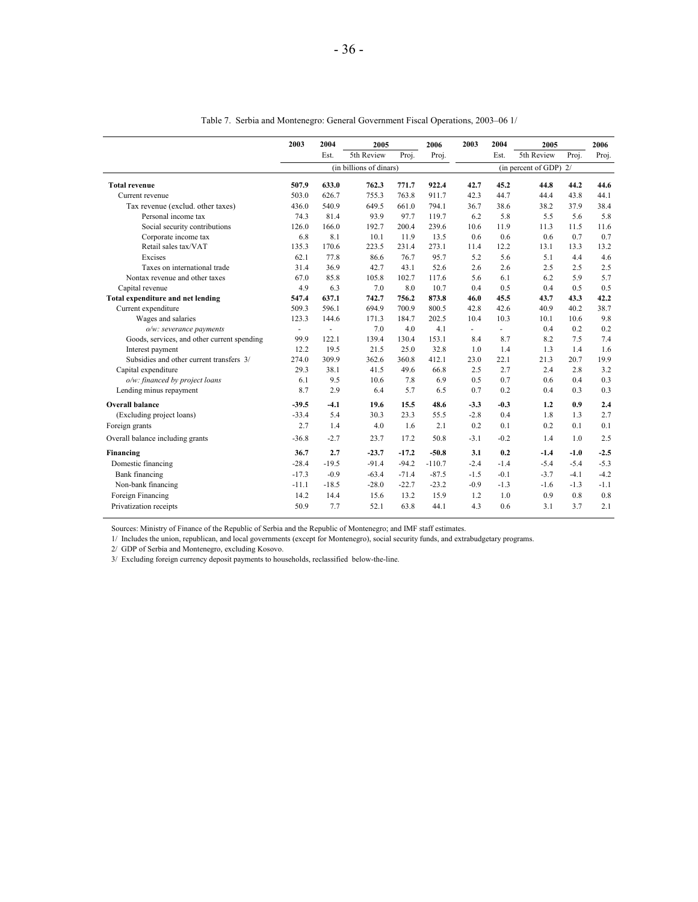Table 7. Serbia and Montenegro: General Government Fiscal Operations, 2003–06 1/

| | 2003 | 2004 | 2005 | | 2006 | 2003 | 2004 | 2005 | | 2006 |
|---|---|---|---|---|---|---|---|---|---|---|
| | | Est. | 5th Review | Proj. | Proj. | | Est. | 5th Review | Proj. | Proj. |
| | (in billions of dinars) | | | | | (in percent of GDP) 2/ | | | | |
| **Total revenue** | **507.9** | **633.0** | **762.3** | **771.7** | **922.4** | **42.7** | **45.2** | **44.8** | **44.2** | **44.6** |
| Current revenue | 503.0 | 626.7 | 755.3 | 763.8 | 911.7 | 42.3 | 44.7 | 44.4 | 43.8 | 44.1 |
| Tax revenue (exclud. other taxes) | 436.0 | 540.9 | 649.5 | 661.0 | 794.1 | 36.7 | 38.6 | 38.2 | 37.9 | 38.4 |
| Personal income tax | 74.3 | 81.4 | 93.9 | 97.7 | 119.7 | 6.2 | 5.8 | 5.5 | 5.6 | 5.8 |
| Social security contributions | 126.0 | 166.0 | 192.7 | 200.4 | 239.6 | 10.6 | 11.9 | 11.3 | 11.5 | 11.6 |
| Corporate income tax | 6.8 | 8.1 | 10.1 | 11.9 | 13.5 | 0.6 | 0.6 | 0.6 | 0.7 | 0.7 |
| Retail sales tax/VAT | 135.3 | 170.6 | 223.5 | 231.4 | 273.1 | 11.4 | 12.2 | 13.1 | 13.3 | 13.2 |
| Excises | 62.1 | 77.8 | 86.6 | 76.7 | 95.7 | 5.2 | 5.6 | 5.1 | 4.4 | 4.6 |
| Taxes on international trade | 31.4 | 36.9 | 42.7 | 43.1 | 52.6 | 2.6 | 2.6 | 2.5 | 2.5 | 2.5 |
| Nontax revenue and other taxes | 67.0 | 85.8 | 105.8 | 102.7 | 117.6 | 5.6 | 6.1 | 6.2 | 5.9 | 5.7 |
| Capital revenue | 4.9 | 6.3 | 7.0 | 8.0 | 10.7 | 0.4 | 0.5 | 0.4 | 0.5 | 0.5 |
| **Total expenditure and net lending** | **547.4** | **637.1** | **742.7** | **756.2** | **873.8** | **46.0** | **45.5** | **43.7** | **43.3** | **42.2** |
| Current expenditure | 509.3 | 596.1 | 694.9 | 700.9 | 800.5 | 42.8 | 42.6 | 40.9 | 40.2 | 38.7 |
| Wages and salaries | 123.3 | 144.6 | 171.3 | 184.7 | 202.5 | 10.4 | 10.3 | 10.1 | 10.6 | 9.8 |
| *o/w: severance payments* | - | - | 7.0 | 4.0 | 4.1 | - | - | 0.4 | 0.2 | 0.2 |
| Goods, services, and other current spending | 99.9 | 122.1 | 139.4 | 130.4 | 153.1 | 8.4 | 8.7 | 8.2 | 7.5 | 7.4 |
| Interest payment | 12.2 | 19.5 | 21.5 | 25.0 | 32.8 | 1.0 | 1.4 | 1.3 | 1.4 | 1.6 |
| Subsidies and other current transfers 3/ | 274.0 | 309.9 | 362.6 | 360.8 | 412.1 | 23.0 | 22.1 | 21.3 | 20.7 | 19.9 |
| Capital expenditure | 29.3 | 38.1 | 41.5 | 49.6 | 66.8 | 2.5 | 2.7 | 2.4 | 2.8 | 3.2 |
| *o/w: financed by project loans* | 6.1 | 9.5 | 10.6 | 7.8 | 6.9 | 0.5 | 0.7 | 0.6 | 0.4 | 0.3 |
| Lending minus repayment | 8.7 | 2.9 | 6.4 | 5.7 | 6.5 | 0.7 | 0.2 | 0.4 | 0.3 | 0.3 |
| **Overall balance** | **-39.5** | **-4.1** | **19.6** | **15.5** | **48.6** | **-3.3** | **-0.3** | **1.2** | **0.9** | **2.4** |
| (Excluding project loans) | -33.4 | 5.4 | 30.3 | 23.3 | 55.5 | -2.8 | 0.4 | 1.8 | 1.3 | 2.7 |
| Foreign grants | 2.7 | 1.4 | 4.0 | 1.6 | 2.1 | 0.2 | 0.1 | 0.2 | 0.1 | 0.1 |
| Overall balance including grants | -36.8 | -2.7 | 23.7 | 17.2 | 50.8 | -3.1 | -0.2 | 1.4 | 1.0 | 2.5 |
| **Financing** | **36.7** | **2.7** | **-23.7** | **-17.2** | **-50.8** | **3.1** | **0.2** | **-1.4** | **-1.0** | **-2.5** |
| Domestic financing | -28.4 | -19.5 | -91.4 | -94.2 | -110.7 | -2.4 | -1.4 | -5.4 | -5.4 | -5.3 |
| Bank financing | -17.3 | -0.9 | -63.4 | -71.4 | -87.5 | -1.5 | -0.1 | -3.7 | -4.1 | -4.2 |
| Non-bank financing | -11.1 | -18.5 | -28.0 | -22.7 | -23.2 | -0.9 | -1.3 | -1.6 | -1.3 | -1.1 |
| Foreign Financing | 14.2 | 14.4 | 15.6 | 13.2 | 15.9 | 1.2 | 1.0 | 0.9 | 0.8 | 0.8 |
| Privatization receipts | 50.9 | 7.7 | 52.1 | 63.8 | 44.1 | 4.3 | 0.6 | 3.1 | 3.7 | 2.1 |

Sources: Ministry of Finance of the Republic of Serbia and the Republic of Montenegro; and IMF staff estimates.

1/ Includes the union, republican, and local governments (except for Montenegro), social security funds, and extrabudgetary programs.

2/ GDP of Serbia and Montenegro, excluding Kosovo.

3/ Excluding foreign currency deposit payments to households, reclassified below-the-line.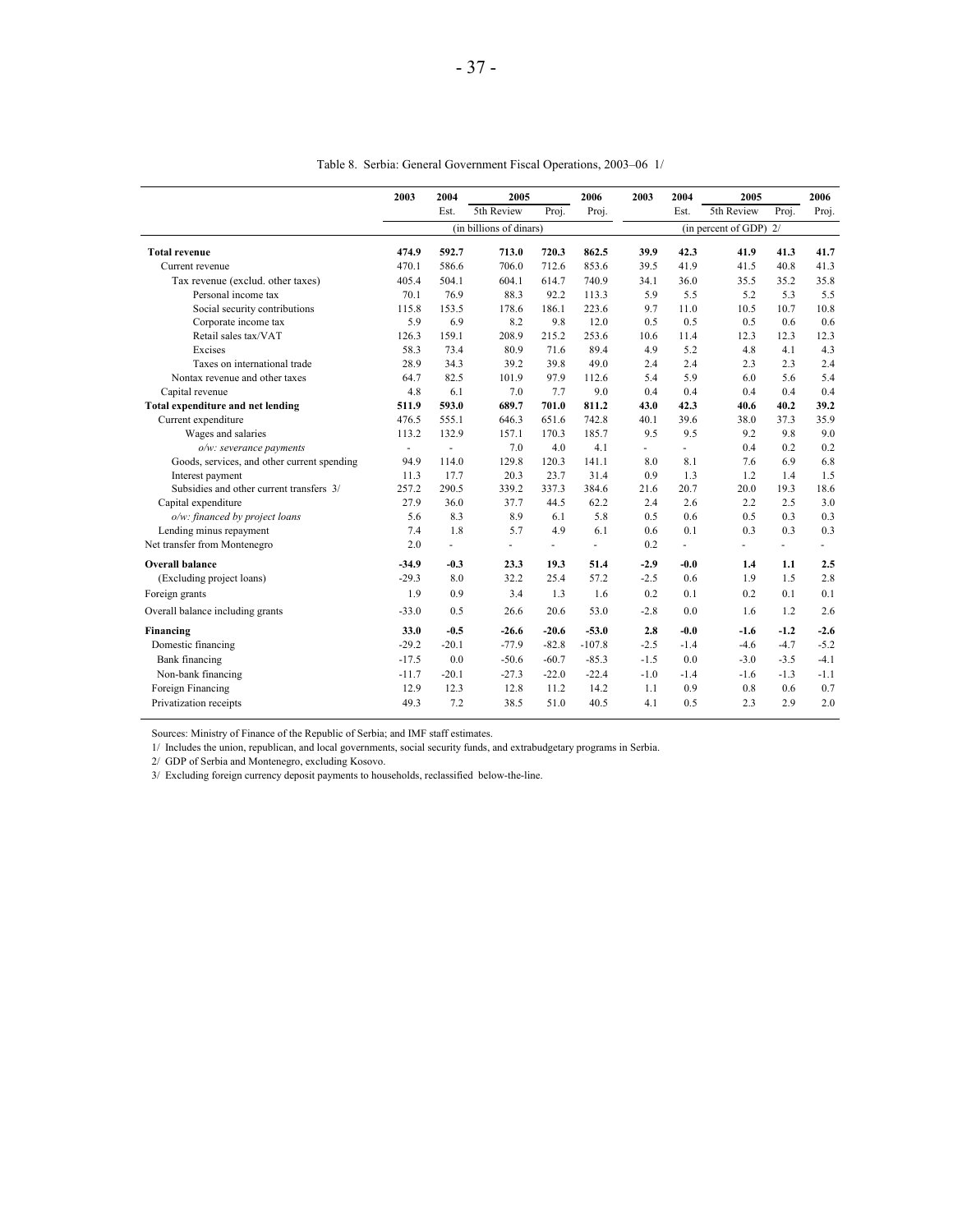Table 8. Serbia: General Government Fiscal Operations, 2003–06 1/

| | 2003 | 2004 | 2005 | | 2006 | 2003 | 2004 | 2005 | | 2006 |
|---|---|---|---|---|---|---|---|---|---|---|
| | | Est. | 5th Review | Proj. | Proj. | | Est. | 5th Review | Proj. | Proj. |
| | (in billions of dinars) | | | | | (in percent of GDP) 2/ | | | | |
| **Total revenue** | **474.9** | **592.7** | **713.0** | **720.3** | **862.5** | **39.9** | **42.3** | **41.9** | **41.3** | **41.7** |
| Current revenue | 470.1 | 586.6 | 706.0 | 712.6 | 853.6 | 39.5 | 41.9 | 41.5 | 40.8 | 41.3 |
| Tax revenue (exclud. other taxes) | 405.4 | 504.1 | 604.1 | 614.7 | 740.9 | 34.1 | 36.0 | 35.5 | 35.2 | 35.8 |
| Personal income tax | 70.1 | 76.9 | 88.3 | 92.2 | 113.3 | 5.9 | 5.5 | 5.2 | 5.3 | 5.5 |
| Social security contributions | 115.8 | 153.5 | 178.6 | 186.1 | 223.6 | 9.7 | 11.0 | 10.5 | 10.7 | 10.8 |
| Corporate income tax | 5.9 | 6.9 | 8.2 | 9.8 | 12.0 | 0.5 | 0.5 | 0.5 | 0.6 | 0.6 |
| Retail sales tax/VAT | 126.3 | 159.1 | 208.9 | 215.2 | 253.6 | 10.6 | 11.4 | 12.3 | 12.3 | 12.3 |
| Excises | 58.3 | 73.4 | 80.9 | 71.6 | 89.4 | 4.9 | 5.2 | 4.8 | 4.1 | 4.3 |
| Taxes on international trade | 28.9 | 34.3 | 39.2 | 39.8 | 49.0 | 2.4 | 2.4 | 2.3 | 2.3 | 2.4 |
| Nontax revenue and other taxes | 64.7 | 82.5 | 101.9 | 97.9 | 112.6 | 5.4 | 5.9 | 6.0 | 5.6 | 5.4 |
| Capital revenue | 4.8 | 6.1 | 7.0 | 7.7 | 9.0 | 0.4 | 0.4 | 0.4 | 0.4 | 0.4 |
| **Total expenditure and net lending** | **511.9** | **593.0** | **689.7** | **701.0** | **811.2** | **43.0** | **42.3** | **40.6** | **40.2** | **39.2** |
| Current expenditure | 476.5 | 555.1 | 646.3 | 651.6 | 742.8 | 40.1 | 39.6 | 38.0 | 37.3 | 35.9 |
| Wages and salaries | 113.2 | 132.9 | 157.1 | 170.3 | 185.7 | 9.5 | 9.5 | 9.2 | 9.8 | 9.0 |
| *o/w: severance payments* | - | - | 7.0 | 4.0 | 4.1 | - | - | 0.4 | 0.2 | 0.2 |
| Goods, services, and other current spending | 94.9 | 114.0 | 129.8 | 120.3 | 141.1 | 8.0 | 8.1 | 7.6 | 6.9 | 6.8 |
| Interest payment | 11.3 | 17.7 | 20.3 | 23.7 | 31.4 | 0.9 | 1.3 | 1.2 | 1.4 | 1.5 |
| Subsidies and other current transfers 3/ | 257.2 | 290.5 | 339.2 | 337.3 | 384.6 | 21.6 | 20.7 | 20.0 | 19.3 | 18.6 |
| Capital expenditure | 27.9 | 36.0 | 37.7 | 44.5 | 62.2 | 2.4 | 2.6 | 2.2 | 2.5 | 3.0 |
| *o/w: financed by project loans* | 5.6 | 8.3 | 8.9 | 6.1 | 5.8 | 0.5 | 0.6 | 0.5 | 0.3 | 0.3 |
| Lending minus repayment | 7.4 | 1.8 | 5.7 | 4.9 | 6.1 | 0.6 | 0.1 | 0.3 | 0.3 | 0.3 |
| Net transfer from Montenegro | 2.0 | - | - | - | - | 0.2 | - | - | - | - |
| **Overall balance** | **-34.9** | **-0.3** | **23.3** | **19.3** | **51.4** | **-2.9** | **-0.0** | **1.4** | **1.1** | **2.5** |
| (Excluding project loans) | -29.3 | 8.0 | 32.2 | 25.4 | 57.2 | -2.5 | 0.6 | 1.9 | 1.5 | 2.8 |
| Foreign grants | 1.9 | 0.9 | 3.4 | 1.3 | 1.6 | 0.2 | 0.1 | 0.2 | 0.1 | 0.1 |
| Overall balance including grants | -33.0 | 0.5 | 26.6 | 20.6 | 53.0 | -2.8 | 0.0 | 1.6 | 1.2 | 2.6 |
| **Financing** | **33.0** | **-0.5** | **-26.6** | **-20.6** | **-53.0** | **2.8** | **-0.0** | **-1.6** | **-1.2** | **-2.6** |
| Domestic financing | -29.2 | -20.1 | -77.9 | -82.8 | -107.8 | -2.5 | -1.4 | -4.6 | -4.7 | -5.2 |
| Bank financing | -17.5 | 0.0 | -50.6 | -60.7 | -85.3 | -1.5 | 0.0 | -3.0 | -3.5 | -4.1 |
| Non-bank financing | -11.7 | -20.1 | -27.3 | -22.0 | -22.4 | -1.0 | -1.4 | -1.6 | -1.3 | -1.1 |
| Foreign Financing | 12.9 | 12.3 | 12.8 | 11.2 | 14.2 | 1.1 | 0.9 | 0.8 | 0.6 | 0.7 |
| Privatization receipts | 49.3 | 7.2 | 38.5 | 51.0 | 40.5 | 4.1 | 0.5 | 2.3 | 2.9 | 2.0 |

Sources: Ministry of Finance of the Republic of Serbia; and IMF staff estimates.

1/ Includes the union, republican, and local governments, social security funds, and extrabudgetary programs in Serbia.

2/ GDP of Serbia and Montenegro, excluding Kosovo.

3/ Excluding foreign currency deposit payments to households, reclassified below-the-line.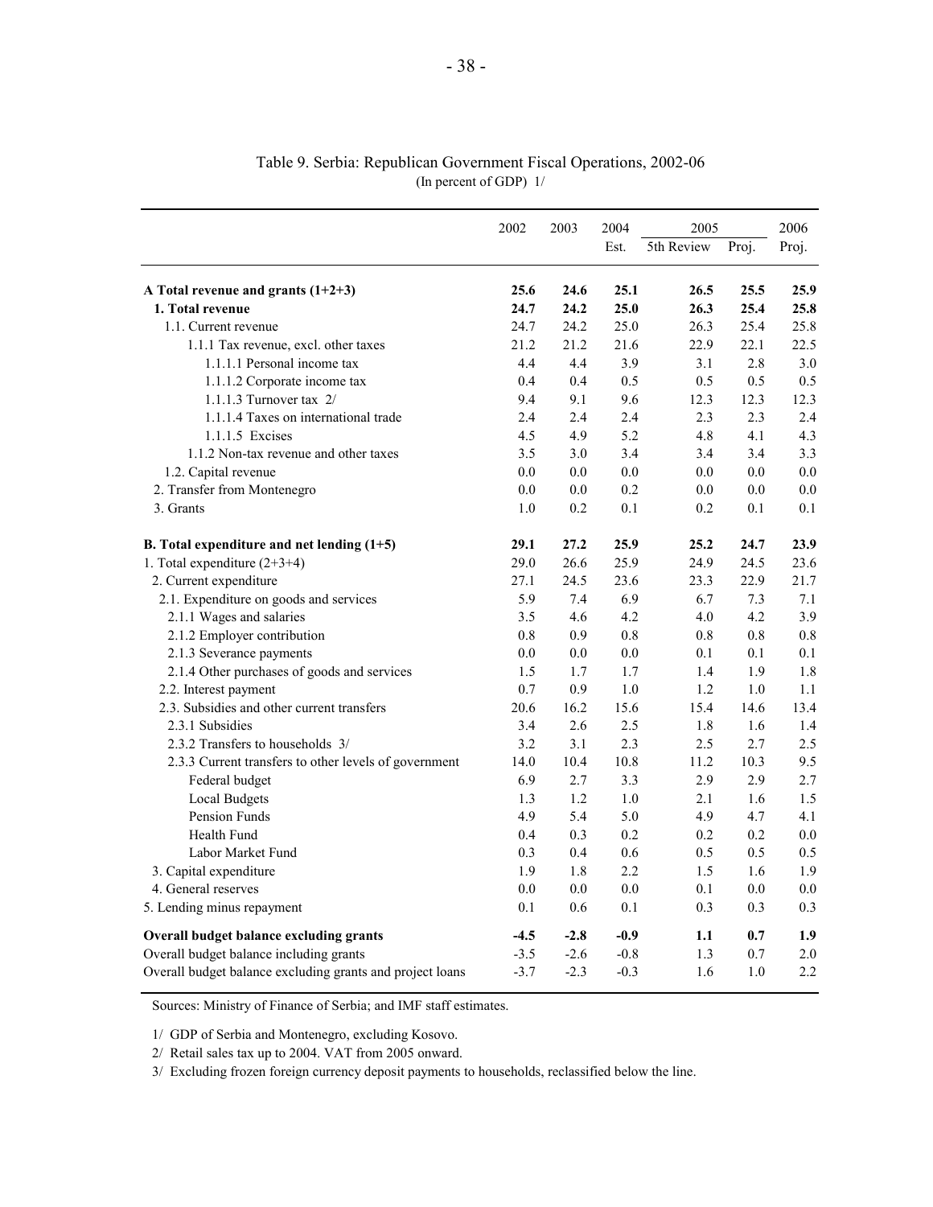Table 9. Serbia: Republican Government Fiscal Operations, 2002-06
(In percent of GDP) 1/

| | 2002 | 2003 | 2004 | 2005 | | 2006 |
|---|---|---|---|---|---|---|
| | | | Est. | 5th Review | Proj. | Proj. |
| **A Total revenue and grants (1+2+3)** | **25.6** | **24.6** | **25.1** | **26.5** | **25.5** | **25.9** |
| **1. Total revenue** | **24.7** | **24.2** | **25.0** | **26.3** | **25.4** | **25.8** |
| 1.1. Current revenue | 24.7 | 24.2 | 25.0 | 26.3 | 25.4 | 25.8 |
| 1.1.1 Tax revenue, excl. other taxes | 21.2 | 21.2 | 21.6 | 22.9 | 22.1 | 22.5 |
| 1.1.1.1 Personal income tax | 4.4 | 4.4 | 3.9 | 3.1 | 2.8 | 3.0 |
| 1.1.1.2 Corporate income tax | 0.4 | 0.4 | 0.5 | 0.5 | 0.5 | 0.5 |
| 1.1.1.3 Turnover tax 2/ | 9.4 | 9.1 | 9.6 | 12.3 | 12.3 | 12.3 |
| 1.1.1.4 Taxes on international trade | 2.4 | 2.4 | 2.4 | 2.3 | 2.3 | 2.4 |
| 1.1.1.5 Excises | 4.5 | 4.9 | 5.2 | 4.8 | 4.1 | 4.3 |
| 1.1.2 Non-tax revenue and other taxes | 3.5 | 3.0 | 3.4 | 3.4 | 3.4 | 3.3 |
| 1.2. Capital revenue | 0.0 | 0.0 | 0.0 | 0.0 | 0.0 | 0.0 |
| 2. Transfer from Montenegro | 0.0 | 0.0 | 0.2 | 0.0 | 0.0 | 0.0 |
| 3. Grants | 1.0 | 0.2 | 0.1 | 0.2 | 0.1 | 0.1 |
| **B. Total expenditure and net lending (1+5)** | **29.1** | **27.2** | **25.9** | **25.2** | **24.7** | **23.9** |
| 1. Total expenditure (2+3+4) | 29.0 | 26.6 | 25.9 | 24.9 | 24.5 | 23.6 |
| 2. Current expenditure | 27.1 | 24.5 | 23.6 | 23.3 | 22.9 | 21.7 |
| 2.1. Expenditure on goods and services | 5.9 | 7.4 | 6.9 | 6.7 | 7.3 | 7.1 |
| 2.1.1 Wages and salaries | 3.5 | 4.6 | 4.2 | 4.0 | 4.2 | 3.9 |
| 2.1.2 Employer contribution | 0.8 | 0.9 | 0.8 | 0.8 | 0.8 | 0.8 |
| 2.1.3 Severance payments | 0.0 | 0.0 | 0.0 | 0.1 | 0.1 | 0.1 |
| 2.1.4 Other purchases of goods and services | 1.5 | 1.7 | 1.7 | 1.4 | 1.9 | 1.8 |
| 2.2. Interest payment | 0.7 | 0.9 | 1.0 | 1.2 | 1.0 | 1.1 |
| 2.3. Subsidies and other current transfers | 20.6 | 16.2 | 15.6 | 15.4 | 14.6 | 13.4 |
| 2.3.1 Subsidies | 3.4 | 2.6 | 2.5 | 1.8 | 1.6 | 1.4 |
| 2.3.2 Transfers to households 3/ | 3.2 | 3.1 | 2.3 | 2.5 | 2.7 | 2.5 |
| 2.3.3 Current transfers to other levels of government | 14.0 | 10.4 | 10.8 | 11.2 | 10.3 | 9.5 |
| Federal budget | 6.9 | 2.7 | 3.3 | 2.9 | 2.9 | 2.7 |
| Local Budgets | 1.3 | 1.2 | 1.0 | 2.1 | 1.6 | 1.5 |
| Pension Funds | 4.9 | 5.4 | 5.0 | 4.9 | 4.7 | 4.1 |
| Health Fund | 0.4 | 0.3 | 0.2 | 0.2 | 0.2 | 0.0 |
| Labor Market Fund | 0.3 | 0.4 | 0.6 | 0.5 | 0.5 | 0.5 |
| 3. Capital expenditure | 1.9 | 1.8 | 2.2 | 1.5 | 1.6 | 1.9 |
| 4. General reserves | 0.0 | 0.0 | 0.0 | 0.1 | 0.0 | 0.0 |
| 5. Lending minus repayment | 0.1 | 0.6 | 0.1 | 0.3 | 0.3 | 0.3 |
| **Overall budget balance excluding grants** | **-4.5** | **-2.8** | **-0.9** | **1.1** | **0.7** | **1.9** |
| Overall budget balance including grants | -3.5 | -2.6 | -0.8 | 1.3 | 0.7 | 2.0 |
| Overall budget balance excluding grants and project loans | -3.7 | -2.3 | -0.3 | 1.6 | 1.0 | 2.2 |

Sources: Ministry of Finance of Serbia; and IMF staff estimates.

1/ GDP of Serbia and Montenegro, excluding Kosovo.

2/ Retail sales tax up to 2004. VAT from 2005 onward.

3/ Excluding frozen foreign currency deposit payments to households, reclassified below the line.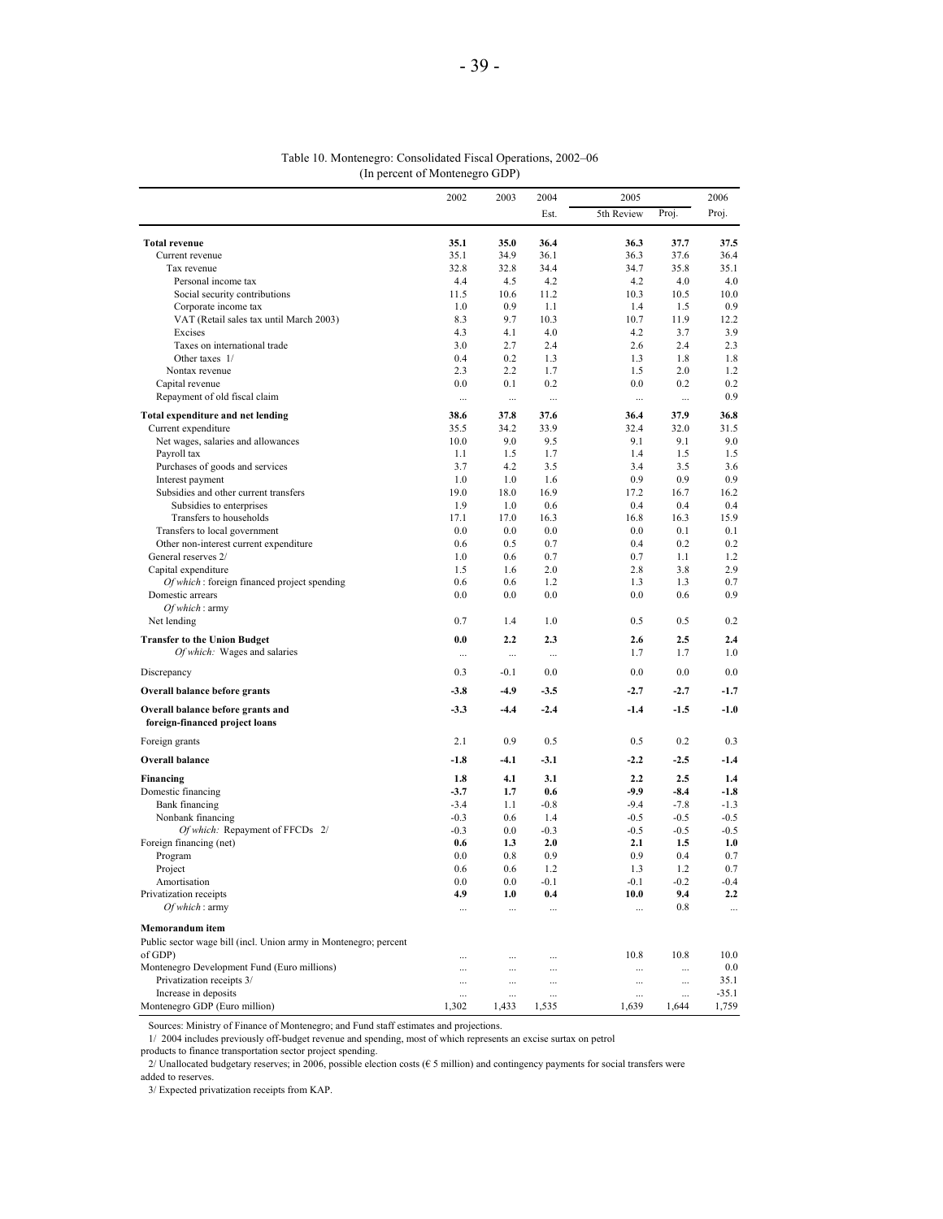Table 10. Montenegro: Consolidated Fiscal Operations, 2002–06
(In percent of Montenegro GDP)

| | 2002 | 2003 | 2004 | 2005 | | 2006 |
|---|---|---|---|---|---|---|
| | | | Est. | 5th Review | Proj. | Proj. |
| **Total revenue** | **35.1** | **35.0** | **36.4** | **36.3** | **37.7** | **37.5** |
| Current revenue | 35.1 | 34.9 | 36.1 | 36.3 | 37.6 | 36.4 |
| Tax revenue | 32.8 | 32.8 | 34.4 | 34.7 | 35.8 | 35.1 |
| Personal income tax | 4.4 | 4.5 | 4.2 | 4.2 | 4.0 | 4.0 |
| Social security contributions | 11.5 | 10.6 | 11.2 | 10.3 | 10.5 | 10.0 |
| Corporate income tax | 1.0 | 0.9 | 1.1 | 1.4 | 1.5 | 0.9 |
| VAT (Retail sales tax until March 2003) | 8.3 | 9.7 | 10.3 | 10.7 | 11.9 | 12.2 |
| Excises | 4.3 | 4.1 | 4.0 | 4.2 | 3.7 | 3.9 |
| Taxes on international trade | 3.0 | 2.7 | 2.4 | 2.6 | 2.4 | 2.3 |
| Other taxes 1/ | 0.4 | 0.2 | 1.3 | 1.3 | 1.8 | 1.8 |
| Nontax revenue | 2.3 | 2.2 | 1.7 | 1.5 | 2.0 | 1.2 |
| Capital revenue | 0.0 | 0.1 | 0.2 | 0.0 | 0.2 | 0.2 |
| Repayment of old fiscal claim | ... | ... | ... | ... | ... | 0.9 |
| **Total expenditure and net lending** | **38.6** | **37.8** | **37.6** | **36.4** | **37.9** | **36.8** |
| Current expenditure | 35.5 | 34.2 | 33.9 | 32.4 | 32.0 | 31.5 |
| Net wages, salaries and allowances | 10.0 | 9.0 | 9.5 | 9.1 | 9.1 | 9.0 |
| Payroll tax | 1.1 | 1.5 | 1.7 | 1.4 | 1.5 | 1.5 |
| Purchases of goods and services | 3.7 | 4.2 | 3.5 | 3.4 | 3.5 | 3.6 |
| Interest payment | 1.0 | 1.0 | 1.6 | 0.9 | 0.9 | 0.9 |
| Subsidies and other current transfers | 19.0 | 18.0 | 16.9 | 17.2 | 16.7 | 16.2 |
| Subsidies to enterprises | 1.9 | 1.0 | 0.6 | 0.4 | 0.4 | 0.4 |
| Transfers to households | 17.1 | 17.0 | 16.3 | 16.8 | 16.3 | 15.9 |
| Transfers to local government | 0.0 | 0.0 | 0.0 | 0.0 | 0.1 | 0.1 |
| Other non-interest current expenditure | 0.6 | 0.5 | 0.7 | 0.4 | 0.2 | 0.2 |
| General reserves 2/ | 1.0 | 0.6 | 0.7 | 0.7 | 1.1 | 1.2 |
| Capital expenditure | 1.5 | 1.6 | 2.0 | 2.8 | 3.8 | 2.9 |
| *Of which*: foreign financed project spending | 0.6 | 0.6 | 1.2 | 1.3 | 1.3 | 0.7 |
| Domestic arrears | 0.0 | 0.0 | 0.0 | 0.0 | 0.6 | 0.9 |
| *Of which*: army | | | | | | |
| Net lending | 0.7 | 1.4 | 1.0 | 0.5 | 0.5 | 0.2 |
| **Transfer to the Union Budget** | **0.0** | **2.2** | **2.3** | **2.6** | **2.5** | **2.4** |
| *Of which:* Wages and salaries | ... | ... | ... | 1.7 | 1.7 | 1.0 |
| Discrepancy | 0.3 | -0.1 | 0.0 | 0.0 | 0.0 | 0.0 |
| **Overall balance before grants** | **-3.8** | **-4.9** | **-3.5** | **-2.7** | **-2.7** | **-1.7** |
| **Overall balance before grants and foreign-financed project loans** | **-3.3** | **-4.4** | **-2.4** | **-1.4** | **-1.5** | **-1.0** |
| Foreign grants | 2.1 | 0.9 | 0.5 | 0.5 | 0.2 | 0.3 |
| **Overall balance** | **-1.8** | **-4.1** | **-3.1** | **-2.2** | **-2.5** | **-1.4** |
| **Financing** | **1.8** | **4.1** | **3.1** | **2.2** | **2.5** | **1.4** |
| Domestic financing | **-3.7** | **1.7** | **0.6** | **-9.9** | **-8.4** | **-1.8** |
| Bank financing | -3.4 | 1.1 | -0.8 | -9.4 | -7.8 | -1.3 |
| Nonbank financing | -0.3 | 0.6 | 1.4 | -0.5 | -0.5 | -0.5 |
| *Of which:* Repayment of FFCDs 2/ | -0.3 | 0.0 | -0.3 | -0.5 | -0.5 | -0.5 |
| Foreign financing (net) | **0.6** | **1.3** | **2.0** | **2.1** | **1.5** | **1.0** |
| Program | 0.0 | 0.8 | 0.9 | 0.9 | 0.4 | 0.7 |
| Project | 0.6 | 0.6 | 1.2 | 1.3 | 1.2 | 0.7 |
| Amortisation | 0.0 | 0.0 | -0.1 | -0.1 | -0.2 | -0.4 |
| Privatization receipts | **4.9** | **1.0** | **0.4** | **10.0** | **9.4** | **2.2** |
| *Of which*: army | ... | ... | ... | ... | 0.8 | ... |
| **Memorandum item** | | | | | | |
| Public sector wage bill (incl. Union army in Montenegro; percent of GDP) | ... | ... | ... | 10.8 | 10.8 | 10.0 |
| Montenegro Development Fund (Euro millions) | ... | ... | ... | ... | ... | 0.0 |
| Privatization receipts 3/ | ... | ... | ... | ... | ... | 35.1 |
| Increase in deposits | ... | ... | ... | ... | ... | -35.1 |
| Montenegro GDP (Euro million) | 1,302 | 1,433 | 1,535 | 1,639 | 1,644 | 1,759 |

Sources: Ministry of Finance of Montenegro; and Fund staff estimates and projections.

1/ 2004 includes previously off-budget revenue and spending, most of which represents an excise surtax on petrol products to finance transportation sector project spending.

2/ Unallocated budgetary reserves; in 2006, possible election costs (€ 5 million) and contingency payments for social transfers were added to reserves.

3/ Expected privatization receipts from KAP.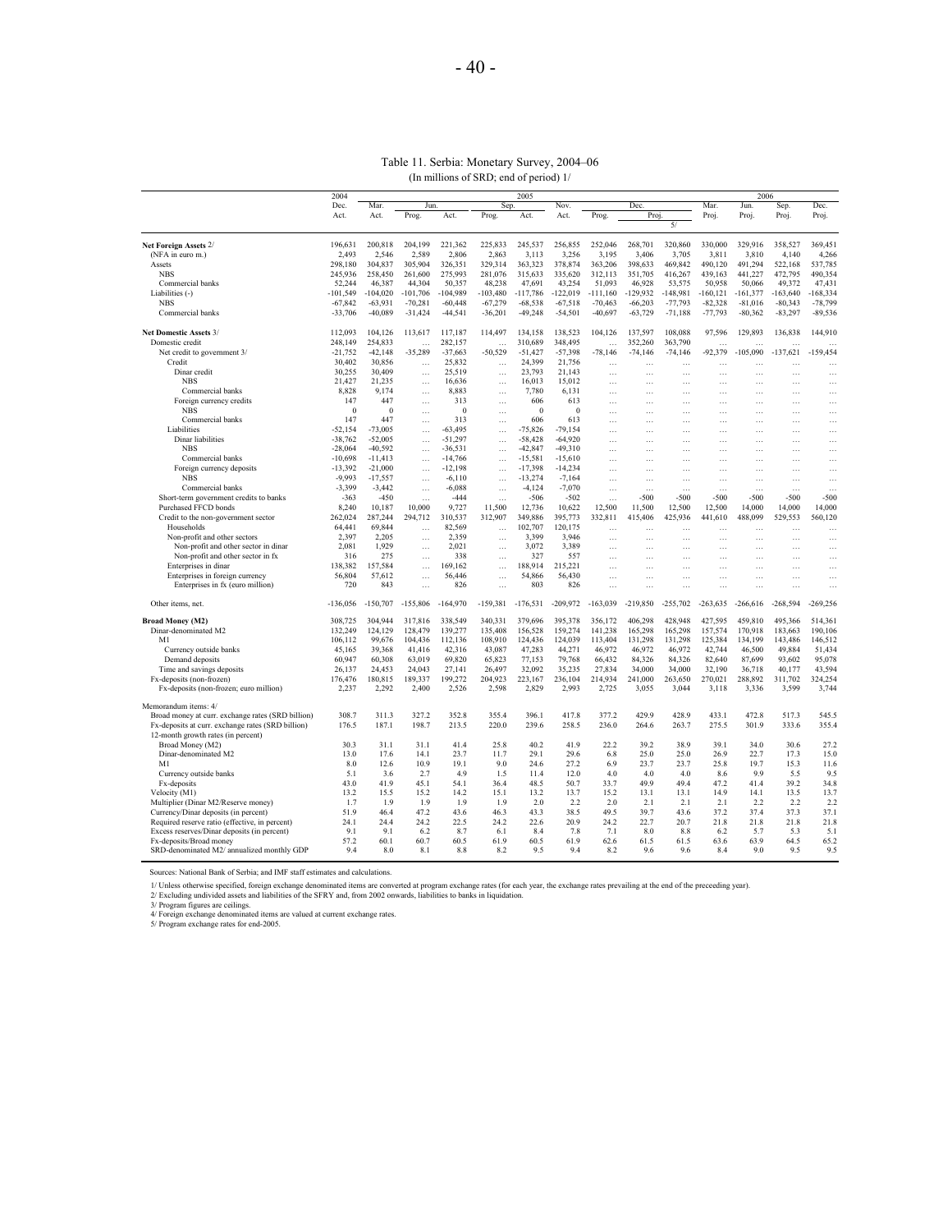Table 11. Serbia: Monetary Survey, 2004–06

(In millions of SRD; end of period) 1/

| | 2004 | 2005 | | | | | | | | | 2006 | | | |
|---|---|---|---|---|---|---|---|---|---|---|---|---|---|---|
| | Dec. | Mar. | Jun. | | Sep. | | Nov. | Dec. | | | Mar. | Jun. | Sep. | Dec. |
| | Act. | Act. | Prog. | Act. | Prog. | Act. | Act. | Prog. | Proj. | | Proj. | Proj. | Proj. | Proj. |
| | | | | | | | | | | 5/ | | | | |
| **Net Foreign Assets** 2/ | 196,631 | 200,818 | 204,199 | 221,362 | 225,833 | 245,537 | 256,855 | 252,046 | 268,701 | 320,860 | 330,000 | 329,916 | 358,527 | 369,451 |
| (NFA in euro m.) | 2,493 | 2,546 | 2,589 | 2,806 | 2,863 | 3,113 | 3,256 | 3,195 | 3,406 | 3,705 | 3,811 | 3,810 | 4,140 | 4,266 |
| Assets | 298,180 | 304,837 | 305,904 | 326,351 | 329,314 | 363,323 | 378,874 | 363,206 | 398,633 | 469,842 | 490,120 | 491,294 | 522,168 | 537,785 |
| NBS | 245,936 | 258,450 | 261,600 | 275,993 | 281,076 | 315,633 | 335,620 | 312,113 | 351,705 | 416,267 | 439,163 | 441,227 | 472,795 | 490,354 |
| Commercial banks | 52,244 | 46,387 | 44,304 | 50,357 | 48,238 | 47,691 | 43,254 | 51,093 | 46,928 | 53,575 | 50,958 | 50,066 | 49,372 | 47,431 |
| Liabilities (-) | -101,549 | -104,020 | -101,706 | -104,989 | -103,480 | -117,786 | -122,019 | -111,160 | -129,932 | -148,981 | -160,121 | -161,377 | -163,640 | -168,334 |
| NBS | -67,842 | -63,931 | -70,281 | -60,448 | -67,279 | -68,538 | -67,518 | -70,463 | -66,203 | -77,793 | -82,328 | -81,016 | -80,343 | -78,799 |
| Commercial banks | -33,706 | -40,089 | -31,424 | -44,541 | -36,201 | -49,248 | -54,501 | -40,697 | -63,729 | -71,188 | -77,793 | -80,362 | -83,297 | -89,536 |
| **Net Domestic Assets** 3/ | 112,093 | 104,126 | 113,617 | 117,187 | 114,497 | 134,158 | 138,523 | 104,126 | 137,597 | 108,088 | 97,596 | 129,893 | 136,838 | 144,910 |
| Domestic credit | 248,149 | 254,833 | … | 282,157 | … | 310,689 | 348,495 | … | 352,260 | 363,790 | … | … | … | … |
| Net credit to government 3/ | -21,752 | -42,148 | -35,289 | -37,663 | -50,529 | -51,427 | -57,398 | -78,146 | -74,146 | -74,146 | -92,379 | -105,090 | -137,621 | -159,454 |
| Credit | 30,402 | 30,856 | … | 25,832 | … | 24,399 | 21,756 | … | … | … | … | … | … | … |
| Dinar credit | 30,255 | 30,409 | … | 25,519 | … | 23,793 | 21,143 | … | … | … | … | … | … | … |
| NBS | 21,427 | 21,235 | … | 16,636 | … | 16,013 | 15,012 | … | … | … | … | … | … | … |
| Commercial banks | 8,828 | 9,174 | … | 8,883 | … | 7,780 | 6,131 | … | … | … | … | … | … | … |
| Foreign currency credits | 147 | 447 | … | 313 | … | 606 | 613 | … | … | … | … | … | … | … |
| NBS | 0 | 0 | … | 0 | … | 0 | 0 | … | … | … | … | … | … | … |
| Commercial banks | 147 | 447 | … | 313 | … | 606 | 613 | … | … | … | … | … | … | … |
| Liabilities | -52,154 | -73,005 | … | -63,495 | … | -75,826 | -79,154 | … | … | … | … | … | … | … |
| Dinar liabilities | -38,762 | -52,005 | … | -51,297 | … | -58,428 | -64,920 | … | … | … | … | … | … | … |
| NBS | -28,064 | -40,592 | … | -36,531 | … | -42,847 | -49,310 | … | … | … | … | … | … | … |
| Commercial banks | -10,698 | -11,413 | … | -14,766 | … | -15,581 | -15,610 | … | … | … | … | … | … | … |
| Foreign currency deposits | -13,392 | -21,000 | … | -12,198 | … | -17,398 | -14,234 | … | … | … | … | … | … | … |
| NBS | -9,993 | -17,557 | … | -6,110 | … | -13,274 | -7,164 | … | … | … | … | … | … | … |
| Commercial banks | -3,399 | -3,442 | … | -6,088 | … | -4,124 | -7,070 | … | … | … | … | … | … | … |
| Short-term government credits to banks | -363 | -450 | … | -444 | … | -506 | -502 | … | -500 | -500 | -500 | -500 | -500 | -500 |
| Purchased FFCD bonds | 8,240 | 10,187 | 10,000 | 9,727 | 11,500 | 12,736 | 10,622 | 12,500 | 11,500 | 12,500 | 12,500 | 14,000 | 14,000 | 14,000 |
| Credit to the non-government sector | 262,024 | 287,244 | 294,712 | 310,537 | 312,907 | 349,886 | 395,773 | 332,811 | 415,406 | 425,936 | 441,610 | 488,099 | 529,553 | 560,120 |
| Households | 64,441 | 69,844 | … | 82,569 | … | 102,707 | 120,175 | … | … | … | … | … | … | … |
| Non-profit and other sectors | 2,397 | 2,205 | … | 2,359 | … | 3,399 | 3,946 | … | … | … | … | … | … | … |
| Non-profit and other sector in dinar | 2,081 | 1,929 | … | 2,021 | … | 3,072 | 3,389 | … | … | … | … | … | … | … |
| Non-profit and other sector in fx | 316 | 275 | … | 338 | … | 327 | 557 | … | … | … | … | … | … | … |
| Enterprises in dinar | 138,382 | 157,584 | … | 169,162 | … | 188,914 | 215,221 | … | … | … | … | … | … | … |
| Enterprises in foreign currency | 56,804 | 57,612 | … | 56,446 | … | 54,866 | 56,430 | … | … | … | … | … | … | … |
| Enterprises in fx (euro million) | 720 | 843 | … | 826 | … | 803 | 826 | … | … | … | … | … | … | … |
| Other items, net. | -136,056 | -150,707 | -155,806 | -164,970 | -159,381 | -176,531 | -209,972 | -163,039 | -219,850 | -255,702 | -263,635 | -266,616 | -268,594 | -269,256 |
| **Broad Money (M2)** | 308,725 | 304,944 | 317,816 | 338,549 | 340,331 | 379,696 | 395,378 | 356,172 | 406,298 | 428,948 | 427,595 | 459,810 | 495,366 | 514,361 |
| Dinar-denominated M2 | 132,249 | 124,129 | 128,479 | 139,277 | 135,408 | 156,528 | 159,274 | 141,238 | 165,298 | 165,298 | 157,574 | 170,918 | 183,663 | 190,106 |
| M1 | 106,112 | 99,676 | 104,436 | 112,136 | 108,910 | 124,436 | 124,039 | 113,404 | 131,298 | 131,298 | 125,384 | 134,199 | 143,486 | 146,512 |
| Currency outside banks | 45,165 | 39,368 | 41,416 | 42,316 | 43,087 | 47,283 | 44,271 | 46,972 | 46,972 | 46,972 | 42,744 | 46,500 | 49,884 | 51,434 |
| Demand deposits | 60,947 | 60,308 | 63,019 | 69,820 | 65,823 | 77,153 | 79,768 | 66,432 | 84,326 | 84,326 | 82,640 | 87,699 | 93,602 | 95,078 |
| Time and savings deposits | 26,137 | 24,453 | 24,043 | 27,141 | 26,497 | 32,092 | 35,235 | 27,834 | 34,000 | 34,000 | 32,190 | 36,718 | 40,177 | 43,594 |
| Fx-deposits (non-frozen) | 176,476 | 180,815 | 189,337 | 199,272 | 204,923 | 223,167 | 236,104 | 214,934 | 241,000 | 263,650 | 270,021 | 288,892 | 311,702 | 324,254 |
| Fx-deposits (non-frozen; euro million) | 2,237 | 2,292 | 2,400 | 2,526 | 2,598 | 2,829 | 2,993 | 2,725 | 3,055 | 3,044 | 3,118 | 3,336 | 3,599 | 3,744 |
| Memorandum items: 4/ | | | | | | | | | | | | | | |
| Broad money at curr. exchange rates (SRD billion) | 308.7 | 311.3 | 327.2 | 352.8 | 355.4 | 396.1 | 417.8 | 377.2 | 429.9 | 428.9 | 433.1 | 472.8 | 517.3 | 545.5 |
| Fx-deposits at curr. exchange rates (SRD billion) | 176.5 | 187.1 | 198.7 | 213.5 | 220.0 | 239.6 | 258.5 | 236.0 | 264.6 | 263.7 | 275.5 | 301.9 | 333.6 | 355.4 |
| 12-month growth rates (in percent) | | | | | | | | | | | | | | |
| Broad Money (M2) | 30.3 | 31.1 | 31.1 | 41.4 | 25.8 | 40.2 | 41.9 | 22.2 | 39.2 | 38.9 | 39.1 | 34.0 | 30.6 | 27.2 |
| Dinar-denominated M2 | 13.0 | 17.6 | 14.1 | 23.7 | 11.7 | 29.1 | 29.6 | 6.8 | 25.0 | 25.0 | 26.9 | 22.7 | 17.3 | 15.0 |
| M1 | 8.0 | 12.6 | 10.9 | 19.1 | 9.0 | 24.6 | 27.2 | 6.9 | 23.7 | 23.7 | 25.8 | 19.7 | 15.3 | 11.6 |
| Currency outside banks | 5.1 | 3.6 | 2.7 | 4.9 | 1.5 | 11.4 | 12.0 | 4.0 | 4.0 | 4.0 | 8.6 | 9.9 | 5.5 | 9.5 |
| Fx-deposits | 43.0 | 41.9 | 45.1 | 54.1 | 36.4 | 48.5 | 50.7 | 33.7 | 49.9 | 49.4 | 47.2 | 41.4 | 39.2 | 34.8 |
| Velocity (M1) | 13.2 | 15.5 | 15.2 | 14.2 | 15.1 | 13.2 | 13.7 | 15.2 | 13.1 | 13.1 | 14.9 | 14.1 | 13.5 | 13.7 |
| Multiplier (Dinar M2/Reserve money) | 1.7 | 1.9 | 1.9 | 1.9 | 1.9 | 2.0 | 2.2 | 2.0 | 2.1 | 2.1 | 2.1 | 2.2 | 2.2 | 2.2 |
| Currency/Dinar deposits (in percent) | 51.9 | 46.4 | 47.2 | 43.6 | 46.3 | 43.3 | 38.5 | 49.5 | 39.7 | 43.6 | 37.2 | 37.4 | 37.3 | 37.1 |
| Required reserve ratio (effective, in percent) | 24.1 | 24.4 | 24.2 | 22.5 | 24.2 | 22.6 | 20.9 | 24.2 | 22.7 | 20.7 | 21.8 | 21.8 | 21.8 | 21.8 |
| Excess reserves/Dinar deposits (in percent) | 9.1 | 9.1 | 6.2 | 8.7 | 6.1 | 8.4 | 7.8 | 7.1 | 8.0 | 8.8 | 6.2 | 5.7 | 5.3 | 5.1 |
| Fx-deposits/Broad money | 57.2 | 60.1 | 60.7 | 60.5 | 61.9 | 60.5 | 61.9 | 62.6 | 61.5 | 61.5 | 63.6 | 63.9 | 64.5 | 65.2 |
| SRD-denominated M2/ annualized monthly GDP | 9.4 | 8.0 | 8.1 | 8.8 | 8.2 | 9.5 | 9.4 | 8.2 | 9.6 | 9.6 | 8.4 | 9.0 | 9.5 | 9.5 |

Sources: National Bank of Serbia; and IMF staff estimates and calculations.

1/ Unless otherwise specified, foreign exchange denominated items are converted at program exchange rates (for each year, the exchange rates prevailing at the end of the preceeding year).
2/ Excluding undivided assets and liabilities of the SFRY and, from 2002 onwards, liabilities to banks in liquidation.
3/ Program figures are ceilings.
4/ Foreign exchange denominated items are valued at current exchange rates.
5/ Program exchange rates for end-2005.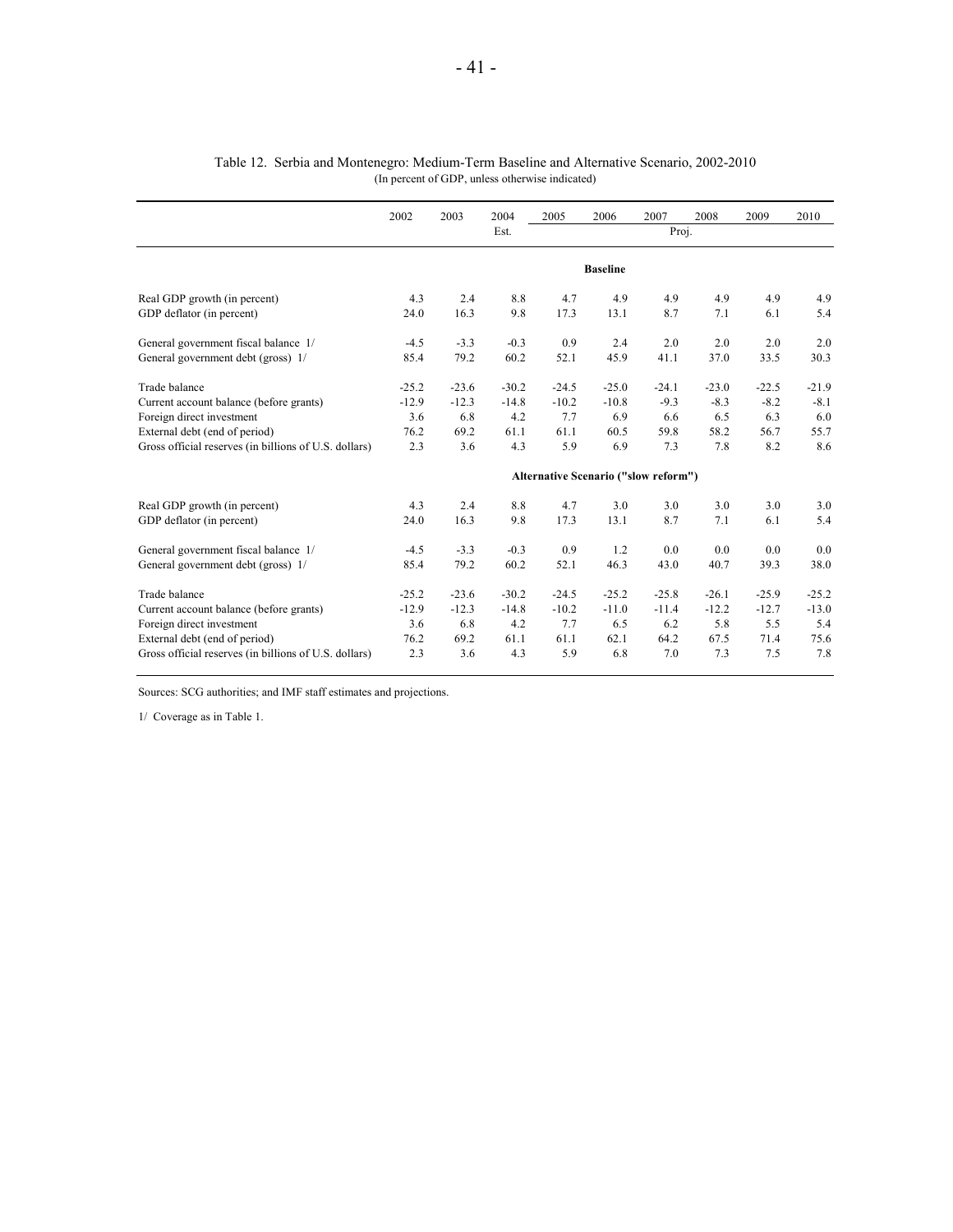Table 12. Serbia and Montenegro: Medium-Term Baseline and Alternative Scenario, 2002-2010

(In percent of GDP, unless otherwise indicated)

| | 2002 | 2003 | 2004 | 2005 | 2006 | 2007 | 2008 | 2009 | 2010 |
|---|---|---|---|---|---|---|---|---|---|
| | | | Est. | | | Proj. | | | |
| | | | | | **Baseline** | | | | |
| Real GDP growth (in percent) | 4.3 | 2.4 | 8.8 | 4.7 | 4.9 | 4.9 | 4.9 | 4.9 | 4.9 |
| GDP deflator (in percent) | 24.0 | 16.3 | 9.8 | 17.3 | 13.1 | 8.7 | 7.1 | 6.1 | 5.4 |
| General government fiscal balance 1/ | -4.5 | -3.3 | -0.3 | 0.9 | 2.4 | 2.0 | 2.0 | 2.0 | 2.0 |
| General government debt (gross) 1/ | 85.4 | 79.2 | 60.2 | 52.1 | 45.9 | 41.1 | 37.0 | 33.5 | 30.3 |
| Trade balance | -25.2 | -23.6 | -30.2 | -24.5 | -25.0 | -24.1 | -23.0 | -22.5 | -21.9 |
| Current account balance (before grants) | -12.9 | -12.3 | -14.8 | -10.2 | -10.8 | -9.3 | -8.3 | -8.2 | -8.1 |
| Foreign direct investment | 3.6 | 6.8 | 4.2 | 7.7 | 6.9 | 6.6 | 6.5 | 6.3 | 6.0 |
| External debt (end of period) | 76.2 | 69.2 | 61.1 | 61.1 | 60.5 | 59.8 | 58.2 | 56.7 | 55.7 |
| Gross official reserves (in billions of U.S. dollars) | 2.3 | 3.6 | 4.3 | 5.9 | 6.9 | 7.3 | 7.8 | 8.2 | 8.6 |
| | | | | | **Alternative Scenario ("slow reform")** | | | | |
| Real GDP growth (in percent) | 4.3 | 2.4 | 8.8 | 4.7 | 3.0 | 3.0 | 3.0 | 3.0 | 3.0 |
| GDP deflator (in percent) | 24.0 | 16.3 | 9.8 | 17.3 | 13.1 | 8.7 | 7.1 | 6.1 | 5.4 |
| General government fiscal balance 1/ | -4.5 | -3.3 | -0.3 | 0.9 | 1.2 | 0.0 | 0.0 | 0.0 | 0.0 |
| General government debt (gross) 1/ | 85.4 | 79.2 | 60.2 | 52.1 | 46.3 | 43.0 | 40.7 | 39.3 | 38.0 |
| Trade balance | -25.2 | -23.6 | -30.2 | -24.5 | -25.2 | -25.8 | -26.1 | -25.9 | -25.2 |
| Current account balance (before grants) | -12.9 | -12.3 | -14.8 | -10.2 | -11.0 | -11.4 | -12.2 | -12.7 | -13.0 |
| Foreign direct investment | 3.6 | 6.8 | 4.2 | 7.7 | 6.5 | 6.2 | 5.8 | 5.5 | 5.4 |
| External debt (end of period) | 76.2 | 69.2 | 61.1 | 61.1 | 62.1 | 64.2 | 67.5 | 71.4 | 75.6 |
| Gross official reserves (in billions of U.S. dollars) | 2.3 | 3.6 | 4.3 | 5.9 | 6.8 | 7.0 | 7.3 | 7.5 | 7.8 |

Sources: SCG authorities; and IMF staff estimates and projections.

1/ Coverage as in Table 1.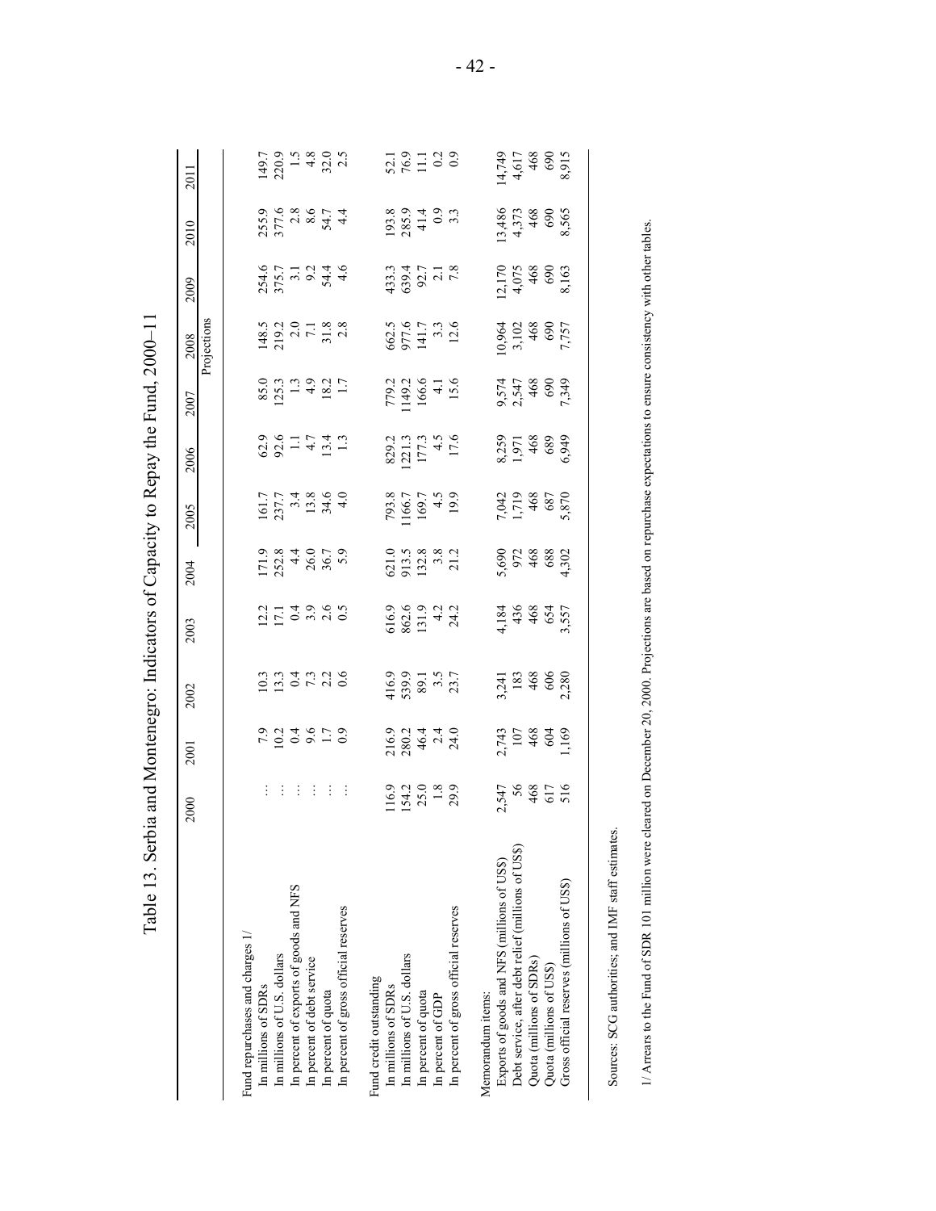# Table 13. Serbia and Montenegro: Indicators of Capacity to Repay the Fund, 2000–11

| | 2000 | 2001 | 2002 | 2003 | 2004 | 2005 | 2006 | 2007 | 2008 | 2009 | 2010 | 2011 |
|---|---|---|---|---|---|---|---|---|---|---|---|---|
| | | | | | | Projections | | | | | | |
| Fund repurchases and charges 1/ | | | | | | | | | | | | |
| In millions of SDRs | … | 7.9 | 10.3 | 12.2 | 171.9 | 161.7 | 62.9 | 85.0 | 148.5 | 254.6 | 255.9 | 149.7 |
| In millions of U.S. dollars | … | 10.2 | 13.3 | 17.1 | 252.8 | 237.7 | 92.6 | 125.3 | 219.2 | 375.7 | 377.6 | 220.9 |
| In percent of exports of goods and NFS | … | 0.4 | 0.4 | 0.4 | 4.4 | 3.4 | 1.1 | 1.3 | 2.0 | 3.1 | 2.8 | 1.5 |
| In percent of debt service | … | 9.6 | 7.3 | 3.9 | 26.0 | 13.8 | 4.7 | 4.9 | 7.1 | 9.2 | 8.6 | 4.8 |
| In percent of quota | … | 1.7 | 2.2 | 2.6 | 36.7 | 34.6 | 13.4 | 18.2 | 31.8 | 54.4 | 54.7 | 32.0 |
| In percent of gross official reserves | … | 0.9 | 0.6 | 0.5 | 5.9 | 4.0 | 1.3 | 1.7 | 2.8 | 4.6 | 4.4 | 2.5 |
| Fund credit outstanding | | | | | | | | | | | | |
| In millions of SDRs | 116.9 | 216.9 | 416.9 | 616.9 | 621.0 | 793.8 | 829.2 | 779.2 | 662.5 | 433.3 | 193.8 | 52.1 |
| In millions of U.S. dollars | 154.2 | 280.2 | 539.9 | 862.6 | 913.5 | 1166.7 | 1221.3 | 1149.2 | 977.6 | 639.4 | 285.9 | 76.9 |
| In percent of quota | 25.0 | 46.4 | 89.1 | 131.9 | 132.8 | 169.7 | 177.3 | 166.6 | 141.7 | 92.7 | 41.4 | 11.1 |
| In percent of GDP | 1.8 | 2.4 | 3.5 | 4.2 | 3.8 | 4.5 | 4.5 | 4.1 | 3.3 | 2.1 | 0.9 | 0.2 |
| In percent of gross official reserves | 29.9 | 24.0 | 23.7 | 24.2 | 21.2 | 19.9 | 17.6 | 15.6 | 12.6 | 7.8 | 3.3 | 0.9 |
| Memorandum items: | | | | | | | | | | | | |
| Exports of goods and NFS (millions of US$) | 2,547 | 2,743 | 3,241 | 4,184 | 5,690 | 7,042 | 8,259 | 9,574 | 10,964 | 12,170 | 13,486 | 14,749 |
| Debt service, after debt relief (millions of US$) | 56 | 107 | 183 | 436 | 972 | 1,719 | 1,971 | 2,547 | 3,102 | 4,075 | 4,373 | 4,617 |
| Quota (millions of SDRs) | 468 | 468 | 468 | 468 | 468 | 468 | 468 | 468 | 468 | 468 | 468 | 468 |
| Quota (millions of US$) | 617 | 604 | 606 | 654 | 688 | 687 | 689 | 690 | 690 | 690 | 690 | 690 |
| Gross official reserves (millions of US$) | 516 | 1,169 | 2,280 | 3,557 | 4,302 | 5,870 | 6,949 | 7,349 | 7,757 | 8,163 | 8,565 | 8,915 |

Sources: SCG authorities; and IMF staff estimates.

1/ Arrears to the Fund of SDR 101 million were cleared on December 20, 2000. Projections are based on repurchase expectations to ensure consistency with other tables.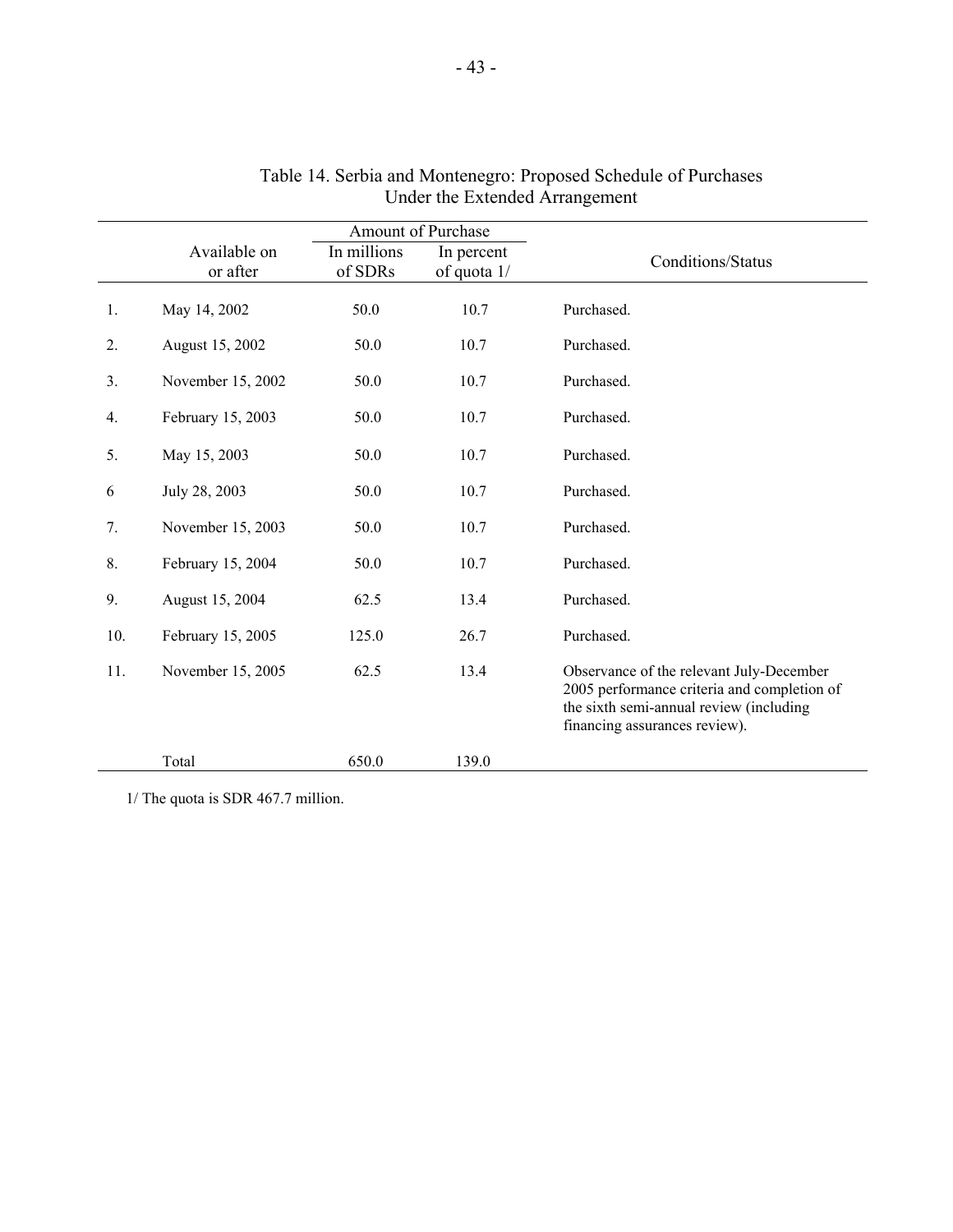# Table 14. Serbia and Montenegro: Proposed Schedule of Purchases Under the Extended Arrangement

| | Available on or after | Amount of Purchase | | Conditions/Status |
|---|---|---|---|---|
| | | In millions of SDRs | In percent of quota 1/ | |
| 1. | May 14, 2002 | 50.0 | 10.7 | Purchased. |
| 2. | August 15, 2002 | 50.0 | 10.7 | Purchased. |
| 3. | November 15, 2002 | 50.0 | 10.7 | Purchased. |
| 4. | February 15, 2003 | 50.0 | 10.7 | Purchased. |
| 5. | May 15, 2003 | 50.0 | 10.7 | Purchased. |
| 6 | July 28, 2003 | 50.0 | 10.7 | Purchased. |
| 7. | November 15, 2003 | 50.0 | 10.7 | Purchased. |
| 8. | February 15, 2004 | 50.0 | 10.7 | Purchased. |
| 9. | August 15, 2004 | 62.5 | 13.4 | Purchased. |
| 10. | February 15, 2005 | 125.0 | 26.7 | Purchased. |
| 11. | November 15, 2005 | 62.5 | 13.4 | Observance of the relevant July-December 2005 performance criteria and completion of the sixth semi-annual review (including financing assurances review). |
| | Total | 650.0 | 139.0 | |

1/ The quota is SDR 467.7 million.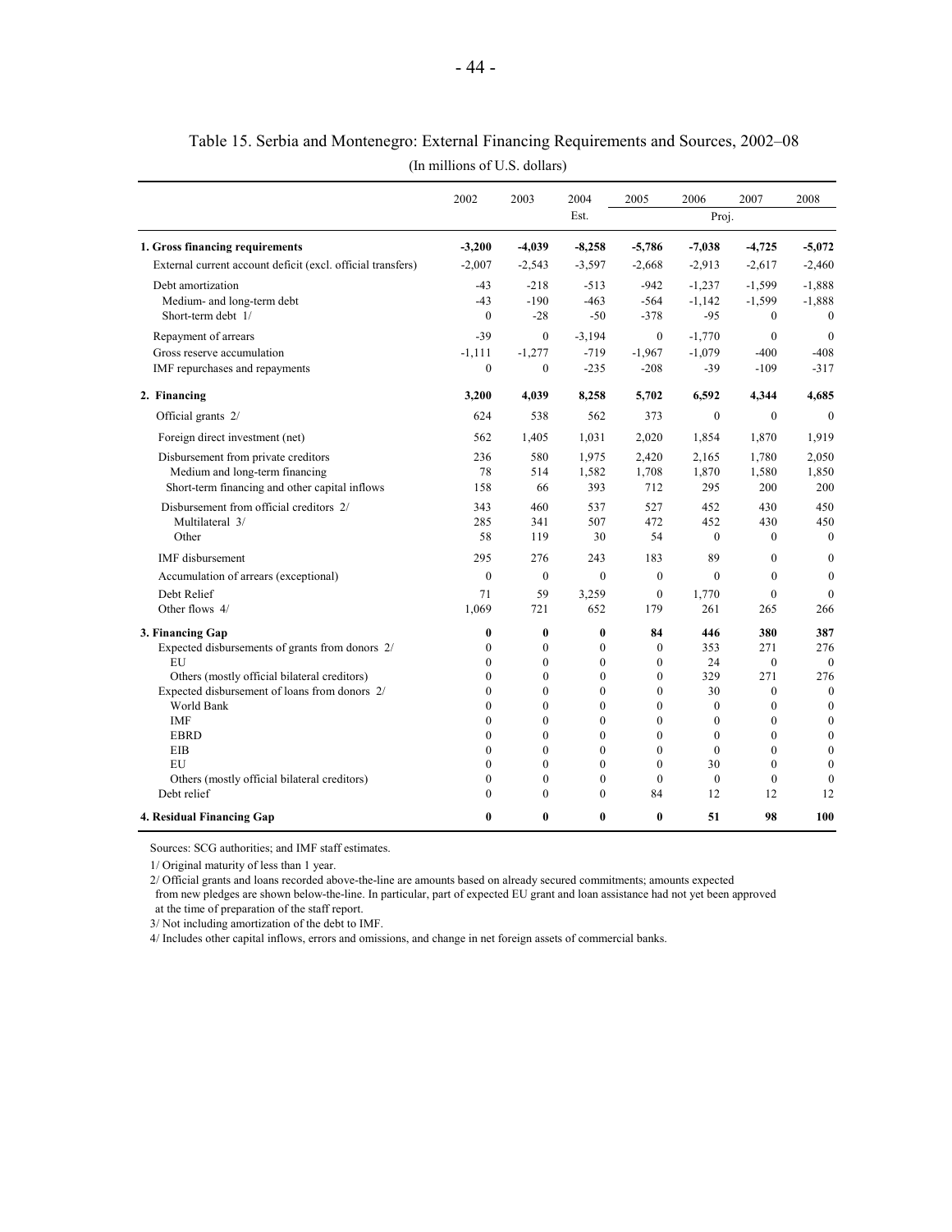Table 15. Serbia and Montenegro: External Financing Requirements and Sources, 2002–08

(In millions of U.S. dollars)

| | 2002 | 2003 | 2004 | 2005 | 2006 | 2007 | 2008 |
|---|---|---|---|---|---|---|---|
| | | | Est. | | Proj. | | |
| **1. Gross financing requirements** | **-3,200** | **-4,039** | **-8,258** | **-5,786** | **-7,038** | **-4,725** | **-5,072** |
| External current account deficit (excl. official transfers) | -2,007 | -2,543 | -3,597 | -2,668 | -2,913 | -2,617 | -2,460 |
| Debt amortization | -43 | -218 | -513 | -942 | -1,237 | -1,599 | -1,888 |
| Medium- and long-term debt | -43 | -190 | -463 | -564 | -1,142 | -1,599 | -1,888 |
| Short-term debt 1/ | 0 | -28 | -50 | -378 | -95 | 0 | 0 |
| Repayment of arrears | -39 | 0 | -3,194 | 0 | -1,770 | 0 | 0 |
| Gross reserve accumulation | -1,111 | -1,277 | -719 | -1,967 | -1,079 | -400 | -408 |
| IMF repurchases and repayments | 0 | 0 | -235 | -208 | -39 | -109 | -317 |
| **2. Financing** | **3,200** | **4,039** | **8,258** | **5,702** | **6,592** | **4,344** | **4,685** |
| Official grants 2/ | 624 | 538 | 562 | 373 | 0 | 0 | 0 |
| Foreign direct investment (net) | 562 | 1,405 | 1,031 | 2,020 | 1,854 | 1,870 | 1,919 |
| Disbursement from private creditors | 236 | 580 | 1,975 | 2,420 | 2,165 | 1,780 | 2,050 |
| Medium and long-term financing | 78 | 514 | 1,582 | 1,708 | 1,870 | 1,580 | 1,850 |
| Short-term financing and other capital inflows | 158 | 66 | 393 | 712 | 295 | 200 | 200 |
| Disbursement from official creditors 2/ | 343 | 460 | 537 | 527 | 452 | 430 | 450 |
| Multilateral 3/ | 285 | 341 | 507 | 472 | 452 | 430 | 450 |
| Other | 58 | 119 | 30 | 54 | 0 | 0 | 0 |
| IMF disbursement | 295 | 276 | 243 | 183 | 89 | 0 | 0 |
| Accumulation of arrears (exceptional) | 0 | 0 | 0 | 0 | 0 | 0 | 0 |
| Debt Relief | 71 | 59 | 3,259 | 0 | 1,770 | 0 | 0 |
| Other flows 4/ | 1,069 | 721 | 652 | 179 | 261 | 265 | 266 |
| **3. Financing Gap** | **0** | **0** | **0** | **84** | **446** | **380** | **387** |
| Expected disbursements of grants from donors 2/ | 0 | 0 | 0 | 0 | 353 | 271 | 276 |
| EU | 0 | 0 | 0 | 0 | 24 | 0 | 0 |
| Others (mostly official bilateral creditors) | 0 | 0 | 0 | 0 | 329 | 271 | 276 |
| Expected disbursement of loans from donors 2/ | 0 | 0 | 0 | 0 | 30 | 0 | 0 |
| World Bank | 0 | 0 | 0 | 0 | 0 | 0 | 0 |
| IMF | 0 | 0 | 0 | 0 | 0 | 0 | 0 |
| EBRD | 0 | 0 | 0 | 0 | 0 | 0 | 0 |
| EIB | 0 | 0 | 0 | 0 | 0 | 0 | 0 |
| EU | 0 | 0 | 0 | 0 | 30 | 0 | 0 |
| Others (mostly official bilateral creditors) | 0 | 0 | 0 | 0 | 0 | 0 | 0 |
| Debt relief | 0 | 0 | 0 | 84 | 12 | 12 | 12 |
| **4. Residual Financing Gap** | **0** | **0** | **0** | **0** | **51** | **98** | **100** |

Sources: SCG authorities; and IMF staff estimates.

1/ Original maturity of less than 1 year.

2/ Official grants and loans recorded above-the-line are amounts based on already secured commitments; amounts expected from new pledges are shown below-the-line. In particular, part of expected EU grant and loan assistance had not yet been approved at the time of preparation of the staff report.

3/ Not including amortization of the debt to IMF.

4/ Includes other capital inflows, errors and omissions, and change in net foreign assets of commercial banks.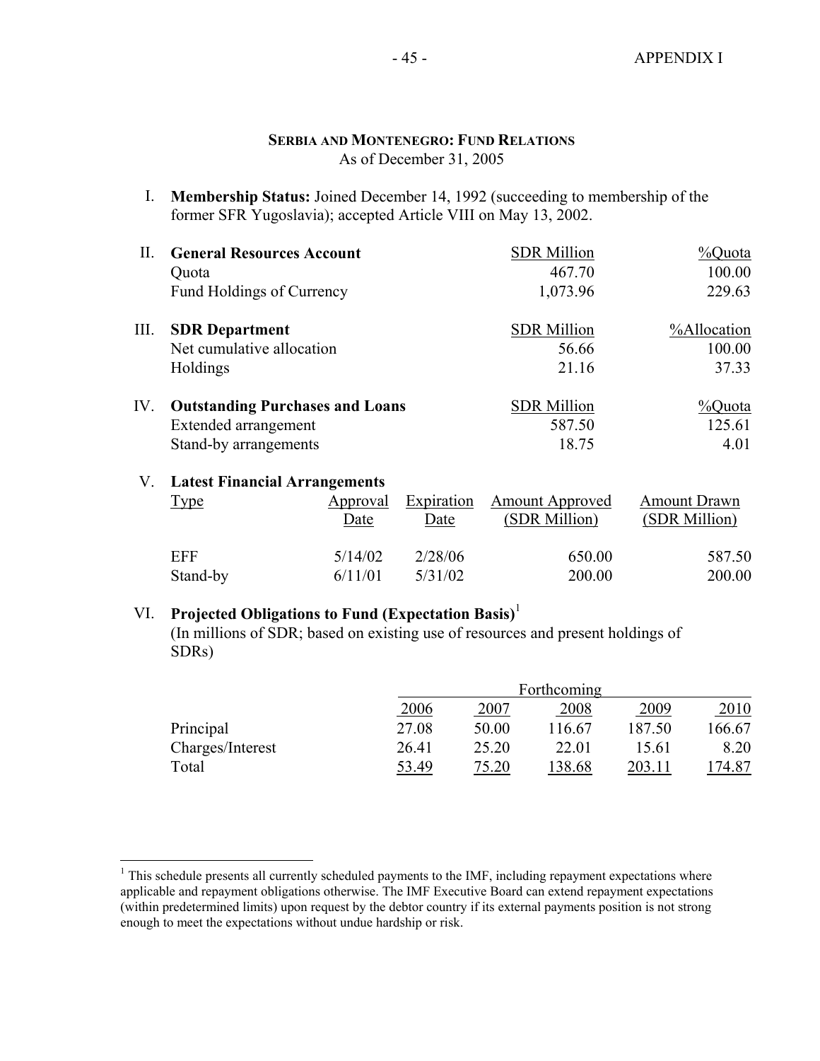## Serbia and Montenegro: Fund Relations

As of December 31, 2005

I. **Membership Status:** Joined December 14, 1992 (succeeding to membership of the former SFR Yugoslavia); accepted Article VIII on May 13, 2002.

| II. **General Resources Account** | SDR Million | %Quota |
|---|---|---|
| Quota | 467.70 | 100.00 |
| Fund Holdings of Currency | 1,073.96 | 229.63 |

| III. **SDR Department** | SDR Million | %Allocation |
|---|---|---|
| Net cumulative allocation | 56.66 | 100.00 |
| Holdings | 21.16 | 37.33 |

| IV. **Outstanding Purchases and Loans** | SDR Million | %Quota |
|---|---|---|
| Extended arrangement | 587.50 | 125.61 |
| Stand-by arrangements | 18.75 | 4.01 |

V. **Latest Financial Arrangements**

| Type | Approval Date | Expiration Date | Amount Approved (SDR Million) | Amount Drawn (SDR Million) |
|---|---|---|---|---|
| EFF | 5/14/02 | 2/28/06 | 650.00 | 587.50 |
| Stand-by | 6/11/01 | 5/31/02 | 200.00 | 200.00 |

VI. **Projected Obligations to Fund (Expectation Basis)**[1]

(In millions of SDR; based on existing use of resources and present holdings of SDRs)

| | Forthcoming | | | | |
|---|---|---|---|---|---|
| | 2006 | 2007 | 2008 | 2009 | 2010 |
| Principal | 27.08 | 50.00 | 116.67 | 187.50 | 166.67 |
| Charges/Interest | 26.41 | 25.20 | 22.01 | 15.61 | 8.20 |
| Total | 53.49 | 75.20 | 138.68 | 203.11 | 174.87 |

[1] This schedule presents all currently scheduled payments to the IMF, including repayment expectations where applicable and repayment obligations otherwise. The IMF Executive Board can extend repayment expectations (within predetermined limits) upon request by the debtor country if its external payments position is not strong enough to meet the expectations without undue hardship or risk.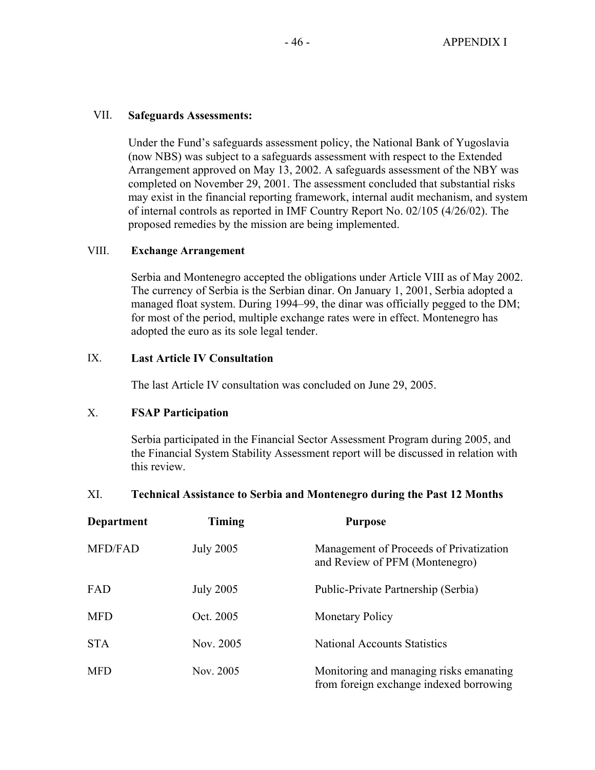### VII. Safeguards Assessments:

Under the Fund's safeguards assessment policy, the National Bank of Yugoslavia (now NBS) was subject to a safeguards assessment with respect to the Extended Arrangement approved on May 13, 2002. A safeguards assessment of the NBY was completed on November 29, 2001. The assessment concluded that substantial risks may exist in the financial reporting framework, internal audit mechanism, and system of internal controls as reported in IMF Country Report No. 02/105 (4/26/02). The proposed remedies by the mission are being implemented.

### VIII. Exchange Arrangement

Serbia and Montenegro accepted the obligations under Article VIII as of May 2002. The currency of Serbia is the Serbian dinar. On January 1, 2001, Serbia adopted a managed float system. During 1994–99, the dinar was officially pegged to the DM; for most of the period, multiple exchange rates were in effect. Montenegro has adopted the euro as its sole legal tender.

### IX. Last Article IV Consultation

The last Article IV consultation was concluded on June 29, 2005.

### X. FSAP Participation

Serbia participated in the Financial Sector Assessment Program during 2005, and the Financial System Stability Assessment report will be discussed in relation with this review.

### XI. Technical Assistance to Serbia and Montenegro during the Past 12 Months

| Department | Timing | Purpose |
|---|---|---|
| MFD/FAD | July 2005 | Management of Proceeds of Privatization and Review of PFM (Montenegro) |
| FAD | July 2005 | Public-Private Partnership (Serbia) |
| MFD | Oct. 2005 | Monetary Policy |
| STA | Nov. 2005 | National Accounts Statistics |
| MFD | Nov. 2005 | Monitoring and managing risks emanating from foreign exchange indexed borrowing |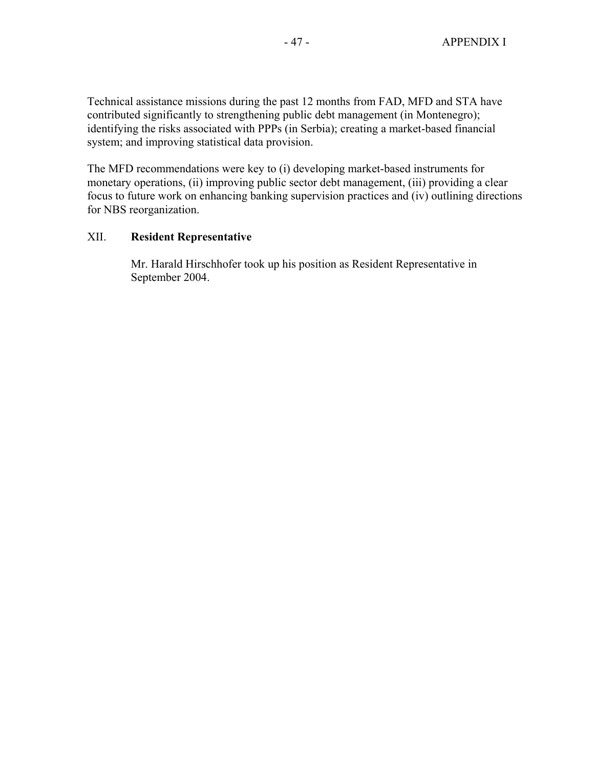Technical assistance missions during the past 12 months from FAD, MFD and STA have contributed significantly to strengthening public debt management (in Montenegro); identifying the risks associated with PPPs (in Serbia); creating a market-based financial system; and improving statistical data provision.

The MFD recommendations were key to (i) developing market-based instruments for monetary operations, (ii) improving public sector debt management, (iii) providing a clear focus to future work on enhancing banking supervision practices and (iv) outlining directions for NBS reorganization.

## XII. Resident Representative

Mr. Harald Hirschhofer took up his position as Resident Representative in September 2004.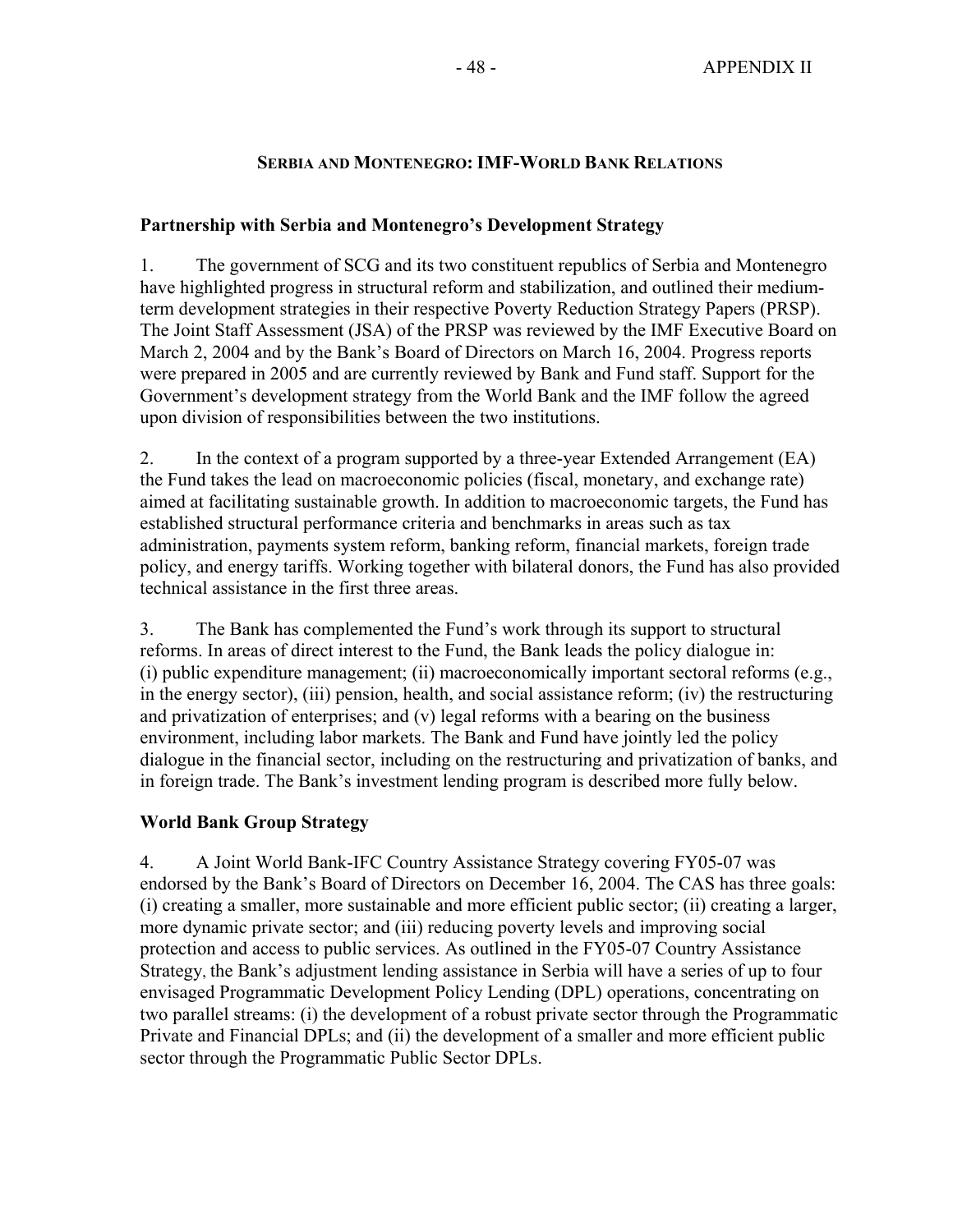## SERBIA AND MONTENEGRO: IMF-WORLD BANK RELATIONS

### Partnership with Serbia and Montenegro's Development Strategy

1. The government of SCG and its two constituent republics of Serbia and Montenegro have highlighted progress in structural reform and stabilization, and outlined their medium-term development strategies in their respective Poverty Reduction Strategy Papers (PRSP). The Joint Staff Assessment (JSA) of the PRSP was reviewed by the IMF Executive Board on March 2, 2004 and by the Bank's Board of Directors on March 16, 2004. Progress reports were prepared in 2005 and are currently reviewed by Bank and Fund staff. Support for the Government's development strategy from the World Bank and the IMF follow the agreed upon division of responsibilities between the two institutions.

2. In the context of a program supported by a three-year Extended Arrangement (EA) the Fund takes the lead on macroeconomic policies (fiscal, monetary, and exchange rate) aimed at facilitating sustainable growth. In addition to macroeconomic targets, the Fund has established structural performance criteria and benchmarks in areas such as tax administration, payments system reform, banking reform, financial markets, foreign trade policy, and energy tariffs. Working together with bilateral donors, the Fund has also provided technical assistance in the first three areas.

3. The Bank has complemented the Fund's work through its support to structural reforms. In areas of direct interest to the Fund, the Bank leads the policy dialogue in: (i) public expenditure management; (ii) macroeconomically important sectoral reforms (e.g., in the energy sector), (iii) pension, health, and social assistance reform; (iv) the restructuring and privatization of enterprises; and (v) legal reforms with a bearing on the business environment, including labor markets. The Bank and Fund have jointly led the policy dialogue in the financial sector, including on the restructuring and privatization of banks, and in foreign trade. The Bank's investment lending program is described more fully below.

### World Bank Group Strategy

4. A Joint World Bank-IFC Country Assistance Strategy covering FY05-07 was endorsed by the Bank's Board of Directors on December 16, 2004. The CAS has three goals: (i) creating a smaller, more sustainable and more efficient public sector; (ii) creating a larger, more dynamic private sector; and (iii) reducing poverty levels and improving social protection and access to public services. As outlined in the FY05-07 Country Assistance Strategy, the Bank's adjustment lending assistance in Serbia will have a series of up to four envisaged Programmatic Development Policy Lending (DPL) operations, concentrating on two parallel streams: (i) the development of a robust private sector through the Programmatic Private and Financial DPLs; and (ii) the development of a smaller and more efficient public sector through the Programmatic Public Sector DPLs.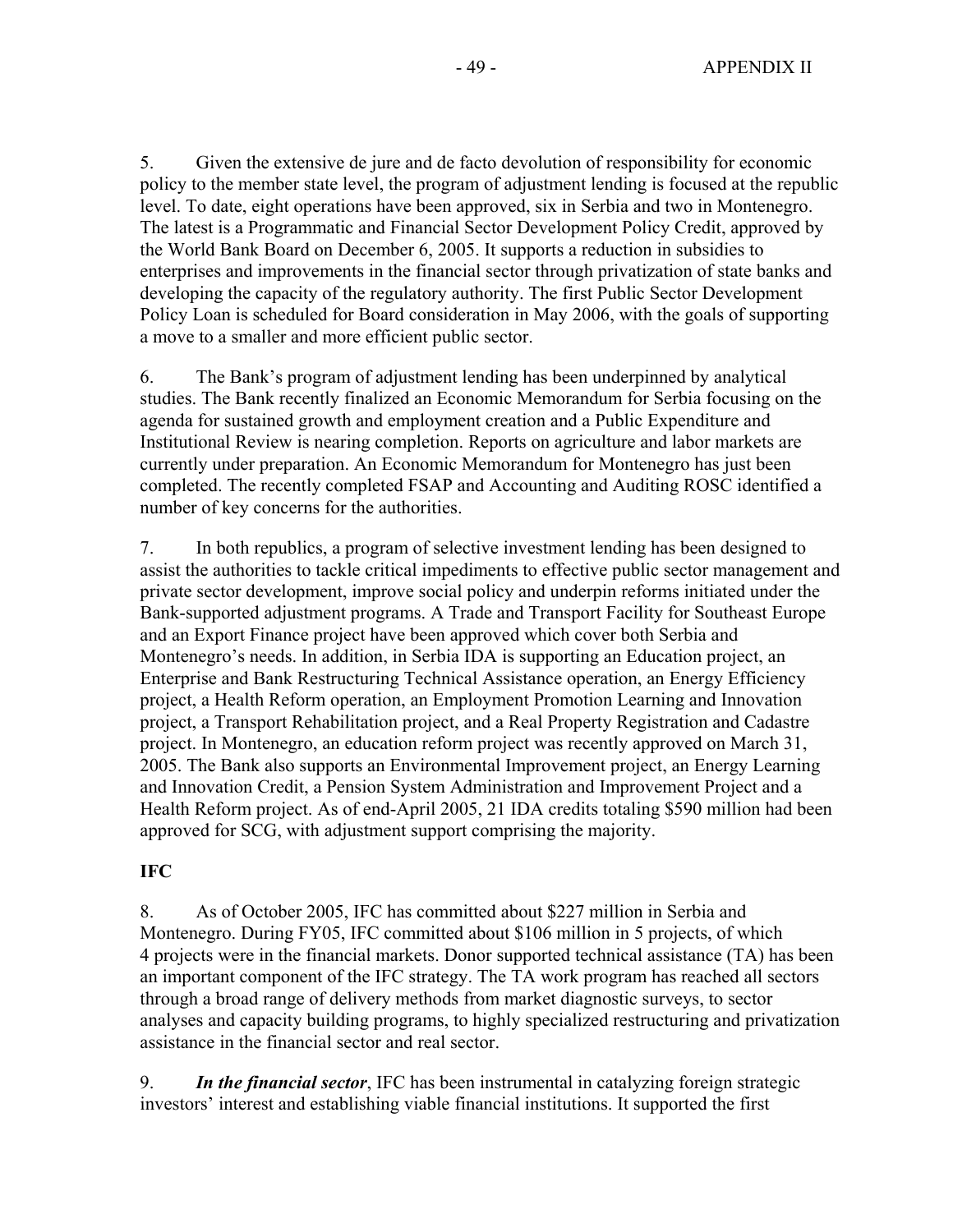5. Given the extensive de jure and de facto devolution of responsibility for economic policy to the member state level, the program of adjustment lending is focused at the republic level. To date, eight operations have been approved, six in Serbia and two in Montenegro. The latest is a Programmatic and Financial Sector Development Policy Credit, approved by the World Bank Board on December 6, 2005. It supports a reduction in subsidies to enterprises and improvements in the financial sector through privatization of state banks and developing the capacity of the regulatory authority. The first Public Sector Development Policy Loan is scheduled for Board consideration in May 2006, with the goals of supporting a move to a smaller and more efficient public sector.

6. The Bank's program of adjustment lending has been underpinned by analytical studies. The Bank recently finalized an Economic Memorandum for Serbia focusing on the agenda for sustained growth and employment creation and a Public Expenditure and Institutional Review is nearing completion. Reports on agriculture and labor markets are currently under preparation. An Economic Memorandum for Montenegro has just been completed. The recently completed FSAP and Accounting and Auditing ROSC identified a number of key concerns for the authorities.

7. In both republics, a program of selective investment lending has been designed to assist the authorities to tackle critical impediments to effective public sector management and private sector development, improve social policy and underpin reforms initiated under the Bank-supported adjustment programs. A Trade and Transport Facility for Southeast Europe and an Export Finance project have been approved which cover both Serbia and Montenegro's needs. In addition, in Serbia IDA is supporting an Education project, an Enterprise and Bank Restructuring Technical Assistance operation, an Energy Efficiency project, a Health Reform operation, an Employment Promotion Learning and Innovation project, a Transport Rehabilitation project, and a Real Property Registration and Cadastre project. In Montenegro, an education reform project was recently approved on March 31, 2005. The Bank also supports an Environmental Improvement project, an Energy Learning and Innovation Credit, a Pension System Administration and Improvement Project and a Health Reform project. As of end-April 2005, 21 IDA credits totaling \$590 million had been approved for SCG, with adjustment support comprising the majority.

**IFC**

8. As of October 2005, IFC has committed about \$227 million in Serbia and Montenegro. During FY05, IFC committed about \$106 million in 5 projects, of which 4 projects were in the financial markets. Donor supported technical assistance (TA) has been an important component of the IFC strategy. The TA work program has reached all sectors through a broad range of delivery methods from market diagnostic surveys, to sector analyses and capacity building programs, to highly specialized restructuring and privatization assistance in the financial sector and real sector.

9. ***In the financial sector***, IFC has been instrumental in catalyzing foreign strategic investors' interest and establishing viable financial institutions. It supported the first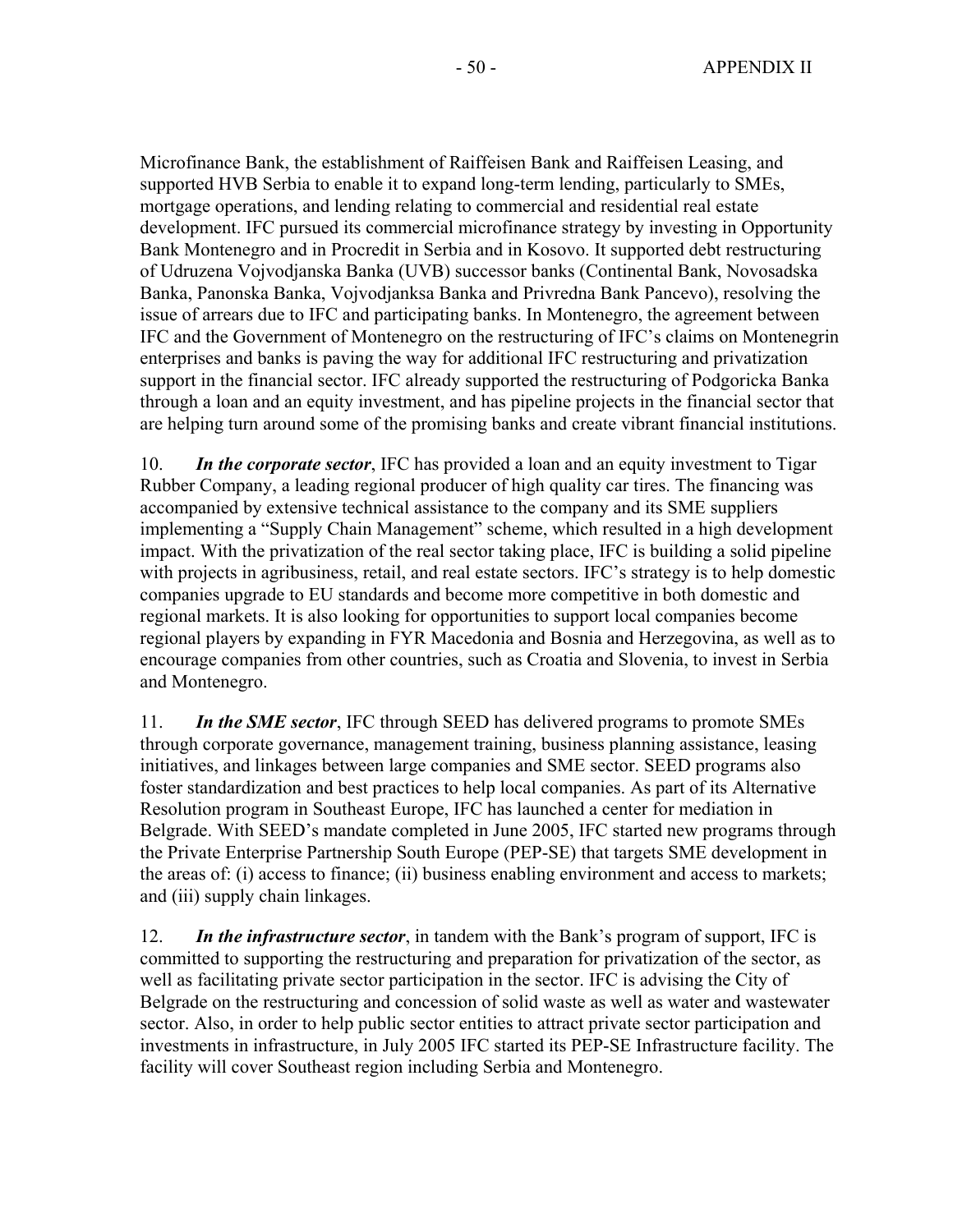Microfinance Bank, the establishment of Raiffeisen Bank and Raiffeisen Leasing, and supported HVB Serbia to enable it to expand long-term lending, particularly to SMEs, mortgage operations, and lending relating to commercial and residential real estate development. IFC pursued its commercial microfinance strategy by investing in Opportunity Bank Montenegro and in Procredit in Serbia and in Kosovo. It supported debt restructuring of Udruzena Vojvodjanska Banka (UVB) successor banks (Continental Bank, Novosadska Banka, Panonska Banka, Vojvodjanksa Banka and Privredna Bank Pancevo), resolving the issue of arrears due to IFC and participating banks. In Montenegro, the agreement between IFC and the Government of Montenegro on the restructuring of IFC's claims on Montenegrin enterprises and banks is paving the way for additional IFC restructuring and privatization support in the financial sector. IFC already supported the restructuring of Podgoricka Banka through a loan and an equity investment, and has pipeline projects in the financial sector that are helping turn around some of the promising banks and create vibrant financial institutions.

10. ***In the corporate sector***, IFC has provided a loan and an equity investment to Tigar Rubber Company, a leading regional producer of high quality car tires. The financing was accompanied by extensive technical assistance to the company and its SME suppliers implementing a "Supply Chain Management" scheme, which resulted in a high development impact. With the privatization of the real sector taking place, IFC is building a solid pipeline with projects in agribusiness, retail, and real estate sectors. IFC's strategy is to help domestic companies upgrade to EU standards and become more competitive in both domestic and regional markets. It is also looking for opportunities to support local companies become regional players by expanding in FYR Macedonia and Bosnia and Herzegovina, as well as to encourage companies from other countries, such as Croatia and Slovenia, to invest in Serbia and Montenegro.

11. ***In the SME sector***, IFC through SEED has delivered programs to promote SMEs through corporate governance, management training, business planning assistance, leasing initiatives, and linkages between large companies and SME sector. SEED programs also foster standardization and best practices to help local companies. As part of its Alternative Resolution program in Southeast Europe, IFC has launched a center for mediation in Belgrade. With SEED's mandate completed in June 2005, IFC started new programs through the Private Enterprise Partnership South Europe (PEP-SE) that targets SME development in the areas of: (i) access to finance; (ii) business enabling environment and access to markets; and (iii) supply chain linkages.

12. ***In the infrastructure sector***, in tandem with the Bank's program of support, IFC is committed to supporting the restructuring and preparation for privatization of the sector, as well as facilitating private sector participation in the sector. IFC is advising the City of Belgrade on the restructuring and concession of solid waste as well as water and wastewater sector. Also, in order to help public sector entities to attract private sector participation and investments in infrastructure, in July 2005 IFC started its PEP-SE Infrastructure facility. The facility will cover Southeast region including Serbia and Montenegro.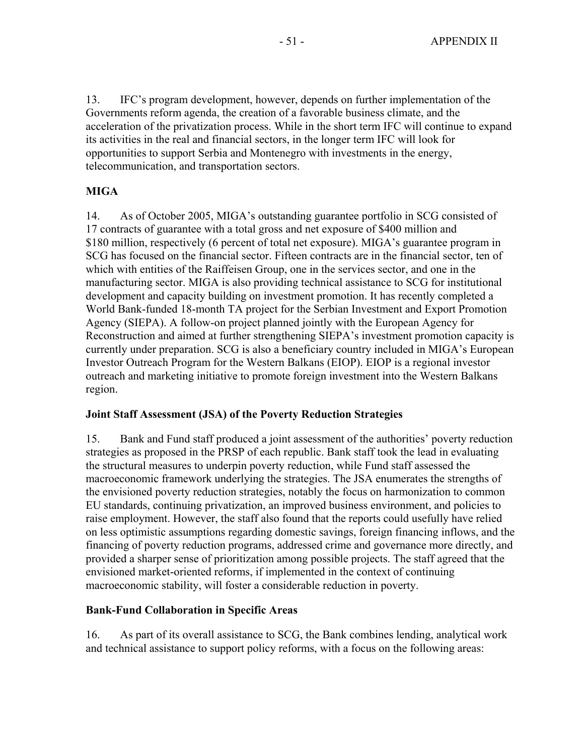13. IFC's program development, however, depends on further implementation of the Governments reform agenda, the creation of a favorable business climate, and the acceleration of the privatization process. While in the short term IFC will continue to expand its activities in the real and financial sectors, in the longer term IFC will look for opportunities to support Serbia and Montenegro with investments in the energy, telecommunication, and transportation sectors.

**MIGA**

14. As of October 2005, MIGA's outstanding guarantee portfolio in SCG consisted of 17 contracts of guarantee with a total gross and net exposure of $400 million and $180 million, respectively (6 percent of total net exposure). MIGA's guarantee program in SCG has focused on the financial sector. Fifteen contracts are in the financial sector, ten of which with entities of the Raiffeisen Group, one in the services sector, and one in the manufacturing sector. MIGA is also providing technical assistance to SCG for institutional development and capacity building on investment promotion. It has recently completed a World Bank-funded 18-month TA project for the Serbian Investment and Export Promotion Agency (SIEPA). A follow-on project planned jointly with the European Agency for Reconstruction and aimed at further strengthening SIEPA's investment promotion capacity is currently under preparation. SCG is also a beneficiary country included in MIGA's European Investor Outreach Program for the Western Balkans (EIOP). EIOP is a regional investor outreach and marketing initiative to promote foreign investment into the Western Balkans region.

**Joint Staff Assessment (JSA) of the Poverty Reduction Strategies**

15. Bank and Fund staff produced a joint assessment of the authorities' poverty reduction strategies as proposed in the PRSP of each republic. Bank staff took the lead in evaluating the structural measures to underpin poverty reduction, while Fund staff assessed the macroeconomic framework underlying the strategies. The JSA enumerates the strengths of the envisioned poverty reduction strategies, notably the focus on harmonization to common EU standards, continuing privatization, an improved business environment, and policies to raise employment. However, the staff also found that the reports could usefully have relied on less optimistic assumptions regarding domestic savings, foreign financing inflows, and the financing of poverty reduction programs, addressed crime and governance more directly, and provided a sharper sense of prioritization among possible projects. The staff agreed that the envisioned market-oriented reforms, if implemented in the context of continuing macroeconomic stability, will foster a considerable reduction in poverty.

**Bank-Fund Collaboration in Specific Areas**

16. As part of its overall assistance to SCG, the Bank combines lending, analytical work and technical assistance to support policy reforms, with a focus on the following areas: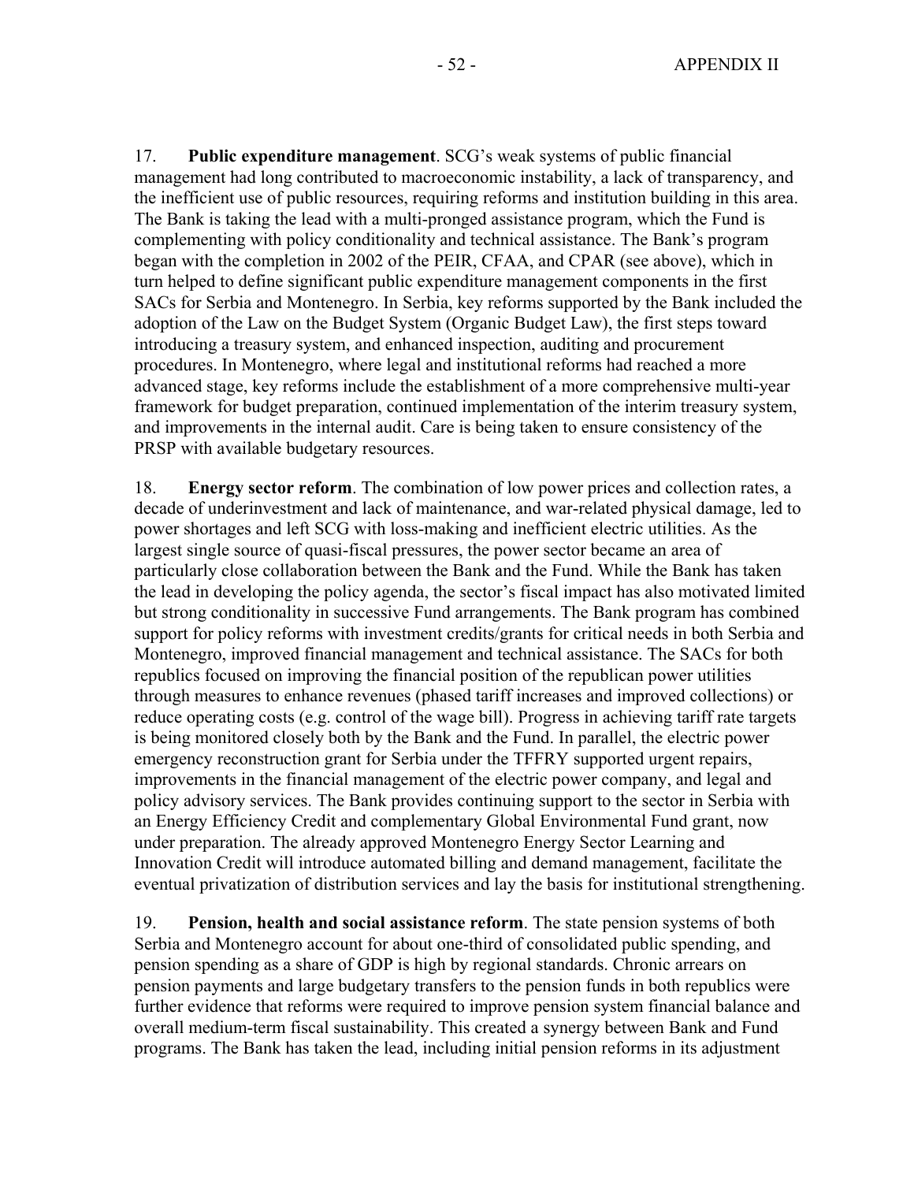17. **Public expenditure management**. SCG's weak systems of public financial management had long contributed to macroeconomic instability, a lack of transparency, and the inefficient use of public resources, requiring reforms and institution building in this area. The Bank is taking the lead with a multi-pronged assistance program, which the Fund is complementing with policy conditionality and technical assistance. The Bank's program began with the completion in 2002 of the PEIR, CFAA, and CPAR (see above), which in turn helped to define significant public expenditure management components in the first SACs for Serbia and Montenegro. In Serbia, key reforms supported by the Bank included the adoption of the Law on the Budget System (Organic Budget Law), the first steps toward introducing a treasury system, and enhanced inspection, auditing and procurement procedures. In Montenegro, where legal and institutional reforms had reached a more advanced stage, key reforms include the establishment of a more comprehensive multi-year framework for budget preparation, continued implementation of the interim treasury system, and improvements in the internal audit. Care is being taken to ensure consistency of the PRSP with available budgetary resources.

18. **Energy sector reform**. The combination of low power prices and collection rates, a decade of underinvestment and lack of maintenance, and war-related physical damage, led to power shortages and left SCG with loss-making and inefficient electric utilities. As the largest single source of quasi-fiscal pressures, the power sector became an area of particularly close collaboration between the Bank and the Fund. While the Bank has taken the lead in developing the policy agenda, the sector's fiscal impact has also motivated limited but strong conditionality in successive Fund arrangements. The Bank program has combined support for policy reforms with investment credits/grants for critical needs in both Serbia and Montenegro, improved financial management and technical assistance. The SACs for both republics focused on improving the financial position of the republican power utilities through measures to enhance revenues (phased tariff increases and improved collections) or reduce operating costs (e.g. control of the wage bill). Progress in achieving tariff rate targets is being monitored closely both by the Bank and the Fund. In parallel, the electric power emergency reconstruction grant for Serbia under the TFFRY supported urgent repairs, improvements in the financial management of the electric power company, and legal and policy advisory services. The Bank provides continuing support to the sector in Serbia with an Energy Efficiency Credit and complementary Global Environmental Fund grant, now under preparation. The already approved Montenegro Energy Sector Learning and Innovation Credit will introduce automated billing and demand management, facilitate the eventual privatization of distribution services and lay the basis for institutional strengthening.

19. **Pension, health and social assistance reform**. The state pension systems of both Serbia and Montenegro account for about one-third of consolidated public spending, and pension spending as a share of GDP is high by regional standards. Chronic arrears on pension payments and large budgetary transfers to the pension funds in both republics were further evidence that reforms were required to improve pension system financial balance and overall medium-term fiscal sustainability. This created a synergy between Bank and Fund programs. The Bank has taken the lead, including initial pension reforms in its adjustment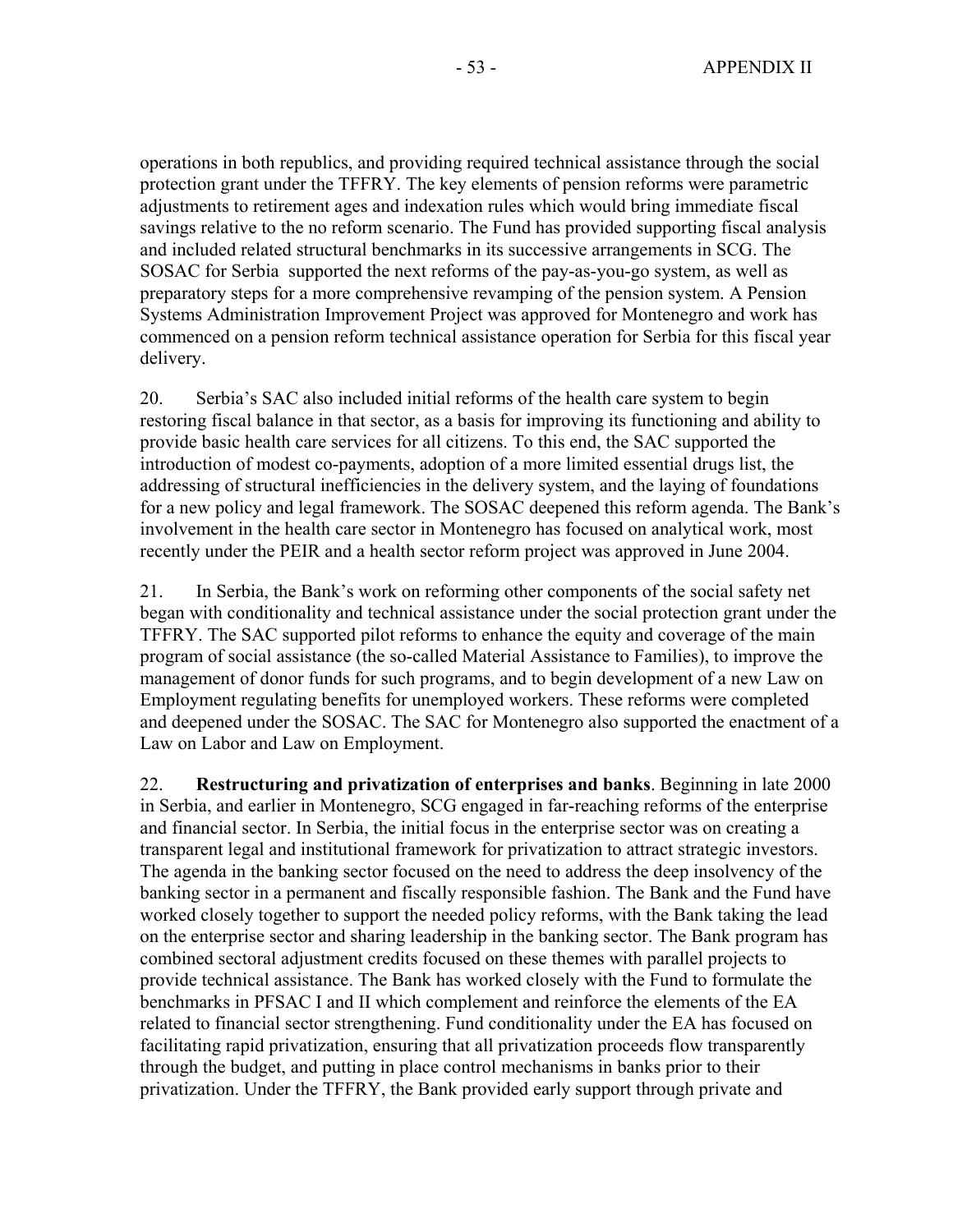operations in both republics, and providing required technical assistance through the social protection grant under the TFFRY. The key elements of pension reforms were parametric adjustments to retirement ages and indexation rules which would bring immediate fiscal savings relative to the no reform scenario. The Fund has provided supporting fiscal analysis and included related structural benchmarks in its successive arrangements in SCG. The SOSAC for Serbia supported the next reforms of the pay-as-you-go system, as well as preparatory steps for a more comprehensive revamping of the pension system. A Pension Systems Administration Improvement Project was approved for Montenegro and work has commenced on a pension reform technical assistance operation for Serbia for this fiscal year delivery.

20. Serbia's SAC also included initial reforms of the health care system to begin restoring fiscal balance in that sector, as a basis for improving its functioning and ability to provide basic health care services for all citizens. To this end, the SAC supported the introduction of modest co-payments, adoption of a more limited essential drugs list, the addressing of structural inefficiencies in the delivery system, and the laying of foundations for a new policy and legal framework. The SOSAC deepened this reform agenda. The Bank's involvement in the health care sector in Montenegro has focused on analytical work, most recently under the PEIR and a health sector reform project was approved in June 2004.

21. In Serbia, the Bank's work on reforming other components of the social safety net began with conditionality and technical assistance under the social protection grant under the TFFRY. The SAC supported pilot reforms to enhance the equity and coverage of the main program of social assistance (the so-called Material Assistance to Families), to improve the management of donor funds for such programs, and to begin development of a new Law on Employment regulating benefits for unemployed workers. These reforms were completed and deepened under the SOSAC. The SAC for Montenegro also supported the enactment of a Law on Labor and Law on Employment.

22. **Restructuring and privatization of enterprises and banks**. Beginning in late 2000 in Serbia, and earlier in Montenegro, SCG engaged in far-reaching reforms of the enterprise and financial sector. In Serbia, the initial focus in the enterprise sector was on creating a transparent legal and institutional framework for privatization to attract strategic investors. The agenda in the banking sector focused on the need to address the deep insolvency of the banking sector in a permanent and fiscally responsible fashion. The Bank and the Fund have worked closely together to support the needed policy reforms, with the Bank taking the lead on the enterprise sector and sharing leadership in the banking sector. The Bank program has combined sectoral adjustment credits focused on these themes with parallel projects to provide technical assistance. The Bank has worked closely with the Fund to formulate the benchmarks in PFSAC I and II which complement and reinforce the elements of the EA related to financial sector strengthening. Fund conditionality under the EA has focused on facilitating rapid privatization, ensuring that all privatization proceeds flow transparently through the budget, and putting in place control mechanisms in banks prior to their privatization. Under the TFFRY, the Bank provided early support through private and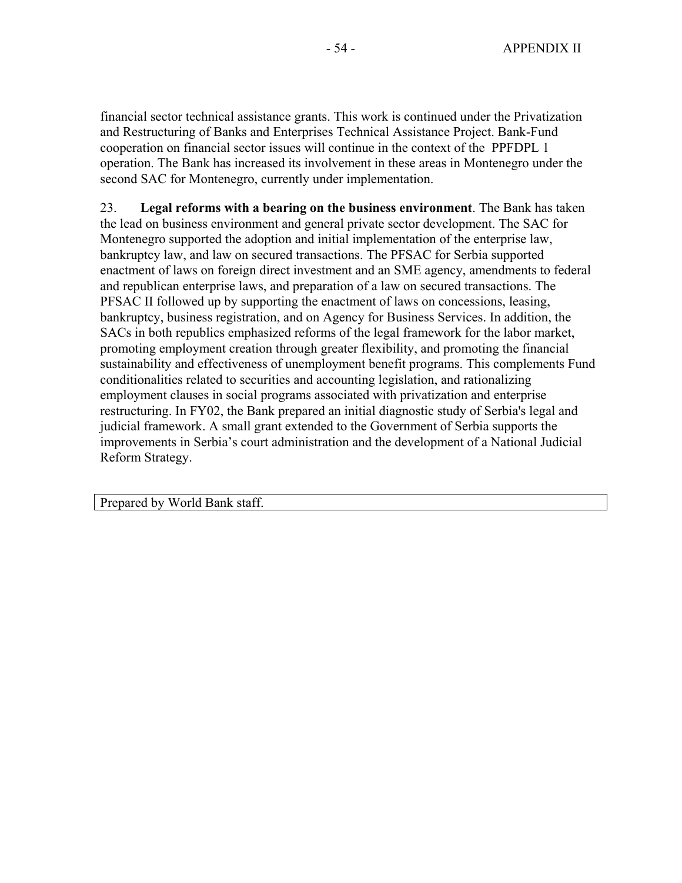financial sector technical assistance grants. This work is continued under the Privatization and Restructuring of Banks and Enterprises Technical Assistance Project. Bank-Fund cooperation on financial sector issues will continue in the context of the PPFDPL 1 operation. The Bank has increased its involvement in these areas in Montenegro under the second SAC for Montenegro, currently under implementation.

23. **Legal reforms with a bearing on the business environment**. The Bank has taken the lead on business environment and general private sector development. The SAC for Montenegro supported the adoption and initial implementation of the enterprise law, bankruptcy law, and law on secured transactions. The PFSAC for Serbia supported enactment of laws on foreign direct investment and an SME agency, amendments to federal and republican enterprise laws, and preparation of a law on secured transactions. The PFSAC II followed up by supporting the enactment of laws on concessions, leasing, bankruptcy, business registration, and on Agency for Business Services. In addition, the SACs in both republics emphasized reforms of the legal framework for the labor market, promoting employment creation through greater flexibility, and promoting the financial sustainability and effectiveness of unemployment benefit programs. This complements Fund conditionalities related to securities and accounting legislation, and rationalizing employment clauses in social programs associated with privatization and enterprise restructuring. In FY02, the Bank prepared an initial diagnostic study of Serbia's legal and judicial framework. A small grant extended to the Government of Serbia supports the improvements in Serbia's court administration and the development of a National Judicial Reform Strategy.

| Prepared by World Bank staff. |
|---|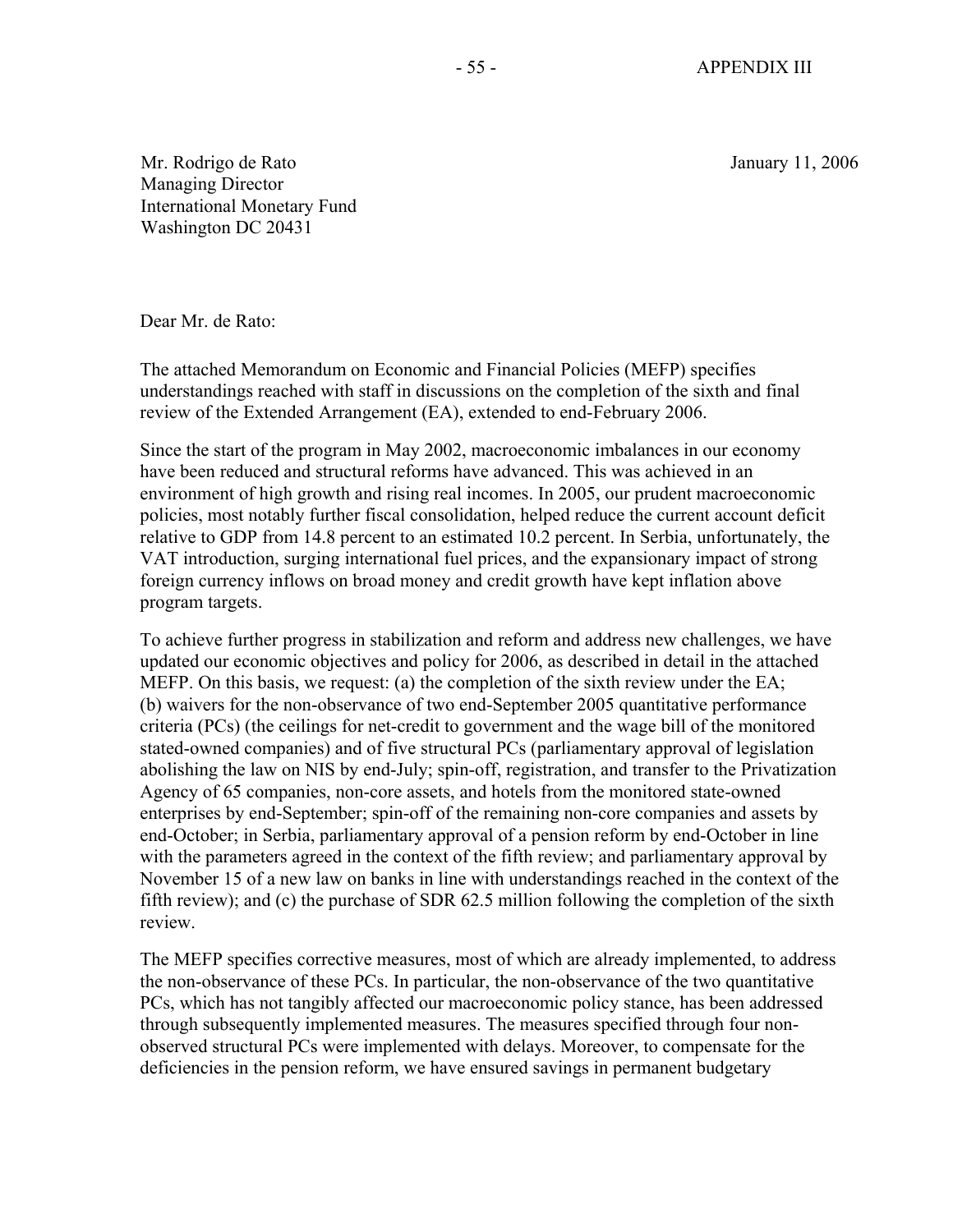Mr. Rodrigo de Rato
Managing Director
International Monetary Fund
Washington DC 20431

January 11, 2006

Dear Mr. de Rato:

The attached Memorandum on Economic and Financial Policies (MEFP) specifies understandings reached with staff in discussions on the completion of the sixth and final review of the Extended Arrangement (EA), extended to end-February 2006.

Since the start of the program in May 2002, macroeconomic imbalances in our economy have been reduced and structural reforms have advanced. This was achieved in an environment of high growth and rising real incomes. In 2005, our prudent macroeconomic policies, most notably further fiscal consolidation, helped reduce the current account deficit relative to GDP from 14.8 percent to an estimated 10.2 percent. In Serbia, unfortunately, the VAT introduction, surging international fuel prices, and the expansionary impact of strong foreign currency inflows on broad money and credit growth have kept inflation above program targets.

To achieve further progress in stabilization and reform and address new challenges, we have updated our economic objectives and policy for 2006, as described in detail in the attached MEFP. On this basis, we request: (a) the completion of the sixth review under the EA; (b) waivers for the non-observance of two end-September 2005 quantitative performance criteria (PCs) (the ceilings for net-credit to government and the wage bill of the monitored stated-owned companies) and of five structural PCs (parliamentary approval of legislation abolishing the law on NIS by end-July; spin-off, registration, and transfer to the Privatization Agency of 65 companies, non-core assets, and hotels from the monitored state-owned enterprises by end-September; spin-off of the remaining non-core companies and assets by end-October; in Serbia, parliamentary approval of a pension reform by end-October in line with the parameters agreed in the context of the fifth review; and parliamentary approval by November 15 of a new law on banks in line with understandings reached in the context of the fifth review); and (c) the purchase of SDR 62.5 million following the completion of the sixth review.

The MEFP specifies corrective measures, most of which are already implemented, to address the non-observance of these PCs. In particular, the non-observance of the two quantitative PCs, which has not tangibly affected our macroeconomic policy stance, has been addressed through subsequently implemented measures. The measures specified through four non-observed structural PCs were implemented with delays. Moreover, to compensate for the deficiencies in the pension reform, we have ensured savings in permanent budgetary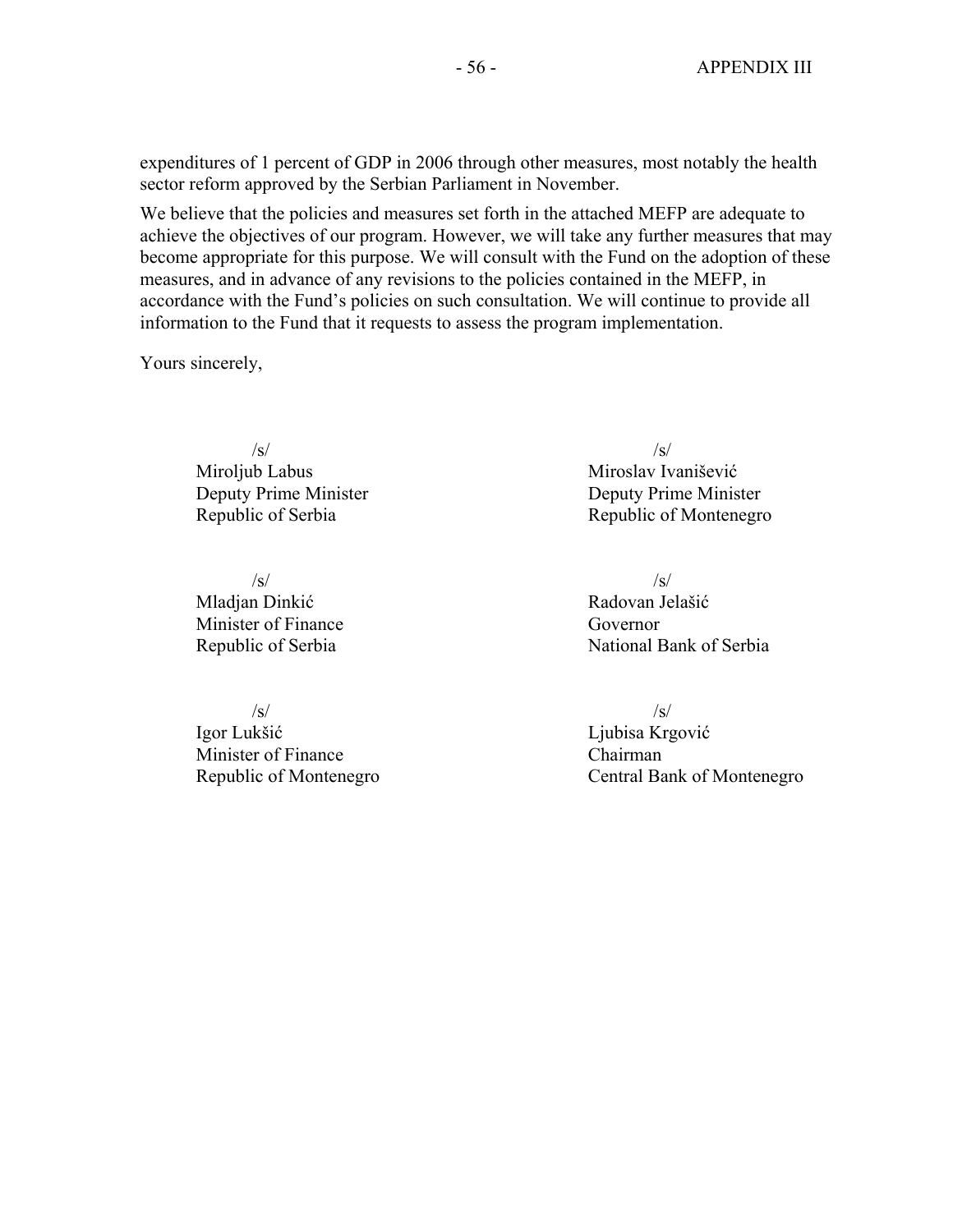expenditures of 1 percent of GDP in 2006 through other measures, most notably the health sector reform approved by the Serbian Parliament in November.

We believe that the policies and measures set forth in the attached MEFP are adequate to achieve the objectives of our program. However, we will take any further measures that may become appropriate for this purpose. We will consult with the Fund on the adoption of these measures, and in advance of any revisions to the policies contained in the MEFP, in accordance with the Fund's policies on such consultation. We will continue to provide all information to the Fund that it requests to assess the program implementation.

Yours sincerely,

/s/
Miroljub Labus
Deputy Prime Minister
Republic of Serbia

/s/
Miroslav Ivanišević
Deputy Prime Minister
Republic of Montenegro

/s/
Mladjan Dinkić
Minister of Finance
Republic of Serbia

/s/
Radovan Jelašić
Governor
National Bank of Serbia

/s/
Igor Lukšić
Minister of Finance
Republic of Montenegro

/s/
Ljubisa Krgović
Chairman
Central Bank of Montenegro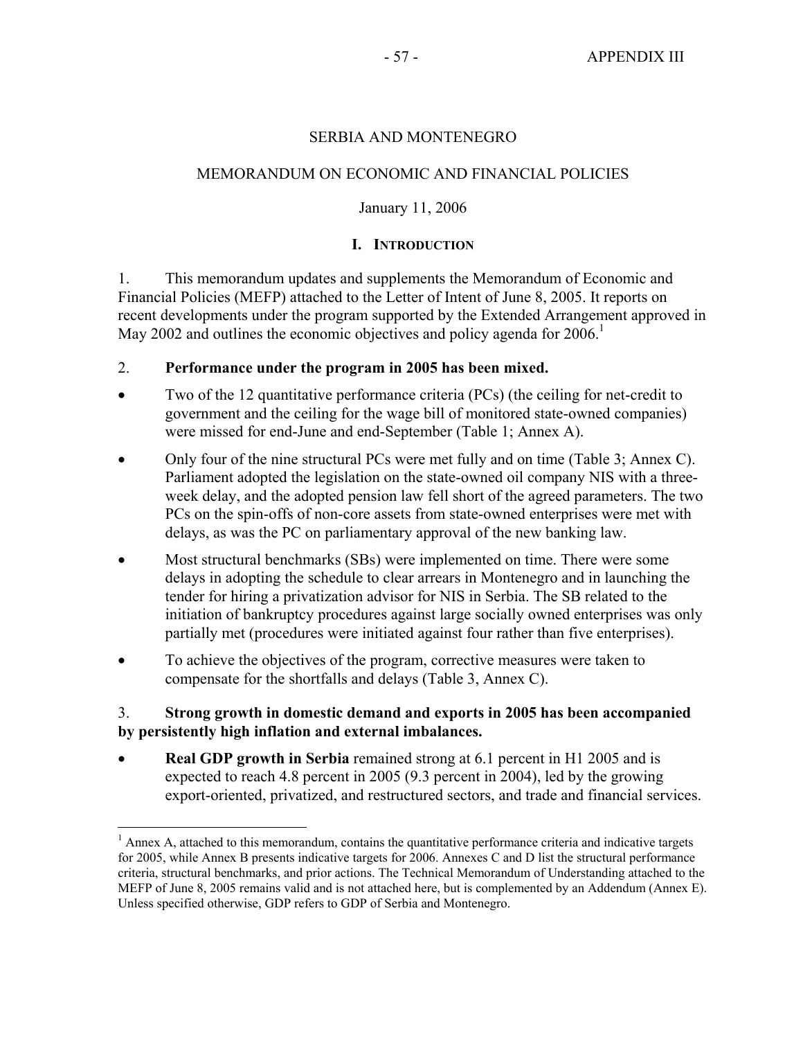SERBIA AND MONTENEGRO

MEMORANDUM ON ECONOMIC AND FINANCIAL POLICIES

January 11, 2006

## I. Introduction

1. This memorandum updates and supplements the Memorandum of Economic and Financial Policies (MEFP) attached to the Letter of Intent of June 8, 2005. It reports on recent developments under the program supported by the Extended Arrangement approved in May 2002 and outlines the economic objectives and policy agenda for 2006.[1]

2. **Performance under the program in 2005 has been mixed.**

- Two of the 12 quantitative performance criteria (PCs) (the ceiling for net-credit to government and the ceiling for the wage bill of monitored state-owned companies) were missed for end-June and end-September (Table 1; Annex A).
- Only four of the nine structural PCs were met fully and on time (Table 3; Annex C). Parliament adopted the legislation on the state-owned oil company NIS with a three-week delay, and the adopted pension law fell short of the agreed parameters. The two PCs on the spin-offs of non-core assets from state-owned enterprises were met with delays, as was the PC on parliamentary approval of the new banking law.
- Most structural benchmarks (SBs) were implemented on time. There were some delays in adopting the schedule to clear arrears in Montenegro and in launching the tender for hiring a privatization advisor for NIS in Serbia. The SB related to the initiation of bankruptcy procedures against large socially owned enterprises was only partially met (procedures were initiated against four rather than five enterprises).
- To achieve the objectives of the program, corrective measures were taken to compensate for the shortfalls and delays (Table 3, Annex C).

3. **Strong growth in domestic demand and exports in 2005 has been accompanied by persistently high inflation and external imbalances.**

- **Real GDP growth in Serbia** remained strong at 6.1 percent in H1 2005 and is expected to reach 4.8 percent in 2005 (9.3 percent in 2004), led by the growing export-oriented, privatized, and restructured sectors, and trade and financial services.

[1] Annex A, attached to this memorandum, contains the quantitative performance criteria and indicative targets for 2005, while Annex B presents indicative targets for 2006. Annexes C and D list the structural performance criteria, structural benchmarks, and prior actions. The Technical Memorandum of Understanding attached to the MEFP of June 8, 2005 remains valid and is not attached here, but is complemented by an Addendum (Annex E). Unless specified otherwise, GDP refers to GDP of Serbia and Montenegro.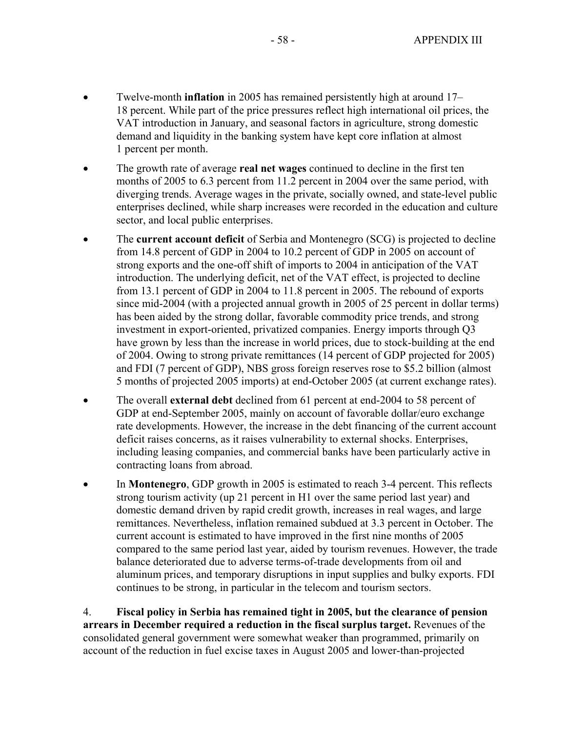- Twelve-month **inflation** in 2005 has remained persistently high at around 17–18 percent. While part of the price pressures reflect high international oil prices, the VAT introduction in January, and seasonal factors in agriculture, strong domestic demand and liquidity in the banking system have kept core inflation at almost 1 percent per month.

- The growth rate of average **real net wages** continued to decline in the first ten months of 2005 to 6.3 percent from 11.2 percent in 2004 over the same period, with diverging trends. Average wages in the private, socially owned, and state-level public enterprises declined, while sharp increases were recorded in the education and culture sector, and local public enterprises.

- The **current account deficit** of Serbia and Montenegro (SCG) is projected to decline from 14.8 percent of GDP in 2004 to 10.2 percent of GDP in 2005 on account of strong exports and the one-off shift of imports to 2004 in anticipation of the VAT introduction. The underlying deficit, net of the VAT effect, is projected to decline from 13.1 percent of GDP in 2004 to 11.8 percent in 2005. The rebound of exports since mid-2004 (with a projected annual growth in 2005 of 25 percent in dollar terms) has been aided by the strong dollar, favorable commodity price trends, and strong investment in export-oriented, privatized companies. Energy imports through Q3 have grown by less than the increase in world prices, due to stock-building at the end of 2004. Owing to strong private remittances (14 percent of GDP projected for 2005) and FDI (7 percent of GDP), NBS gross foreign reserves rose to $5.2 billion (almost 5 months of projected 2005 imports) at end-October 2005 (at current exchange rates).

- The overall **external debt** declined from 61 percent at end-2004 to 58 percent of GDP at end-September 2005, mainly on account of favorable dollar/euro exchange rate developments. However, the increase in the debt financing of the current account deficit raises concerns, as it raises vulnerability to external shocks. Enterprises, including leasing companies, and commercial banks have been particularly active in contracting loans from abroad.

- In **Montenegro**, GDP growth in 2005 is estimated to reach 3-4 percent. This reflects strong tourism activity (up 21 percent in H1 over the same period last year) and domestic demand driven by rapid credit growth, increases in real wages, and large remittances. Nevertheless, inflation remained subdued at 3.3 percent in October. The current account is estimated to have improved in the first nine months of 2005 compared to the same period last year, aided by tourism revenues. However, the trade balance deteriorated due to adverse terms-of-trade developments from oil and aluminum prices, and temporary disruptions in input supplies and bulky exports. FDI continues to be strong, in particular in the telecom and tourism sectors.

4. **Fiscal policy in Serbia has remained tight in 2005, but the clearance of pension arrears in December required a reduction in the fiscal surplus target.** Revenues of the consolidated general government were somewhat weaker than programmed, primarily on account of the reduction in fuel excise taxes in August 2005 and lower-than-projected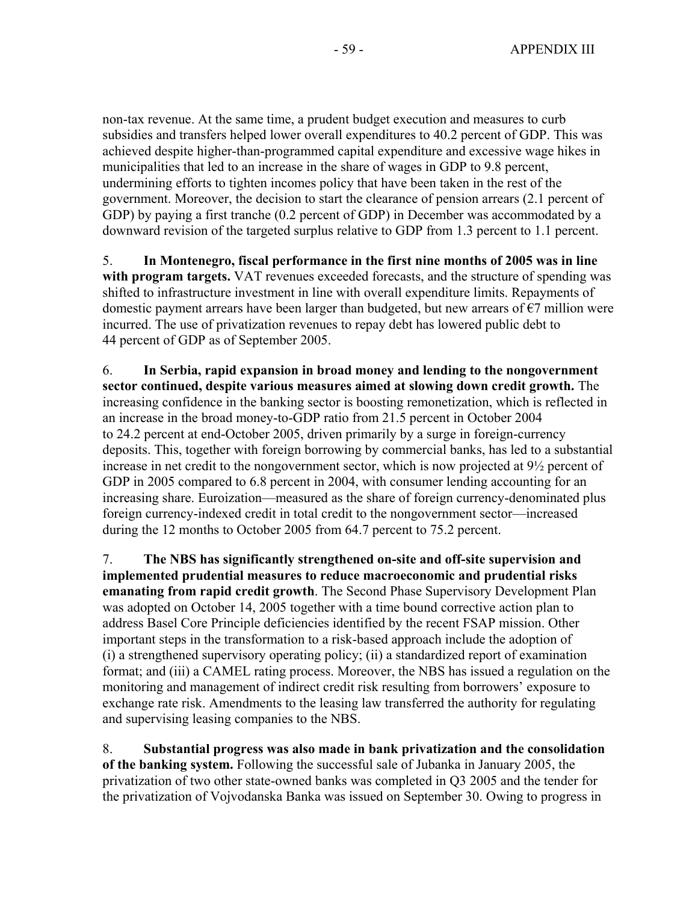non-tax revenue. At the same time, a prudent budget execution and measures to curb subsidies and transfers helped lower overall expenditures to 40.2 percent of GDP. This was achieved despite higher-than-programmed capital expenditure and excessive wage hikes in municipalities that led to an increase in the share of wages in GDP to 9.8 percent, undermining efforts to tighten incomes policy that have been taken in the rest of the government. Moreover, the decision to start the clearance of pension arrears (2.1 percent of GDP) by paying a first tranche (0.2 percent of GDP) in December was accommodated by a downward revision of the targeted surplus relative to GDP from 1.3 percent to 1.1 percent.

5. **In Montenegro, fiscal performance in the first nine months of 2005 was in line with program targets.** VAT revenues exceeded forecasts, and the structure of spending was shifted to infrastructure investment in line with overall expenditure limits. Repayments of domestic payment arrears have been larger than budgeted, but new arrears of €7 million were incurred. The use of privatization revenues to repay debt has lowered public debt to 44 percent of GDP as of September 2005.

6. **In Serbia, rapid expansion in broad money and lending to the nongovernment sector continued, despite various measures aimed at slowing down credit growth.** The increasing confidence in the banking sector is boosting remonetization, which is reflected in an increase in the broad money-to-GDP ratio from 21.5 percent in October 2004 to 24.2 percent at end-October 2005, driven primarily by a surge in foreign-currency deposits. This, together with foreign borrowing by commercial banks, has led to a substantial increase in net credit to the nongovernment sector, which is now projected at 9½ percent of GDP in 2005 compared to 6.8 percent in 2004, with consumer lending accounting for an increasing share. Euroization—measured as the share of foreign currency-denominated plus foreign currency-indexed credit in total credit to the nongovernment sector—increased during the 12 months to October 2005 from 64.7 percent to 75.2 percent.

7. **The NBS has significantly strengthened on-site and off-site supervision and implemented prudential measures to reduce macroeconomic and prudential risks emanating from rapid credit growth**. The Second Phase Supervisory Development Plan was adopted on October 14, 2005 together with a time bound corrective action plan to address Basel Core Principle deficiencies identified by the recent FSAP mission. Other important steps in the transformation to a risk-based approach include the adoption of (i) a strengthened supervisory operating policy; (ii) a standardized report of examination format; and (iii) a CAMEL rating process. Moreover, the NBS has issued a regulation on the monitoring and management of indirect credit risk resulting from borrowers' exposure to exchange rate risk. Amendments to the leasing law transferred the authority for regulating and supervising leasing companies to the NBS.

8. **Substantial progress was also made in bank privatization and the consolidation of the banking system.** Following the successful sale of Jubanka in January 2005, the privatization of two other state-owned banks was completed in Q3 2005 and the tender for the privatization of Vojvodanska Banka was issued on September 30. Owing to progress in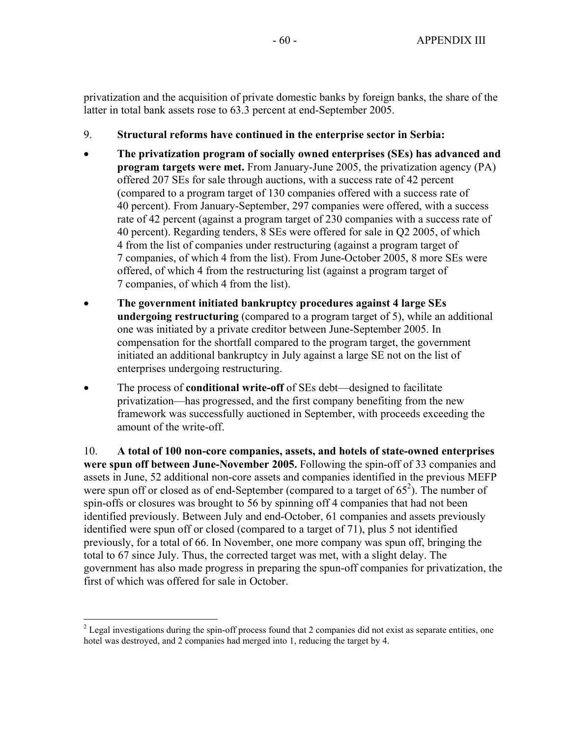privatization and the acquisition of private domestic banks by foreign banks, the share of the latter in total bank assets rose to 63.3 percent at end-September 2005.

9. **Structural reforms have continued in the enterprise sector in Serbia:**

- **The privatization program of socially owned enterprises (SEs) has advanced and program targets were met.** From January-June 2005, the privatization agency (PA) offered 207 SEs for sale through auctions, with a success rate of 42 percent (compared to a program target of 130 companies offered with a success rate of 40 percent). From January-September, 297 companies were offered, with a success rate of 42 percent (against a program target of 230 companies with a success rate of 40 percent). Regarding tenders, 8 SEs were offered for sale in Q2 2005, of which 4 from the list of companies under restructuring (against a program target of 7 companies, of which 4 from the list). From June-October 2005, 8 more SEs were offered, of which 4 from the restructuring list (against a program target of 7 companies, of which 4 from the list).
- **The government initiated bankruptcy procedures against 4 large SEs undergoing restructuring** (compared to a program target of 5), while an additional one was initiated by a private creditor between June-September 2005. In compensation for the shortfall compared to the program target, the government initiated an additional bankruptcy in July against a large SE not on the list of enterprises undergoing restructuring.
- The process of **conditional write-off** of SEs debt—designed to facilitate privatization—has progressed, and the first company benefiting from the new framework was successfully auctioned in September, with proceeds exceeding the amount of the write-off.

10. **A total of 100 non-core companies, assets, and hotels of state-owned enterprises were spun off between June-November 2005.** Following the spin-off of 33 companies and assets in June, 52 additional non-core assets and companies identified in the previous MEFP were spun off or closed as of end-September (compared to a target of 65[2]). The number of spin-offs or closures was brought to 56 by spinning off 4 companies that had not been identified previously. Between July and end-October, 61 companies and assets previously identified were spun off or closed (compared to a target of 71), plus 5 not identified previously, for a total of 66. In November, one more company was spun off, bringing the total to 67 since July. Thus, the corrected target was met, with a slight delay. The government has also made progress in preparing the spun-off companies for privatization, the first of which was offered for sale in October.

[2] Legal investigations during the spin-off process found that 2 companies did not exist as separate entities, one hotel was destroyed, and 2 companies had merged into 1, reducing the target by 4.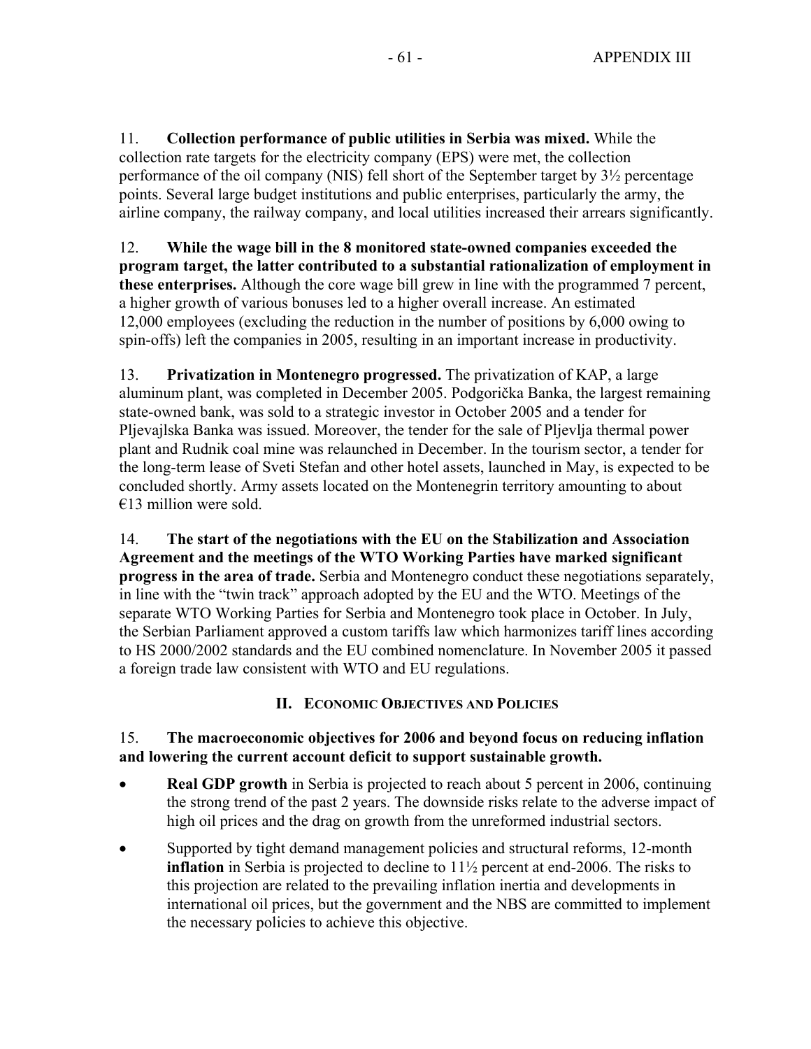11. **Collection performance of public utilities in Serbia was mixed.** While the collection rate targets for the electricity company (EPS) were met, the collection performance of the oil company (NIS) fell short of the September target by 3½ percentage points. Several large budget institutions and public enterprises, particularly the army, the airline company, the railway company, and local utilities increased their arrears significantly.

12. **While the wage bill in the 8 monitored state-owned companies exceeded the program target, the latter contributed to a substantial rationalization of employment in these enterprises.** Although the core wage bill grew in line with the programmed 7 percent, a higher growth of various bonuses led to a higher overall increase. An estimated 12,000 employees (excluding the reduction in the number of positions by 6,000 owing to spin-offs) left the companies in 2005, resulting in an important increase in productivity.

13. **Privatization in Montenegro progressed.** The privatization of KAP, a large aluminum plant, was completed in December 2005. Podgorička Banka, the largest remaining state-owned bank, was sold to a strategic investor in October 2005 and a tender for Pljevajlska Banka was issued. Moreover, the tender for the sale of Pljevlja thermal power plant and Rudnik coal mine was relaunched in December. In the tourism sector, a tender for the long-term lease of Sveti Stefan and other hotel assets, launched in May, is expected to be concluded shortly. Army assets located on the Montenegrin territory amounting to about €13 million were sold.

14. **The start of the negotiations with the EU on the Stabilization and Association Agreement and the meetings of the WTO Working Parties have marked significant progress in the area of trade.** Serbia and Montenegro conduct these negotiations separately, in line with the "twin track" approach adopted by the EU and the WTO. Meetings of the separate WTO Working Parties for Serbia and Montenegro took place in October. In July, the Serbian Parliament approved a custom tariffs law which harmonizes tariff lines according to HS 2000/2002 standards and the EU combined nomenclature. In November 2005 it passed a foreign trade law consistent with WTO and EU regulations.

## II. Economic Objectives and Policies

15. **The macroeconomic objectives for 2006 and beyond focus on reducing inflation and lowering the current account deficit to support sustainable growth.**

- **Real GDP growth** in Serbia is projected to reach about 5 percent in 2006, continuing the strong trend of the past 2 years. The downside risks relate to the adverse impact of high oil prices and the drag on growth from the unreformed industrial sectors.
- Supported by tight demand management policies and structural reforms, 12-month **inflation** in Serbia is projected to decline to 11½ percent at end-2006. The risks to this projection are related to the prevailing inflation inertia and developments in international oil prices, but the government and the NBS are committed to implement the necessary policies to achieve this objective.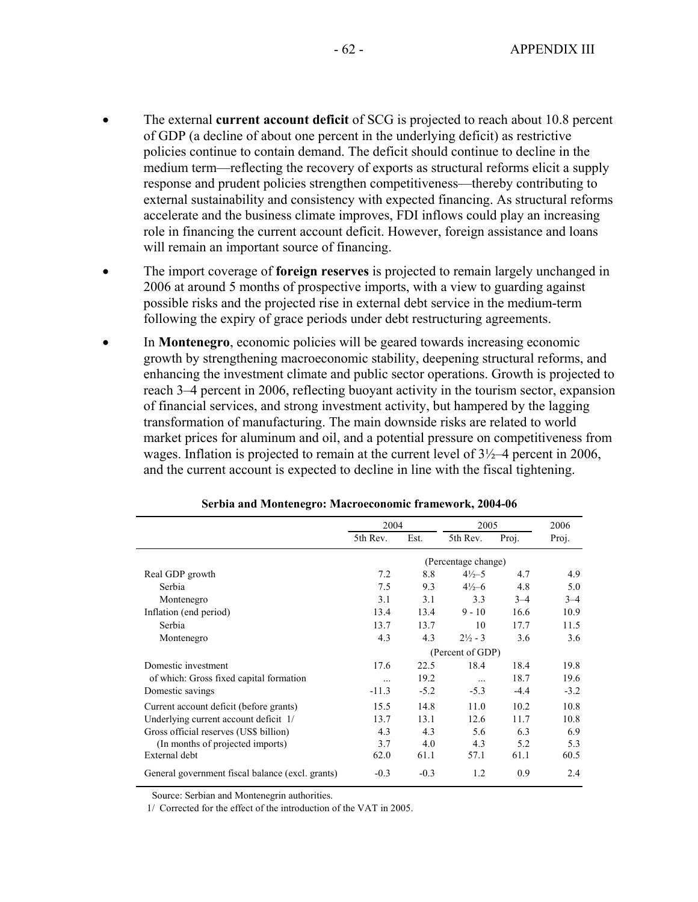- The external **current account deficit** of SCG is projected to reach about 10.8 percent of GDP (a decline of about one percent in the underlying deficit) as restrictive policies continue to contain demand. The deficit should continue to decline in the medium term—reflecting the recovery of exports as structural reforms elicit a supply response and prudent policies strengthen competitiveness—thereby contributing to external sustainability and consistency with expected financing. As structural reforms accelerate and the business climate improves, FDI inflows could play an increasing role in financing the current account deficit. However, foreign assistance and loans will remain an important source of financing.
- The import coverage of **foreign reserves** is projected to remain largely unchanged in 2006 at around 5 months of prospective imports, with a view to guarding against possible risks and the projected rise in external debt service in the medium-term following the expiry of grace periods under debt restructuring agreements.
- In **Montenegro**, economic policies will be geared towards increasing economic growth by strengthening macroeconomic stability, deepening structural reforms, and enhancing the investment climate and public sector operations. Growth is projected to reach 3–4 percent in 2006, reflecting buoyant activity in the tourism sector, expansion of financial services, and strong investment activity, but hampered by the lagging transformation of manufacturing. The main downside risks are related to world market prices for aluminum and oil, and a potential pressure on competitiveness from wages. Inflation is projected to remain at the current level of 3½–4 percent in 2006, and the current account is expected to decline in line with the fiscal tightening.

**Serbia and Montenegro: Macroeconomic framework, 2004-06**

| | 2004 | | 2005 | | 2006 |
|---|---|---|---|---|---|
| | 5th Rev. | Est. | 5th Rev. | Proj. | Proj. |
| | | | (Percentage change) | | |
| Real GDP growth | 7.2 | 8.8 | 4½–5 | 4.7 | 4.9 |
| Serbia | 7.5 | 9.3 | 4½–6 | 4.8 | 5.0 |
| Montenegro | 3.1 | 3.1 | 3.3 | 3–4 | 3–4 |
| Inflation (end period) | 13.4 | 13.4 | 9 - 10 | 16.6 | 10.9 |
| Serbia | 13.7 | 13.7 | 10 | 17.7 | 11.5 |
| Montenegro | 4.3 | 4.3 | 2½ - 3 | 3.6 | 3.6 |
| | | | (Percent of GDP) | | |
| Domestic investment | 17.6 | 22.5 | 18.4 | 18.4 | 19.8 |
| of which: Gross fixed capital formation | ... | 19.2 | ... | 18.7 | 19.6 |
| Domestic savings | -11.3 | -5.2 | -5.3 | -4.4 | -3.2 |
| Current account deficit (before grants) | 15.5 | 14.8 | 11.0 | 10.2 | 10.8 |
| Underlying current account deficit 1/ | 13.7 | 13.1 | 12.6 | 11.7 | 10.8 |
| Gross official reserves (US$ billion) | 4.3 | 4.3 | 5.6 | 6.3 | 6.9 |
| (In months of projected imports) | 3.7 | 4.0 | 4.3 | 5.2 | 5.3 |
| External debt | 62.0 | 61.1 | 57.1 | 61.1 | 60.5 |
| General government fiscal balance (excl. grants) | -0.3 | -0.3 | 1.2 | 0.9 | 2.4 |

Source: Serbian and Montenegrin authorities.

1/ Corrected for the effect of the introduction of the VAT in 2005.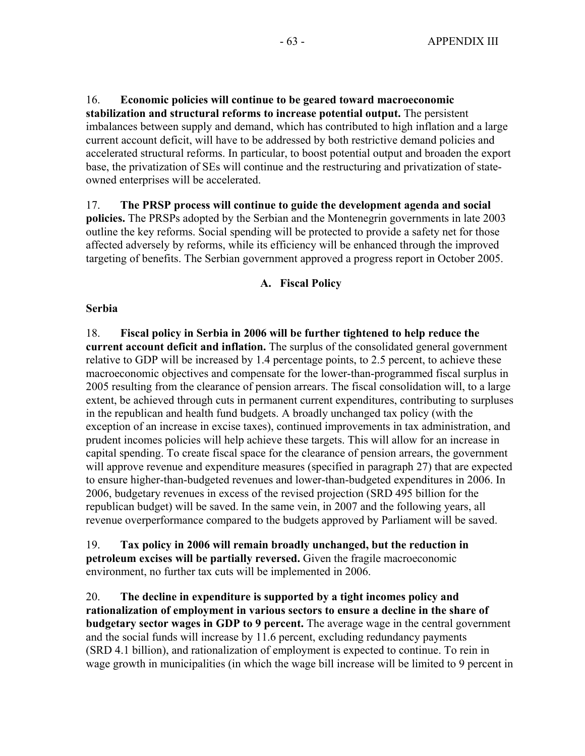16. **Economic policies will continue to be geared toward macroeconomic stabilization and structural reforms to increase potential output.** The persistent imbalances between supply and demand, which has contributed to high inflation and a large current account deficit, will have to be addressed by both restrictive demand policies and accelerated structural reforms. In particular, to boost potential output and broaden the export base, the privatization of SEs will continue and the restructuring and privatization of state-owned enterprises will be accelerated.

17. **The PRSP process will continue to guide the development agenda and social policies.** The PRSPs adopted by the Serbian and the Montenegrin governments in late 2003 outline the key reforms. Social spending will be protected to provide a safety net for those affected adversely by reforms, while its efficiency will be enhanced through the improved targeting of benefits. The Serbian government approved a progress report in October 2005.

## A. Fiscal Policy

### Serbia

18. **Fiscal policy in Serbia in 2006 will be further tightened to help reduce the current account deficit and inflation.** The surplus of the consolidated general government relative to GDP will be increased by 1.4 percentage points, to 2.5 percent, to achieve these macroeconomic objectives and compensate for the lower-than-programmed fiscal surplus in 2005 resulting from the clearance of pension arrears. The fiscal consolidation will, to a large extent, be achieved through cuts in permanent current expenditures, contributing to surpluses in the republican and health fund budgets. A broadly unchanged tax policy (with the exception of an increase in excise taxes), continued improvements in tax administration, and prudent incomes policies will help achieve these targets. This will allow for an increase in capital spending. To create fiscal space for the clearance of pension arrears, the government will approve revenue and expenditure measures (specified in paragraph 27) that are expected to ensure higher-than-budgeted revenues and lower-than-budgeted expenditures in 2006. In 2006, budgetary revenues in excess of the revised projection (SRD 495 billion for the republican budget) will be saved. In the same vein, in 2007 and the following years, all revenue overperformance compared to the budgets approved by Parliament will be saved.

19. **Tax policy in 2006 will remain broadly unchanged, but the reduction in petroleum excises will be partially reversed.** Given the fragile macroeconomic environment, no further tax cuts will be implemented in 2006.

20. **The decline in expenditure is supported by a tight incomes policy and rationalization of employment in various sectors to ensure a decline in the share of budgetary sector wages in GDP to 9 percent.** The average wage in the central government and the social funds will increase by 11.6 percent, excluding redundancy payments (SRD 4.1 billion), and rationalization of employment is expected to continue. To rein in wage growth in municipalities (in which the wage bill increase will be limited to 9 percent in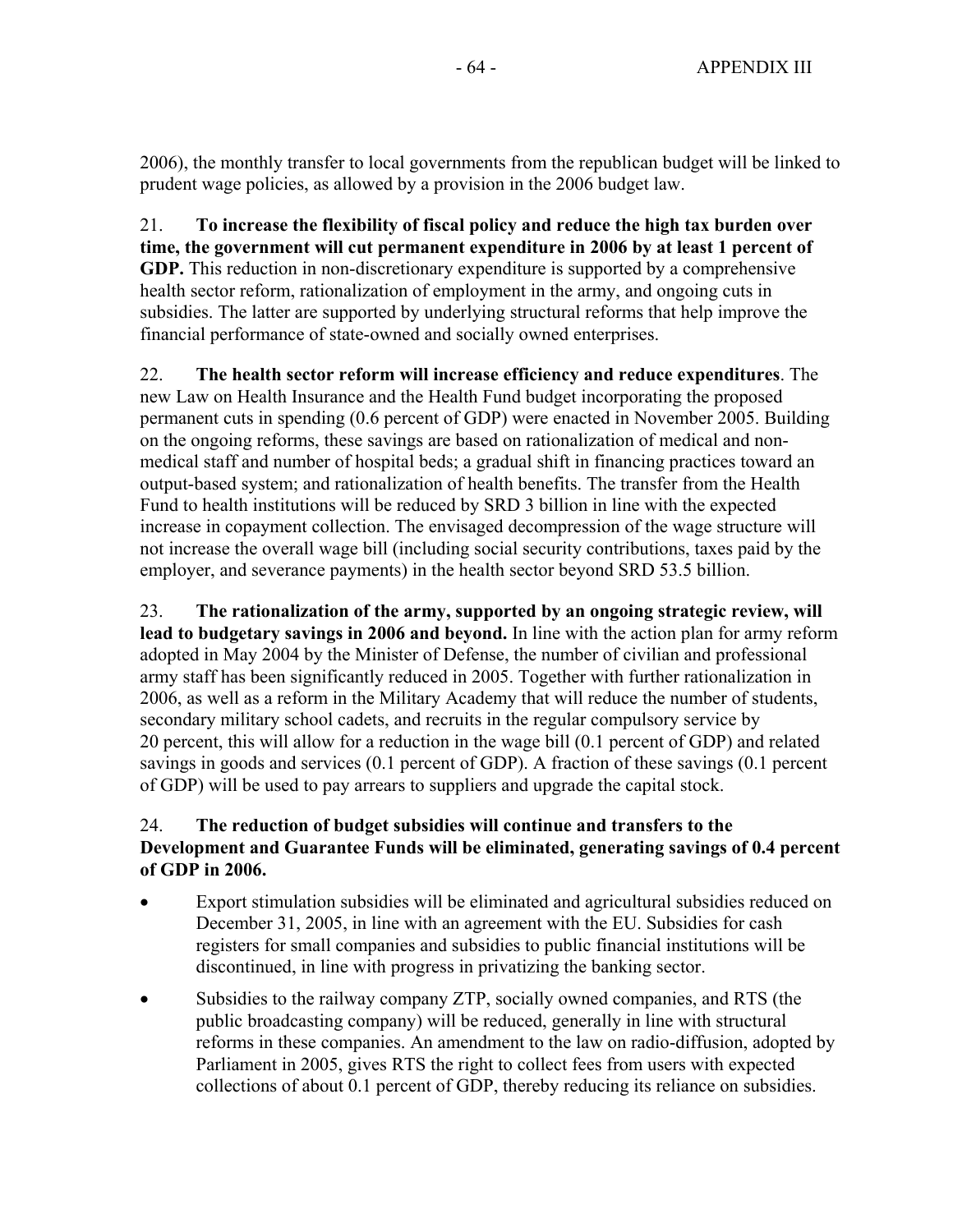2006), the monthly transfer to local governments from the republican budget will be linked to prudent wage policies, as allowed by a provision in the 2006 budget law.

21. **To increase the flexibility of fiscal policy and reduce the high tax burden over time, the government will cut permanent expenditure in 2006 by at least 1 percent of GDP.** This reduction in non-discretionary expenditure is supported by a comprehensive health sector reform, rationalization of employment in the army, and ongoing cuts in subsidies. The latter are supported by underlying structural reforms that help improve the financial performance of state-owned and socially owned enterprises.

22. **The health sector reform will increase efficiency and reduce expenditures**. The new Law on Health Insurance and the Health Fund budget incorporating the proposed permanent cuts in spending (0.6 percent of GDP) were enacted in November 2005. Building on the ongoing reforms, these savings are based on rationalization of medical and non-medical staff and number of hospital beds; a gradual shift in financing practices toward an output-based system; and rationalization of health benefits. The transfer from the Health Fund to health institutions will be reduced by SRD 3 billion in line with the expected increase in copayment collection. The envisaged decompression of the wage structure will not increase the overall wage bill (including social security contributions, taxes paid by the employer, and severance payments) in the health sector beyond SRD 53.5 billion.

23. **The rationalization of the army, supported by an ongoing strategic review, will lead to budgetary savings in 2006 and beyond.** In line with the action plan for army reform adopted in May 2004 by the Minister of Defense, the number of civilian and professional army staff has been significantly reduced in 2005. Together with further rationalization in 2006, as well as a reform in the Military Academy that will reduce the number of students, secondary military school cadets, and recruits in the regular compulsory service by 20 percent, this will allow for a reduction in the wage bill (0.1 percent of GDP) and related savings in goods and services (0.1 percent of GDP). A fraction of these savings (0.1 percent of GDP) will be used to pay arrears to suppliers and upgrade the capital stock.

24. **The reduction of budget subsidies will continue and transfers to the Development and Guarantee Funds will be eliminated, generating savings of 0.4 percent of GDP in 2006.**

- Export stimulation subsidies will be eliminated and agricultural subsidies reduced on December 31, 2005, in line with an agreement with the EU. Subsidies for cash registers for small companies and subsidies to public financial institutions will be discontinued, in line with progress in privatizing the banking sector.
- Subsidies to the railway company ZTP, socially owned companies, and RTS (the public broadcasting company) will be reduced, generally in line with structural reforms in these companies. An amendment to the law on radio-diffusion, adopted by Parliament in 2005, gives RTS the right to collect fees from users with expected collections of about 0.1 percent of GDP, thereby reducing its reliance on subsidies.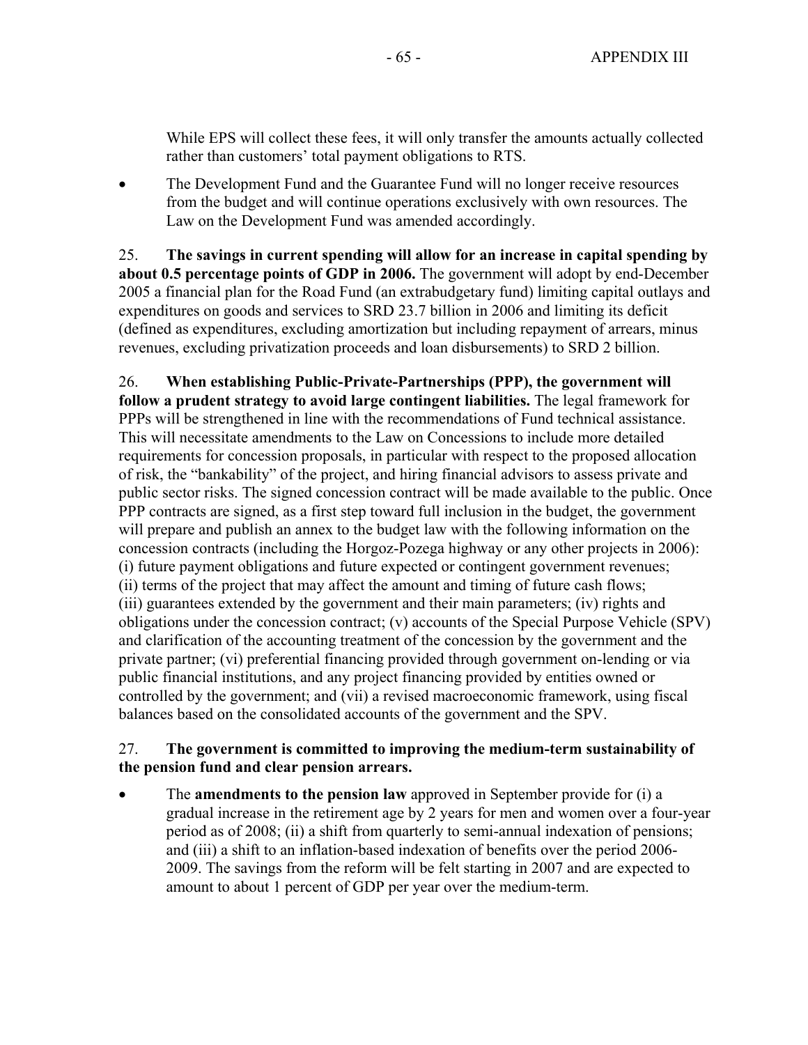While EPS will collect these fees, it will only transfer the amounts actually collected rather than customers' total payment obligations to RTS.

- The Development Fund and the Guarantee Fund will no longer receive resources from the budget and will continue operations exclusively with own resources. The Law on the Development Fund was amended accordingly.

25. **The savings in current spending will allow for an increase in capital spending by about 0.5 percentage points of GDP in 2006.** The government will adopt by end-December 2005 a financial plan for the Road Fund (an extrabudgetary fund) limiting capital outlays and expenditures on goods and services to SRD 23.7 billion in 2006 and limiting its deficit (defined as expenditures, excluding amortization but including repayment of arrears, minus revenues, excluding privatization proceeds and loan disbursements) to SRD 2 billion.

26. **When establishing Public-Private-Partnerships (PPP), the government will follow a prudent strategy to avoid large contingent liabilities.** The legal framework for PPPs will be strengthened in line with the recommendations of Fund technical assistance. This will necessitate amendments to the Law on Concessions to include more detailed requirements for concession proposals, in particular with respect to the proposed allocation of risk, the "bankability" of the project, and hiring financial advisors to assess private and public sector risks. The signed concession contract will be made available to the public. Once PPP contracts are signed, as a first step toward full inclusion in the budget, the government will prepare and publish an annex to the budget law with the following information on the concession contracts (including the Horgoz-Pozega highway or any other projects in 2006): (i) future payment obligations and future expected or contingent government revenues; (ii) terms of the project that may affect the amount and timing of future cash flows; (iii) guarantees extended by the government and their main parameters; (iv) rights and obligations under the concession contract; (v) accounts of the Special Purpose Vehicle (SPV) and clarification of the accounting treatment of the concession by the government and the private partner; (vi) preferential financing provided through government on-lending or via public financial institutions, and any project financing provided by entities owned or controlled by the government; and (vii) a revised macroeconomic framework, using fiscal balances based on the consolidated accounts of the government and the SPV.

27. **The government is committed to improving the medium-term sustainability of the pension fund and clear pension arrears.**

- The **amendments to the pension law** approved in September provide for (i) a gradual increase in the retirement age by 2 years for men and women over a four-year period as of 2008; (ii) a shift from quarterly to semi-annual indexation of pensions; and (iii) a shift to an inflation-based indexation of benefits over the period 2006-2009. The savings from the reform will be felt starting in 2007 and are expected to amount to about 1 percent of GDP per year over the medium-term.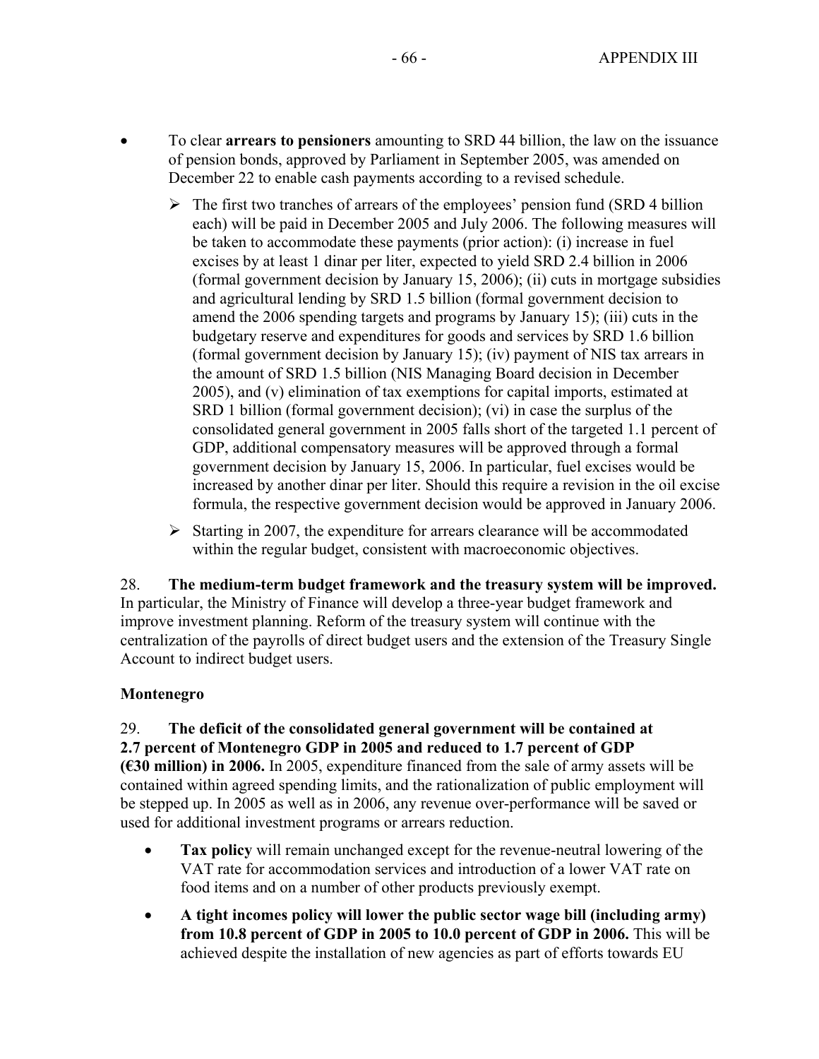- To clear **arrears to pensioners** amounting to SRD 44 billion, the law on the issuance of pension bonds, approved by Parliament in September 2005, was amended on December 22 to enable cash payments according to a revised schedule.
  - The first two tranches of arrears of the employees' pension fund (SRD 4 billion each) will be paid in December 2005 and July 2006. The following measures will be taken to accommodate these payments (prior action): (i) increase in fuel excises by at least 1 dinar per liter, expected to yield SRD 2.4 billion in 2006 (formal government decision by January 15, 2006); (ii) cuts in mortgage subsidies and agricultural lending by SRD 1.5 billion (formal government decision to amend the 2006 spending targets and programs by January 15); (iii) cuts in the budgetary reserve and expenditures for goods and services by SRD 1.6 billion (formal government decision by January 15); (iv) payment of NIS tax arrears in the amount of SRD 1.5 billion (NIS Managing Board decision in December 2005), and (v) elimination of tax exemptions for capital imports, estimated at SRD 1 billion (formal government decision); (vi) in case the surplus of the consolidated general government in 2005 falls short of the targeted 1.1 percent of GDP, additional compensatory measures will be approved through a formal government decision by January 15, 2006. In particular, fuel excises would be increased by another dinar per liter. Should this require a revision in the oil excise formula, the respective government decision would be approved in January 2006.
  - Starting in 2007, the expenditure for arrears clearance will be accommodated within the regular budget, consistent with macroeconomic objectives.

28. **The medium-term budget framework and the treasury system will be improved.** In particular, the Ministry of Finance will develop a three-year budget framework and improve investment planning. Reform of the treasury system will continue with the centralization of the payrolls of direct budget users and the extension of the Treasury Single Account to indirect budget users.

**Montenegro**

29. **The deficit of the consolidated general government will be contained at 2.7 percent of Montenegro GDP in 2005 and reduced to 1.7 percent of GDP (€30 million) in 2006.** In 2005, expenditure financed from the sale of army assets will be contained within agreed spending limits, and the rationalization of public employment will be stepped up. In 2005 as well as in 2006, any revenue over-performance will be saved or used for additional investment programs or arrears reduction.

- **Tax policy** will remain unchanged except for the revenue-neutral lowering of the VAT rate for accommodation services and introduction of a lower VAT rate on food items and on a number of other products previously exempt.
- **A tight incomes policy will lower the public sector wage bill (including army) from 10.8 percent of GDP in 2005 to 10.0 percent of GDP in 2006.** This will be achieved despite the installation of new agencies as part of efforts towards EU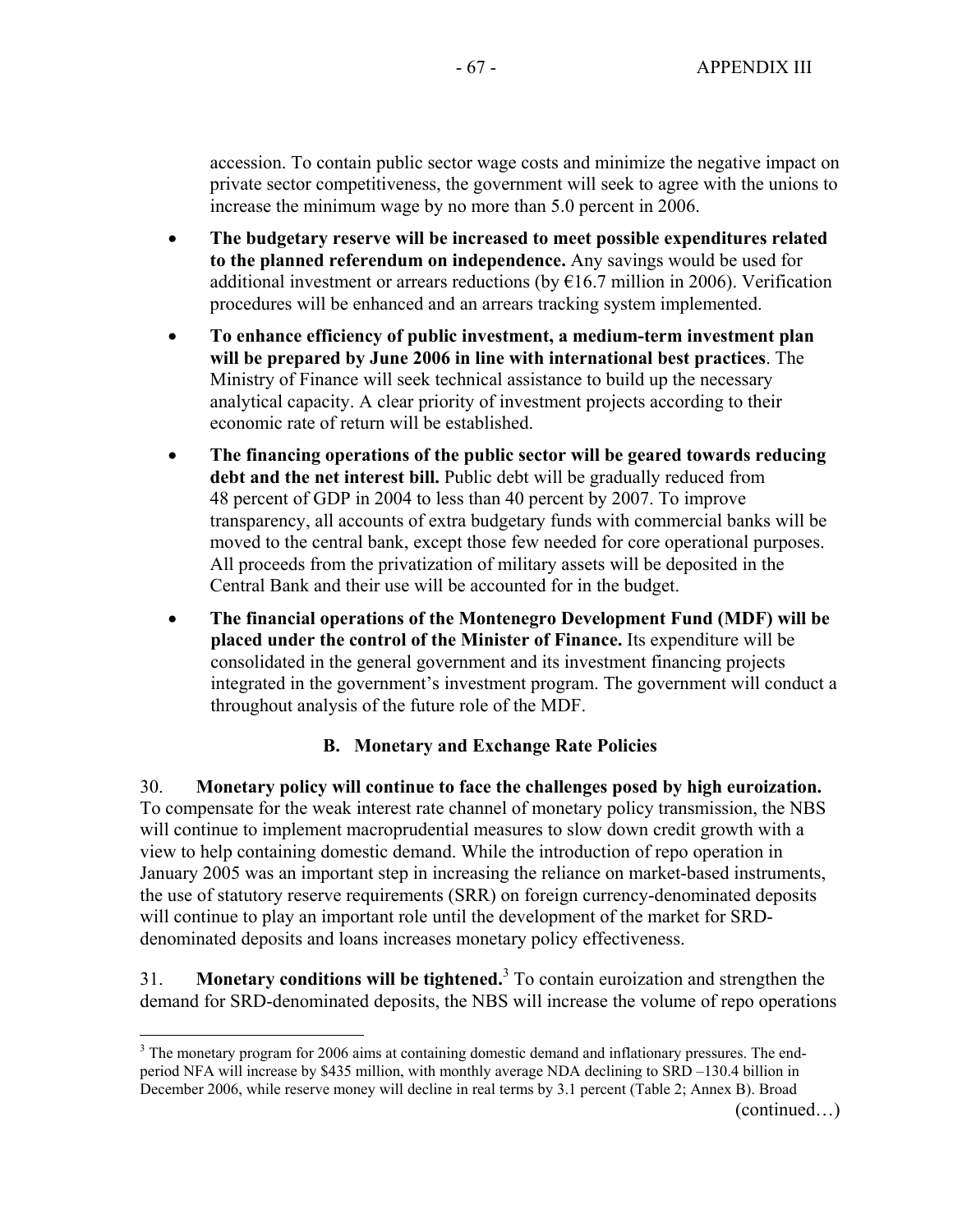accession. To contain public sector wage costs and minimize the negative impact on private sector competitiveness, the government will seek to agree with the unions to increase the minimum wage by no more than 5.0 percent in 2006.

- **The budgetary reserve will be increased to meet possible expenditures related to the planned referendum on independence.** Any savings would be used for additional investment or arrears reductions (by €16.7 million in 2006). Verification procedures will be enhanced and an arrears tracking system implemented.
- **To enhance efficiency of public investment, a medium-term investment plan will be prepared by June 2006 in line with international best practices**. The Ministry of Finance will seek technical assistance to build up the necessary analytical capacity. A clear priority of investment projects according to their economic rate of return will be established.
- **The financing operations of the public sector will be geared towards reducing debt and the net interest bill.** Public debt will be gradually reduced from 48 percent of GDP in 2004 to less than 40 percent by 2007. To improve transparency, all accounts of extra budgetary funds with commercial banks will be moved to the central bank, except those few needed for core operational purposes. All proceeds from the privatization of military assets will be deposited in the Central Bank and their use will be accounted for in the budget.
- **The financial operations of the Montenegro Development Fund (MDF) will be placed under the control of the Minister of Finance.** Its expenditure will be consolidated in the general government and its investment financing projects integrated in the government's investment program. The government will conduct a throughout analysis of the future role of the MDF.

### B. Monetary and Exchange Rate Policies

30. **Monetary policy will continue to face the challenges posed by high euroization.** To compensate for the weak interest rate channel of monetary policy transmission, the NBS will continue to implement macroprudential measures to slow down credit growth with a view to help containing domestic demand. While the introduction of repo operation in January 2005 was an important step in increasing the reliance on market-based instruments, the use of statutory reserve requirements (SRR) on foreign currency-denominated deposits will continue to play an important role until the development of the market for SRD-denominated deposits and loans increases monetary policy effectiveness.

31. **Monetary conditions will be tightened.**[3] To contain euroization and strengthen the demand for SRD-denominated deposits, the NBS will increase the volume of repo operations

[3] The monetary program for 2006 aims at containing domestic demand and inflationary pressures. The end-period NFA will increase by \$435 million, with monthly average NDA declining to SRD –130.4 billion in December 2006, while reserve money will decline in real terms by 3.1 percent (Table 2; Annex B). Broad

(continued…)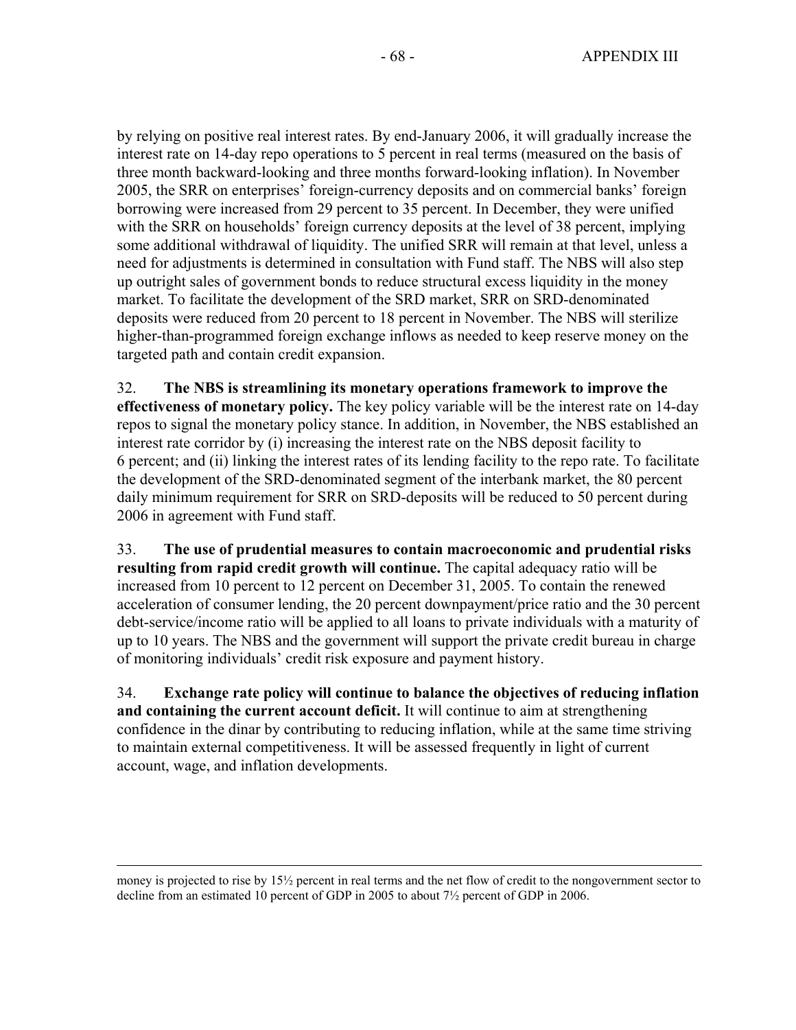by relying on positive real interest rates. By end-January 2006, it will gradually increase the interest rate on 14-day repo operations to 5 percent in real terms (measured on the basis of three month backward-looking and three months forward-looking inflation). In November 2005, the SRR on enterprises' foreign-currency deposits and on commercial banks' foreign borrowing were increased from 29 percent to 35 percent. In December, they were unified with the SRR on households' foreign currency deposits at the level of 38 percent, implying some additional withdrawal of liquidity. The unified SRR will remain at that level, unless a need for adjustments is determined in consultation with Fund staff. The NBS will also step up outright sales of government bonds to reduce structural excess liquidity in the money market. To facilitate the development of the SRD market, SRR on SRD-denominated deposits were reduced from 20 percent to 18 percent in November. The NBS will sterilize higher-than-programmed foreign exchange inflows as needed to keep reserve money on the targeted path and contain credit expansion.

32. **The NBS is streamlining its monetary operations framework to improve the effectiveness of monetary policy.** The key policy variable will be the interest rate on 14-day repos to signal the monetary policy stance. In addition, in November, the NBS established an interest rate corridor by (i) increasing the interest rate on the NBS deposit facility to 6 percent; and (ii) linking the interest rates of its lending facility to the repo rate. To facilitate the development of the SRD-denominated segment of the interbank market, the 80 percent daily minimum requirement for SRR on SRD-deposits will be reduced to 50 percent during 2006 in agreement with Fund staff.

33. **The use of prudential measures to contain macroeconomic and prudential risks resulting from rapid credit growth will continue.** The capital adequacy ratio will be increased from 10 percent to 12 percent on December 31, 2005. To contain the renewed acceleration of consumer lending, the 20 percent downpayment/price ratio and the 30 percent debt-service/income ratio will be applied to all loans to private individuals with a maturity of up to 10 years. The NBS and the government will support the private credit bureau in charge of monitoring individuals' credit risk exposure and payment history.

34. **Exchange rate policy will continue to balance the objectives of reducing inflation and containing the current account deficit.** It will continue to aim at strengthening confidence in the dinar by contributing to reducing inflation, while at the same time striving to maintain external competitiveness. It will be assessed frequently in light of current account, wage, and inflation developments.

---

money is projected to rise by 15½ percent in real terms and the net flow of credit to the nongovernment sector to decline from an estimated 10 percent of GDP in 2005 to about 7½ percent of GDP in 2006.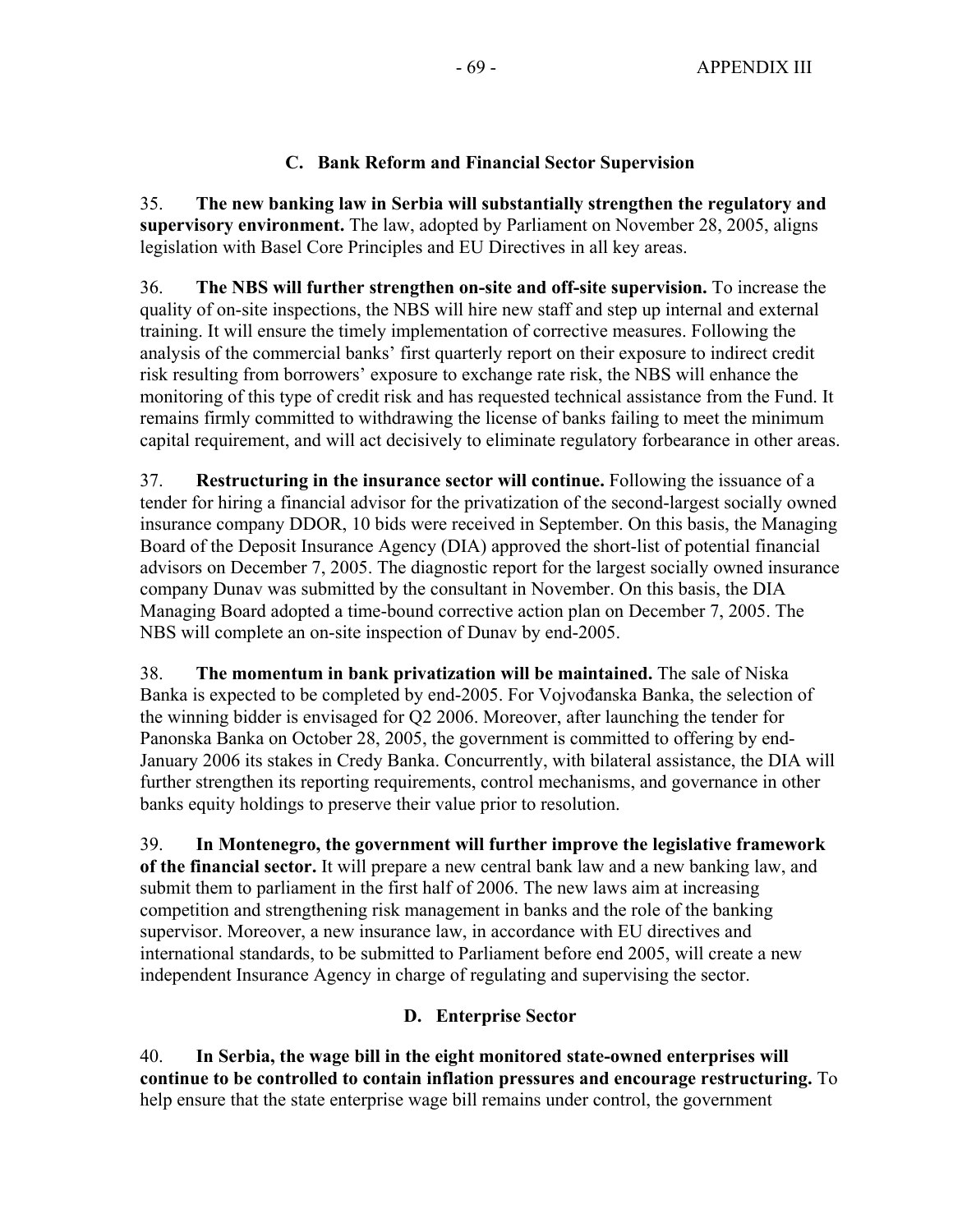### C. Bank Reform and Financial Sector Supervision

35. **The new banking law in Serbia will substantially strengthen the regulatory and supervisory environment.** The law, adopted by Parliament on November 28, 2005, aligns legislation with Basel Core Principles and EU Directives in all key areas.

36. **The NBS will further strengthen on-site and off-site supervision.** To increase the quality of on-site inspections, the NBS will hire new staff and step up internal and external training. It will ensure the timely implementation of corrective measures. Following the analysis of the commercial banks' first quarterly report on their exposure to indirect credit risk resulting from borrowers' exposure to exchange rate risk, the NBS will enhance the monitoring of this type of credit risk and has requested technical assistance from the Fund. It remains firmly committed to withdrawing the license of banks failing to meet the minimum capital requirement, and will act decisively to eliminate regulatory forbearance in other areas.

37. **Restructuring in the insurance sector will continue.** Following the issuance of a tender for hiring a financial advisor for the privatization of the second-largest socially owned insurance company DDOR, 10 bids were received in September. On this basis, the Managing Board of the Deposit Insurance Agency (DIA) approved the short-list of potential financial advisors on December 7, 2005. The diagnostic report for the largest socially owned insurance company Dunav was submitted by the consultant in November. On this basis, the DIA Managing Board adopted a time-bound corrective action plan on December 7, 2005. The NBS will complete an on-site inspection of Dunav by end-2005.

38. **The momentum in bank privatization will be maintained.** The sale of Niska Banka is expected to be completed by end-2005. For Vojvođanska Banka, the selection of the winning bidder is envisaged for Q2 2006. Moreover, after launching the tender for Panonska Banka on October 28, 2005, the government is committed to offering by end-January 2006 its stakes in Credy Banka. Concurrently, with bilateral assistance, the DIA will further strengthen its reporting requirements, control mechanisms, and governance in other banks equity holdings to preserve their value prior to resolution.

39. **In Montenegro, the government will further improve the legislative framework of the financial sector.** It will prepare a new central bank law and a new banking law, and submit them to parliament in the first half of 2006. The new laws aim at increasing competition and strengthening risk management in banks and the role of the banking supervisor. Moreover, a new insurance law, in accordance with EU directives and international standards, to be submitted to Parliament before end 2005, will create a new independent Insurance Agency in charge of regulating and supervising the sector.

### D. Enterprise Sector

40. **In Serbia, the wage bill in the eight monitored state-owned enterprises will continue to be controlled to contain inflation pressures and encourage restructuring.** To help ensure that the state enterprise wage bill remains under control, the government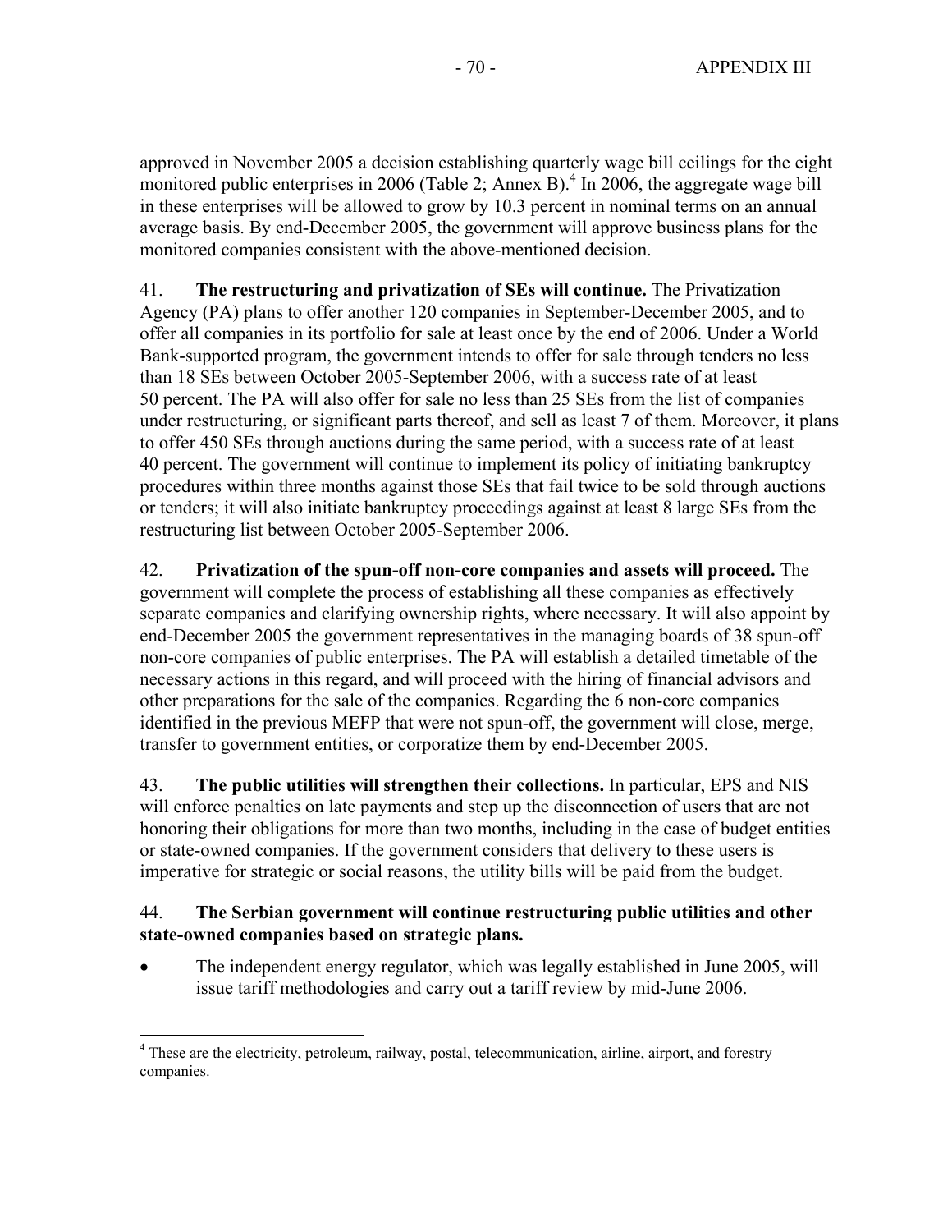approved in November 2005 a decision establishing quarterly wage bill ceilings for the eight monitored public enterprises in 2006 (Table 2; Annex B).[4] In 2006, the aggregate wage bill in these enterprises will be allowed to grow by 10.3 percent in nominal terms on an annual average basis. By end-December 2005, the government will approve business plans for the monitored companies consistent with the above-mentioned decision.

41. **The restructuring and privatization of SEs will continue.** The Privatization Agency (PA) plans to offer another 120 companies in September-December 2005, and to offer all companies in its portfolio for sale at least once by the end of 2006. Under a World Bank-supported program, the government intends to offer for sale through tenders no less than 18 SEs between October 2005-September 2006, with a success rate of at least 50 percent. The PA will also offer for sale no less than 25 SEs from the list of companies under restructuring, or significant parts thereof, and sell as least 7 of them. Moreover, it plans to offer 450 SEs through auctions during the same period, with a success rate of at least 40 percent. The government will continue to implement its policy of initiating bankruptcy procedures within three months against those SEs that fail twice to be sold through auctions or tenders; it will also initiate bankruptcy proceedings against at least 8 large SEs from the restructuring list between October 2005-September 2006.

42. **Privatization of the spun-off non-core companies and assets will proceed.** The government will complete the process of establishing all these companies as effectively separate companies and clarifying ownership rights, where necessary. It will also appoint by end-December 2005 the government representatives in the managing boards of 38 spun-off non-core companies of public enterprises. The PA will establish a detailed timetable of the necessary actions in this regard, and will proceed with the hiring of financial advisors and other preparations for the sale of the companies. Regarding the 6 non-core companies identified in the previous MEFP that were not spun-off, the government will close, merge, transfer to government entities, or corporatize them by end-December 2005.

43. **The public utilities will strengthen their collections.** In particular, EPS and NIS will enforce penalties on late payments and step up the disconnection of users that are not honoring their obligations for more than two months, including in the case of budget entities or state-owned companies. If the government considers that delivery to these users is imperative for strategic or social reasons, the utility bills will be paid from the budget.

44. **The Serbian government will continue restructuring public utilities and other state-owned companies based on strategic plans.**

- The independent energy regulator, which was legally established in June 2005, will issue tariff methodologies and carry out a tariff review by mid-June 2006.

[4] These are the electricity, petroleum, railway, postal, telecommunication, airline, airport, and forestry companies.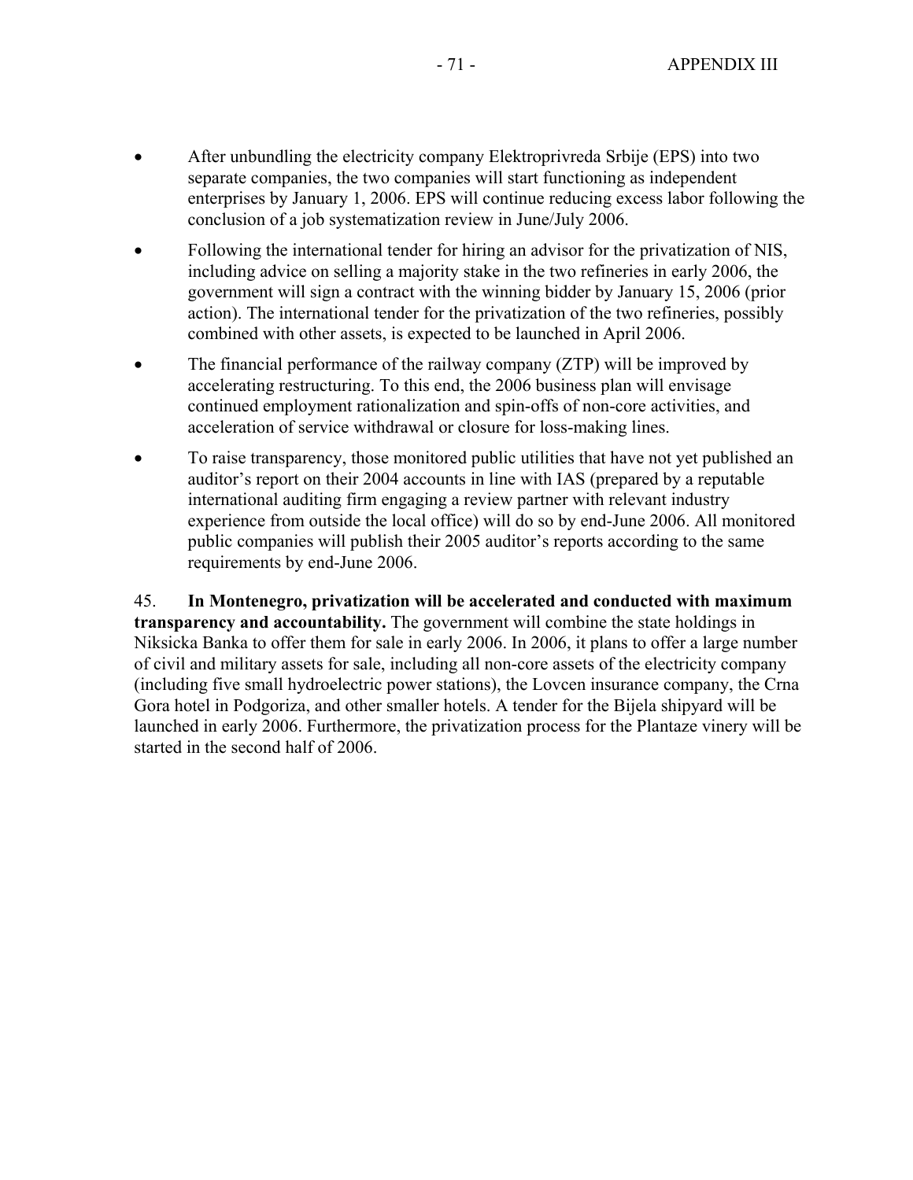- After unbundling the electricity company Elektroprivreda Srbije (EPS) into two separate companies, the two companies will start functioning as independent enterprises by January 1, 2006. EPS will continue reducing excess labor following the conclusion of a job systematization review in June/July 2006.
- Following the international tender for hiring an advisor for the privatization of NIS, including advice on selling a majority stake in the two refineries in early 2006, the government will sign a contract with the winning bidder by January 15, 2006 (prior action). The international tender for the privatization of the two refineries, possibly combined with other assets, is expected to be launched in April 2006.
- The financial performance of the railway company (ZTP) will be improved by accelerating restructuring. To this end, the 2006 business plan will envisage continued employment rationalization and spin-offs of non-core activities, and acceleration of service withdrawal or closure for loss-making lines.
- To raise transparency, those monitored public utilities that have not yet published an auditor's report on their 2004 accounts in line with IAS (prepared by a reputable international auditing firm engaging a review partner with relevant industry experience from outside the local office) will do so by end-June 2006. All monitored public companies will publish their 2005 auditor's reports according to the same requirements by end-June 2006.

45. **In Montenegro, privatization will be accelerated and conducted with maximum transparency and accountability.** The government will combine the state holdings in Niksicka Banka to offer them for sale in early 2006. In 2006, it plans to offer a large number of civil and military assets for sale, including all non-core assets of the electricity company (including five small hydroelectric power stations), the Lovcen insurance company, the Crna Gora hotel in Podgoriza, and other smaller hotels. A tender for the Bijela shipyard will be launched in early 2006. Furthermore, the privatization process for the Plantaze vinery will be started in the second half of 2006.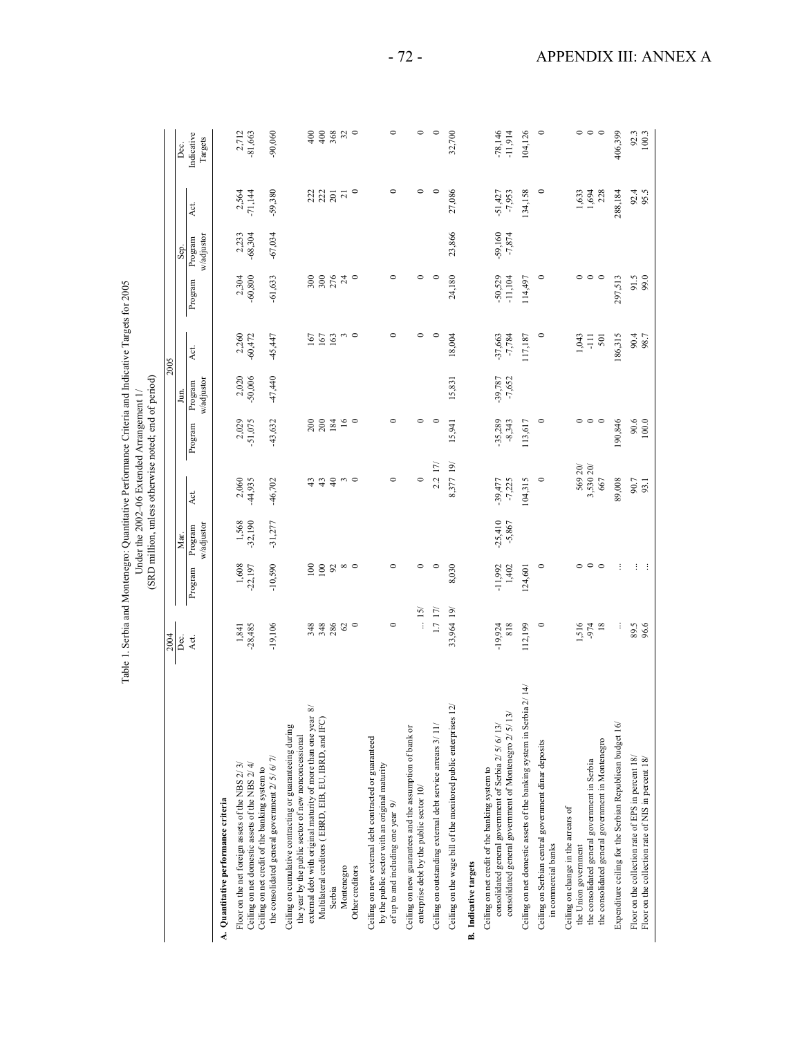Table 1. Serbia and Montenegro: Quantitative Performance Criteria and Indicative Targets for 2005
Under the 2002–06 Extended Arrangement 1/
(SRD million, unless otherwise noted; end of period)

| | 2004 | 2005 | | | | | | | | | |
|---|---|---|---|---|---|---|---|---|---|---|---|
| | Dec. | Mar. | | | Jun. | | | Sep. | | | Dec. |
| | Act. | Program | Program w/adjustor | Act. | Program | Program w/adjustor | Act. | Program | Program w/adjustor | Act. | Indicative Targets |
| **A. Quantitative performance criteria** | | | | | | | | | | | |
| Floor on the net foreign assets of the NBS 2/ 3/ | 1,841 | 1,608 | 1,568 | 2,060 | 2,029 | 2,020 | 2,260 | 2,304 | 2,233 | 2,564 | 2,712 |
| Ceiling on net domestic assets of the NBS 2/ 4/ | -28,485 | -22,197 | -32,190 | -44,935 | -51,075 | -50,006 | -60,472 | -60,800 | -68,304 | -71,144 | -81,663 |
| Ceiling on net credit of the banking system to the consolidated general government 2/ 5/ 6/ 7/ | -19,106 | -10,590 | -31,277 | -46,702 | -43,632 | -47,440 | -45,447 | -61,633 | -67,034 | -59,380 | -90,060 |
| Ceiling on cumulative contracting or guaranteeing during the year by the public sector of new nonconcessional external debt with original maturity of more than one year 8/ | 348 | 100 | | 43 | 200 | | 167 | 300 | | 222 | 400 |
| Multilateral creditors ( EBRD, EIB, EU, IBRD, and IFC) | 348 | 100 | | 43 | 200 | | 167 | 300 | | 222 | 400 |
| Serbia | 286 | 92 | | 40 | 184 | | 163 | 276 | | 201 | 368 |
| Montenegro | 62 | 8 | | 3 | 16 | | 3 | 24 | | 21 | 32 |
| Other creditors | 0 | 0 | | 0 | 0 | | 0 | 0 | | 0 | 0 |
| Ceiling on new external debt contracted or guaranteed by the public sector with an original maturity of up to and including one year 9/ | 0 | 0 | | 0 | 0 | | 0 | 0 | | 0 | 0 |
| Ceiling on new guarantees and the assumption of bank or enterprise debt by the public sector 10/ | ... 15/ | 0 | | 0 | 0 | | 0 | 0 | | 0 | 0 |
| Ceiling on outstanding external debt service arrears 3/ 11/ | 1.7 17/ | 0 | | 2.2 17/ | 0 | | 0 | 0 | | 0 | 0 |
| Ceiling on the wage bill of the monitored public enterprises 12/ | 33,964 19/ | 8,030 | | 8,377 19/ | 15,941 | 15,831 | 18,004 | 24,180 | 23,866 | 27,086 | 32,700 |
| **B. Indicative targets** | | | | | | | | | | | |
| Ceiling on net credit of the banking system to | | | | | | | | | | | |
| consolidated general government of Serbia 2/ 5/ 6/ 13/ | -19,924 | -11,992 | -25,410 | -39,477 | -35,289 | -39,787 | -37,663 | -50,529 | -59,160 | -51,427 | -78,146 |
| consolidated general government of Montenegro 2/ 5/ 13/ | 818 | 1,402 | -5,867 | -7,225 | -8,343 | -7,652 | -7,784 | -11,104 | -7,874 | -7,953 | -11,914 |
| Ceiling on net domestic assets of the banking system in Serbia 2/ 14/ | 112,199 | 124,601 | | 104,315 | 113,617 | | 117,187 | 114,497 | | 134,158 | 104,126 |
| Ceiling on Serbian central government dinar deposits in commercial banks | 0 | 0 | | 0 | 0 | | 0 | 0 | | 0 | 0 |
| Ceiling on change in the arrears of | | | | | | | | | | | |
| the Union government | 1,516 | 0 | | 569 20/ | 0 | | 1,043 | 0 | | 1,633 | 0 |
| the consolidated general government in Serbia | -974 | 0 | | 3,530 20/ | 0 | | -111 | 0 | | 1,694 | 0 |
| the consolidated general government in Montenegro | 18 | 0 | | 667 | 0 | | 501 | 0 | | 228 | 0 |
| Expenditure ceiling for the Serbian Republican budget 16/ | ... | ... | | 89,008 | 190,846 | | 186,315 | 297,513 | | 288,184 | 406,399 |
| Floor on the collection rate of EPS in percent 18/ | 89.5 | ... | | 90.7 | 90.6 | | 90.4 | 91.5 | | 92.4 | 92.3 |
| Floor on the collection rate of NIS in percent 18/ | 96.6 | ... | | 93.1 | 100.0 | | 98.7 | 99.0 | | 95.5 | 100.3 |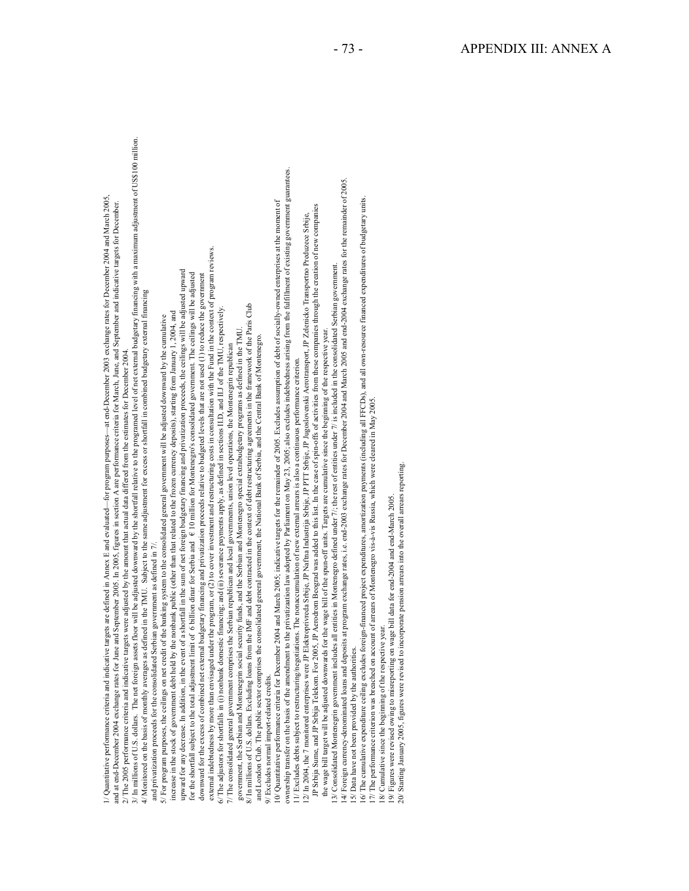1/ Quantitative performance criteria and indicative targets are defined in Annex E and evaluated—for program purposes—at end-December 2003 exchange rates for December 2004 and March 2005, and at end-December 2004 exchange rates for June and September 2005. In 2005, figures in section A are performance criteria for March, June, and September and indicative targets for December.

2/ The 2005 performance criteria and indicative targets were adjusted by the amount that actual data differed from the estimates for December 2004.

3/ In millions of U.S. dollars. The net foreign assets floor will be adjusted downward by the shortfall relative to the programed level of net external budgetary financing with a maximum adjustment of US$100 million.

4/ Monitored on the basis of monthly averages as defined in the TMU. Subject to the same adjustment for excess or shortfall in combined budgetary external financing and privatization proceeds for the consolidated Serbian government as defined in 7/.

5/ For program purposes, the ceilings on net credit of the banking system to the consolidated general government will be adjusted downward by the cumulative increase in the stock of government debt held by the nonbank public (other than that related to the frozen currency deposits), starting from January 1, 2004, and upward for any decrease. In addition, in the event of a shortfall in the sum of net foreign budgetary financing and privatization proceeds, the ceilings will be adjusted upward for the shortfall subject to the total adjustment limit of 6 billion dinar for Serbia and € 10 million for Montenegro's consolidated government. The ceilings will be adjusted downward for the excess of combined net external budgetary financing and privatization proceeds relative to budgeted levels that are not used (1) to reduce the government external indebtedness by more than envisaged under the program, or (2) to cover investment and restructuring costs in consultation with the Fund in the context of program reviews.

6/ The adjustors for shortfalls in (i) nonbank domestic financing; and (ii) severance payments apply, as defined in sections II.D, and II.J of the TMU, respectively.

7/ The consolidated general government comprises the Serbian republican and local governments, union level operations, the Montenegrin republican government, the Serbian and Montenegrin social security funds, and the Serbian and Montenegro special extrabudgetary programs as defined in the TMU.

8/ In millions of U.S. dollars. Excluding loans from the IMF and debt contracted in the context of debt restructuring agreements in the framework of the Paris Club and London Club. The public sector comprises the consolidated general government, the National Bank of Serbia, and the Central Bank of Montenegro.

9/ Excludes normal import-related credits.

10/ Quantitative performance criteria for December 2004 and March 2005; indicative targets for the remainder of 2005. Excludes assumption of debt of socially-owned enterprises at the moment of ownership transfer on the basis of the amendment to the privatization law adopted by Parliament on May 23, 2005; also excludes indebtedness arising from the fulfillment of existing government guarantees.

11/ Excludes debts subject to restructuring/negotiations. The nonaccumulation of new external arrears is also a continuous performance criterion.

12/ In 2004, the 7 monitored enterprises were JP Elektroprivreda Srbije, JP Naftna Industrija Srbije, JP PTT Srbije, JP Jugoslovenski Aerotransport, JP Zelenicko Transportno Preduzece Srbije, JP Srbija Sume, and JP Srbija Telekom. For 2005, JP Aerodrom Beograd was added to this list. In the case of spin-offs of activities from these companies through the creation of new companies the wage bill target will be adjusted downwards for the wage bill of the spun-off units. Targets are cumulative since the beginning of the respective year.

13/ Consolidated Montenegrin government includes all entities in Montenegro defined under 7/; the rest of entities under 7/ is included in the consolidated Serbian government.

14/ Foreign currency-denominated loans and deposits at program exchange rates, i.e. end-2003 exchange rates for December 2004 and March 2005 and end-2004 exchange rates for the remainder of 2005.

15/ Data have not been provided by the authorities.

16/ The cumulative expenditure ceiling excludes foreign-financed project expenditures, amortization payments (including all FFCDs), and all own-resource financed expenditures of budgetary units.

17/ The performance criterion was breached on account of arrears of Montenegro vis-à-vis Russia, which were cleared in May 2005.

18/ Cumulative since the beginning of the respective year.

19/ Figures were revised owing to misreporting on wage bill data for end-2004 and end-March 2005.

20/ Starting January 2005, figures were revised to incorporate pension arrears into the overall arrears reporting.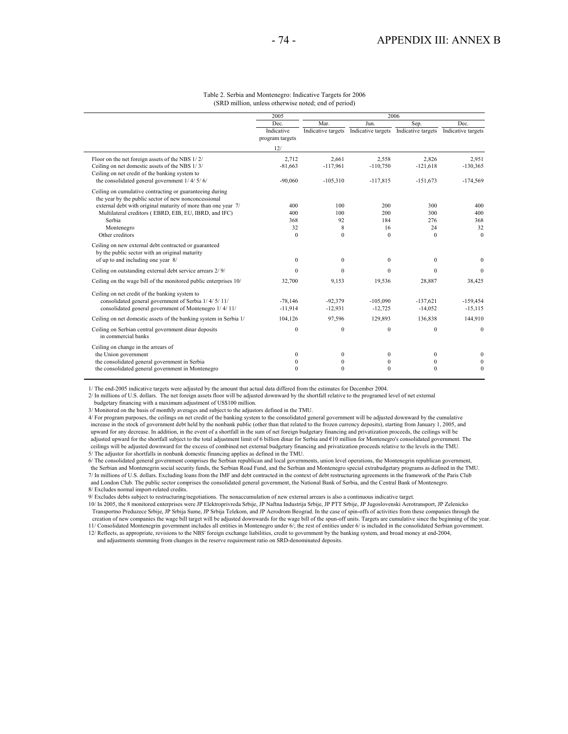Table 2. Serbia and Montenegro: Indicative Targets for 2006
(SRD million, unless otherwise noted; end of period)

| | 2005 | 2006 | | | |
|---|---|---|---|---|---|
| | Dec. | Mar. | Jun. | Sep. | Dec. |
| | Indicative program targets 12/ | Indicative targets | Indicative targets | Indicative targets | Indicative targets |
| Floor on the net foreign assets of the NBS 1/ 2/ | 2,712 | 2,661 | 2,558 | 2,826 | 2,951 |
| Ceiling on net domestic assets of the NBS 1/ 3/ | -81,663 | -117,961 | -110,750 | -121,618 | -130,365 |
| Ceiling on net credit of the banking system to the consolidated general government 1/ 4/ 5/ 6/ | -90,060 | -105,310 | -117,815 | -151,673 | -174,569 |
| Ceiling on cumulative contracting or guaranteeing during the year by the public sector of new nonconcessional external debt with original maturity of more than one year 7/ | 400 | 100 | 200 | 300 | 400 |
| Multilateral creditors ( EBRD, EIB, EU, IBRD, and IFC) | 400 | 100 | 200 | 300 | 400 |
| Serbia | 368 | 92 | 184 | 276 | 368 |
| Montenegro | 32 | 8 | 16 | 24 | 32 |
| Other creditors | 0 | 0 | 0 | 0 | 0 |
| Ceiling on new external debt contracted or guaranteed by the public sector with an original maturity of up to and including one year 8/ | 0 | 0 | 0 | 0 | 0 |
| Ceiling on outstanding external debt service arrears 2/ 9/ | 0 | 0 | 0 | 0 | 0 |
| Ceiling on the wage bill of the monitored public enterprises 10/ | 32,700 | 9,153 | 19,536 | 28,887 | 38,425 |
| Ceiling on net credit of the banking system to | | | | | |
| consolidated general government of Serbia 1/ 4/ 5/ 11/ | -78,146 | -92,379 | -105,090 | -137,621 | -159,454 |
| consolidated general government of Montenegro 1/ 4/ 11/ | -11,914 | -12,931 | -12,725 | -14,052 | -15,115 |
| Ceiling on net domestic assets of the banking system in Serbia 1/ | 104,126 | 97,596 | 129,893 | 136,838 | 144,910 |
| Ceiling on Serbian central government dinar deposits in commercial banks | 0 | 0 | 0 | 0 | 0 |
| Ceiling on change in the arrears of | | | | | |
| the Union government | 0 | 0 | 0 | 0 | 0 |
| the consolidated general government in Serbia | 0 | 0 | 0 | 0 | 0 |
| the consolidated general government in Montenegro | 0 | 0 | 0 | 0 | 0 |

1/ The end-2005 indicative targets were adjusted by the amount that actual data differed from the estimates for December 2004.
2/ In millions of U.S. dollars. The net foreign assets floor will be adjusted downward by the shortfall relative to the programed level of net external budgetary financing with a maximum adjustment of US$100 million.
3/ Monitored on the basis of monthly averages and subject to the adjustors defined in the TMU.
4/ For program purposes, the ceilings on net credit of the banking system to the consolidated general government will be adjusted downward by the cumulative increase in the stock of government debt held by the nonbank public (other than that related to the frozen currency deposits), starting from January 1, 2005, and upward for any decrease. In addition, in the event of a shortfall in the sum of net foreign budgetary financing and privatization proceeds, the ceilings will be adjusted upward for the shortfall subject to the total adjustment limit of 6 billion dinar for Serbia and €10 million for Montenegro's consolidated government. The ceilings will be adjusted downward for the excess of combined net external budgetary financing and privatization proceeds relative to the levels in the TMU.
5/ The adjustor for shortfalls in nonbank domestic financing applies as defined in the TMU.
6/ The consolidated general government comprises the Serbian republican and local governments, union level operations, the Montenegrin republican government, the Serbian and Montenegrin social security funds, the Serbian Road Fund, and the Serbian and Montenegro special extrabudgetary programs as defined in the TMU.
7/ In millions of U.S. dollars. Excluding loans from the IMF and debt contracted in the context of debt restructuring agreements in the framework of the Paris Club and London Club. The public sector comprises the consolidated general government, the National Bank of Serbia, and the Central Bank of Montenegro.
8/ Excludes normal import-related credits.
9/ Excludes debts subject to restructuring/negotiations. The nonaccumulation of new external arrears is also a continuous indicative target.
10/ In 2005, the 8 monitored enterprises were JP Elektroprivreda Srbije, JP Naftna Industrija Srbije, JP PTT Srbije, JP Jugoslovenski Aerotransport, JP Zelenicko Transportno Preduzece Srbije, JP Srbija Sume, JP Srbija Telekom, and JP Aerodrom Beograd. In the case of spin-offs of activities from these companies through the creation of new companies the wage bill target will be adjusted downwards for the wage bill of the spun-off units. Targets are cumulative since the beginning of the year.
11/ Consolidated Montenegrin government includes all entities in Montenegro under 6/; the rest of entities under 6/ is included in the consolidated Serbian government.
12/ Reflects, as appropriate, revisions to the NBS' foreign exchange liabilities, credit to government by the banking system, and broad money at end-2004, and adjustments stemming from changes in the reserve requirement ratio on SRD-denominated deposits.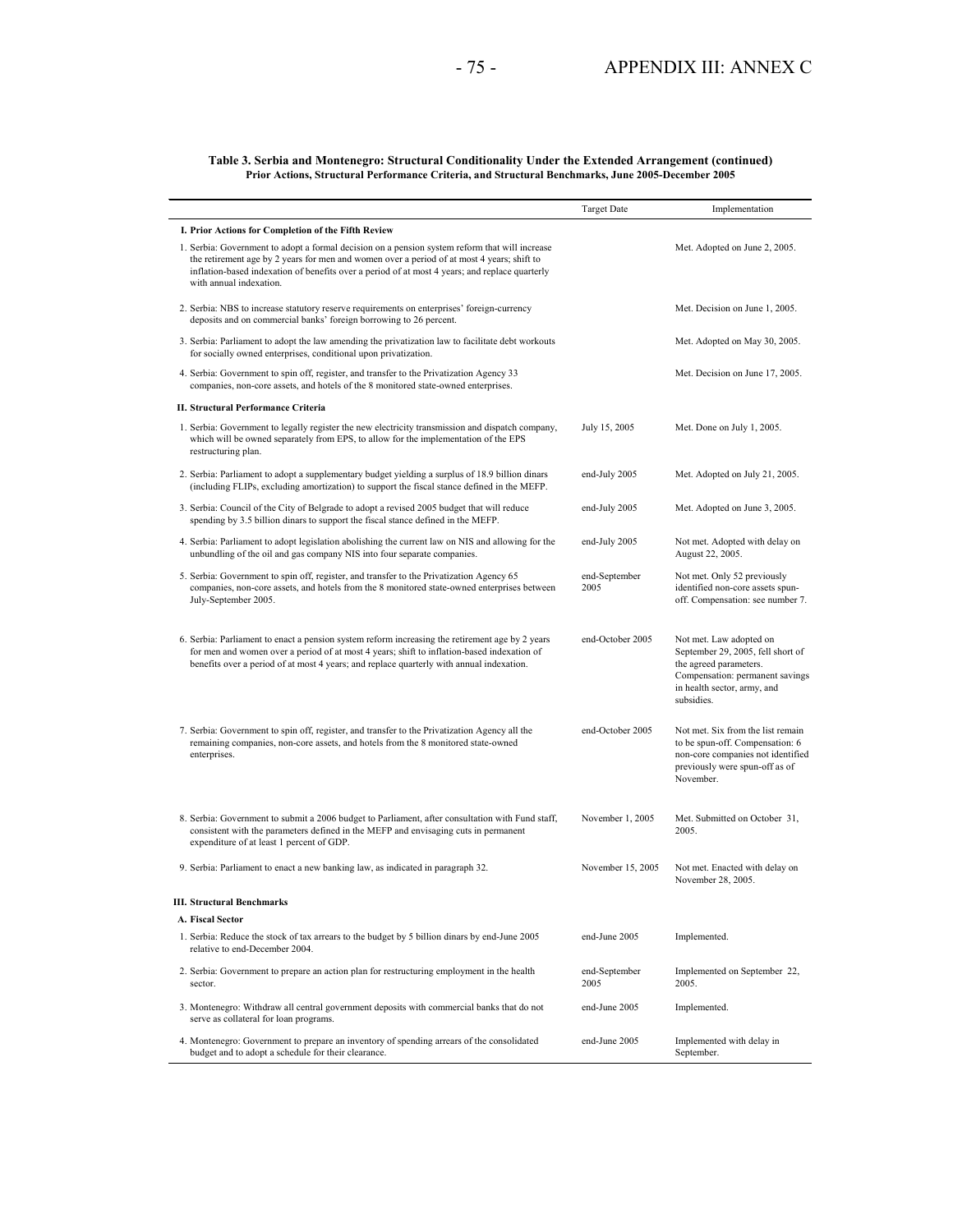**Table 3. Serbia and Montenegro: Structural Conditionality Under the Extended Arrangement (continued)**
**Prior Actions, Structural Performance Criteria, and Structural Benchmarks, June 2005-December 2005**

| | Target Date | Implementation |
|---|---|---|
| **I. Prior Actions for Completion of the Fifth Review** | | |
| 1. Serbia: Government to adopt a formal decision on a pension system reform that will increase the retirement age by 2 years for men and women over a period of at most 4 years; shift to inflation-based indexation of benefits over a period of at most 4 years; and replace quarterly with annual indexation. | | Met. Adopted on June 2, 2005. |
| 2. Serbia: NBS to increase statutory reserve requirements on enterprises' foreign-currency deposits and on commercial banks' foreign borrowing to 26 percent. | | Met. Decision on June 1, 2005. |
| 3. Serbia: Parliament to adopt the law amending the privatization law to facilitate debt workouts for socially owned enterprises, conditional upon privatization. | | Met. Adopted on May 30, 2005. |
| 4. Serbia: Government to spin off, register, and transfer to the Privatization Agency 33 companies, non-core assets, and hotels of the 8 monitored state-owned enterprises. | | Met. Decision on June 17, 2005. |
| **II. Structural Performance Criteria** | | |
| 1. Serbia: Government to legally register the new electricity transmission and dispatch company, which will be owned separately from EPS, to allow for the implementation of the EPS restructuring plan. | July 15, 2005 | Met. Done on July 1, 2005. |
| 2. Serbia: Parliament to adopt a supplementary budget yielding a surplus of 18.9 billion dinars (including FLIPs, excluding amortization) to support the fiscal stance defined in the MEFP. | end-July 2005 | Met. Adopted on July 21, 2005. |
| 3. Serbia: Council of the City of Belgrade to adopt a revised 2005 budget that will reduce spending by 3.5 billion dinars to support the fiscal stance defined in the MEFP. | end-July 2005 | Met. Adopted on June 3, 2005. |
| 4. Serbia: Parliament to adopt legislation abolishing the current law on NIS and allowing for the unbundling of the oil and gas company NIS into four separate companies. | end-July 2005 | Not met. Adopted with delay on August 22, 2005. |
| 5. Serbia: Government to spin off, register, and transfer to the Privatization Agency 65 companies, non-core assets, and hotels from the 8 monitored state-owned enterprises between July-September 2005. | end-September 2005 | Not met. Only 52 previously identified non-core assets spun-off. Compensation: see number 7. |
| 6. Serbia: Parliament to enact a pension system reform increasing the retirement age by 2 years for men and women over a period of at most 4 years; shift to inflation-based indexation of benefits over a period of at most 4 years; and replace quarterly with annual indexation. | end-October 2005 | Not met. Law adopted on September 29, 2005, fell short of the agreed parameters. Compensation: permanent savings in health sector, army, and subsidies. |
| 7. Serbia: Government to spin off, register, and transfer to the Privatization Agency all the remaining companies, non-core assets, and hotels from the 8 monitored state-owned enterprises. | end-October 2005 | Not met. Six from the list remain to be spun-off. Compensation: 6 non-core companies not identified previously were spun-off as of November. |
| 8. Serbia: Government to submit a 2006 budget to Parliament, after consultation with Fund staff, consistent with the parameters defined in the MEFP and envisaging cuts in permanent expenditure of at least 1 percent of GDP. | November 1, 2005 | Met. Submitted on October 31, 2005. |
| 9. Serbia: Parliament to enact a new banking law, as indicated in paragraph 32. | November 15, 2005 | Not met. Enacted with delay on November 28, 2005. |
| **III. Structural Benchmarks** | | |
| **A. Fiscal Sector** | | |
| 1. Serbia: Reduce the stock of tax arrears to the budget by 5 billion dinars by end-June 2005 relative to end-December 2004. | end-June 2005 | Implemented. |
| 2. Serbia: Government to prepare an action plan for restructuring employment in the health sector. | end-September 2005 | Implemented on September 22, 2005. |
| 3. Montenegro: Withdraw all central government deposits with commercial banks that do not serve as collateral for loan programs. | end-June 2005 | Implemented. |
| 4. Montenegro: Government to prepare an inventory of spending arrears of the consolidated budget and to adopt a schedule for their clearance. | end-June 2005 | Implemented with delay in September. |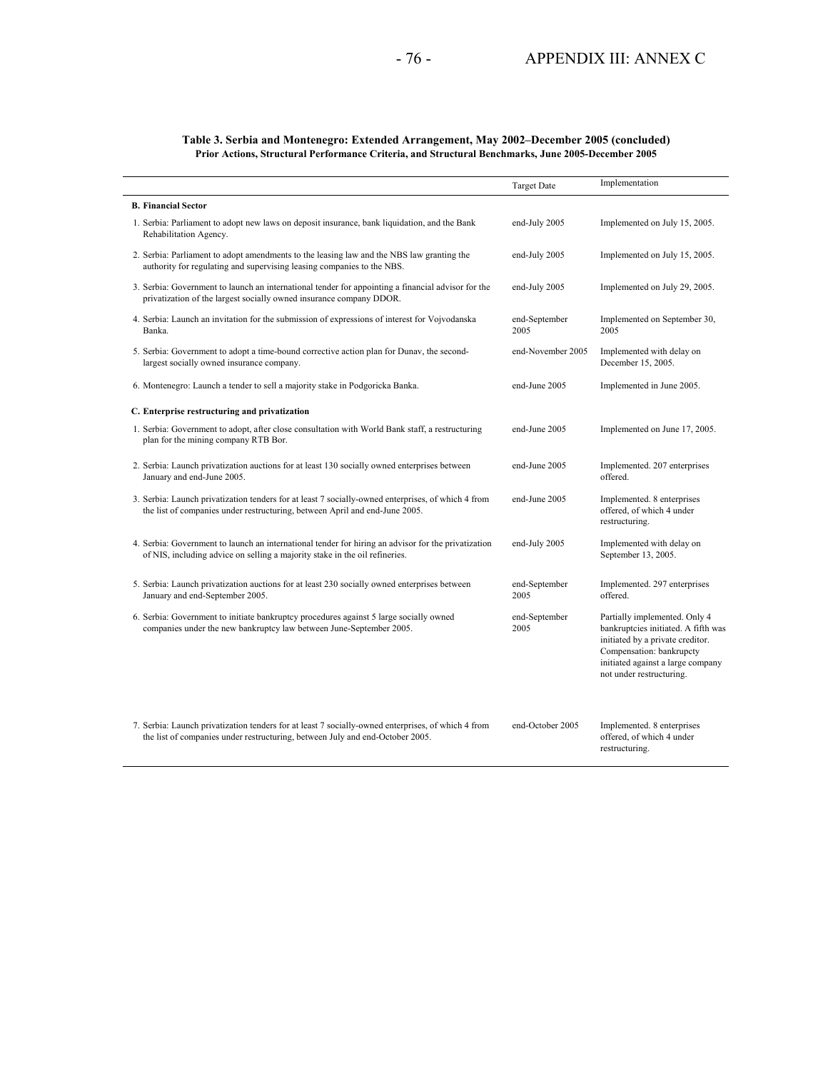**Table 3. Serbia and Montenegro: Extended Arrangement, May 2002–December 2005 (concluded)**
**Prior Actions, Structural Performance Criteria, and Structural Benchmarks, June 2005-December 2005**

| | Target Date | Implementation |
|---|---|---|
| **B. Financial Sector** | | |
| 1. Serbia: Parliament to adopt new laws on deposit insurance, bank liquidation, and the Bank Rehabilitation Agency. | end-July 2005 | Implemented on July 15, 2005. |
| 2. Serbia: Parliament to adopt amendments to the leasing law and the NBS law granting the authority for regulating and supervising leasing companies to the NBS. | end-July 2005 | Implemented on July 15, 2005. |
| 3. Serbia: Government to launch an international tender for appointing a financial advisor for the privatization of the largest socially owned insurance company DDOR. | end-July 2005 | Implemented on July 29, 2005. |
| 4. Serbia: Launch an invitation for the submission of expressions of interest for Vojvodanska Banka. | end-September 2005 | Implemented on September 30, 2005 |
| 5. Serbia: Government to adopt a time-bound corrective action plan for Dunav, the second-largest socially owned insurance company. | end-November 2005 | Implemented with delay on December 15, 2005. |
| 6. Montenegro: Launch a tender to sell a majority stake in Podgoricka Banka. | end-June 2005 | Implemented in June 2005. |
| **C. Enterprise restructuring and privatization** | | |
| 1. Serbia: Government to adopt, after close consultation with World Bank staff, a restructuring plan for the mining company RTB Bor. | end-June 2005 | Implemented on June 17, 2005. |
| 2. Serbia: Launch privatization auctions for at least 130 socially owned enterprises between January and end-June 2005. | end-June 2005 | Implemented. 207 enterprises offered. |
| 3. Serbia: Launch privatization tenders for at least 7 socially-owned enterprises, of which 4 from the list of companies under restructuring, between April and end-June 2005. | end-June 2005 | Implemented. 8 enterprises offered, of which 4 under restructuring. |
| 4. Serbia: Government to launch an international tender for hiring an advisor for the privatization of NIS, including advice on selling a majority stake in the oil refineries. | end-July 2005 | Implemented with delay on September 13, 2005. |
| 5. Serbia: Launch privatization auctions for at least 230 socially owned enterprises between January and end-September 2005. | end-September 2005 | Implemented. 297 enterprises offered. |
| 6. Serbia: Government to initiate bankruptcy procedures against 5 large socially owned companies under the new bankruptcy law between June-September 2005. | end-September 2005 | Partially implemented. Only 4 bankruptcies initiated. A fifth was initiated by a private creditor. Compensation: bankrupcty initiated against a large company not under restructuring. |
| 7. Serbia: Launch privatization tenders for at least 7 socially-owned enterprises, of which 4 from the list of companies under restructuring, between July and end-October 2005. | end-October 2005 | Implemented. 8 enterprises offered, of which 4 under restructuring. |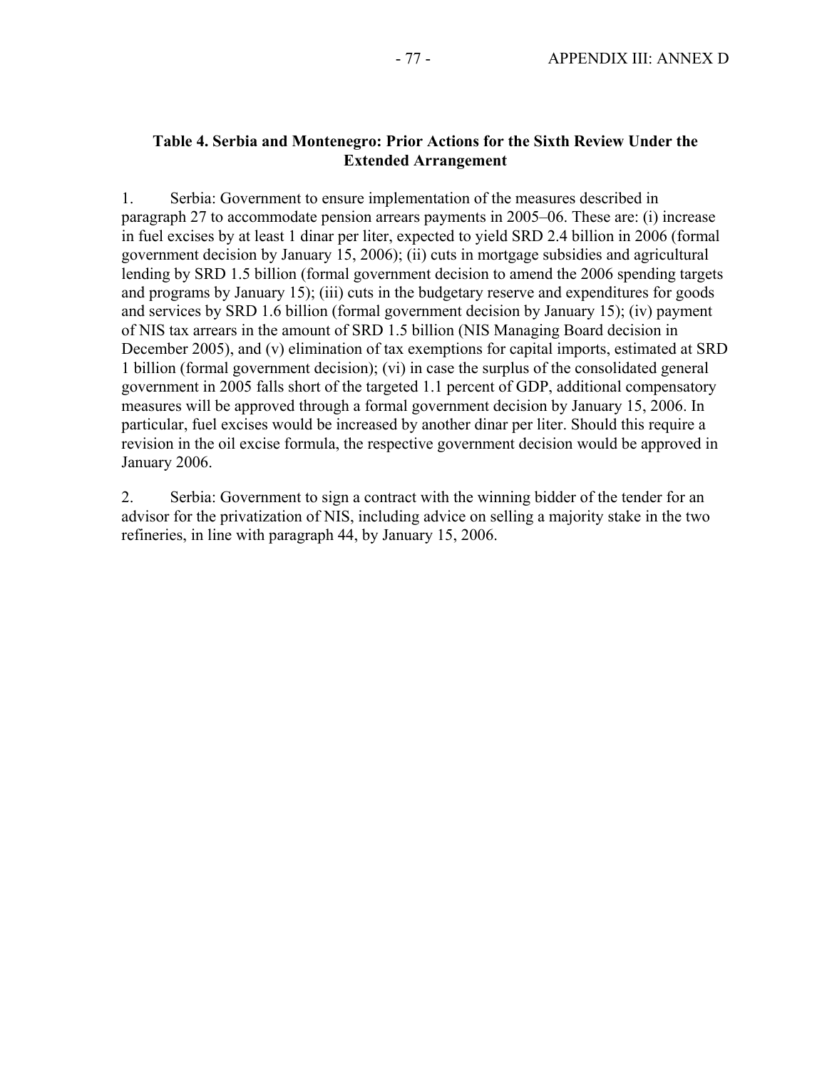**Table 4. Serbia and Montenegro: Prior Actions for the Sixth Review Under the Extended Arrangement**

1. Serbia: Government to ensure implementation of the measures described in paragraph 27 to accommodate pension arrears payments in 2005–06. These are: (i) increase in fuel excises by at least 1 dinar per liter, expected to yield SRD 2.4 billion in 2006 (formal government decision by January 15, 2006); (ii) cuts in mortgage subsidies and agricultural lending by SRD 1.5 billion (formal government decision to amend the 2006 spending targets and programs by January 15); (iii) cuts in the budgetary reserve and expenditures for goods and services by SRD 1.6 billion (formal government decision by January 15); (iv) payment of NIS tax arrears in the amount of SRD 1.5 billion (NIS Managing Board decision in December 2005), and (v) elimination of tax exemptions for capital imports, estimated at SRD 1 billion (formal government decision); (vi) in case the surplus of the consolidated general government in 2005 falls short of the targeted 1.1 percent of GDP, additional compensatory measures will be approved through a formal government decision by January 15, 2006. In particular, fuel excises would be increased by another dinar per liter. Should this require a revision in the oil excise formula, the respective government decision would be approved in January 2006.

2. Serbia: Government to sign a contract with the winning bidder of the tender for an advisor for the privatization of NIS, including advice on selling a majority stake in the two refineries, in line with paragraph 44, by January 15, 2006.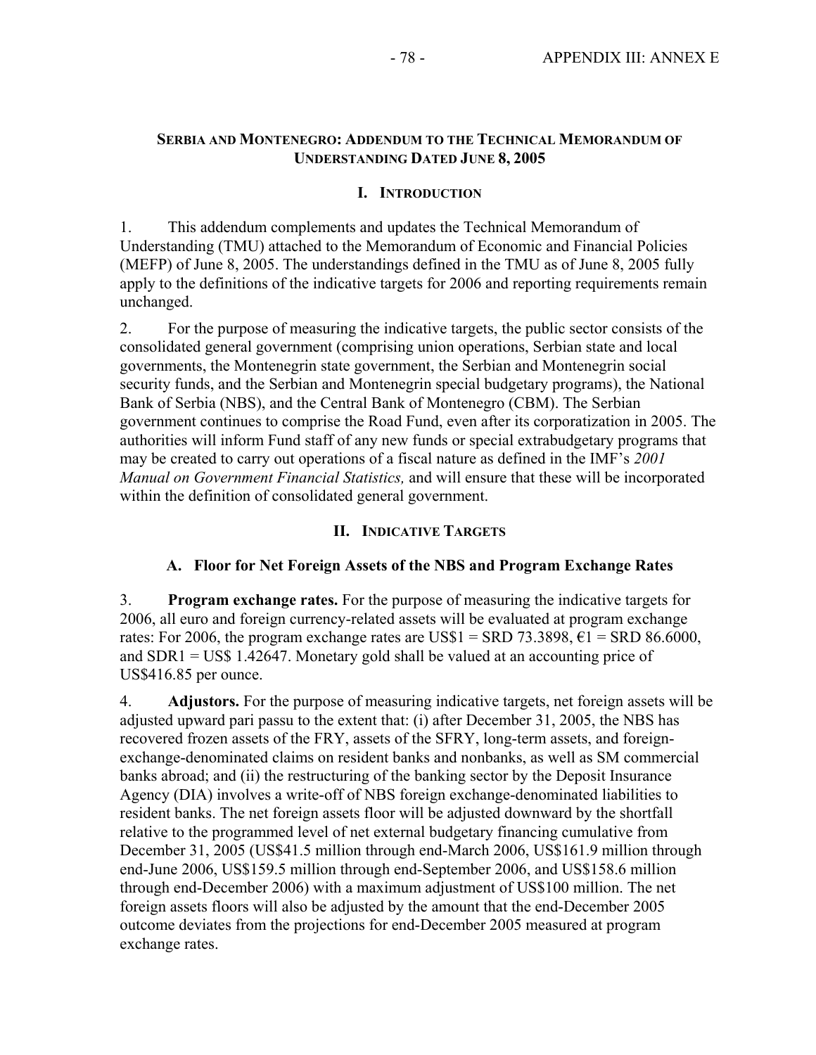## SERBIA AND MONTENEGRO: ADDENDUM TO THE TECHNICAL MEMORANDUM OF UNDERSTANDING DATED JUNE 8, 2005

### I. INTRODUCTION

1. This addendum complements and updates the Technical Memorandum of Understanding (TMU) attached to the Memorandum of Economic and Financial Policies (MEFP) of June 8, 2005. The understandings defined in the TMU as of June 8, 2005 fully apply to the definitions of the indicative targets for 2006 and reporting requirements remain unchanged.

2. For the purpose of measuring the indicative targets, the public sector consists of the consolidated general government (comprising union operations, Serbian state and local governments, the Montenegrin state government, the Serbian and Montenegrin social security funds, and the Serbian and Montenegrin special budgetary programs), the National Bank of Serbia (NBS), and the Central Bank of Montenegro (CBM). The Serbian government continues to comprise the Road Fund, even after its corporatization in 2005. The authorities will inform Fund staff of any new funds or special extrabudgetary programs that may be created to carry out operations of a fiscal nature as defined in the IMF's *2001 Manual on Government Financial Statistics,* and will ensure that these will be incorporated within the definition of consolidated general government.

### II. INDICATIVE TARGETS

#### A. Floor for Net Foreign Assets of the NBS and Program Exchange Rates

3. **Program exchange rates.** For the purpose of measuring the indicative targets for 2006, all euro and foreign currency-related assets will be evaluated at program exchange rates: For 2006, the program exchange rates are US$1 = SRD 73.3898, €1 = SRD 86.6000, and SDR1 = US$ 1.42647. Monetary gold shall be valued at an accounting price of US$416.85 per ounce.

4. **Adjustors.** For the purpose of measuring indicative targets, net foreign assets will be adjusted upward pari passu to the extent that: (i) after December 31, 2005, the NBS has recovered frozen assets of the FRY, assets of the SFRY, long-term assets, and foreign-exchange-denominated claims on resident banks and nonbanks, as well as SM commercial banks abroad; and (ii) the restructuring of the banking sector by the Deposit Insurance Agency (DIA) involves a write-off of NBS foreign exchange-denominated liabilities to resident banks. The net foreign assets floor will be adjusted downward by the shortfall relative to the programmed level of net external budgetary financing cumulative from December 31, 2005 (US$41.5 million through end-March 2006, US$161.9 million through end-June 2006, US$159.5 million through end-September 2006, and US$158.6 million through end-December 2006) with a maximum adjustment of US$100 million. The net foreign assets floors will also be adjusted by the amount that the end-December 2005 outcome deviates from the projections for end-December 2005 measured at program exchange rates.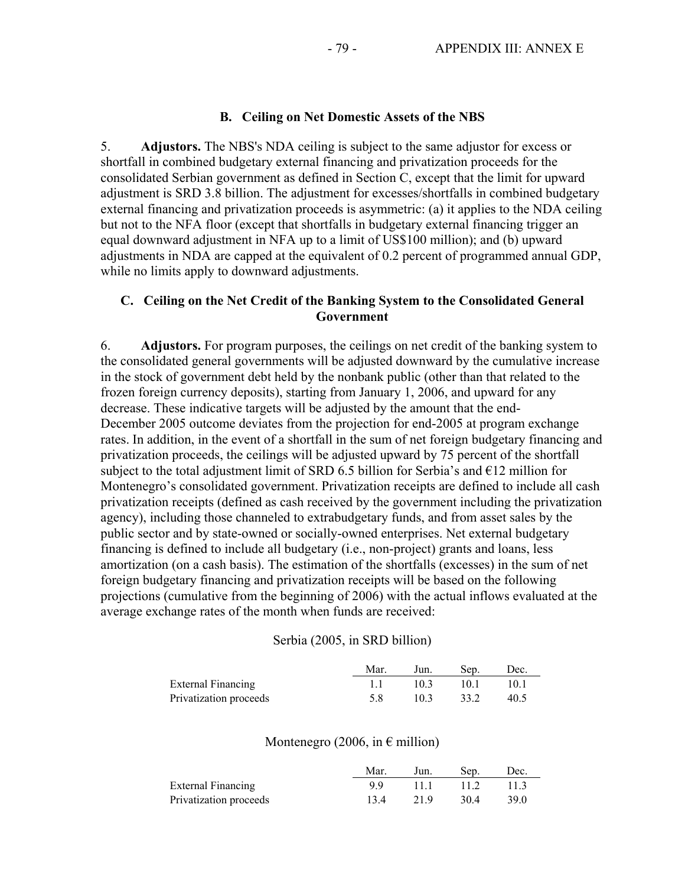## B. Ceiling on Net Domestic Assets of the NBS

5. **Adjustors.** The NBS's NDA ceiling is subject to the same adjustor for excess or shortfall in combined budgetary external financing and privatization proceeds for the consolidated Serbian government as defined in Section C, except that the limit for upward adjustment is SRD 3.8 billion. The adjustment for excesses/shortfalls in combined budgetary external financing and privatization proceeds is asymmetric: (a) it applies to the NDA ceiling but not to the NFA floor (except that shortfalls in budgetary external financing trigger an equal downward adjustment in NFA up to a limit of US$100 million); and (b) upward adjustments in NDA are capped at the equivalent of 0.2 percent of programmed annual GDP, while no limits apply to downward adjustments.

## C. Ceiling on the Net Credit of the Banking System to the Consolidated General Government

6. **Adjustors.** For program purposes, the ceilings on net credit of the banking system to the consolidated general governments will be adjusted downward by the cumulative increase in the stock of government debt held by the nonbank public (other than that related to the frozen foreign currency deposits), starting from January 1, 2006, and upward for any decrease. These indicative targets will be adjusted by the amount that the end-December 2005 outcome deviates from the projection for end-2005 at program exchange rates. In addition, in the event of a shortfall in the sum of net foreign budgetary financing and privatization proceeds, the ceilings will be adjusted upward by 75 percent of the shortfall subject to the total adjustment limit of SRD 6.5 billion for Serbia's and €12 million for Montenegro's consolidated government. Privatization receipts are defined to include all cash privatization receipts (defined as cash received by the government including the privatization agency), including those channeled to extrabudgetary funds, and from asset sales by the public sector and by state-owned or socially-owned enterprises. Net external budgetary financing is defined to include all budgetary (i.e., non-project) grants and loans, less amortization (on a cash basis). The estimation of the shortfalls (excesses) in the sum of net foreign budgetary financing and privatization receipts will be based on the following projections (cumulative from the beginning of 2006) with the actual inflows evaluated at the average exchange rates of the month when funds are received:

Serbia (2005, in SRD billion)

| | Mar. | Jun. | Sep. | Dec. |
|---|---|---|---|---|
| External Financing | 1.1 | 10.3 | 10.1 | 10.1 |
| Privatization proceeds | 5.8 | 10.3 | 33.2 | 40.5 |

Montenegro (2006, in € million)

| | Mar. | Jun. | Sep. | Dec. |
|---|---|---|---|---|
| External Financing | 9.9 | 11.1 | 11.2 | 11.3 |
| Privatization proceeds | 13.4 | 21.9 | 30.4 | 39.0 |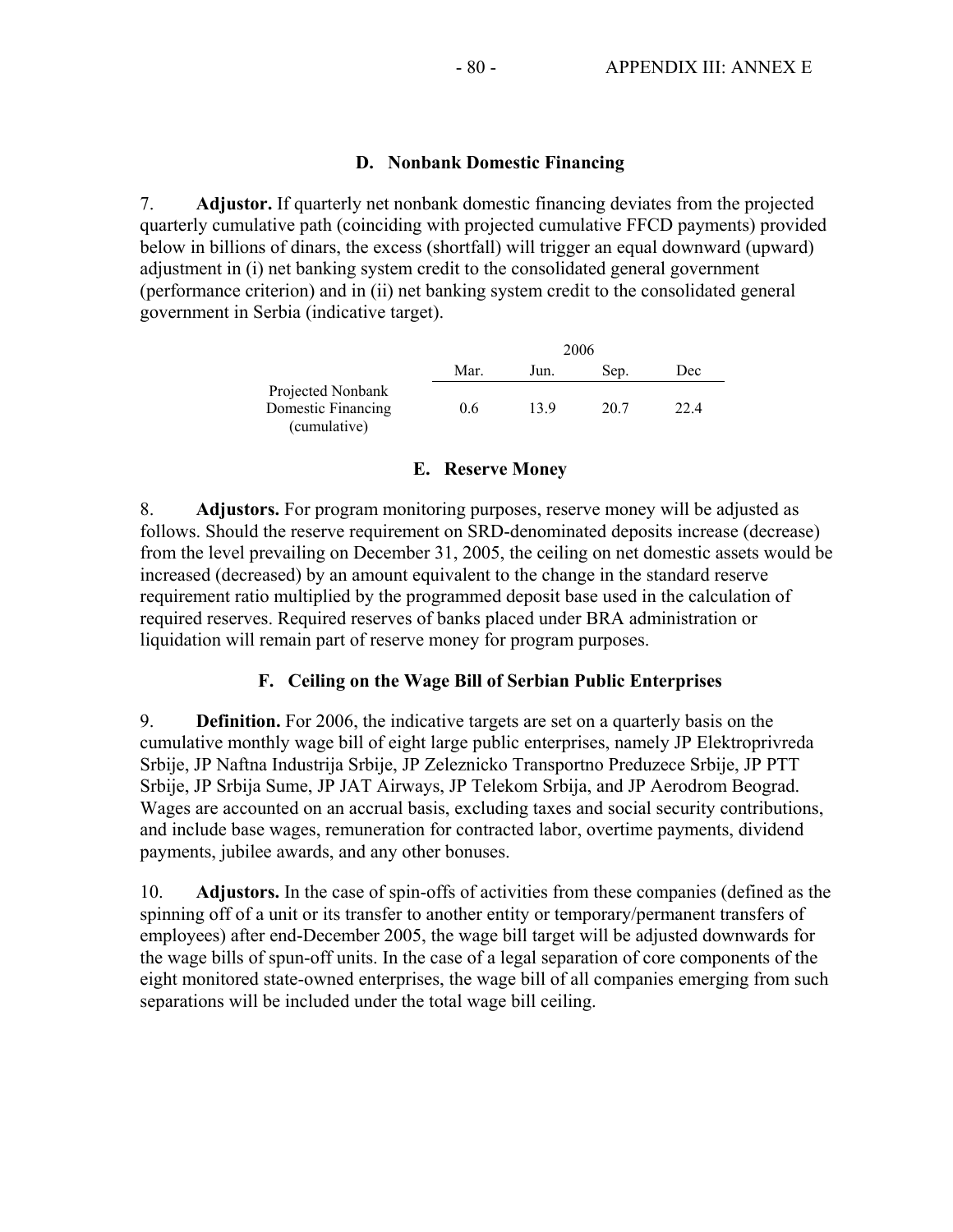### D. Nonbank Domestic Financing

7. **Adjustor.** If quarterly net nonbank domestic financing deviates from the projected quarterly cumulative path (coinciding with projected cumulative FFCD payments) provided below in billions of dinars, the excess (shortfall) will trigger an equal downward (upward) adjustment in (i) net banking system credit to the consolidated general government (performance criterion) and in (ii) net banking system credit to the consolidated general government in Serbia (indicative target).

| | 2006 | | | |
|---|---|---|---|---|
| | Mar. | Jun. | Sep. | Dec |
| Projected Nonbank Domestic Financing (cumulative) | 0.6 | 13.9 | 20.7 | 22.4 |

### E. Reserve Money

8. **Adjustors.** For program monitoring purposes, reserve money will be adjusted as follows. Should the reserve requirement on SRD-denominated deposits increase (decrease) from the level prevailing on December 31, 2005, the ceiling on net domestic assets would be increased (decreased) by an amount equivalent to the change in the standard reserve requirement ratio multiplied by the programmed deposit base used in the calculation of required reserves. Required reserves of banks placed under BRA administration or liquidation will remain part of reserve money for program purposes.

### F. Ceiling on the Wage Bill of Serbian Public Enterprises

9. **Definition.** For 2006, the indicative targets are set on a quarterly basis on the cumulative monthly wage bill of eight large public enterprises, namely JP Elektroprivreda Srbije, JP Naftna Industrija Srbije, JP Zeleznicko Transportno Preduzece Srbije, JP PTT Srbije, JP Srbija Sume, JP JAT Airways, JP Telekom Srbija, and JP Aerodrom Beograd. Wages are accounted on an accrual basis, excluding taxes and social security contributions, and include base wages, remuneration for contracted labor, overtime payments, dividend payments, jubilee awards, and any other bonuses.

10. **Adjustors.** In the case of spin-offs of activities from these companies (defined as the spinning off of a unit or its transfer to another entity or temporary/permanent transfers of employees) after end-December 2005, the wage bill target will be adjusted downwards for the wage bills of spun-off units. In the case of a legal separation of core components of the eight monitored state-owned enterprises, the wage bill of all companies emerging from such separations will be included under the total wage bill ceiling.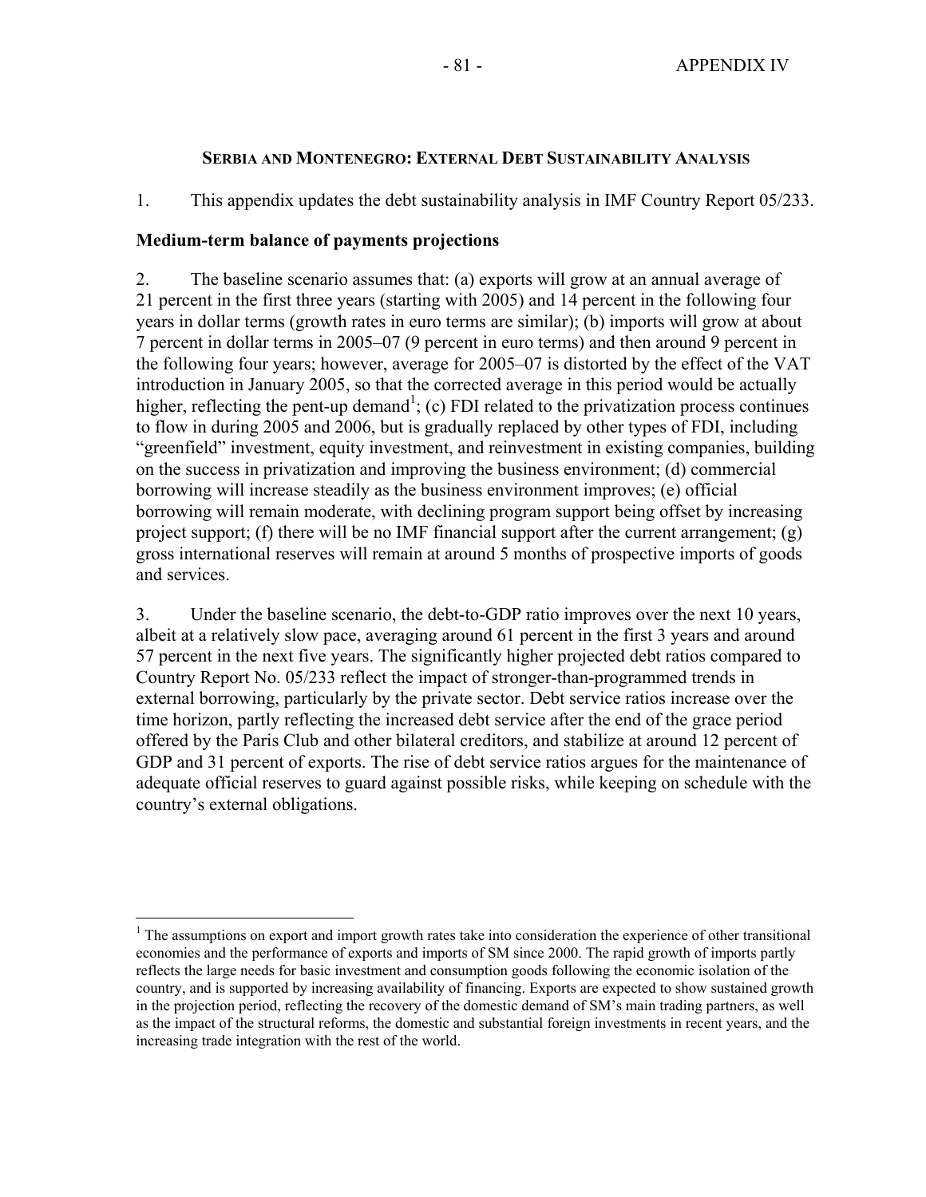## SERBIA AND MONTENEGRO: EXTERNAL DEBT SUSTAINABILITY ANALYSIS

1. This appendix updates the debt sustainability analysis in IMF Country Report 05/233.

### Medium-term balance of payments projections

2. The baseline scenario assumes that: (a) exports will grow at an annual average of 21 percent in the first three years (starting with 2005) and 14 percent in the following four years in dollar terms (growth rates in euro terms are similar); (b) imports will grow at about 7 percent in dollar terms in 2005–07 (9 percent in euro terms) and then around 9 percent in the following four years; however, average for 2005–07 is distorted by the effect of the VAT introduction in January 2005, so that the corrected average in this period would be actually higher, reflecting the pent-up demand[1]; (c) FDI related to the privatization process continues to flow in during 2005 and 2006, but is gradually replaced by other types of FDI, including "greenfield" investment, equity investment, and reinvestment in existing companies, building on the success in privatization and improving the business environment; (d) commercial borrowing will increase steadily as the business environment improves; (e) official borrowing will remain moderate, with declining program support being offset by increasing project support; (f) there will be no IMF financial support after the current arrangement; (g) gross international reserves will remain at around 5 months of prospective imports of goods and services.

3. Under the baseline scenario, the debt-to-GDP ratio improves over the next 10 years, albeit at a relatively slow pace, averaging around 61 percent in the first 3 years and around 57 percent in the next five years. The significantly higher projected debt ratios compared to Country Report No. 05/233 reflect the impact of stronger-than-programmed trends in external borrowing, particularly by the private sector. Debt service ratios increase over the time horizon, partly reflecting the increased debt service after the end of the grace period offered by the Paris Club and other bilateral creditors, and stabilize at around 12 percent of GDP and 31 percent of exports. The rise of debt service ratios argues for the maintenance of adequate official reserves to guard against possible risks, while keeping on schedule with the country's external obligations.

---

[1] The assumptions on export and import growth rates take into consideration the experience of other transitional economies and the performance of exports and imports of SM since 2000. The rapid growth of imports partly reflects the large needs for basic investment and consumption goods following the economic isolation of the country, and is supported by increasing availability of financing. Exports are expected to show sustained growth in the projection period, reflecting the recovery of the domestic demand of SM's main trading partners, as well as the impact of the structural reforms, the domestic and substantial foreign investments in recent years, and the increasing trade integration with the rest of the world.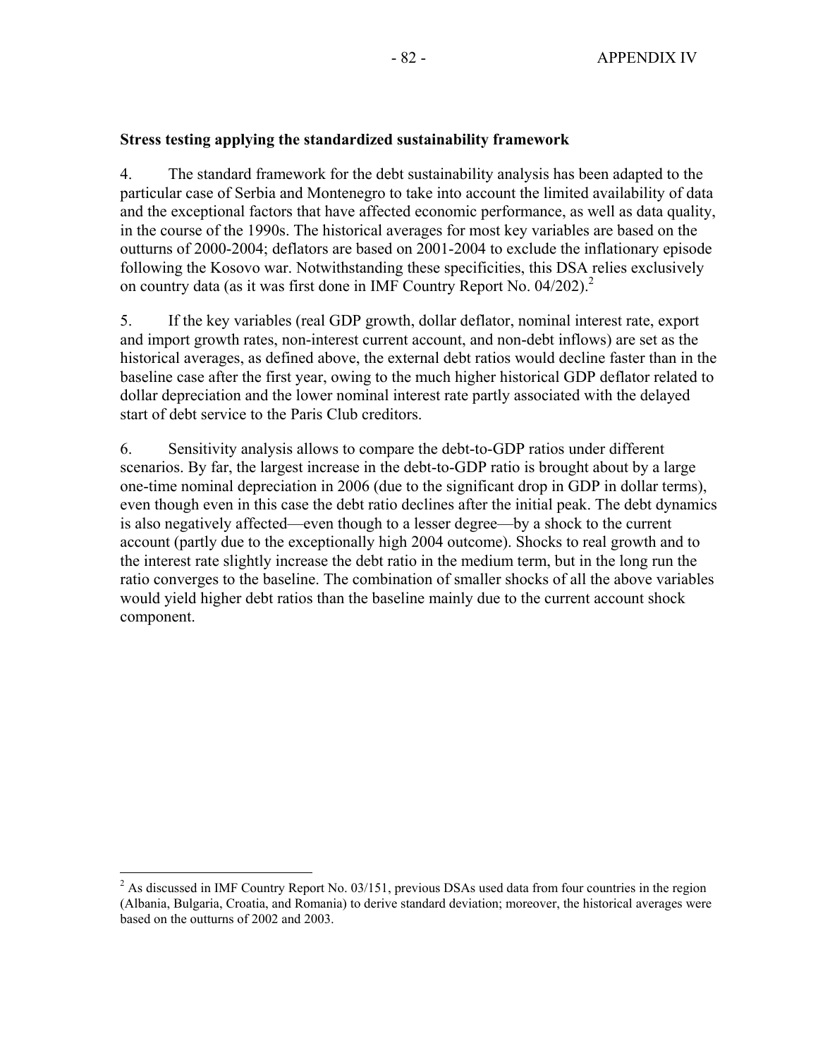**Stress testing applying the standardized sustainability framework**

4. The standard framework for the debt sustainability analysis has been adapted to the particular case of Serbia and Montenegro to take into account the limited availability of data and the exceptional factors that have affected economic performance, as well as data quality, in the course of the 1990s. The historical averages for most key variables are based on the outturns of 2000-2004; deflators are based on 2001-2004 to exclude the inflationary episode following the Kosovo war. Notwithstanding these specificities, this DSA relies exclusively on country data (as it was first done in IMF Country Report No. 04/202).[2]

5. If the key variables (real GDP growth, dollar deflator, nominal interest rate, export and import growth rates, non-interest current account, and non-debt inflows) are set as the historical averages, as defined above, the external debt ratios would decline faster than in the baseline case after the first year, owing to the much higher historical GDP deflator related to dollar depreciation and the lower nominal interest rate partly associated with the delayed start of debt service to the Paris Club creditors.

6. Sensitivity analysis allows to compare the debt-to-GDP ratios under different scenarios. By far, the largest increase in the debt-to-GDP ratio is brought about by a large one-time nominal depreciation in 2006 (due to the significant drop in GDP in dollar terms), even though even in this case the debt ratio declines after the initial peak. The debt dynamics is also negatively affected—even though to a lesser degree—by a shock to the current account (partly due to the exceptionally high 2004 outcome). Shocks to real growth and to the interest rate slightly increase the debt ratio in the medium term, but in the long run the ratio converges to the baseline. The combination of smaller shocks of all the above variables would yield higher debt ratios than the baseline mainly due to the current account shock component.

---

[2] As discussed in IMF Country Report No. 03/151, previous DSAs used data from four countries in the region (Albania, Bulgaria, Croatia, and Romania) to derive standard deviation; moreover, the historical averages were based on the outturns of 2002 and 2003.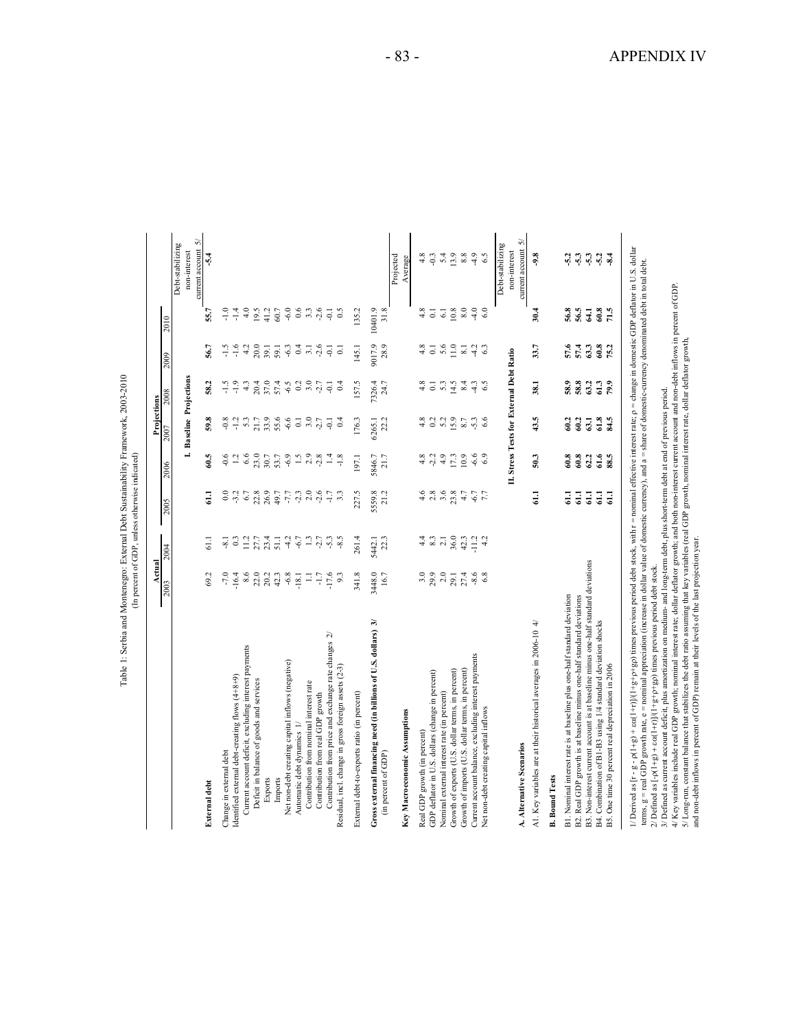Table 1: Serbia and Montenegro: External Debt Sustainability Framework, 2003-2010
(In percent of GDP, unless otherwise indicated)

| | Actual | | Projections | | | | | | |
|---|---|---|---|---|---|---|---|---|---|
| | 2003 | 2004 | 2005 | 2006 | 2007 | 2008 | 2009 | 2010 | |
| | | | **I. Baseline Projections** | | | | | | Debt-stabilizing non-interest current account 5/ |
| **External debt** | 69.2 | 61.1 | **61.1** | **60.5** | **59.8** | **58.2** | **56.7** | **55.7** | **-5.4** |
| Change in external debt | -7.0 | -8.1 | 0.0 | -0.6 | -0.8 | -1.5 | -1.5 | -1.0 | |
| Identified external debt-creating flows (4+8+9) | -16.4 | 0.3 | -3.2 | 1.2 | -1.2 | -1.9 | -1.6 | -1.4 | |
| Current account deficit, excluding interest payments | 8.6 | 11.2 | 6.7 | 6.6 | 5.3 | 4.3 | 4.2 | 4.0 | |
| Deficit in balance of goods and services | 22.0 | 27.7 | 22.8 | 23.0 | 21.7 | 20.4 | 20.0 | 19.5 | |
| Exports | 20.2 | 23.4 | 26.9 | 30.7 | 33.9 | 37.0 | 39.1 | 41.2 | |
| Imports | 42.3 | 51.1 | 49.7 | 53.7 | 55.6 | 57.4 | 59.1 | 60.7 | |
| Net non-debt creating capital inflows (negative) | -6.8 | -4.2 | -7.7 | -6.9 | -6.6 | -6.5 | -6.3 | -6.0 | |
| Automatic debt dynamics 1/ | -18.1 | -6.7 | -2.3 | 1.5 | 0.1 | 0.2 | 0.4 | 0.6 | |
| Contribution from nominal interest rate | 1.1 | 1.3 | 2.0 | 2.9 | 3.0 | 3.0 | 3.1 | 3.3 | |
| Contribution from real GDP growth | -1.7 | -2.7 | -2.6 | -2.8 | -2.7 | -2.7 | -2.6 | -2.6 | |
| Contribution from price and exchange rate changes 2/ | -17.6 | -5.3 | -1.7 | 1.4 | -0.1 | -0.1 | -0.1 | -0.1 | |
| Residual, incl. change in gross foreign assets (2-3) | 9.3 | -8.5 | 3.3 | -1.8 | 0.4 | 0.4 | 0.1 | 0.5 | |
| External debt-to-exports ratio (in percent) | 341.8 | 261.4 | 227.5 | 197.1 | 176.3 | 157.5 | 145.1 | 135.2 | |
| **Gross external financing need (in billions of U.S. dollars) 3/** | 3448.0 | 5442.1 | 5559.8 | 5846.7 | 6265.1 | 7326.4 | 9017.9 | 10401.9 | |
| (in percent of GDP) | 16.7 | 22.3 | 21.2 | 21.7 | 22.2 | 24.7 | 28.9 | 31.8 | |
| **Key Macroeconomic Assumptions** | | | | | | | | | Projected Average |
| Real GDP growth (in percent) | 3.0 | 4.4 | 4.6 | 4.8 | 4.8 | 4.8 | 4.8 | 4.8 | 4.8 |
| GDP deflator in U.S. dollars (change in percent) | 29.9 | 8.3 | 2.8 | -2.2 | 0.2 | 0.1 | 0.1 | 0.1 | -0.3 |
| Nominal external interest rate (in percent) | 2.0 | 2.1 | 3.6 | 4.9 | 5.2 | 5.3 | 5.6 | 6.1 | 5.4 |
| Growth of exports (U.S. dollar terms, in percent) | 29.1 | 36.0 | 23.8 | 17.3 | 15.9 | 14.5 | 11.0 | 10.8 | 13.9 |
| Growth of imports (U.S. dollar terms, in percent) | 27.4 | 42.3 | 4.7 | 10.9 | 8.7 | 8.4 | 8.1 | 8.0 | 8.8 |
| Current account balance, excluding interest payments | -8.6 | -11.2 | -6.7 | -6.6 | -5.3 | -4.3 | -4.2 | -4.0 | -4.9 |
| Net non-debt creating capital inflows | 6.8 | 4.2 | 7.7 | 6.9 | 6.6 | 6.5 | 6.3 | 6.0 | 6.5 |
| | | | **II. Stress Tests for External Debt Ratio** | | | | | | Debt-stabilizing non-interest current account 5/ |
| **A. Alternative Scenarios** | | | | | | | | | |
| A1. Key variables are at their historical averages in 2006-10 4/ | | | 61.1 | 50.3 | 43.5 | 38.1 | 33.7 | 30.4 | -9.8 |
| **B. Bound Tests** | | | | | | | | | |
| B1. Nominal interest rate is at baseline plus one-half standard deviation | | | 61.1 | 60.8 | 60.2 | 58.9 | 57.6 | 56.8 | -5.2 |
| B2. Real GDP growth is at baseline minus one-half standard deviations | | | 61.1 | 60.8 | 60.2 | 58.8 | 57.4 | 56.5 | -5.3 |
| B3. Non-interest current account is at baseline minus one-half standard deviations | | | 61.1 | 62.2 | 63.1 | 63.2 | 63.3 | 64.1 | -5.3 |
| B4. Combination of B1-B3 using 1/4 standard deviation shocks | | | 61.1 | 61.6 | 61.8 | 61.3 | 60.8 | 60.8 | -5.2 |
| B5. One time 30 percent real depreciation in 2006 | | | 61.1 | 88.5 | 84.5 | 79.9 | 75.2 | 71.5 | -8.4 |

1/ Derived as $[r - g - \rho(1+g) + \varepsilon\alpha(1+r)]/(1+g+\rho+g\rho)$ times previous period debt stock, with r = nominal effective interest rate; ρ = change in domestic GDP deflator in U.S. dollar terms, g = real GDP growth rate, e = nominal appreciation (increase in dollar value of domestic currency), and a = share of domestic-currency denominated debt in total debt.
2/ Defined as $[-\rho(1+g) + \varepsilon\alpha(1+r)]/(1+g+\rho+g\rho)$ times previous period debt stock.
3/ Defined as current account deficit, plus amortization on medium- and long-term debt, plus short-term debt at end of previous period.
4/ Key variables include real GDP growth; nominal interest rate; dollar deflator growth; and both non-interest current account and non-debt inflows in percent of GDP.
5/ Long-run, constant balance that stabilizes the debt ratio assuming that key variables (real GDP growth, nominal interest rate, dollar deflator growth, and non-debt inflows in percent of GDP) remain at their levels of the last projection year.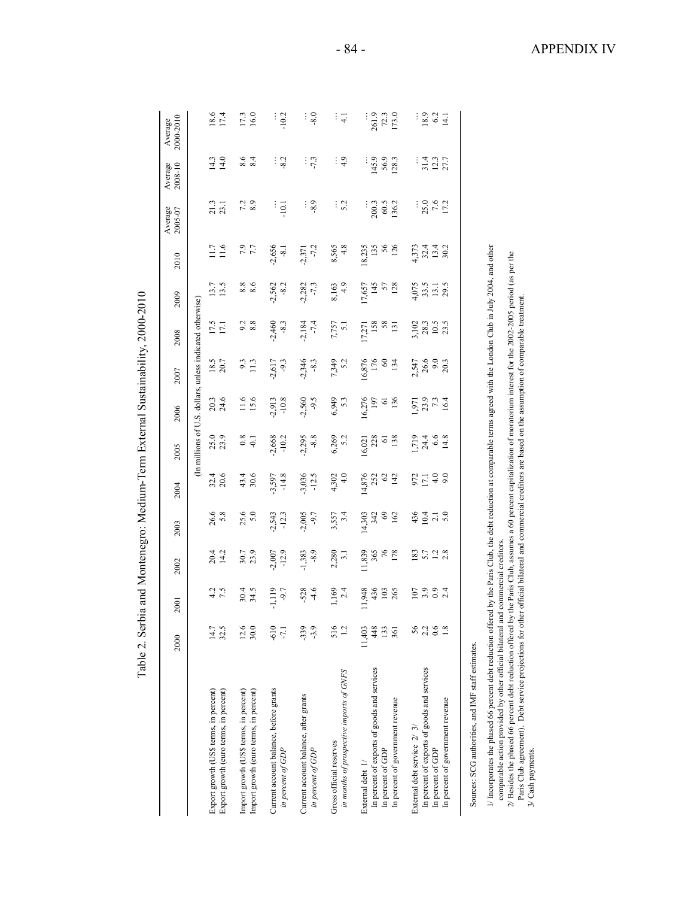## Table 2. Serbia and Montenegro: Medium-Term External Sustainability, 2000-2010

| | 2000 | 2001 | 2002 | 2003 | 2004 | 2005 | 2006 | 2007 | 2008 | 2009 | 2010 | Average 2005-07 | Average 2008-10 | Average 2000-2010 |
|---|---|---|---|---|---|---|---|---|---|---|---|---|---|---|
| | (In millions of U.S. dollars, unless indicated otherwise) | | | | | | | | | | | | | |
| Export growth (US$ terms, in percent) | 14.7 | 4.2 | 20.4 | 26.6 | 32.4 | 25.0 | 20.3 | 18.5 | 17.5 | 13.7 | 11.7 | 21.3 | 14.3 | 18.6 |
| Export growth (euro terms, in percent) | 32.5 | 7.5 | 14.2 | 5.8 | 20.6 | 23.9 | 24.6 | 20.7 | 17.1 | 13.5 | 11.6 | 23.1 | 14.0 | 17.4 |
| Import growth (US$ terms, in percent) | 12.6 | 30.4 | 30.7 | 25.6 | 43.4 | 0.8 | 11.6 | 9.3 | 9.2 | 8.8 | 7.9 | 7.2 | 8.6 | 17.3 |
| Import growth (euro terms, in percent) | 30.0 | 34.5 | 23.9 | 5.0 | 30.6 | -0.1 | 15.6 | 11.3 | 8.8 | 8.6 | 7.7 | 8.9 | 8.4 | 16.0 |
| Current account balance, before grants | -610 | -1,119 | -2,007 | -2,543 | -3,597 | -2,668 | -2,913 | -2,617 | -2,460 | -2,562 | -2,656 | ... | ... | ... |
| *in percent of GDP* | -7.1 | -9.7 | -12.9 | -12.3 | -14.8 | -10.2 | -10.8 | -9.3 | -8.3 | -8.2 | -8.1 | -10.1 | -8.2 | -10.2 |
| Current account balance, after grants | -339 | -528 | -1,383 | -2,005 | -3,036 | -2,295 | -2,560 | -2,346 | -2,184 | -2,282 | -2,371 | ... | ... | ... |
| *in percent of GDP* | -3.9 | -4.6 | -8.9 | -9.7 | -12.5 | -8.8 | -9.5 | -8.3 | -7.4 | -7.3 | -7.2 | -8.9 | -7.3 | -8.0 |
| Gross official reserves | 516 | 1,169 | 2,280 | 3,557 | 4,302 | 6,269 | 6,949 | 7,349 | 7,757 | 8,163 | 8,565 | ... | ... | ... |
| *in months of prospective imports of GNFS* | 1.2 | 2.4 | 3.1 | 3.4 | 4.0 | 5.2 | 5.3 | 5.2 | 5.1 | 4.9 | 4.8 | 5.2 | 4.9 | 4.1 |
| External debt 1/ | 11,403 | 11,948 | 11,839 | 14,303 | 14,876 | 16,021 | 16,276 | 16,876 | 17,271 | 17,657 | 18,235 | ... | ... | ... |
| In percent of exports of goods and services | 448 | 436 | 365 | 342 | 252 | 228 | 197 | 176 | 158 | 145 | 135 | 200.3 | 145.9 | 261.9 |
| In percent of GDP | 133 | 103 | 76 | 69 | 62 | 61 | 61 | 60 | 58 | 57 | 56 | 60.5 | 56.9 | 72.3 |
| In percent of government revenue | 361 | 265 | 178 | 162 | 142 | 138 | 136 | 134 | 131 | 128 | 126 | 136.2 | 128.3 | 173.0 |
| External debt service 2/ 3/ | 56 | 107 | 183 | 436 | 972 | 1,719 | 1,971 | 2,547 | 3,102 | 4,075 | 4,373 | ... | ... | ... |
| In percent of exports of goods and services | 2.2 | 3.9 | 5.7 | 10.4 | 17.1 | 24.4 | 23.9 | 26.6 | 28.3 | 33.5 | 32.4 | 25.0 | 31.4 | 18.9 |
| In percent of GDP | 0.6 | 0.9 | 1.2 | 2.1 | 4.0 | 6.6 | 7.3 | 9.0 | 10.5 | 13.1 | 13.4 | 7.6 | 12.3 | 6.2 |
| In percent of government revenue | 1.8 | 2.4 | 2.8 | 5.0 | 9.0 | 14.8 | 16.4 | 20.3 | 23.5 | 29.5 | 30.2 | 17.2 | 27.7 | 14.1 |

Sources: SCG authorities, and IMF staff estimates.

1/ Incorporates the phased 66 percent debt reduction offered by the Paris Club, the debt reduction at comparable terms agreed with the London Club in July 2004, and other comparable action provided by other official bilateral and commercial creditors.

2/ Besides the phased 66 percent debt reduction offered by the Paris Club, assumes a 60 percent capitalization of moratorium interest for the 2002-2005 period (as per the Paris Club agreement). Debt service projections for other official bilateral and commercial creditors are based on the assumption of comparable treatment.

3/ Cash payments.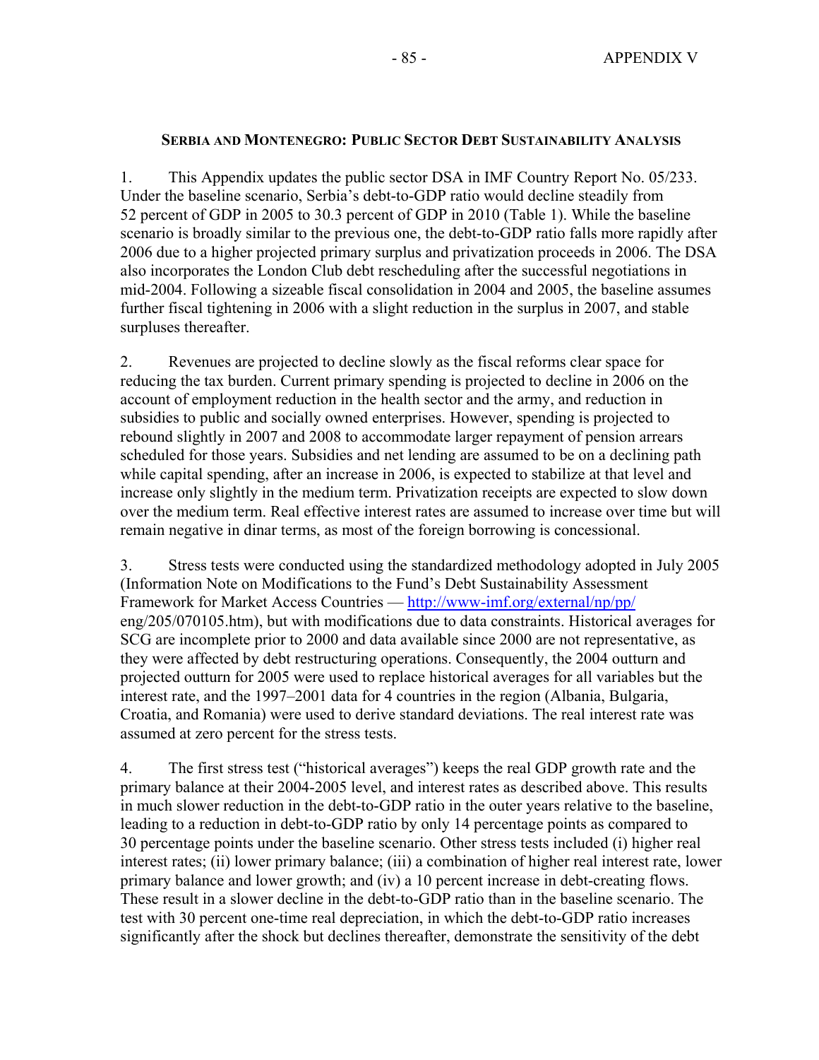**SERBIA AND MONTENEGRO: PUBLIC SECTOR DEBT SUSTAINABILITY ANALYSIS**

1. This Appendix updates the public sector DSA in IMF Country Report No. 05/233. Under the baseline scenario, Serbia's debt-to-GDP ratio would decline steadily from 52 percent of GDP in 2005 to 30.3 percent of GDP in 2010 (Table 1). While the baseline scenario is broadly similar to the previous one, the debt-to-GDP ratio falls more rapidly after 2006 due to a higher projected primary surplus and privatization proceeds in 2006. The DSA also incorporates the London Club debt rescheduling after the successful negotiations in mid-2004. Following a sizeable fiscal consolidation in 2004 and 2005, the baseline assumes further fiscal tightening in 2006 with a slight reduction in the surplus in 2007, and stable surpluses thereafter.

2. Revenues are projected to decline slowly as the fiscal reforms clear space for reducing the tax burden. Current primary spending is projected to decline in 2006 on the account of employment reduction in the health sector and the army, and reduction in subsidies to public and socially owned enterprises. However, spending is projected to rebound slightly in 2007 and 2008 to accommodate larger repayment of pension arrears scheduled for those years. Subsidies and net lending are assumed to be on a declining path while capital spending, after an increase in 2006, is expected to stabilize at that level and increase only slightly in the medium term. Privatization receipts are expected to slow down over the medium term. Real effective interest rates are assumed to increase over time but will remain negative in dinar terms, as most of the foreign borrowing is concessional.

3. Stress tests were conducted using the standardized methodology adopted in July 2005 (Information Note on Modifications to the Fund's Debt Sustainability Assessment Framework for Market Access Countries — http://www-imf.org/external/np/pp/eng/205/070105.htm), but with modifications due to data constraints. Historical averages for SCG are incomplete prior to 2000 and data available since 2000 are not representative, as they were affected by debt restructuring operations. Consequently, the 2004 outturn and projected outturn for 2005 were used to replace historical averages for all variables but the interest rate, and the 1997–2001 data for 4 countries in the region (Albania, Bulgaria, Croatia, and Romania) were used to derive standard deviations. The real interest rate was assumed at zero percent for the stress tests.

4. The first stress test ("historical averages") keeps the real GDP growth rate and the primary balance at their 2004-2005 level, and interest rates as described above. This results in much slower reduction in the debt-to-GDP ratio in the outer years relative to the baseline, leading to a reduction in debt-to-GDP ratio by only 14 percentage points as compared to 30 percentage points under the baseline scenario. Other stress tests included (i) higher real interest rates; (ii) lower primary balance; (iii) a combination of higher real interest rate, lower primary balance and lower growth; and (iv) a 10 percent increase in debt-creating flows. These result in a slower decline in the debt-to-GDP ratio than in the baseline scenario. The test with 30 percent one-time real depreciation, in which the debt-to-GDP ratio increases significantly after the shock but declines thereafter, demonstrate the sensitivity of the debt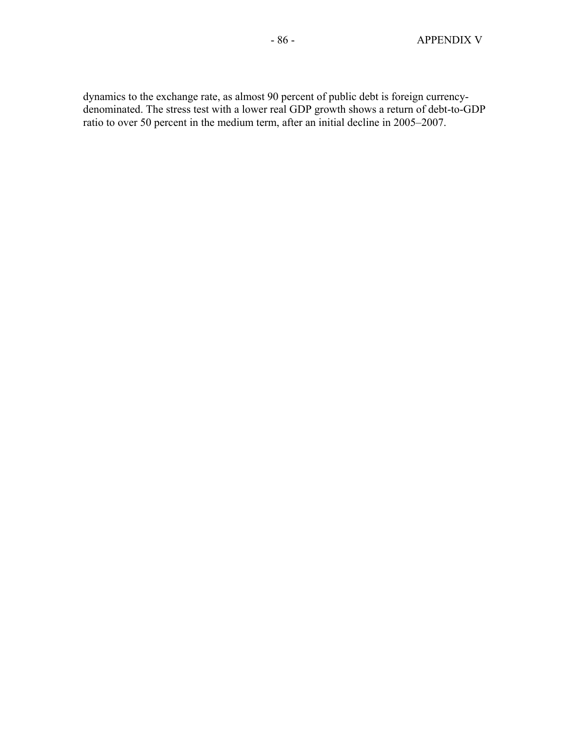dynamics to the exchange rate, as almost 90 percent of public debt is foreign currency-denominated. The stress test with a lower real GDP growth shows a return of debt-to-GDP ratio to over 50 percent in the medium term, after an initial decline in 2005–2007.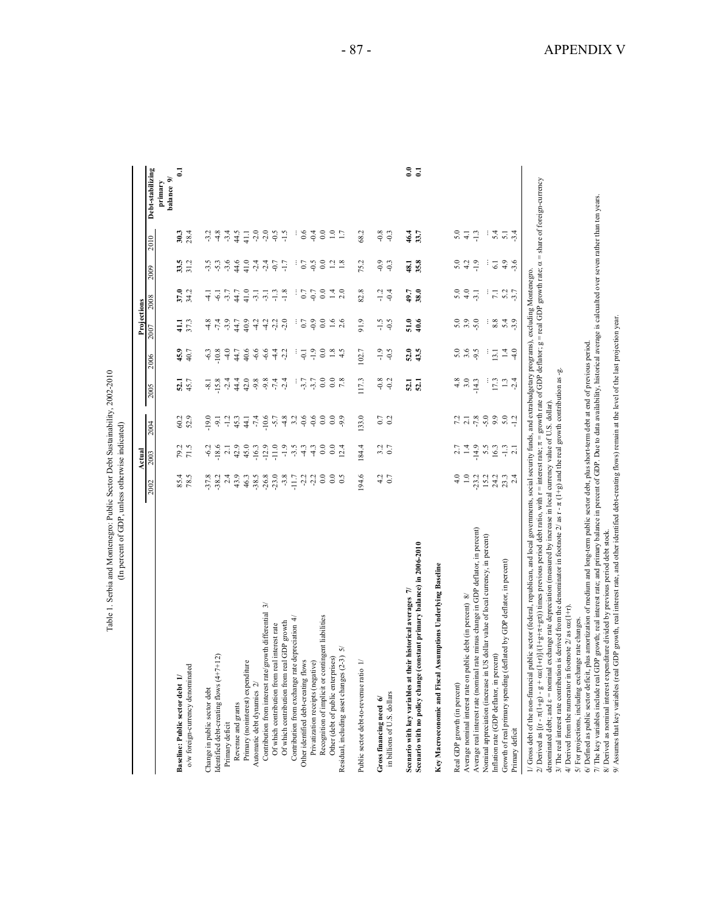Table 1. Serbia and Montenegro: Public Sector Debt Sustainability, 2002-2010
(In percent of GDP, unless otherwise indicated)

| | Actual | | | Projections | | | | | | |
|---|---|---|---|---|---|---|---|---|---|---|
| | 2002 | 2003 | 2004 | 2005 | 2006 | 2007 | 2008 | 2009 | 2010 | Debt-stabilizing primary balance 9/ |
| **Baseline: Public sector debt 1/** | 85.4 | 79.2 | 60.2 | **52.1** | **45.9** | **41.1** | **37.0** | **33.5** | **30.3** | **0.1** |
| o/w foreign-currency denominated | 78.5 | 71.5 | 52.9 | 45.7 | 40.7 | 37.3 | 34.2 | 31.2 | 28.4 | |
| Change in public sector debt | -37.8 | -6.2 | -19.0 | -8.1 | -6.3 | -4.8 | -4.1 | -3.5 | -3.2 | |
| Identified debt-creating flows (4+7+12) | -38.2 | -18.6 | -9.1 | -15.8 | -10.8 | -7.4 | -6.1 | -5.3 | -4.8 | |
| Primary deficit | 2.4 | 2.1 | -1.2 | -2.4 | -4.0 | -3.9 | -3.7 | -3.6 | -3.4 | |
| Revenue and grants | 43.9 | 42.9 | 45.3 | 44.4 | 44.7 | 44.7 | 44.7 | 44.6 | 44.5 | |
| Primary (noninterest) expenditure | 46.3 | 45.0 | 44.1 | 42.0 | 40.6 | 40.9 | 41.0 | 41.0 | 41.1 | |
| Automatic debt dynamics 2/ | -38.5 | -16.3 | -7.4 | -9.8 | -6.6 | -4.2 | -3.1 | -2.4 | -2.0 | |
| Contribution from interest rate/growth differential 3/ | -26.8 | -12.9 | -10.6 | -9.8 | -6.6 | -4.2 | -3.1 | -2.4 | -2.0 | |
| Of which contribution from real interest rate | -23.0 | -11.0 | -5.7 | -7.4 | -4.4 | -2.2 | -1.3 | -0.7 | -0.5 | |
| Of which contribution from real GDP growth | -3.8 | -1.9 | -4.8 | -2.4 | -2.2 | -2.0 | -1.8 | -1.7 | -1.5 | |
| Contribution from exchange rate depreciation 4/ | -11.7 | -3.5 | 3.2 | ... | ... | ... | ... | ... | ... | |
| Other identified debt-creating flows | -2.2 | -4.3 | -0.6 | -3.7 | -0.1 | 0.7 | 0.7 | 0.7 | 0.6 | |
| Privatization receipts (negative) | -2.2 | -4.3 | -0.6 | -3.7 | -1.9 | -0.9 | -0.7 | -0.5 | -0.4 | |
| Recognition of implicit or contingent liabilities | 0.0 | 0.0 | 0.0 | 0.0 | 0.0 | 0.0 | 0.0 | 0.0 | 0.0 | |
| Other (debt of public enterprises) | 0.0 | 0.0 | 0.0 | 0.0 | 1.8 | 1.6 | 1.4 | 1.2 | 1.0 | |
| Residual, including asset changes (2-3) 5/ | 0.5 | 12.4 | -9.9 | 7.8 | 4.5 | 2.6 | 2.0 | 1.8 | 1.7 | |
| Public sector debt-to-revenue ratio 1/ | 194.6 | 184.4 | 133.0 | 117.3 | 102.7 | 91.9 | 82.8 | 75.2 | 68.2 | |
| **Gross financing need 6/** | 4.2 | 3.2 | 0.7 | -0.8 | -1.9 | -1.5 | -1.2 | -0.9 | -0.8 | |
| in billions of U.S. dollars | 0.7 | 0.7 | 0.2 | -0.2 | -0.5 | -0.5 | -0.4 | -0.3 | -0.3 | |
| **Scenario with key variables at their historical averages 7/** | | | | **52.1** | **52.0** | **51.0** | **49.7** | **48.1** | **46.4** | **0.0** |
| **Scenario with no policy change (constant primary balance) in 2006-2010** | | | | **52.1** | **43.5** | **40.6** | **38.0** | **35.8** | **33.7** | **0.1** |
| **Key Macroeconomic and Fiscal Assumptions Underlying Baseline** | | | | | | | | | | |
| Real GDP growth (in percent) | 4.0 | 2.7 | 7.2 | 4.8 | 5.0 | 5.0 | 5.0 | 5.0 | 5.0 | |
| Average nominal interest rate on public debt (in percent) 8/ | 1.0 | 1.4 | 2.1 | 3.0 | 3.6 | 3.9 | 4.0 | 4.2 | 4.1 | |
| Average real interest rate (nominal rate minus change in GDP deflator, in percent) | -23.2 | -14.9 | -7.8 | -14.3 | -9.5 | -5.0 | -3.1 | -1.9 | -1.3 | |
| Nominal appreciation (increase in US dollar value of local currency, in percent) | 15.2 | 5.5 | -5.0 | ... | ... | ... | ... | ... | ... | |
| Inflation rate (GDP deflator, in percent) | 24.2 | 16.3 | 9.9 | 17.3 | 13.1 | 8.8 | 7.1 | 6.1 | 5.4 | |
| Growth of real primary spending (deflated by GDP deflator, in percent) | 23.3 | -1.3 | 5.0 | 1.3 | 1.4 | 5.4 | 5.2 | 4.9 | 5.1 | |
| Primary deficit | 2.4 | 2.1 | -1.2 | -2.4 | -4.0 | -3.9 | -3.7 | -3.6 | -3.4 | |

1/ Gross debt of the non-financial public sector (federal, republican, and local governments, social security funds, and extrabudgetary programs), excluding Montenegro.

2/ Derived as $[(r - \pi(1+g) - g + \alpha\varepsilon(1+r)]/(1+g+\pi+g\pi))$ times previous period debt ratio, with $r$ = interest rate; $\pi$ = growth rate of GDP deflator; $g$ = real GDP growth rate; $\alpha$ = share of foreign-currency denominated debt; and $\varepsilon$ = nominal exchange rate depreciation (measured by increase in local currency value of U.S. dollar).

3/ The real interest rate contribution is derived from the denominator in footnote 2/ as $r - \pi(1+g)$ and the real growth contribution as $-g$.

4/ Derived from the numerator in footnote 2/ as $\alpha\varepsilon(1+r)$.

5/ For projections, including exchange rate changes.

6/ Defined as public sector deficit, plus amortization of medium and long-term public sector debt, plus short-term debt at end of previous period.

7/ The key variables include real GDP growth; real interest rate; and primary balance in percent of GDP. Due to data availability, historical average is calculated over seven rather than ten years.

8/ Derived as nominal interest expenditure divided by previous period debt stock.

9/ Assumes that key variables (real GDP growth, real interest rate, and other identified debt-creating flows) remain at the level of the last projection year.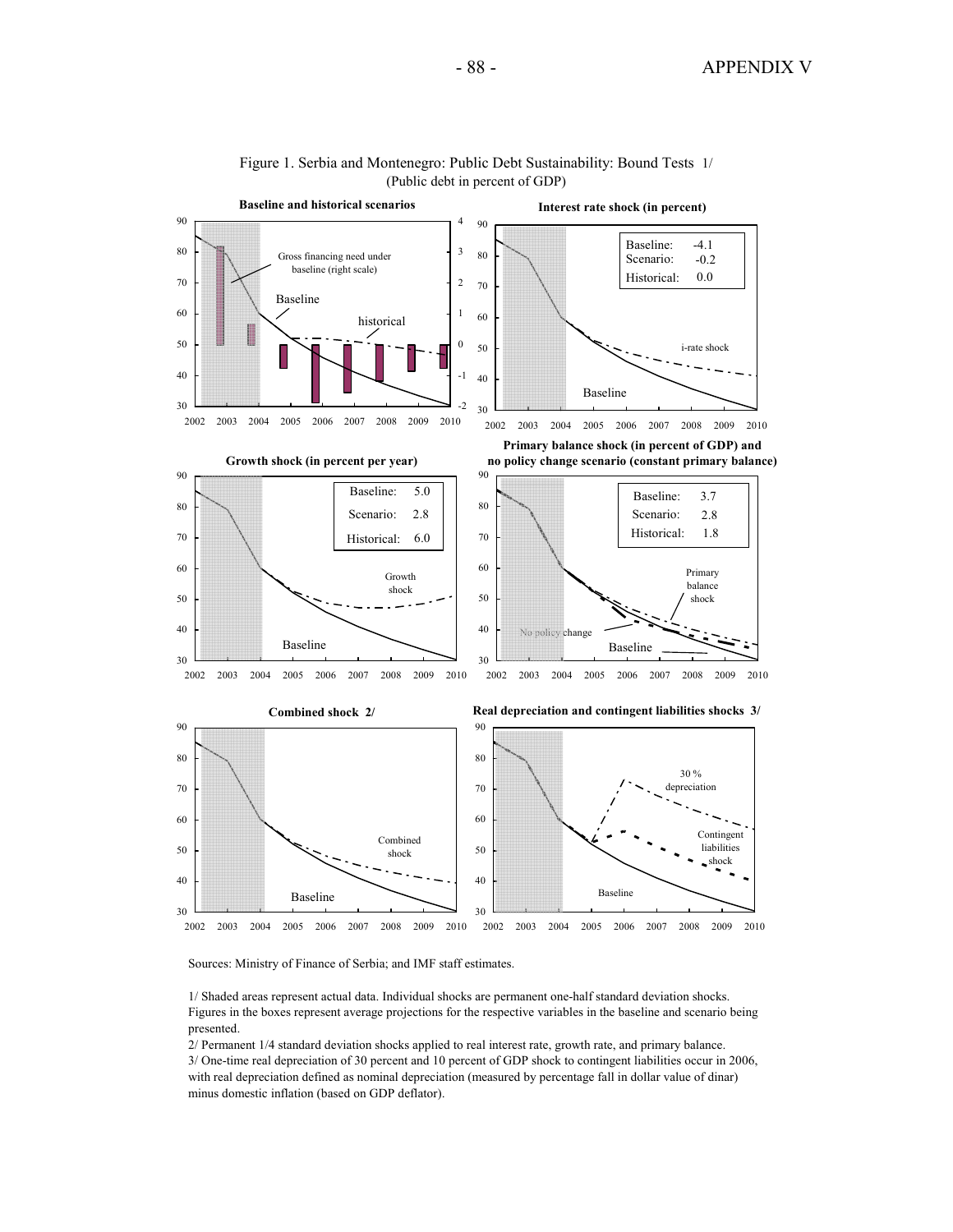Figure 1. Serbia and Montenegro: Public Debt Sustainability: Bound Tests 1/
(Public debt in percent of GDP)

**Baseline and historical scenarios**

**Interest rate shock (in percent)**

| | |
|---|---|
| Baseline: | -4.1 |
| Scenario: | -0.2 |
| Historical: | 0.0 |

**Growth shock (in percent per year)**

| | |
|---|---|
| Baseline: | 5.0 |
| Scenario: | 2.8 |
| Historical: | 6.0 |

**Primary balance shock (in percent of GDP) and no policy change scenario (constant primary balance)**

| | |
|---|---|
| Baseline: | 3.7 |
| Scenario: | 2.8 |
| Historical: | 1.8 |

**Combined shock 2/**

**Real depreciation and contingent liabilities shocks 3/**

Sources: Ministry of Finance of Serbia; and IMF staff estimates.

1/ Shaded areas represent actual data. Individual shocks are permanent one-half standard deviation shocks. Figures in the boxes represent average projections for the respective variables in the baseline and scenario being presented.

2/ Permanent 1/4 standard deviation shocks applied to real interest rate, growth rate, and primary balance.

3/ One-time real depreciation of 30 percent and 10 percent of GDP shock to contingent liabilities occur in 2006, with real depreciation defined as nominal depreciation (measured by percentage fall in dollar value of dinar) minus domestic inflation (based on GDP deflator).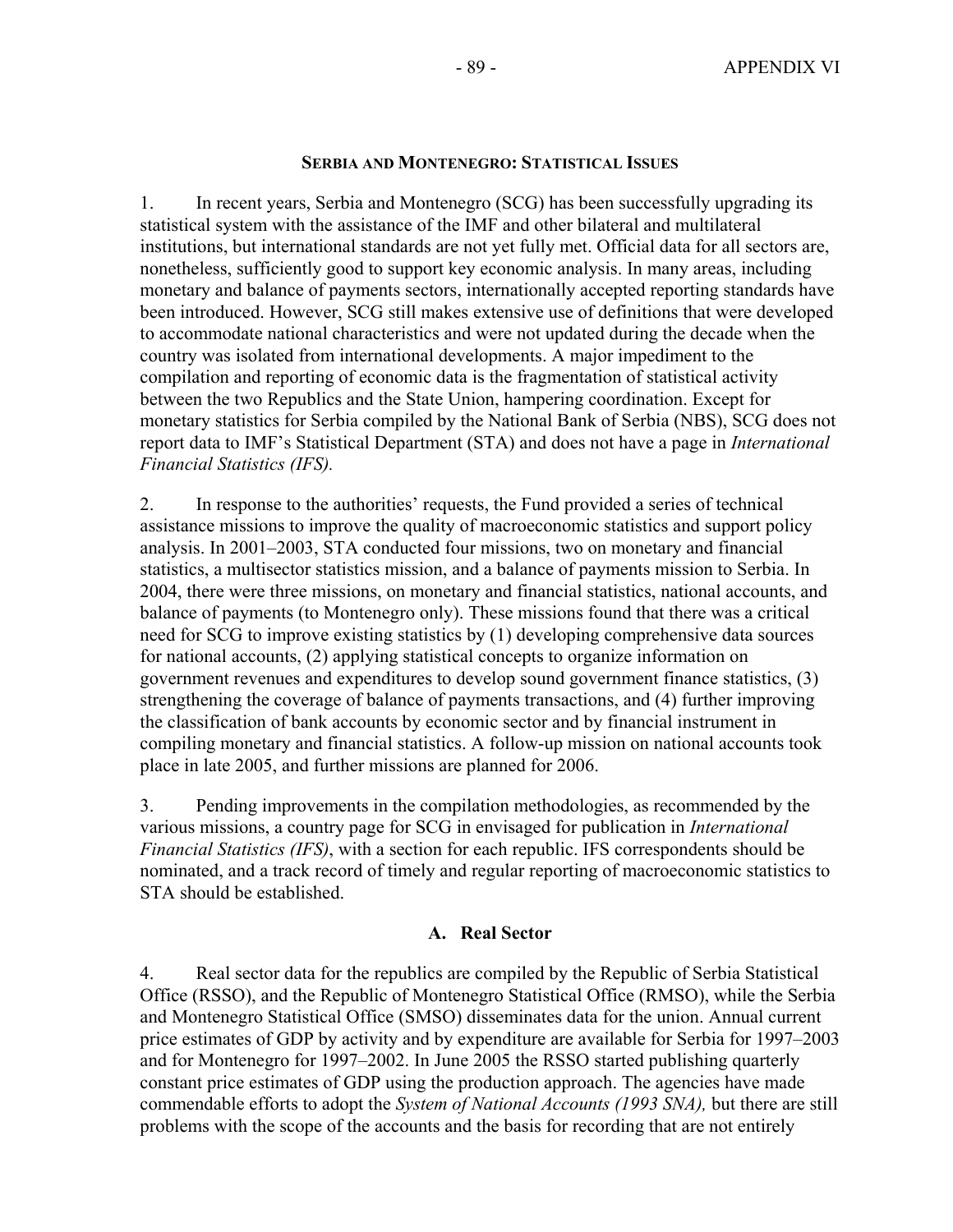## SERBIA AND MONTENEGRO: STATISTICAL ISSUES

1. In recent years, Serbia and Montenegro (SCG) has been successfully upgrading its statistical system with the assistance of the IMF and other bilateral and multilateral institutions, but international standards are not yet fully met. Official data for all sectors are, nonetheless, sufficiently good to support key economic analysis. In many areas, including monetary and balance of payments sectors, internationally accepted reporting standards have been introduced. However, SCG still makes extensive use of definitions that were developed to accommodate national characteristics and were not updated during the decade when the country was isolated from international developments. A major impediment to the compilation and reporting of economic data is the fragmentation of statistical activity between the two Republics and the State Union, hampering coordination. Except for monetary statistics for Serbia compiled by the National Bank of Serbia (NBS), SCG does not report data to IMF's Statistical Department (STA) and does not have a page in *International Financial Statistics (IFS).*

2. In response to the authorities' requests, the Fund provided a series of technical assistance missions to improve the quality of macroeconomic statistics and support policy analysis. In 2001–2003, STA conducted four missions, two on monetary and financial statistics, a multisector statistics mission, and a balance of payments mission to Serbia. In 2004, there were three missions, on monetary and financial statistics, national accounts, and balance of payments (to Montenegro only). These missions found that there was a critical need for SCG to improve existing statistics by (1) developing comprehensive data sources for national accounts, (2) applying statistical concepts to organize information on government revenues and expenditures to develop sound government finance statistics, (3) strengthening the coverage of balance of payments transactions, and (4) further improving the classification of bank accounts by economic sector and by financial instrument in compiling monetary and financial statistics. A follow-up mission on national accounts took place in late 2005, and further missions are planned for 2006.

3. Pending improvements in the compilation methodologies, as recommended by the various missions, a country page for SCG in envisaged for publication in *International Financial Statistics (IFS)*, with a section for each republic. IFS correspondents should be nominated, and a track record of timely and regular reporting of macroeconomic statistics to STA should be established.

### A. Real Sector

4. Real sector data for the republics are compiled by the Republic of Serbia Statistical Office (RSSO), and the Republic of Montenegro Statistical Office (RMSO), while the Serbia and Montenegro Statistical Office (SMSO) disseminates data for the union. Annual current price estimates of GDP by activity and by expenditure are available for Serbia for 1997–2003 and for Montenegro for 1997–2002. In June 2005 the RSSO started publishing quarterly constant price estimates of GDP using the production approach. The agencies have made commendable efforts to adopt the *System of National Accounts (1993 SNA),* but there are still problems with the scope of the accounts and the basis for recording that are not entirely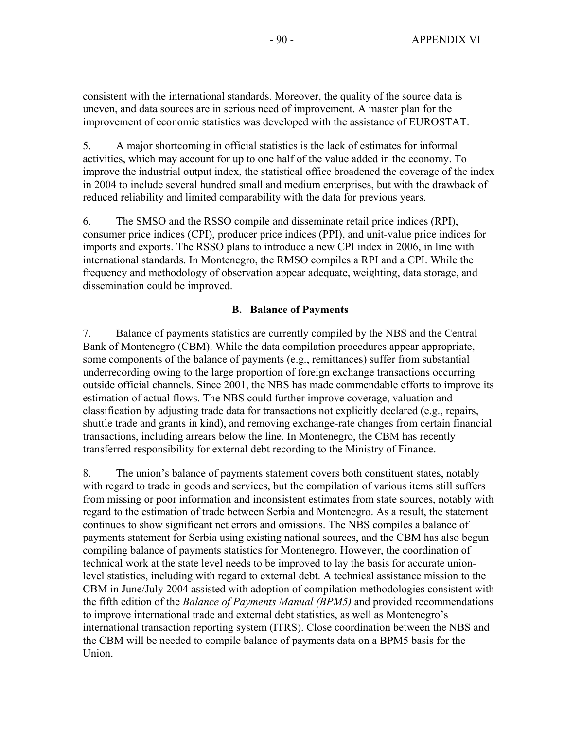consistent with the international standards. Moreover, the quality of the source data is uneven, and data sources are in serious need of improvement. A master plan for the improvement of economic statistics was developed with the assistance of EUROSTAT.

5. A major shortcoming in official statistics is the lack of estimates for informal activities, which may account for up to one half of the value added in the economy. To improve the industrial output index, the statistical office broadened the coverage of the index in 2004 to include several hundred small and medium enterprises, but with the drawback of reduced reliability and limited comparability with the data for previous years.

6. The SMSO and the RSSO compile and disseminate retail price indices (RPI), consumer price indices (CPI), producer price indices (PPI), and unit-value price indices for imports and exports. The RSSO plans to introduce a new CPI index in 2006, in line with international standards. In Montenegro, the RMSO compiles a RPI and a CPI. While the frequency and methodology of observation appear adequate, weighting, data storage, and dissemination could be improved.

### B. Balance of Payments

7. Balance of payments statistics are currently compiled by the NBS and the Central Bank of Montenegro (CBM). While the data compilation procedures appear appropriate, some components of the balance of payments (e.g., remittances) suffer from substantial underrecording owing to the large proportion of foreign exchange transactions occurring outside official channels. Since 2001, the NBS has made commendable efforts to improve its estimation of actual flows. The NBS could further improve coverage, valuation and classification by adjusting trade data for transactions not explicitly declared (e.g., repairs, shuttle trade and grants in kind), and removing exchange-rate changes from certain financial transactions, including arrears below the line. In Montenegro, the CBM has recently transferred responsibility for external debt recording to the Ministry of Finance.

8. The union's balance of payments statement covers both constituent states, notably with regard to trade in goods and services, but the compilation of various items still suffers from missing or poor information and inconsistent estimates from state sources, notably with regard to the estimation of trade between Serbia and Montenegro. As a result, the statement continues to show significant net errors and omissions. The NBS compiles a balance of payments statement for Serbia using existing national sources, and the CBM has also begun compiling balance of payments statistics for Montenegro. However, the coordination of technical work at the state level needs to be improved to lay the basis for accurate union-level statistics, including with regard to external debt. A technical assistance mission to the CBM in June/July 2004 assisted with adoption of compilation methodologies consistent with the fifth edition of the *Balance of Payments Manual (BPM5)* and provided recommendations to improve international trade and external debt statistics, as well as Montenegro's international transaction reporting system (ITRS). Close coordination between the NBS and the CBM will be needed to compile balance of payments data on a BPM5 basis for the Union.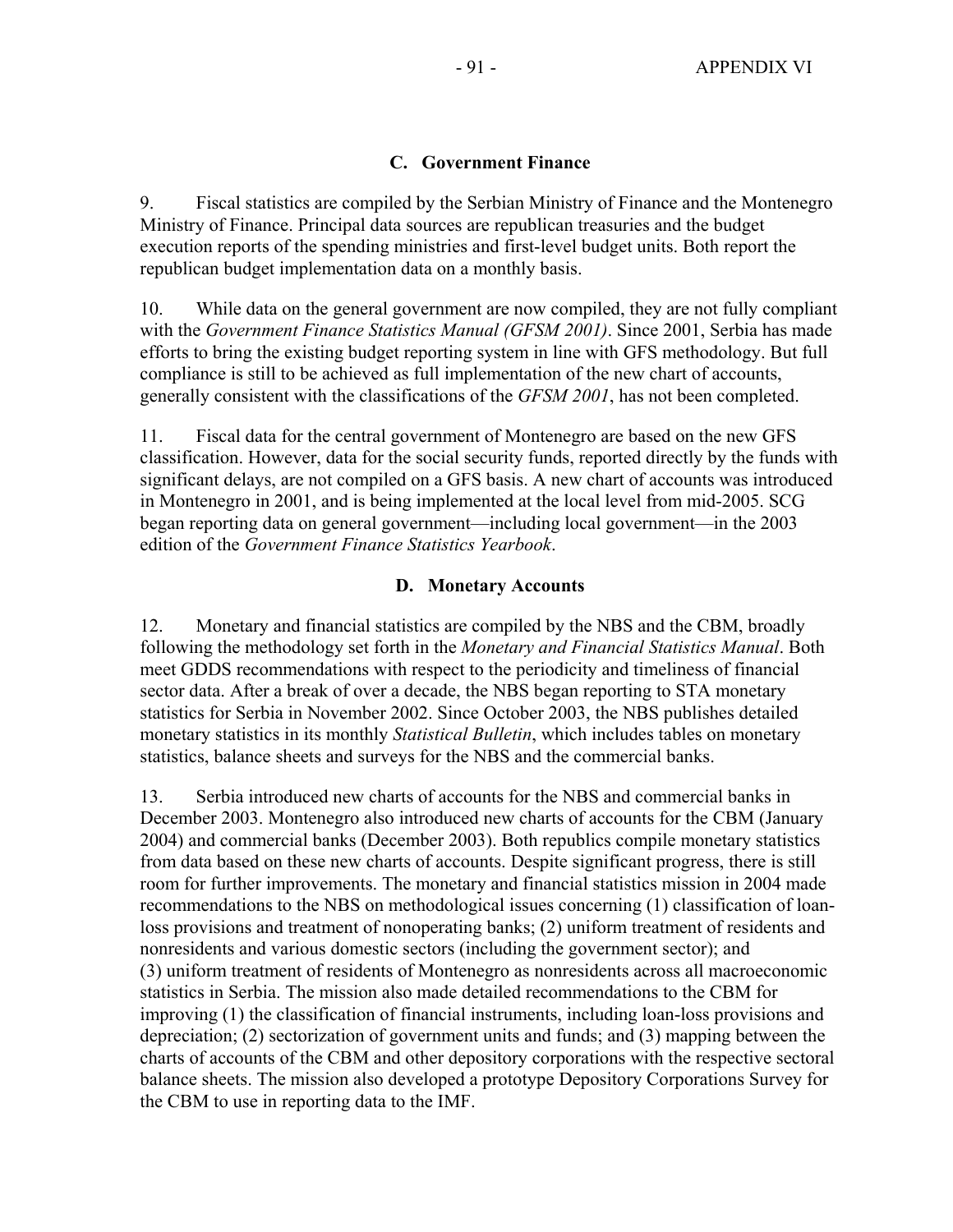### C. Government Finance

9. Fiscal statistics are compiled by the Serbian Ministry of Finance and the Montenegro Ministry of Finance. Principal data sources are republican treasuries and the budget execution reports of the spending ministries and first-level budget units. Both report the republican budget implementation data on a monthly basis.

10. While data on the general government are now compiled, they are not fully compliant with the *Government Finance Statistics Manual (GFSM 2001)*. Since 2001, Serbia has made efforts to bring the existing budget reporting system in line with GFS methodology. But full compliance is still to be achieved as full implementation of the new chart of accounts, generally consistent with the classifications of the *GFSM 2001*, has not been completed.

11. Fiscal data for the central government of Montenegro are based on the new GFS classification. However, data for the social security funds, reported directly by the funds with significant delays, are not compiled on a GFS basis. A new chart of accounts was introduced in Montenegro in 2001, and is being implemented at the local level from mid-2005. SCG began reporting data on general government—including local government—in the 2003 edition of the *Government Finance Statistics Yearbook*.

### D. Monetary Accounts

12. Monetary and financial statistics are compiled by the NBS and the CBM, broadly following the methodology set forth in the *Monetary and Financial Statistics Manual*. Both meet GDDS recommendations with respect to the periodicity and timeliness of financial sector data. After a break of over a decade, the NBS began reporting to STA monetary statistics for Serbia in November 2002. Since October 2003, the NBS publishes detailed monetary statistics in its monthly *Statistical Bulletin*, which includes tables on monetary statistics, balance sheets and surveys for the NBS and the commercial banks.

13. Serbia introduced new charts of accounts for the NBS and commercial banks in December 2003. Montenegro also introduced new charts of accounts for the CBM (January 2004) and commercial banks (December 2003). Both republics compile monetary statistics from data based on these new charts of accounts. Despite significant progress, there is still room for further improvements. The monetary and financial statistics mission in 2004 made recommendations to the NBS on methodological issues concerning (1) classification of loan-loss provisions and treatment of nonoperating banks; (2) uniform treatment of residents and nonresidents and various domestic sectors (including the government sector); and (3) uniform treatment of residents of Montenegro as nonresidents across all macroeconomic statistics in Serbia. The mission also made detailed recommendations to the CBM for improving (1) the classification of financial instruments, including loan-loss provisions and depreciation; (2) sectorization of government units and funds; and (3) mapping between the charts of accounts of the CBM and other depository corporations with the respective sectoral balance sheets. The mission also developed a prototype Depository Corporations Survey for the CBM to use in reporting data to the IMF.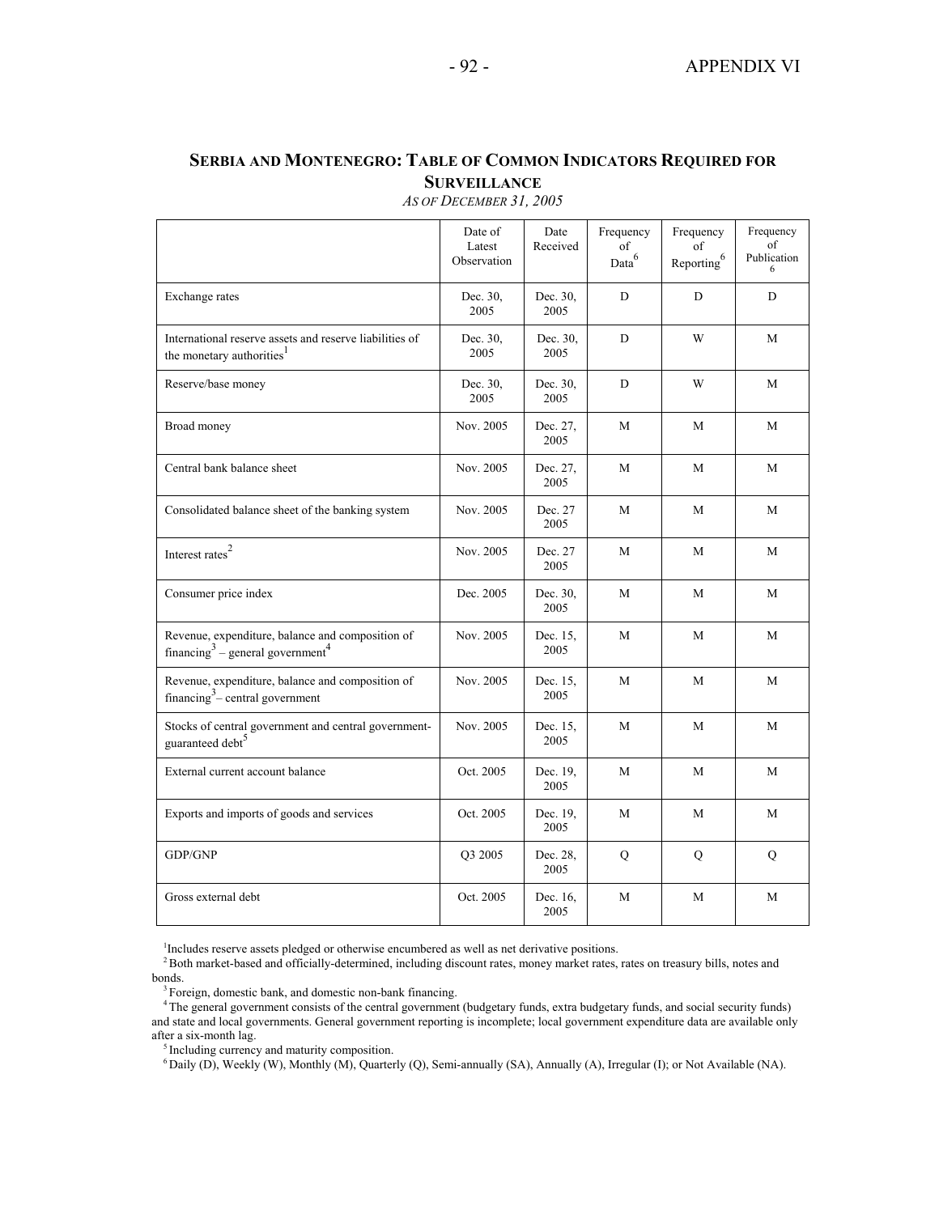## SERBIA AND MONTENEGRO: TABLE OF COMMON INDICATORS REQUIRED FOR SURVEILLANCE

*AS OF DECEMBER 31, 2005*

| | Date of Latest Observation | Date Received | Frequency of Data[6] | Frequency of Reporting[6] | Frequency of Publication[6] |
|---|---|---|---|---|---|
| Exchange rates | Dec. 30, 2005 | Dec. 30, 2005 | D | D | D |
| International reserve assets and reserve liabilities of the monetary authorities[1] | Dec. 30, 2005 | Dec. 30, 2005 | D | W | M |
| Reserve/base money | Dec. 30, 2005 | Dec. 30, 2005 | D | W | M |
| Broad money | Nov. 2005 | Dec. 27, 2005 | M | M | M |
| Central bank balance sheet | Nov. 2005 | Dec. 27, 2005 | M | M | M |
| Consolidated balance sheet of the banking system | Nov. 2005 | Dec. 27 2005 | M | M | M |
| Interest rates[2] | Nov. 2005 | Dec. 27 2005 | M | M | M |
| Consumer price index | Dec. 2005 | Dec. 30, 2005 | M | M | M |
| Revenue, expenditure, balance and composition of financing[3] – general government[4] | Nov. 2005 | Dec. 15, 2005 | M | M | M |
| Revenue, expenditure, balance and composition of financing[3] – central government | Nov. 2005 | Dec. 15, 2005 | M | M | M |
| Stocks of central government and central government-guaranteed debt[5] | Nov. 2005 | Dec. 15, 2005 | M | M | M |
| External current account balance | Oct. 2005 | Dec. 19, 2005 | M | M | M |
| Exports and imports of goods and services | Oct. 2005 | Dec. 19, 2005 | M | M | M |
| GDP/GNP | Q3 2005 | Dec. 28, 2005 | Q | Q | Q |
| Gross external debt | Oct. 2005 | Dec. 16, 2005 | M | M | M |

[1] Includes reserve assets pledged or otherwise encumbered as well as net derivative positions.

[2] Both market-based and officially-determined, including discount rates, money market rates, rates on treasury bills, notes and bonds.

[3] Foreign, domestic bank, and domestic non-bank financing.

[4] The general government consists of the central government (budgetary funds, extra budgetary funds, and social security funds) and state and local governments. General government reporting is incomplete; local government expenditure data are available only after a six-month lag.

[5] Including currency and maturity composition.

[6] Daily (D), Weekly (W), Monthly (M), Quarterly (Q), Semi-annually (SA), Annually (A), Irregular (I); or Not Available (NA).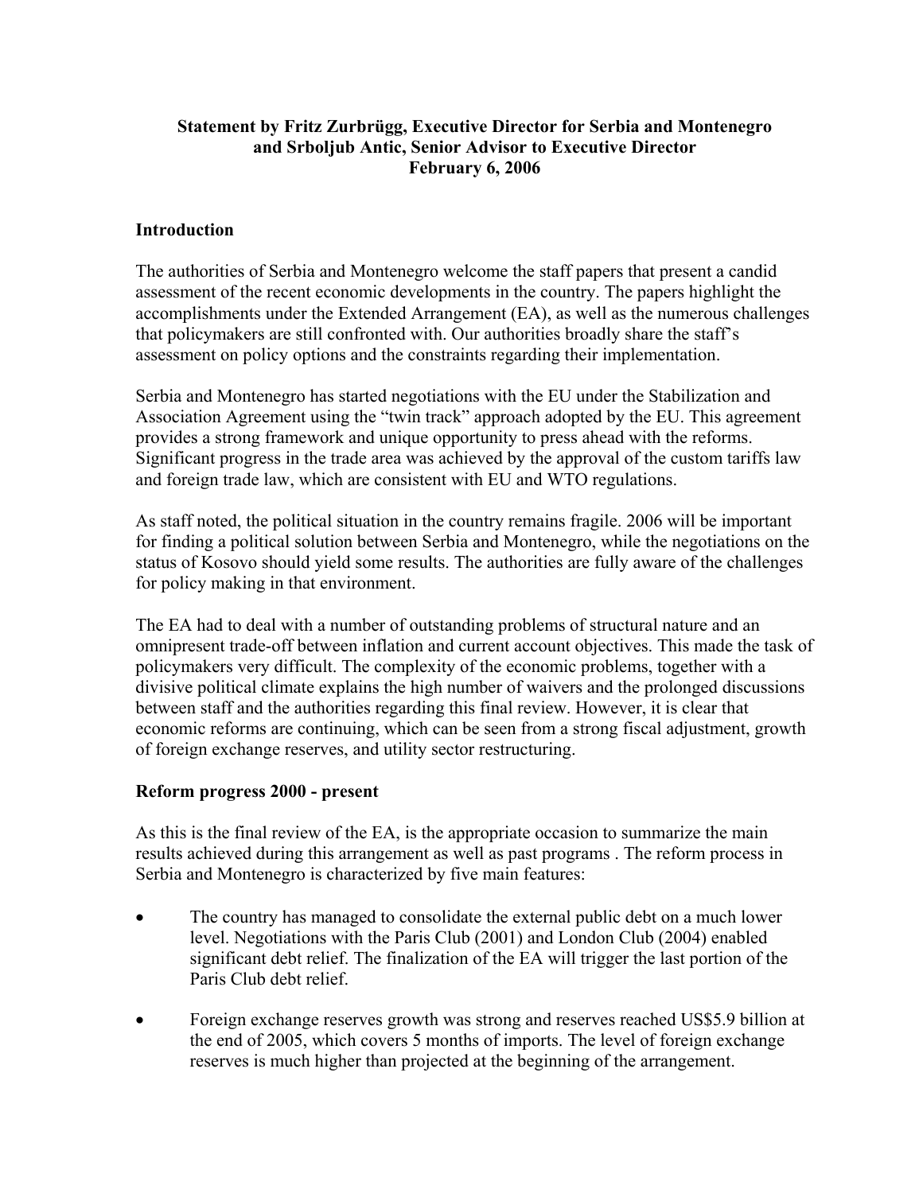**Statement by Fritz Zurbrügg, Executive Director for Serbia and Montenegro and Srboljub Antic, Senior Advisor to Executive Director February 6, 2006**

## Introduction

The authorities of Serbia and Montenegro welcome the staff papers that present a candid assessment of the recent economic developments in the country. The papers highlight the accomplishments under the Extended Arrangement (EA), as well as the numerous challenges that policymakers are still confronted with. Our authorities broadly share the staff's assessment on policy options and the constraints regarding their implementation.

Serbia and Montenegro has started negotiations with the EU under the Stabilization and Association Agreement using the "twin track" approach adopted by the EU. This agreement provides a strong framework and unique opportunity to press ahead with the reforms. Significant progress in the trade area was achieved by the approval of the custom tariffs law and foreign trade law, which are consistent with EU and WTO regulations.

As staff noted, the political situation in the country remains fragile. 2006 will be important for finding a political solution between Serbia and Montenegro, while the negotiations on the status of Kosovo should yield some results. The authorities are fully aware of the challenges for policy making in that environment.

The EA had to deal with a number of outstanding problems of structural nature and an omnipresent trade-off between inflation and current account objectives. This made the task of policymakers very difficult. The complexity of the economic problems, together with a divisive political climate explains the high number of waivers and the prolonged discussions between staff and the authorities regarding this final review. However, it is clear that economic reforms are continuing, which can be seen from a strong fiscal adjustment, growth of foreign exchange reserves, and utility sector restructuring.

## Reform progress 2000 - present

As this is the final review of the EA, is the appropriate occasion to summarize the main results achieved during this arrangement as well as past programs . The reform process in Serbia and Montenegro is characterized by five main features:

- The country has managed to consolidate the external public debt on a much lower level. Negotiations with the Paris Club (2001) and London Club (2004) enabled significant debt relief. The finalization of the EA will trigger the last portion of the Paris Club debt relief.
- Foreign exchange reserves growth was strong and reserves reached US$5.9 billion at the end of 2005, which covers 5 months of imports. The level of foreign exchange reserves is much higher than projected at the beginning of the arrangement.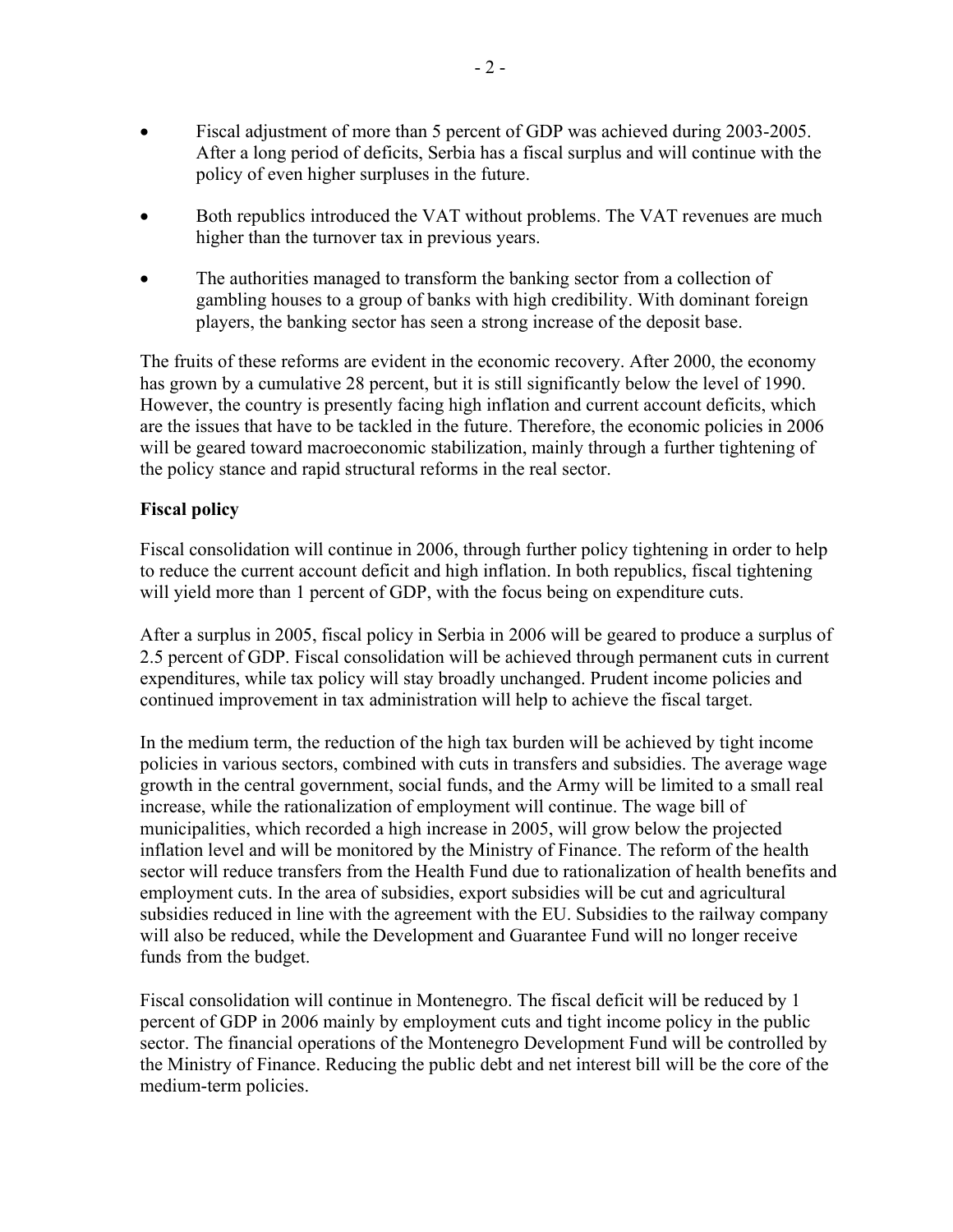- Fiscal adjustment of more than 5 percent of GDP was achieved during 2003-2005. After a long period of deficits, Serbia has a fiscal surplus and will continue with the policy of even higher surpluses in the future.

- Both republics introduced the VAT without problems. The VAT revenues are much higher than the turnover tax in previous years.

- The authorities managed to transform the banking sector from a collection of gambling houses to a group of banks with high credibility. With dominant foreign players, the banking sector has seen a strong increase of the deposit base.

The fruits of these reforms are evident in the economic recovery. After 2000, the economy has grown by a cumulative 28 percent, but it is still significantly below the level of 1990. However, the country is presently facing high inflation and current account deficits, which are the issues that have to be tackled in the future. Therefore, the economic policies in 2006 will be geared toward macroeconomic stabilization, mainly through a further tightening of the policy stance and rapid structural reforms in the real sector.

**Fiscal policy**

Fiscal consolidation will continue in 2006, through further policy tightening in order to help to reduce the current account deficit and high inflation. In both republics, fiscal tightening will yield more than 1 percent of GDP, with the focus being on expenditure cuts.

After a surplus in 2005, fiscal policy in Serbia in 2006 will be geared to produce a surplus of 2.5 percent of GDP. Fiscal consolidation will be achieved through permanent cuts in current expenditures, while tax policy will stay broadly unchanged. Prudent income policies and continued improvement in tax administration will help to achieve the fiscal target.

In the medium term, the reduction of the high tax burden will be achieved by tight income policies in various sectors, combined with cuts in transfers and subsidies. The average wage growth in the central government, social funds, and the Army will be limited to a small real increase, while the rationalization of employment will continue. The wage bill of municipalities, which recorded a high increase in 2005, will grow below the projected inflation level and will be monitored by the Ministry of Finance. The reform of the health sector will reduce transfers from the Health Fund due to rationalization of health benefits and employment cuts. In the area of subsidies, export subsidies will be cut and agricultural subsidies reduced in line with the agreement with the EU. Subsidies to the railway company will also be reduced, while the Development and Guarantee Fund will no longer receive funds from the budget.

Fiscal consolidation will continue in Montenegro. The fiscal deficit will be reduced by 1 percent of GDP in 2006 mainly by employment cuts and tight income policy in the public sector. The financial operations of the Montenegro Development Fund will be controlled by the Ministry of Finance. Reducing the public debt and net interest bill will be the core of the medium-term policies.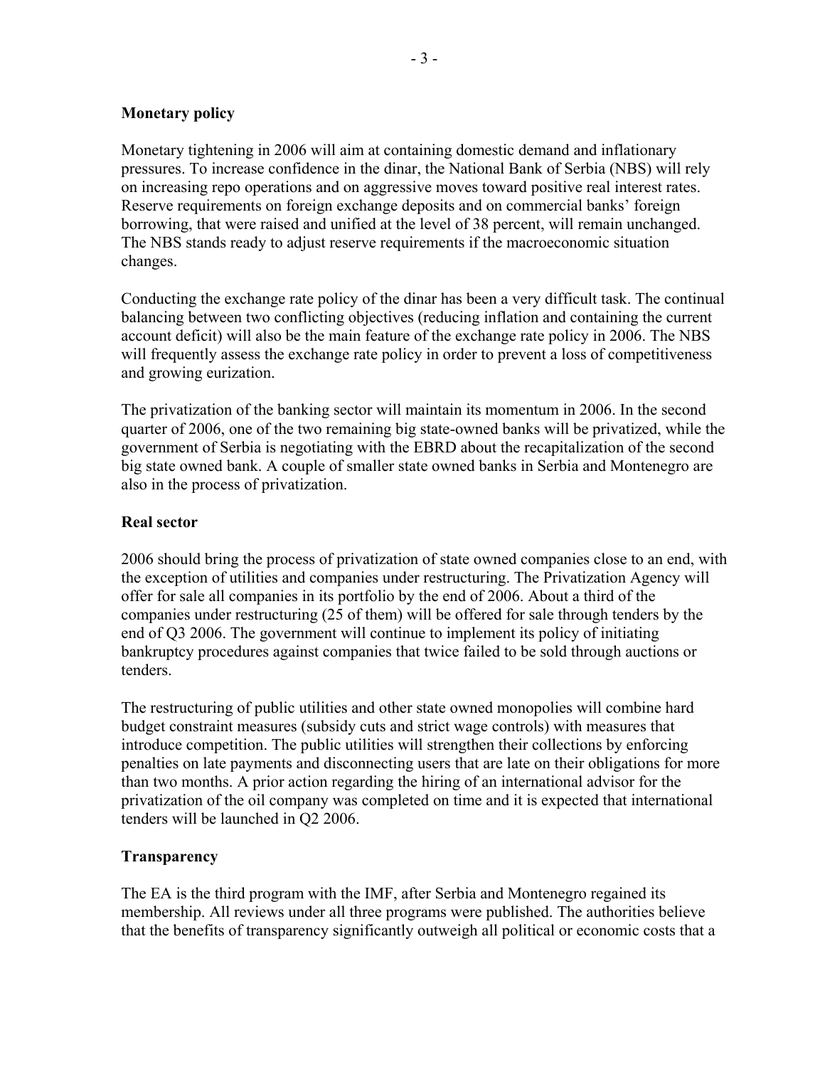**Monetary policy**

Monetary tightening in 2006 will aim at containing domestic demand and inflationary pressures. To increase confidence in the dinar, the National Bank of Serbia (NBS) will rely on increasing repo operations and on aggressive moves toward positive real interest rates. Reserve requirements on foreign exchange deposits and on commercial banks' foreign borrowing, that were raised and unified at the level of 38 percent, will remain unchanged. The NBS stands ready to adjust reserve requirements if the macroeconomic situation changes.

Conducting the exchange rate policy of the dinar has been a very difficult task. The continual balancing between two conflicting objectives (reducing inflation and containing the current account deficit) will also be the main feature of the exchange rate policy in 2006. The NBS will frequently assess the exchange rate policy in order to prevent a loss of competitiveness and growing eurization.

The privatization of the banking sector will maintain its momentum in 2006. In the second quarter of 2006, one of the two remaining big state-owned banks will be privatized, while the government of Serbia is negotiating with the EBRD about the recapitalization of the second big state owned bank. A couple of smaller state owned banks in Serbia and Montenegro are also in the process of privatization.

**Real sector**

2006 should bring the process of privatization of state owned companies close to an end, with the exception of utilities and companies under restructuring. The Privatization Agency will offer for sale all companies in its portfolio by the end of 2006. About a third of the companies under restructuring (25 of them) will be offered for sale through tenders by the end of Q3 2006. The government will continue to implement its policy of initiating bankruptcy procedures against companies that twice failed to be sold through auctions or tenders.

The restructuring of public utilities and other state owned monopolies will combine hard budget constraint measures (subsidy cuts and strict wage controls) with measures that introduce competition. The public utilities will strengthen their collections by enforcing penalties on late payments and disconnecting users that are late on their obligations for more than two months. A prior action regarding the hiring of an international advisor for the privatization of the oil company was completed on time and it is expected that international tenders will be launched in Q2 2006.

**Transparency**

The EA is the third program with the IMF, after Serbia and Montenegro regained its membership. All reviews under all three programs were published. The authorities believe that the benefits of transparency significantly outweigh all political or economic costs that a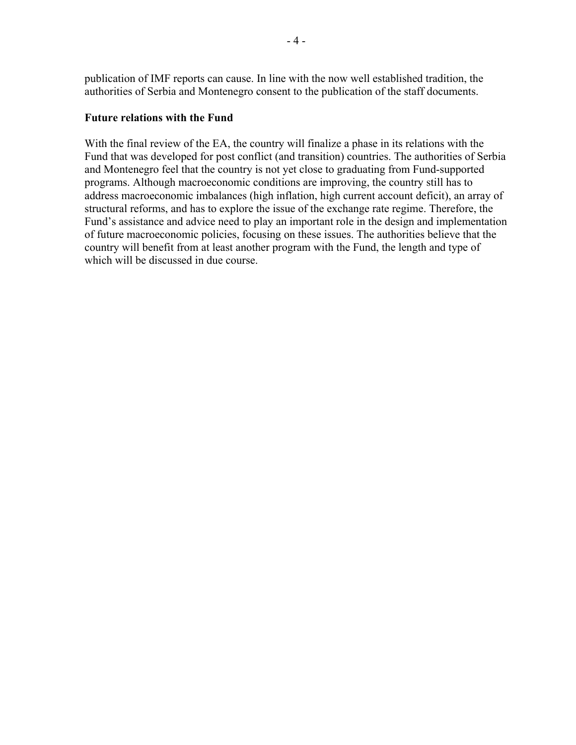publication of IMF reports can cause. In line with the now well established tradition, the authorities of Serbia and Montenegro consent to the publication of the staff documents.

**Future relations with the Fund**

With the final review of the EA, the country will finalize a phase in its relations with the Fund that was developed for post conflict (and transition) countries. The authorities of Serbia and Montenegro feel that the country is not yet close to graduating from Fund-supported programs. Although macroeconomic conditions are improving, the country still has to address macroeconomic imbalances (high inflation, high current account deficit), an array of structural reforms, and has to explore the issue of the exchange rate regime. Therefore, the Fund's assistance and advice need to play an important role in the design and implementation of future macroeconomic policies, focusing on these issues. The authorities believe that the country will benefit from at least another program with the Fund, the length and type of which will be discussed in due course.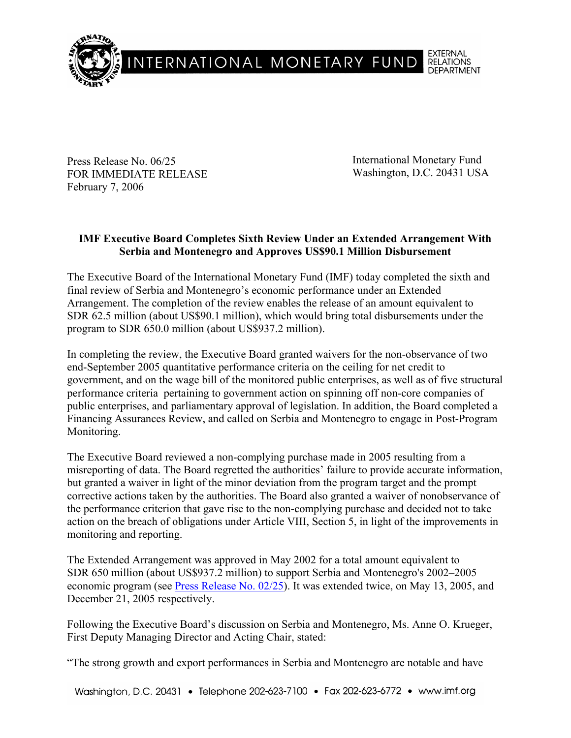INTERNATIONAL MONETARY FUND — EXTERNAL RELATIONS DEPARTMENT

Press Release No. 06/25
FOR IMMEDIATE RELEASE
February 7, 2006

International Monetary Fund
Washington, D.C. 20431 USA

**IMF Executive Board Completes Sixth Review Under an Extended Arrangement With Serbia and Montenegro and Approves US$90.1 Million Disbursement**

The Executive Board of the International Monetary Fund (IMF) today completed the sixth and final review of Serbia and Montenegro's economic performance under an Extended Arrangement. The completion of the review enables the release of an amount equivalent to SDR 62.5 million (about US$90.1 million), which would bring total disbursements under the program to SDR 650.0 million (about US$937.2 million).

In completing the review, the Executive Board granted waivers for the non-observance of two end-September 2005 quantitative performance criteria on the ceiling for net credit to government, and on the wage bill of the monitored public enterprises, as well as of five structural performance criteria pertaining to government action on spinning off non-core companies of public enterprises, and parliamentary approval of legislation. In addition, the Board completed a Financing Assurances Review, and called on Serbia and Montenegro to engage in Post-Program Monitoring.

The Executive Board reviewed a non-complying purchase made in 2005 resulting from a misreporting of data. The Board regretted the authorities' failure to provide accurate information, but granted a waiver in light of the minor deviation from the program target and the prompt corrective actions taken by the authorities. The Board also granted a waiver of nonobservance of the performance criterion that gave rise to the non-complying purchase and decided not to take action on the breach of obligations under Article VIII, Section 5, in light of the improvements in monitoring and reporting.

The Extended Arrangement was approved in May 2002 for a total amount equivalent to SDR 650 million (about US$937.2 million) to support Serbia and Montenegro's 2002–2005 economic program (see Press Release No. 02/25). It was extended twice, on May 13, 2005, and December 21, 2005 respectively.

Following the Executive Board's discussion on Serbia and Montenegro, Ms. Anne O. Krueger, First Deputy Managing Director and Acting Chair, stated:

"The strong growth and export performances in Serbia and Montenegro are notable and have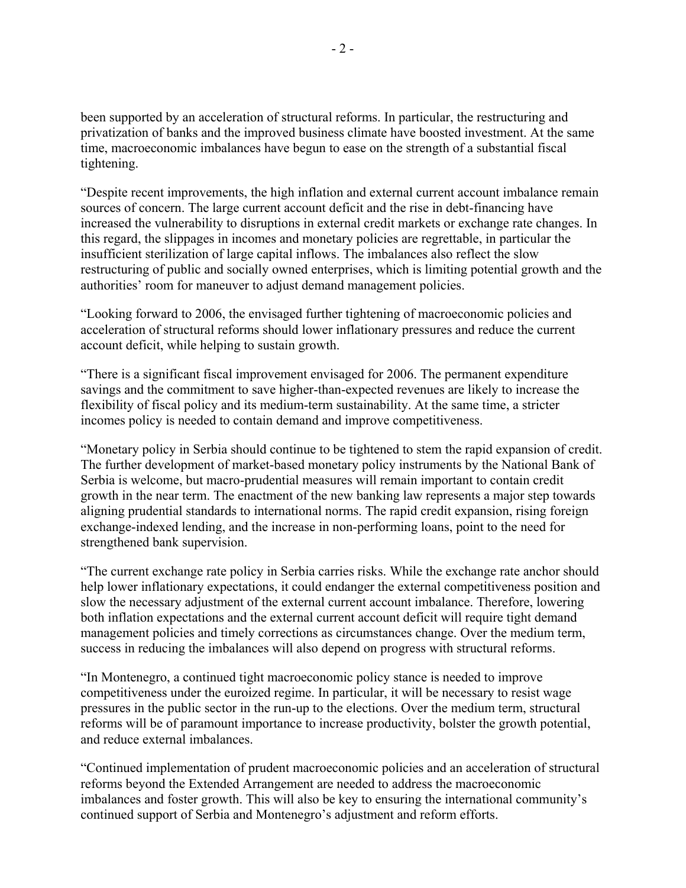been supported by an acceleration of structural reforms. In particular, the restructuring and privatization of banks and the improved business climate have boosted investment. At the same time, macroeconomic imbalances have begun to ease on the strength of a substantial fiscal tightening.

"Despite recent improvements, the high inflation and external current account imbalance remain sources of concern. The large current account deficit and the rise in debt-financing have increased the vulnerability to disruptions in external credit markets or exchange rate changes. In this regard, the slippages in incomes and monetary policies are regrettable, in particular the insufficient sterilization of large capital inflows. The imbalances also reflect the slow restructuring of public and socially owned enterprises, which is limiting potential growth and the authorities' room for maneuver to adjust demand management policies.

"Looking forward to 2006, the envisaged further tightening of macroeconomic policies and acceleration of structural reforms should lower inflationary pressures and reduce the current account deficit, while helping to sustain growth.

"There is a significant fiscal improvement envisaged for 2006. The permanent expenditure savings and the commitment to save higher-than-expected revenues are likely to increase the flexibility of fiscal policy and its medium-term sustainability. At the same time, a stricter incomes policy is needed to contain demand and improve competitiveness.

"Monetary policy in Serbia should continue to be tightened to stem the rapid expansion of credit. The further development of market-based monetary policy instruments by the National Bank of Serbia is welcome, but macro-prudential measures will remain important to contain credit growth in the near term. The enactment of the new banking law represents a major step towards aligning prudential standards to international norms. The rapid credit expansion, rising foreign exchange-indexed lending, and the increase in non-performing loans, point to the need for strengthened bank supervision.

"The current exchange rate policy in Serbia carries risks. While the exchange rate anchor should help lower inflationary expectations, it could endanger the external competitiveness position and slow the necessary adjustment of the external current account imbalance. Therefore, lowering both inflation expectations and the external current account deficit will require tight demand management policies and timely corrections as circumstances change. Over the medium term, success in reducing the imbalances will also depend on progress with structural reforms.

"In Montenegro, a continued tight macroeconomic policy stance is needed to improve competitiveness under the euroized regime. In particular, it will be necessary to resist wage pressures in the public sector in the run-up to the elections. Over the medium term, structural reforms will be of paramount importance to increase productivity, bolster the growth potential, and reduce external imbalances.

"Continued implementation of prudent macroeconomic policies and an acceleration of structural reforms beyond the Extended Arrangement are needed to address the macroeconomic imbalances and foster growth. This will also be key to ensuring the international community's continued support of Serbia and Montenegro's adjustment and reform efforts.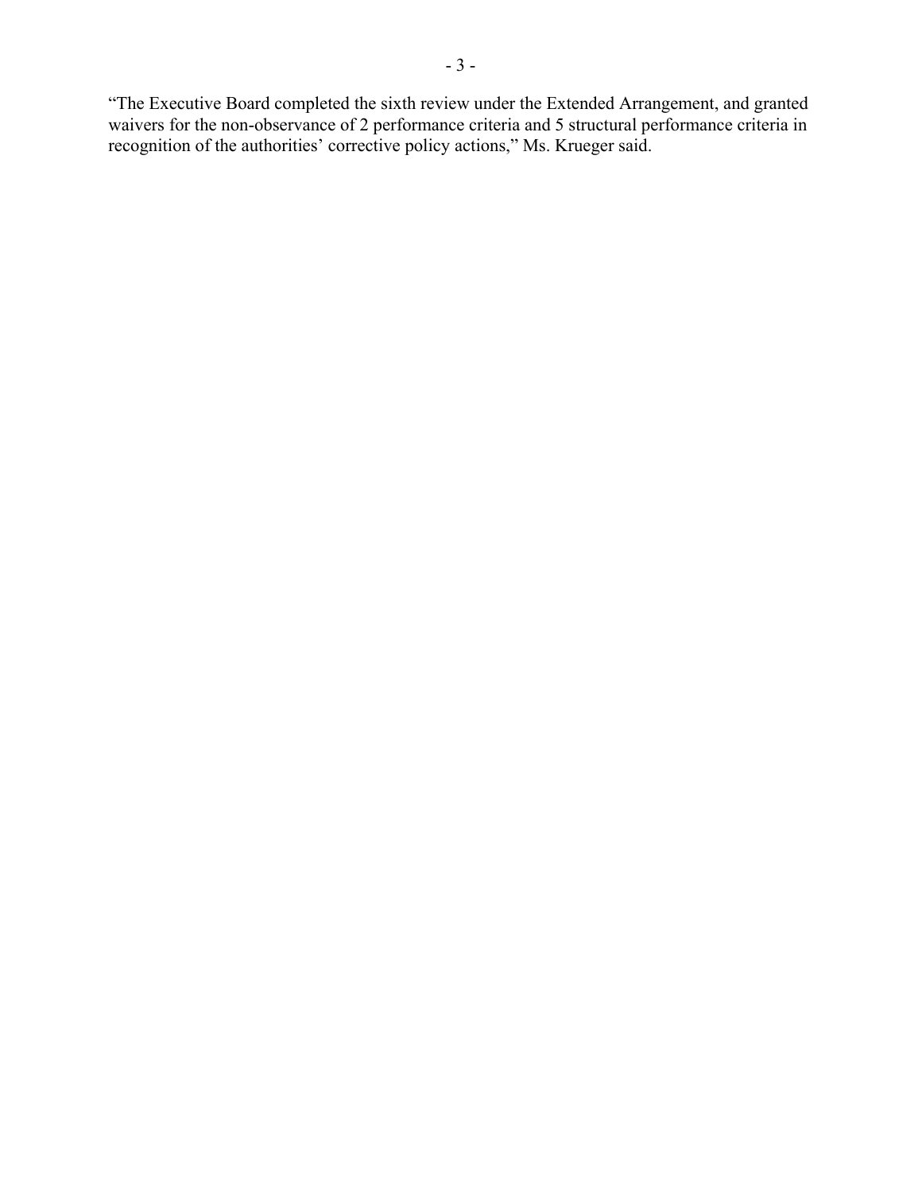"The Executive Board completed the sixth review under the Extended Arrangement, and granted waivers for the non-observance of 2 performance criteria and 5 structural performance criteria in recognition of the authorities' corrective policy actions," Ms. Krueger said.